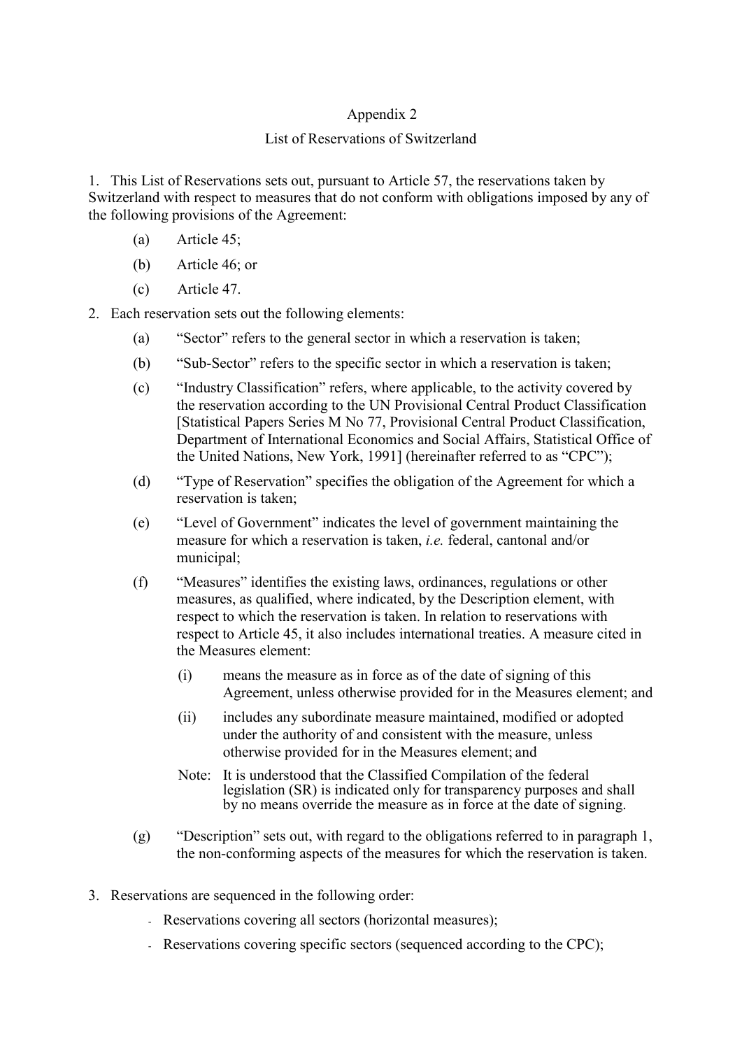# Appendix 2

## List of Reservations of Switzerland

1. This List of Reservations sets out, pursuant to Article 57, the reservations taken by Switzerland with respect to measures that do not conform with obligations imposed by any of the following provisions of the Agreement:

   (a) Article 45;

   (b) Article 46; or

   (c) Article 47.

2. Each reservation sets out the following elements:

   (a) "Sector" refers to the general sector in which a reservation is taken;

   (b) "Sub-Sector" refers to the specific sector in which a reservation is taken;

   (c) "Industry Classification" refers, where applicable, to the activity covered by the reservation according to the UN Provisional Central Product Classification [Statistical Papers Series M No 77, Provisional Central Product Classification, Department of International Economics and Social Affairs, Statistical Office of the United Nations, New York, 1991] (hereinafter referred to as "CPC");

   (d) "Type of Reservation" specifies the obligation of the Agreement for which a reservation is taken;

   (e) "Level of Government" indicates the level of government maintaining the measure for which a reservation is taken, *i.e.* federal, cantonal and/or municipal;

   (f) "Measures" identifies the existing laws, ordinances, regulations or other measures, as qualified, where indicated, by the Description element, with respect to which the reservation is taken. In relation to reservations with respect to Article 45, it also includes international treaties. A measure cited in the Measures element:

      (i) means the measure as in force as of the date of signing of this Agreement, unless otherwise provided for in the Measures element; and

      (ii) includes any subordinate measure maintained, modified or adopted under the authority of and consistent with the measure, unless otherwise provided for in the Measures element; and

      Note: It is understood that the Classified Compilation of the federal legislation (SR) is indicated only for transparency purposes and shall by no means override the measure as in force at the date of signing.

   (g) "Description" sets out, with regard to the obligations referred to in paragraph 1, the non-conforming aspects of the measures for which the reservation is taken.

3. Reservations are sequenced in the following order:

   - Reservations covering all sectors (horizontal measures);
   - Reservations covering specific sectors (sequenced according to the CPC);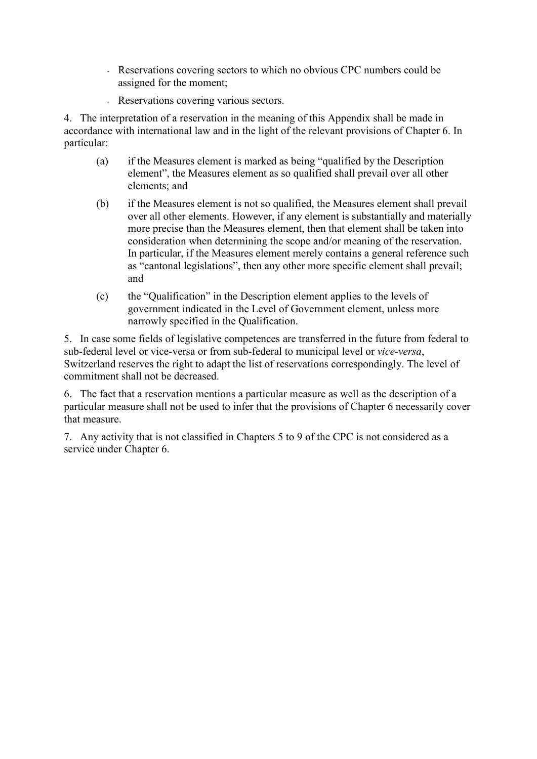- Reservations covering sectors to which no obvious CPC numbers could be assigned for the moment;
- Reservations covering various sectors.

4. The interpretation of a reservation in the meaning of this Appendix shall be made in accordance with international law and in the light of the relevant provisions of Chapter 6. In particular:

   (a) if the Measures element is marked as being "qualified by the Description element", the Measures element as so qualified shall prevail over all other elements; and

   (b) if the Measures element is not so qualified, the Measures element shall prevail over all other elements. However, if any element is substantially and materially more precise than the Measures element, then that element shall be taken into consideration when determining the scope and/or meaning of the reservation. In particular, if the Measures element merely contains a general reference such as "cantonal legislations", then any other more specific element shall prevail; and

   (c) the "Qualification" in the Description element applies to the levels of government indicated in the Level of Government element, unless more narrowly specified in the Qualification.

5. In case some fields of legislative competences are transferred in the future from federal to sub-federal level or vice-versa or from sub-federal to municipal level or *vice-versa*, Switzerland reserves the right to adapt the list of reservations correspondingly. The level of commitment shall not be decreased.

6. The fact that a reservation mentions a particular measure as well as the description of a particular measure shall not be used to infer that the provisions of Chapter 6 necessarily cover that measure.

7. Any activity that is not classified in Chapters 5 to 9 of the CPC is not considered as a service under Chapter 6.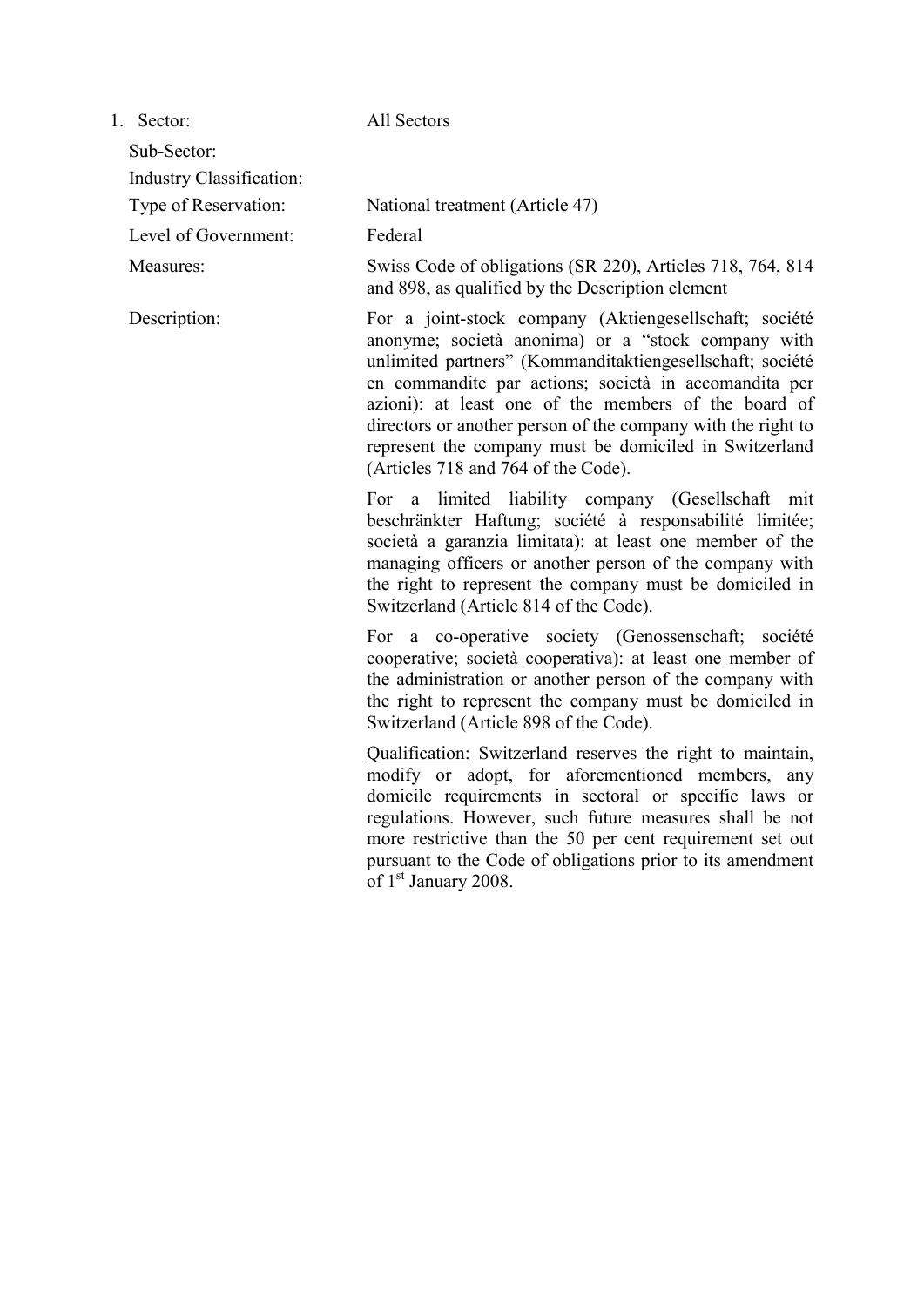1. Sector: All Sectors

   Sub-Sector:

   Industry Classification:

   Type of Reservation: National treatment (Article 47)

   Level of Government: Federal

   Measures: Swiss Code of obligations (SR 220), Articles 718, 764, 814 and 898, as qualified by the Description element

   Description: For a joint-stock company (Aktiengesellschaft; société anonyme; società anonima) or a "stock company with unlimited partners" (Kommanditaktiengesellschaft; société en commandite par actions; società in accomandita per azioni): at least one of the members of the board of directors or another person of the company with the right to represent the company must be domiciled in Switzerland (Articles 718 and 764 of the Code).

   For a limited liability company (Gesellschaft mit beschränkter Haftung; société à responsabilité limitée; società a garanzia limitata): at least one member of the managing officers or another person of the company with the right to represent the company must be domiciled in Switzerland (Article 814 of the Code).

   For a co-operative society (Genossenschaft; société cooperative; società cooperativa): at least one member of the administration or another person of the company with the right to represent the company must be domiciled in Switzerland (Article 898 of the Code).

   Qualification: Switzerland reserves the right to maintain, modify or adopt, for aforementioned members, any domicile requirements in sectoral or specific laws or regulations. However, such future measures shall be not more restrictive than the 50 per cent requirement set out pursuant to the Code of obligations prior to its amendment of 1st January 2008.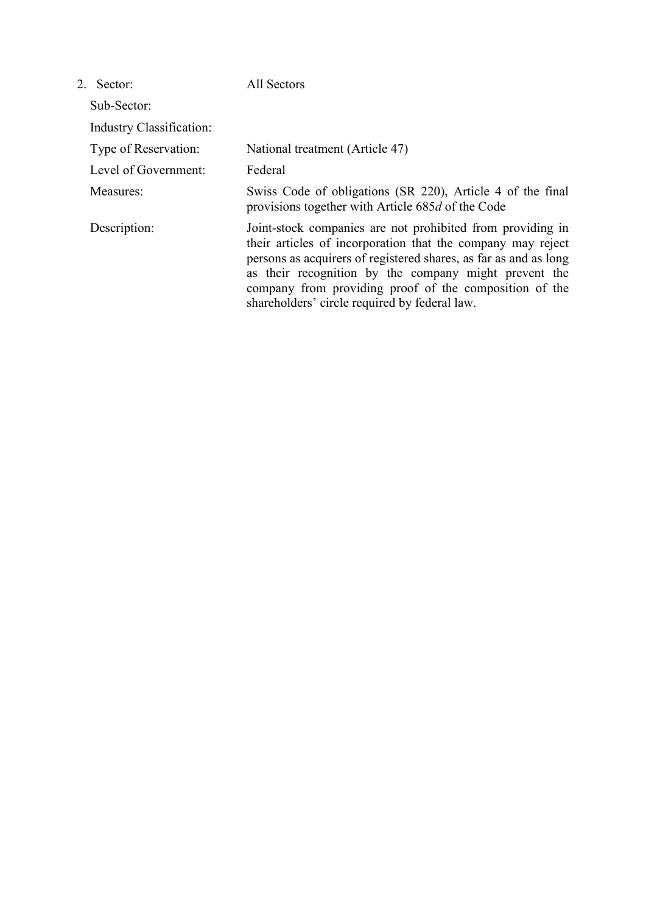2. Sector: All Sectors

   Sub-Sector:

   Industry Classification:

   Type of Reservation: National treatment (Article 47)

   Level of Government: Federal

   Measures: Swiss Code of obligations (SR 220), Article 4 of the final provisions together with Article 685*d* of the Code

   Description: Joint-stock companies are not prohibited from providing in their articles of incorporation that the company may reject persons as acquirers of registered shares, as far as and as long as their recognition by the company might prevent the company from providing proof of the composition of the shareholders' circle required by federal law.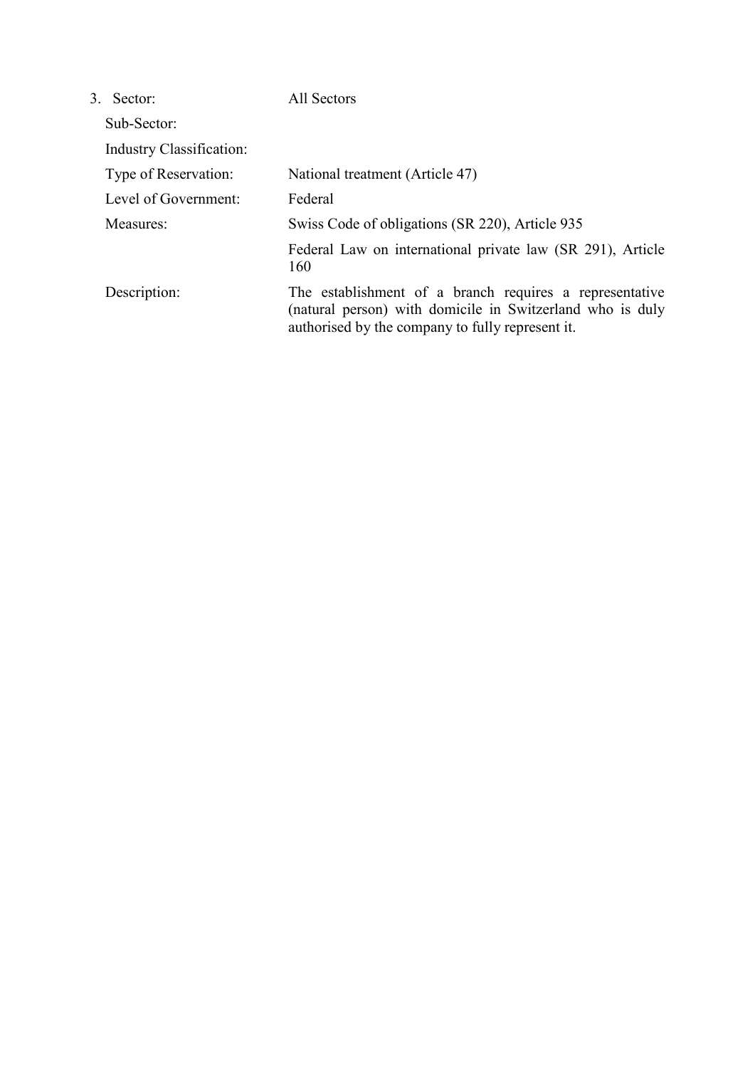3. Sector: All Sectors

   Sub-Sector:

   Industry Classification:

   Type of Reservation: National treatment (Article 47)

   Level of Government: Federal

   Measures: Swiss Code of obligations (SR 220), Article 935

   Federal Law on international private law (SR 291), Article 160

   Description: The establishment of a branch requires a representative (natural person) with domicile in Switzerland who is duly authorised by the company to fully represent it.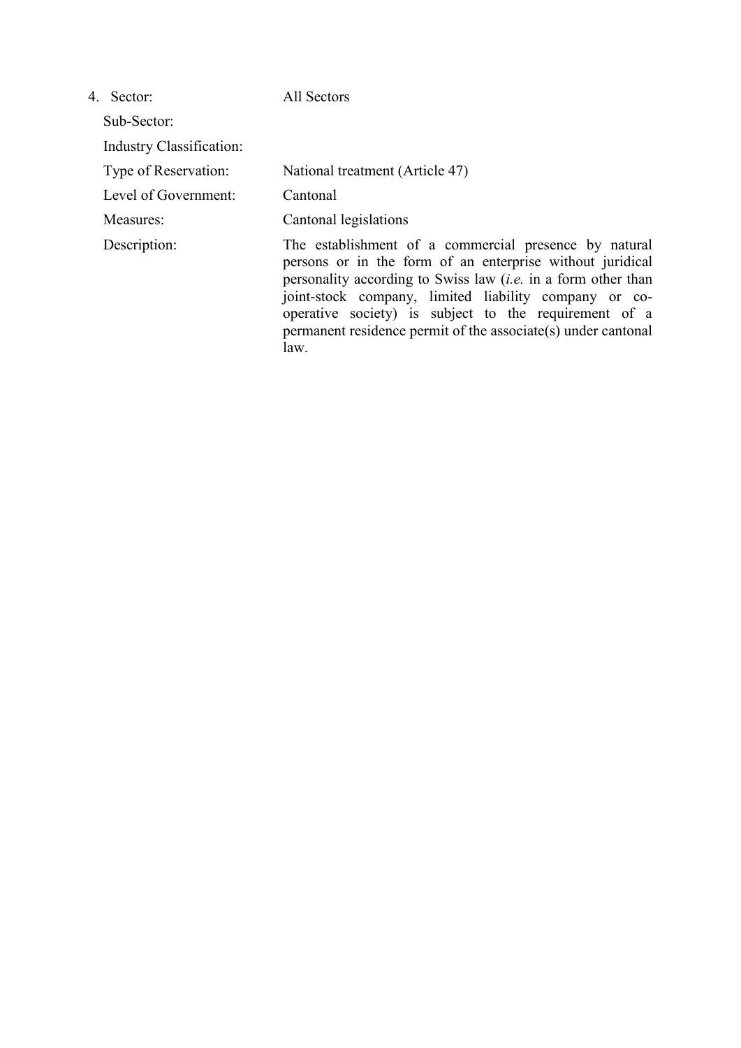4. Sector: All Sectors

   Sub-Sector:

   Industry Classification:

   Type of Reservation: National treatment (Article 47)

   Level of Government: Cantonal

   Measures: Cantonal legislations

   Description: The establishment of a commercial presence by natural persons or in the form of an enterprise without juridical personality according to Swiss law (*i.e.* in a form other than joint-stock company, limited liability company or co-operative society) is subject to the requirement of a permanent residence permit of the associate(s) under cantonal law.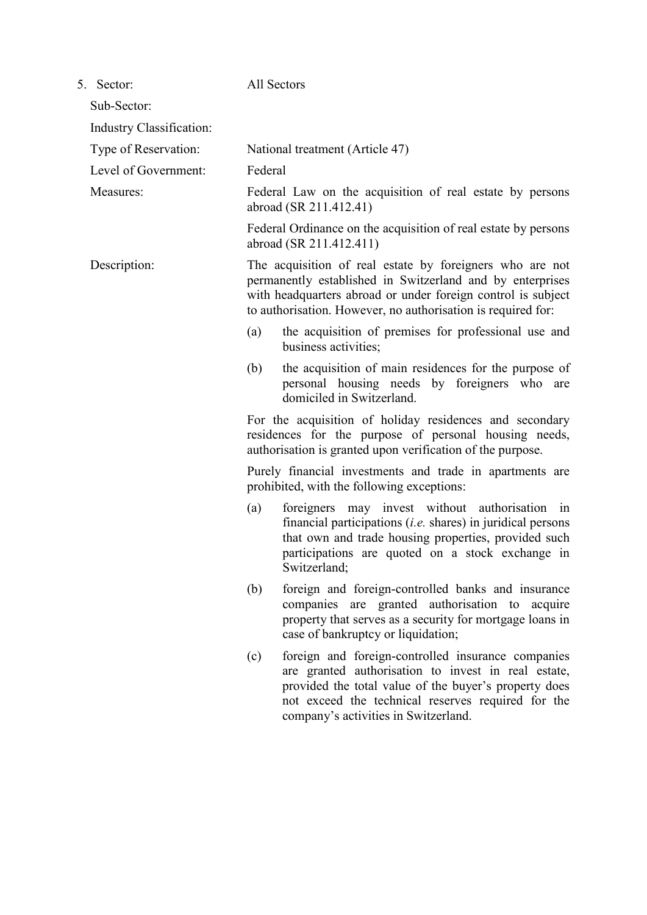5. Sector: All Sectors

Sub-Sector:

Industry Classification:

Type of Reservation: National treatment (Article 47)

Level of Government: Federal

Measures: Federal Law on the acquisition of real estate by persons abroad (SR 211.412.41)

Federal Ordinance on the acquisition of real estate by persons abroad (SR 211.412.411)

Description: The acquisition of real estate by foreigners who are not permanently established in Switzerland and by enterprises with headquarters abroad or under foreign control is subject to authorisation. However, no authorisation is required for:

(a) the acquisition of premises for professional use and business activities;

(b) the acquisition of main residences for the purpose of personal housing needs by foreigners who are domiciled in Switzerland.

For the acquisition of holiday residences and secondary residences for the purpose of personal housing needs, authorisation is granted upon verification of the purpose.

Purely financial investments and trade in apartments are prohibited, with the following exceptions:

(a) foreigners may invest without authorisation in financial participations (*i.e.* shares) in juridical persons that own and trade housing properties, provided such participations are quoted on a stock exchange in Switzerland;

(b) foreign and foreign-controlled banks and insurance companies are granted authorisation to acquire property that serves as a security for mortgage loans in case of bankruptcy or liquidation;

(c) foreign and foreign-controlled insurance companies are granted authorisation to invest in real estate, provided the total value of the buyer's property does not exceed the technical reserves required for the company's activities in Switzerland.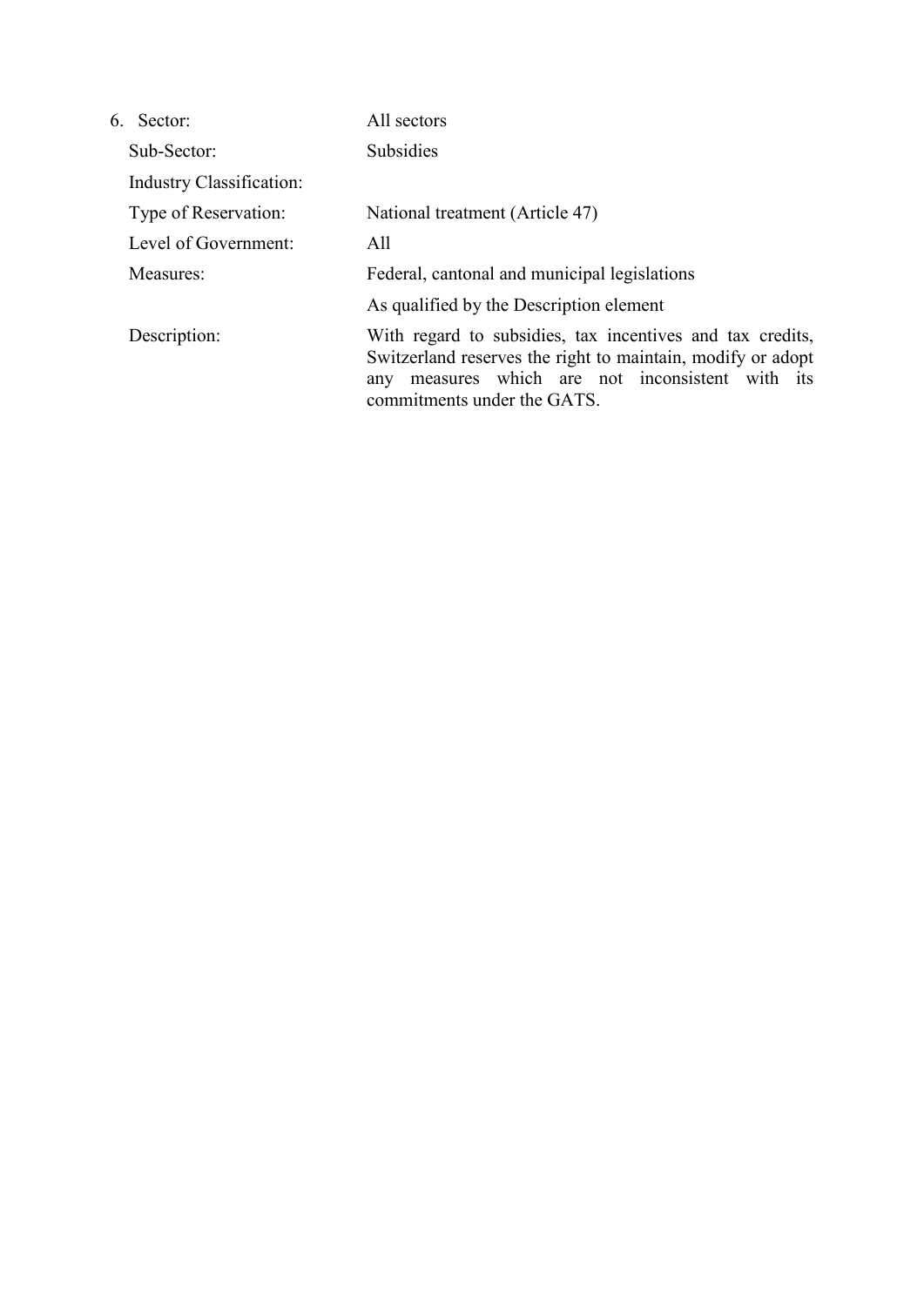6. Sector: All sectors

| | |
|---|---|
| Sector: | All sectors |
| Sub-Sector: | Subsidies |
| Industry Classification: | |
| Type of Reservation: | National treatment (Article 47) |
| Level of Government: | All |
| Measures: | Federal, cantonal and municipal legislations<br>As qualified by the Description element |
| Description: | With regard to subsidies, tax incentives and tax credits, Switzerland reserves the right to maintain, modify or adopt any measures which are not inconsistent with its commitments under the GATS. |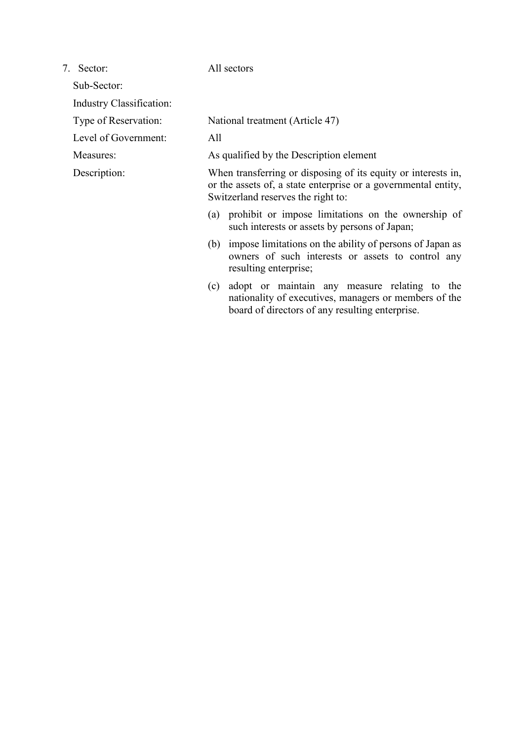7. Sector: All sectors

   Sub-Sector:

   Industry Classification:

   Type of Reservation: National treatment (Article 47)

   Level of Government: All

   Measures: As qualified by the Description element

   Description: When transferring or disposing of its equity or interests in, or the assets of, a state enterprise or a governmental entity, Switzerland reserves the right to:

   (a) prohibit or impose limitations on the ownership of such interests or assets by persons of Japan;

   (b) impose limitations on the ability of persons of Japan as owners of such interests or assets to control any resulting enterprise;

   (c) adopt or maintain any measure relating to the nationality of executives, managers or members of the board of directors of any resulting enterprise.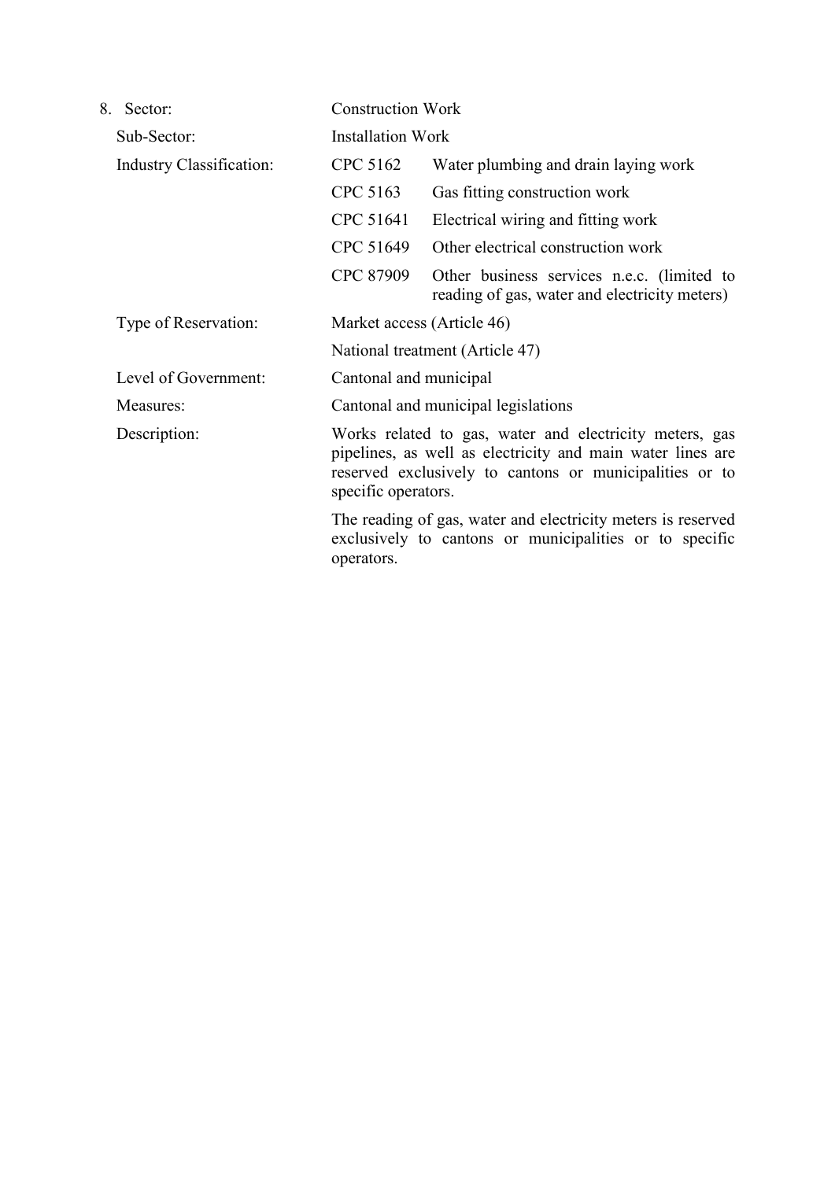8. Sector: Construction Work

| | | |
|---|---|---|
| Sub-Sector: | Installation Work | |
| Industry Classification: | CPC 5162 | Water plumbing and drain laying work |
| | CPC 5163 | Gas fitting construction work |
| | CPC 51641 | Electrical wiring and fitting work |
| | CPC 51649 | Other electrical construction work |
| | CPC 87909 | Other business services n.e.c. (limited to reading of gas, water and electricity meters) |
| Type of Reservation: | Market access (Article 46) | |
| | National treatment (Article 47) | |
| Level of Government: | Cantonal and municipal | |
| Measures: | Cantonal and municipal legislations | |
| Description: | Works related to gas, water and electricity meters, gas pipelines, as well as electricity and main water lines are reserved exclusively to cantons or municipalities or to specific operators. | |
| | The reading of gas, water and electricity meters is reserved exclusively to cantons or municipalities or to specific operators. | |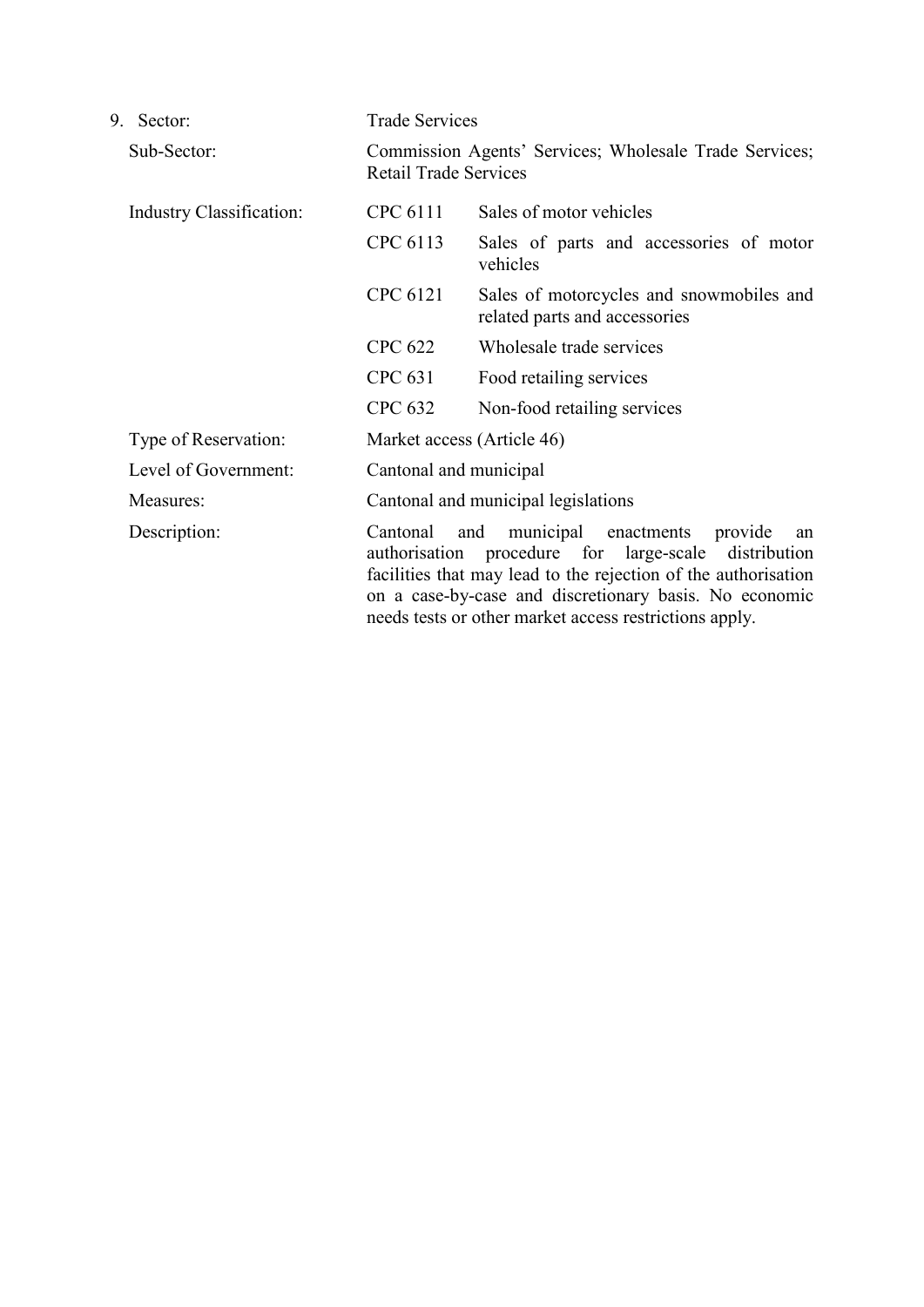9. Sector: Trade Services

Sub-Sector: Commission Agents' Services; Wholesale Trade Services; Retail Trade Services

Industry Classification:

| | |
|---|---|
| CPC 6111 | Sales of motor vehicles |
| CPC 6113 | Sales of parts and accessories of motor vehicles |
| CPC 6121 | Sales of motorcycles and snowmobiles and related parts and accessories |
| CPC 622 | Wholesale trade services |
| CPC 631 | Food retailing services |
| CPC 632 | Non-food retailing services |

Type of Reservation: Market access (Article 46)

Level of Government: Cantonal and municipal

Measures: Cantonal and municipal legislations

Description: Cantonal and municipal enactments provide an authorisation procedure for large-scale distribution facilities that may lead to the rejection of the authorisation on a case-by-case and discretionary basis. No economic needs tests or other market access restrictions apply.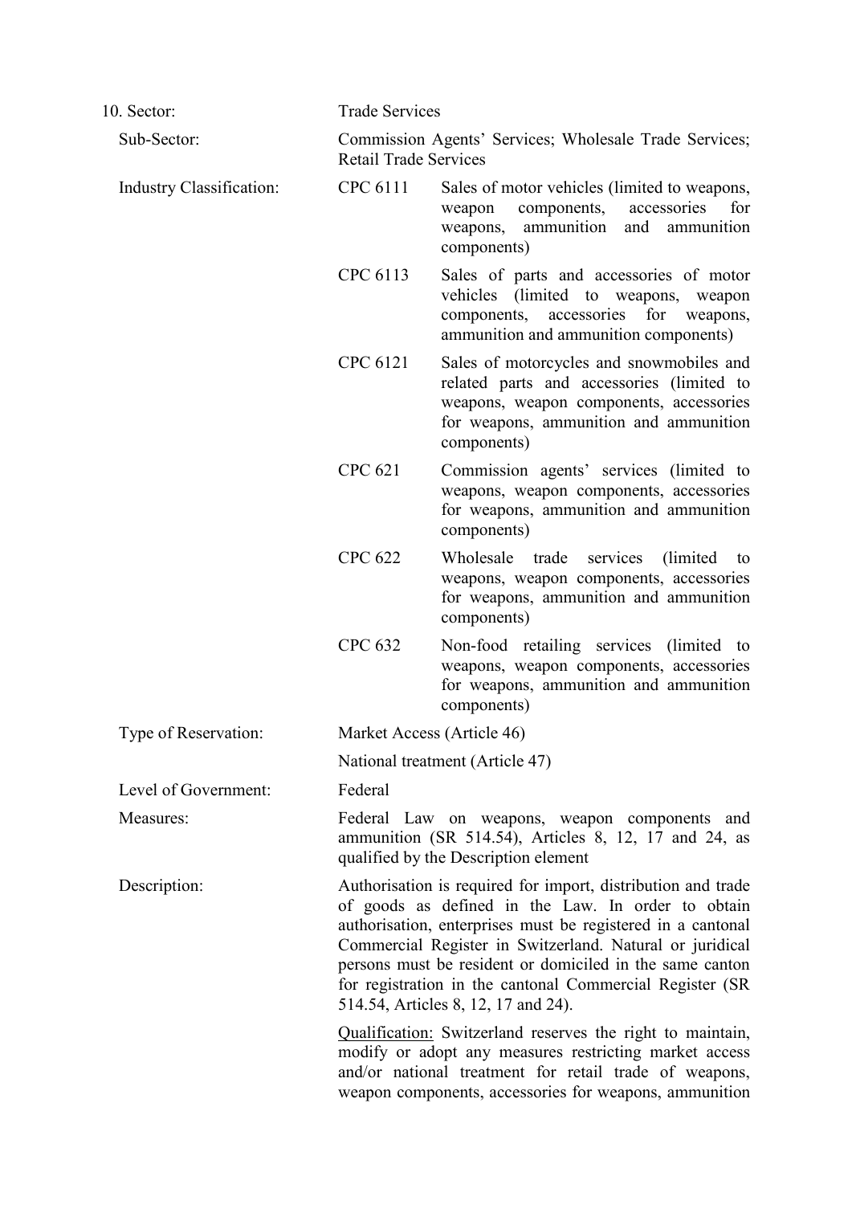10. Sector: Trade Services

Sub-Sector: Commission Agents' Services; Wholesale Trade Services; Retail Trade Services

Industry Classification:

| | |
|---|---|
| CPC 6111 | Sales of motor vehicles (limited to weapons, weapon components, accessories for weapons, ammunition and ammunition components) |
| CPC 6113 | Sales of parts and accessories of motor vehicles (limited to weapons, weapon components, accessories for weapons, ammunition and ammunition components) |
| CPC 6121 | Sales of motorcycles and snowmobiles and related parts and accessories (limited to weapons, weapon components, accessories for weapons, ammunition and ammunition components) |
| CPC 621 | Commission agents' services (limited to weapons, weapon components, accessories for weapons, ammunition and ammunition components) |
| CPC 622 | Wholesale trade services (limited to weapons, weapon components, accessories for weapons, ammunition and ammunition components) |
| CPC 632 | Non-food retailing services (limited to weapons, weapon components, accessories for weapons, ammunition and ammunition components) |

Type of Reservation: Market Access (Article 46)

National treatment (Article 47)

Level of Government: Federal

Measures: Federal Law on weapons, weapon components and ammunition (SR 514.54), Articles 8, 12, 17 and 24, as qualified by the Description element

Description: Authorisation is required for import, distribution and trade of goods as defined in the Law. In order to obtain authorisation, enterprises must be registered in a cantonal Commercial Register in Switzerland. Natural or juridical persons must be resident or domiciled in the same canton for registration in the cantonal Commercial Register (SR 514.54, Articles 8, 12, 17 and 24).

Qualification: Switzerland reserves the right to maintain, modify or adopt any measures restricting market access and/or national treatment for retail trade of weapons, weapon components, accessories for weapons, ammunition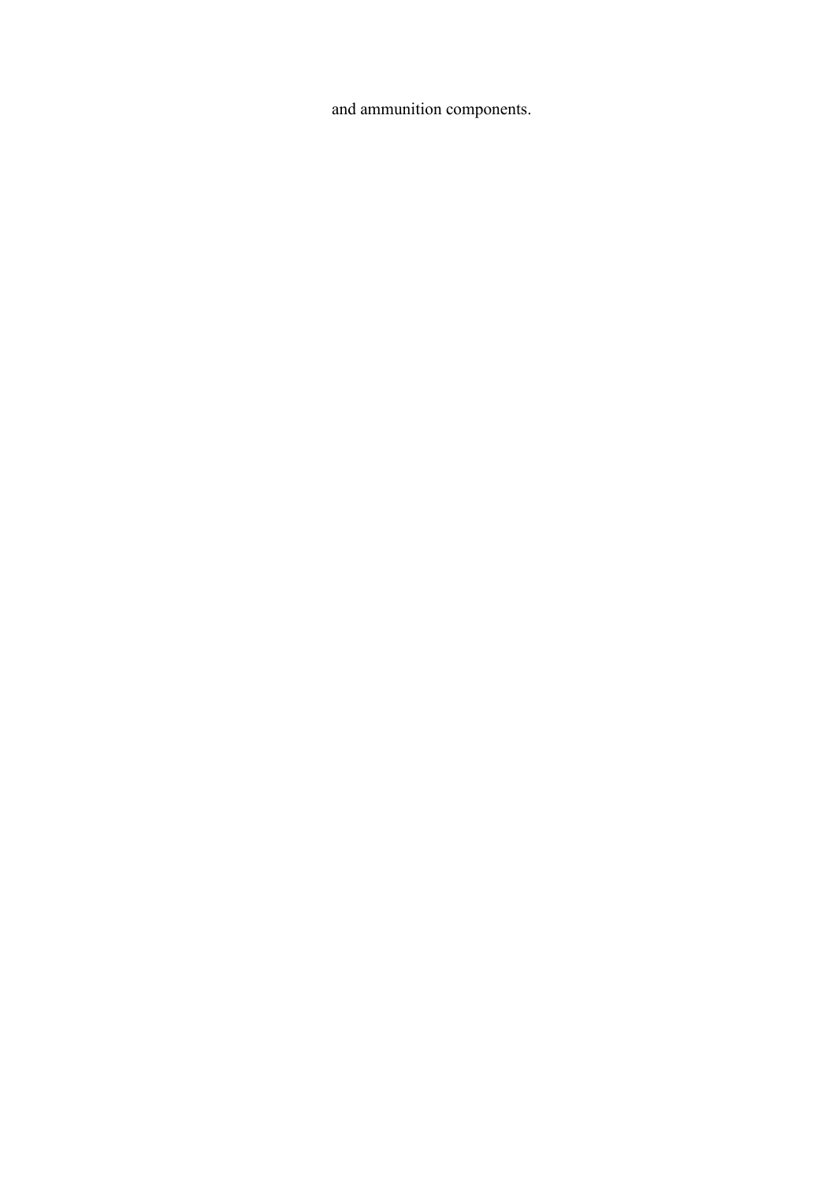and ammunition components.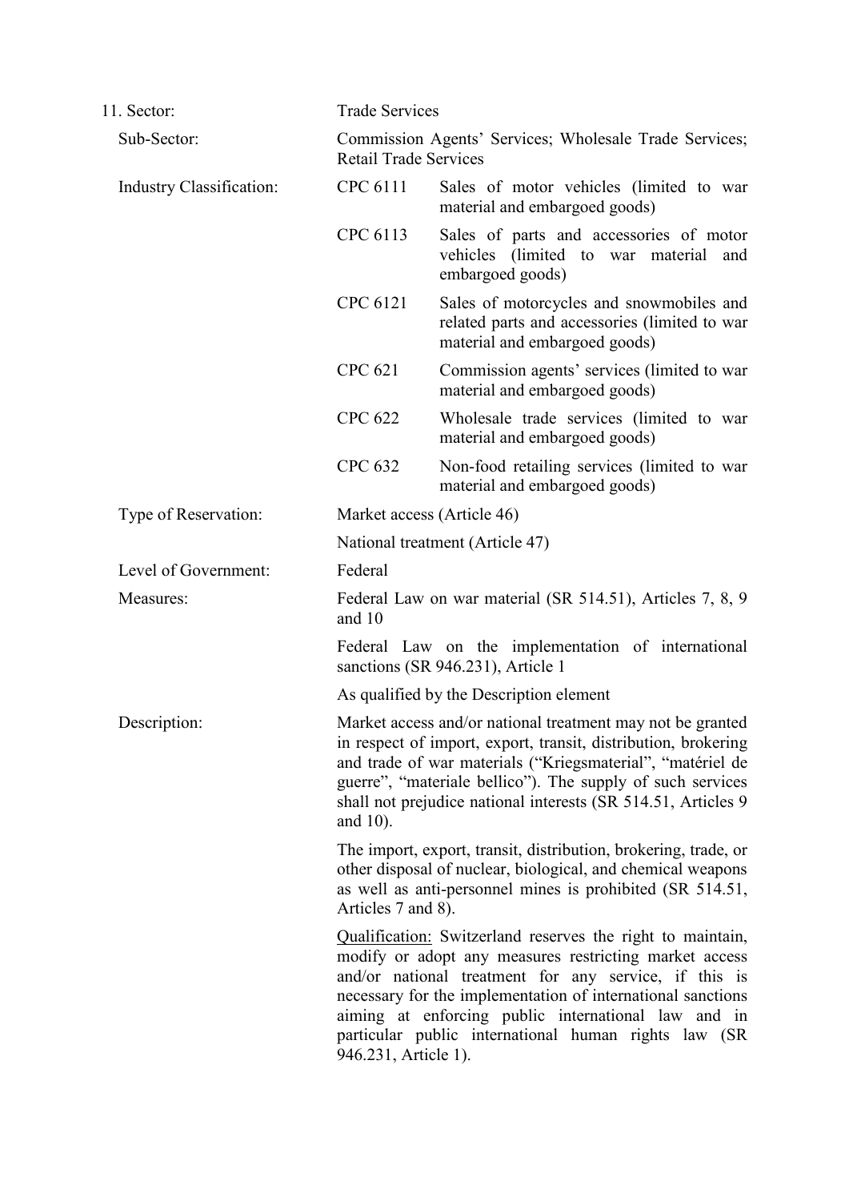| | | |
|---|---|---|
| 11. Sector: | Trade Services | |
| Sub-Sector: | Commission Agents' Services; Wholesale Trade Services; Retail Trade Services | |
| Industry Classification: | CPC 6111 | Sales of motor vehicles (limited to war material and embargoed goods) |
| | CPC 6113 | Sales of parts and accessories of motor vehicles (limited to war material and embargoed goods) |
| | CPC 6121 | Sales of motorcycles and snowmobiles and related parts and accessories (limited to war material and embargoed goods) |
| | CPC 621 | Commission agents' services (limited to war material and embargoed goods) |
| | CPC 622 | Wholesale trade services (limited to war material and embargoed goods) |
| | CPC 632 | Non-food retailing services (limited to war material and embargoed goods) |
| Type of Reservation: | Market access (Article 46)<br><br>National treatment (Article 47) | |
| Level of Government: | Federal | |
| Measures: | Federal Law on war material (SR 514.51), Articles 7, 8, 9 and 10<br><br>Federal Law on the implementation of international sanctions (SR 946.231), Article 1<br><br>As qualified by the Description element | |
| Description: | Market access and/or national treatment may not be granted in respect of import, export, transit, distribution, brokering and trade of war materials ("Kriegsmaterial", "matériel de guerre", "materiale bellico"). The supply of such services shall not prejudice national interests (SR 514.51, Articles 9 and 10).<br><br>The import, export, transit, distribution, brokering, trade, or other disposal of nuclear, biological, and chemical weapons as well as anti-personnel mines is prohibited (SR 514.51, Articles 7 and 8).<br><br>Qualification: Switzerland reserves the right to maintain, modify or adopt any measures restricting market access and/or national treatment for any service, if this is necessary for the implementation of international sanctions aiming at enforcing public international law and in particular public international human rights law (SR 946.231, Article 1). | |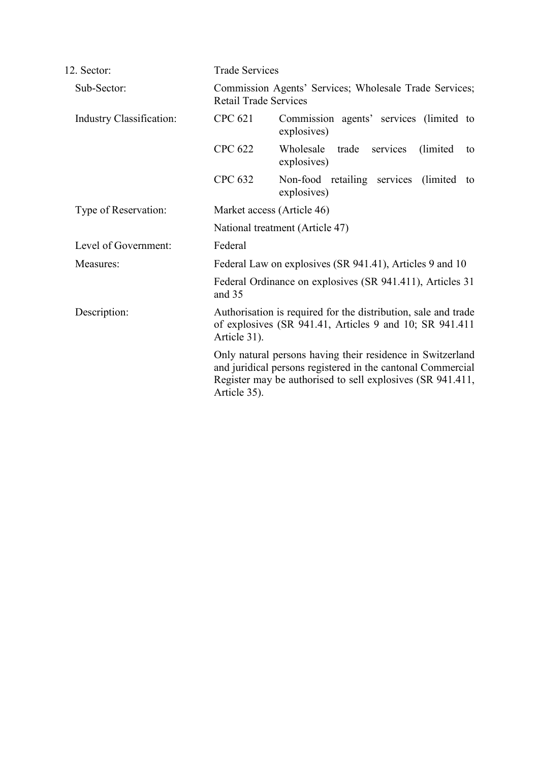| | | |
|---|---|---|
| 12. Sector: | Trade Services | |
| Sub-Sector: | Commission Agents' Services; Wholesale Trade Services; Retail Trade Services | |
| Industry Classification: | CPC 621 | Commission agents' services (limited to explosives) |
| | CPC 622 | Wholesale trade services (limited to explosives) |
| | CPC 632 | Non-food retailing services (limited to explosives) |
| Type of Reservation: | Market access (Article 46) | |
| | National treatment (Article 47) | |
| Level of Government: | Federal | |
| Measures: | Federal Law on explosives (SR 941.41), Articles 9 and 10 | |
| | Federal Ordinance on explosives (SR 941.411), Articles 31 and 35 | |
| Description: | Authorisation is required for the distribution, sale and trade of explosives (SR 941.41, Articles 9 and 10; SR 941.411 Article 31). | |
| | Only natural persons having their residence in Switzerland and juridical persons registered in the cantonal Commercial Register may be authorised to sell explosives (SR 941.411, Article 35). | |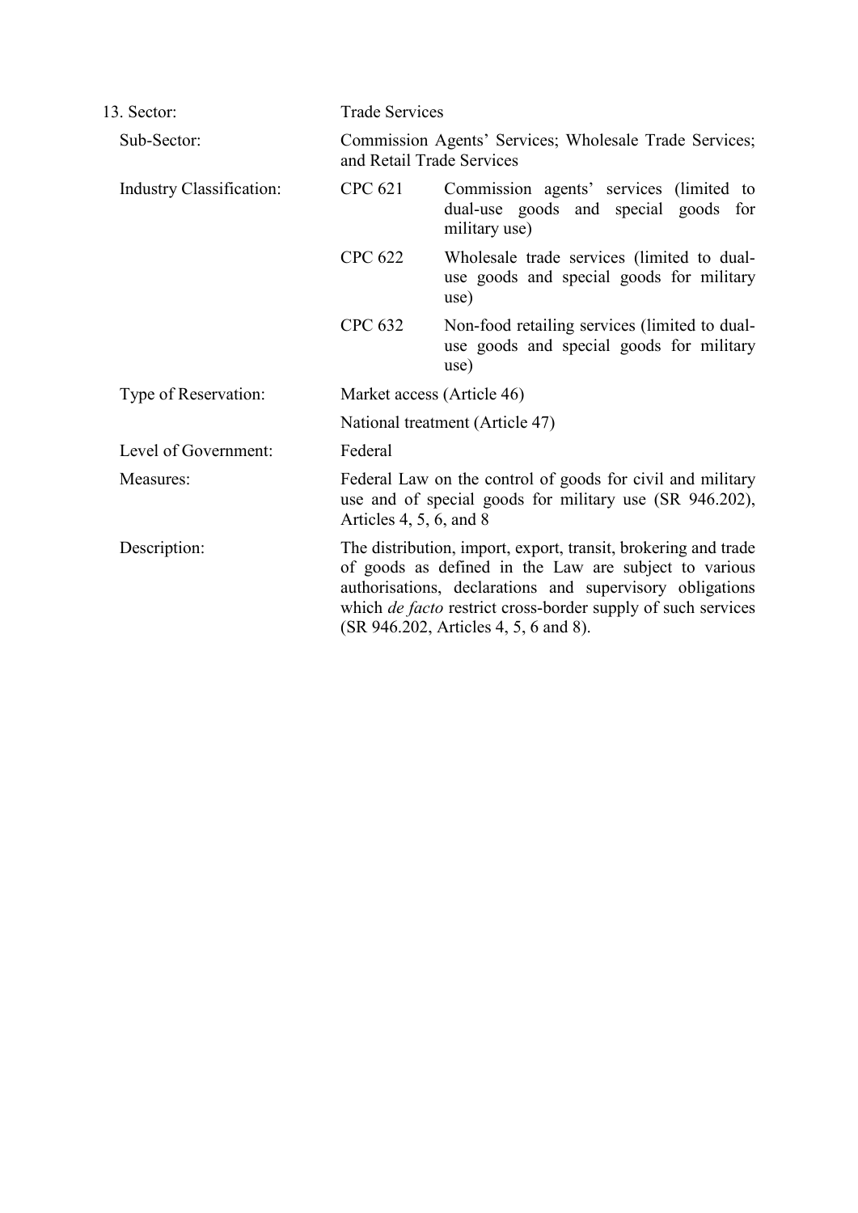| | | |
|---|---|---|
| 13. Sector: | Trade Services | |
| Sub-Sector: | Commission Agents' Services; Wholesale Trade Services; and Retail Trade Services | |
| Industry Classification: | CPC 621 | Commission agents' services (limited to dual-use goods and special goods for military use) |
| | CPC 622 | Wholesale trade services (limited to dual-use goods and special goods for military use) |
| | CPC 632 | Non-food retailing services (limited to dual-use goods and special goods for military use) |
| Type of Reservation: | Market access (Article 46) | |
| | National treatment (Article 47) | |
| Level of Government: | Federal | |
| Measures: | Federal Law on the control of goods for civil and military use and of special goods for military use (SR 946.202), Articles 4, 5, 6, and 8 | |
| Description: | The distribution, import, export, transit, brokering and trade of goods as defined in the Law are subject to various authorisations, declarations and supervisory obligations which *de facto* restrict cross-border supply of such services (SR 946.202, Articles 4, 5, 6 and 8). | |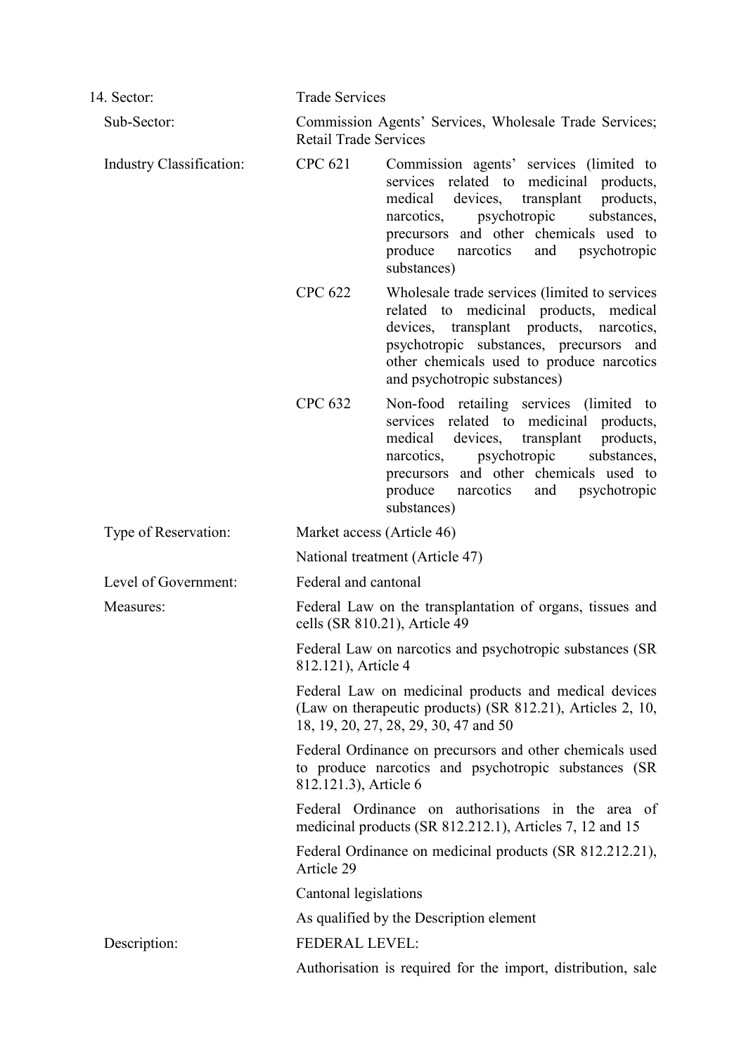| | |
|---|---|
| 14. Sector: | Trade Services |
| Sub-Sector: | Commission Agents' Services, Wholesale Trade Services; Retail Trade Services |
| Industry Classification: | CPC 621 Commission agents' services (limited to services related to medicinal products, medical devices, transplant products, narcotics, psychotropic substances, precursors and other chemicals used to produce narcotics and psychotropic substances) |
| | CPC 622 Wholesale trade services (limited to services related to medicinal products, medical devices, transplant products, narcotics, psychotropic substances, precursors and other chemicals used to produce narcotics and psychotropic substances) |
| | CPC 632 Non-food retailing services (limited to services related to medicinal products, medical devices, transplant products, narcotics, psychotropic substances, precursors and other chemicals used to produce narcotics and psychotropic substances) |
| Type of Reservation: | Market access (Article 46) |
| | National treatment (Article 47) |
| Level of Government: | Federal and cantonal |
| Measures: | Federal Law on the transplantation of organs, tissues and cells (SR 810.21), Article 49 |
| | Federal Law on narcotics and psychotropic substances (SR 812.121), Article 4 |
| | Federal Law on medicinal products and medical devices (Law on therapeutic products) (SR 812.21), Articles 2, 10, 18, 19, 20, 27, 28, 29, 30, 47 and 50 |
| | Federal Ordinance on precursors and other chemicals used to produce narcotics and psychotropic substances (SR 812.121.3), Article 6 |
| | Federal Ordinance on authorisations in the area of medicinal products (SR 812.212.1), Articles 7, 12 and 15 |
| | Federal Ordinance on medicinal products (SR 812.212.21), Article 29 |
| | Cantonal legislations |
| | As qualified by the Description element |
| Description: | FEDERAL LEVEL: |
| | Authorisation is required for the import, distribution, sale |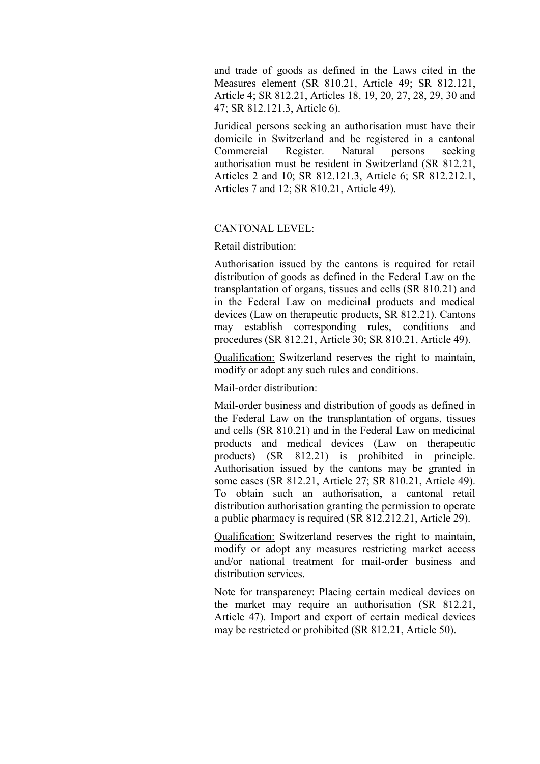and trade of goods as defined in the Laws cited in the Measures element (SR 810.21, Article 49; SR 812.121, Article 4; SR 812.21, Articles 18, 19, 20, 27, 28, 29, 30 and 47; SR 812.121.3, Article 6).

Juridical persons seeking an authorisation must have their domicile in Switzerland and be registered in a cantonal Commercial Register. Natural persons seeking authorisation must be resident in Switzerland (SR 812.21, Articles 2 and 10; SR 812.121.3, Article 6; SR 812.212.1, Articles 7 and 12; SR 810.21, Article 49).

CANTONAL LEVEL:

Retail distribution:

Authorisation issued by the cantons is required for retail distribution of goods as defined in the Federal Law on the transplantation of organs, tissues and cells (SR 810.21) and in the Federal Law on medicinal products and medical devices (Law on therapeutic products, SR 812.21). Cantons may establish corresponding rules, conditions and procedures (SR 812.21, Article 30; SR 810.21, Article 49).

Qualification: Switzerland reserves the right to maintain, modify or adopt any such rules and conditions.

Mail-order distribution:

Mail-order business and distribution of goods as defined in the Federal Law on the transplantation of organs, tissues and cells (SR 810.21) and in the Federal Law on medicinal products and medical devices (Law on therapeutic products) (SR 812.21) is prohibited in principle. Authorisation issued by the cantons may be granted in some cases (SR 812.21, Article 27; SR 810.21, Article 49). To obtain such an authorisation, a cantonal retail distribution authorisation granting the permission to operate a public pharmacy is required (SR 812.212.21, Article 29).

Qualification: Switzerland reserves the right to maintain, modify or adopt any measures restricting market access and/or national treatment for mail-order business and distribution services.

Note for transparency: Placing certain medical devices on the market may require an authorisation (SR 812.21, Article 47). Import and export of certain medical devices may be restricted or prohibited (SR 812.21, Article 50).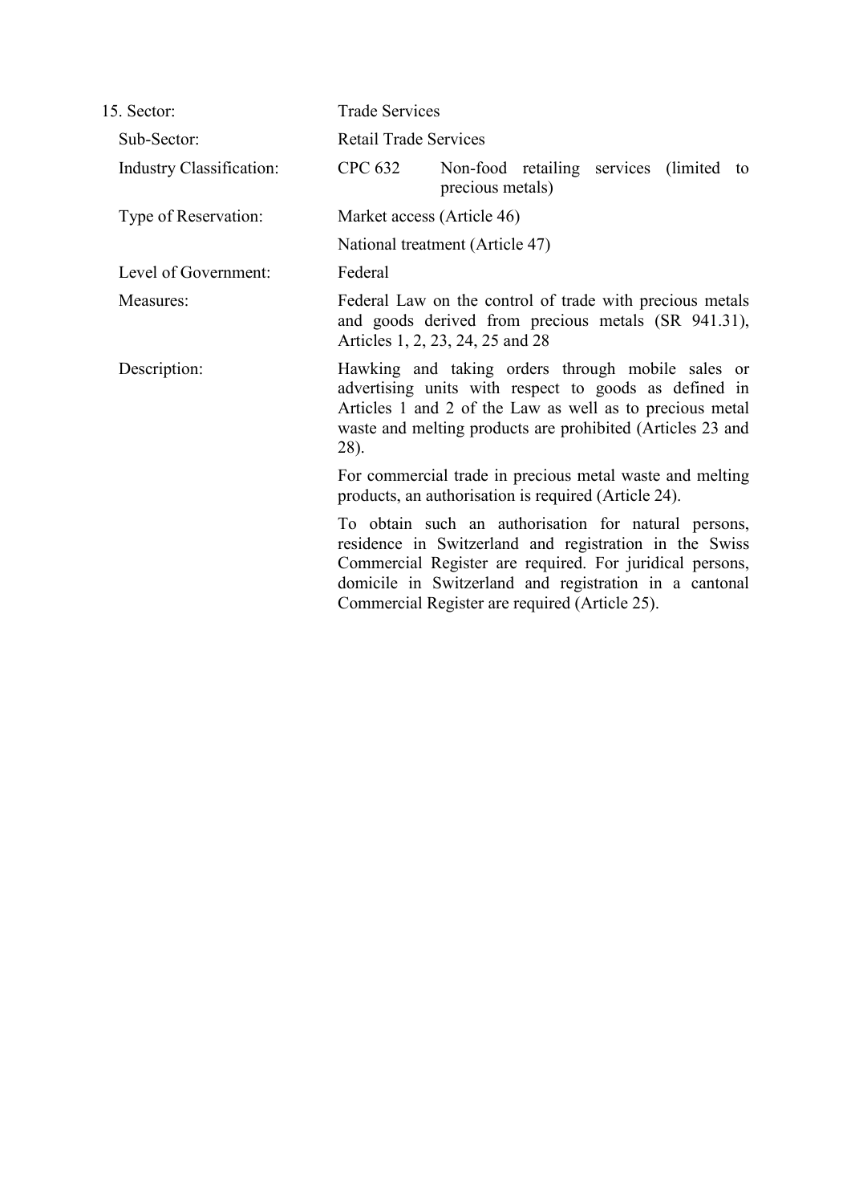15. Sector: Trade Services

Sub-Sector: Retail Trade Services

Industry Classification: CPC 632 Non-food retailing services (limited to precious metals)

Type of Reservation: Market access (Article 46)

National treatment (Article 47)

Level of Government: Federal

Measures: Federal Law on the control of trade with precious metals and goods derived from precious metals (SR 941.31), Articles 1, 2, 23, 24, 25 and 28

Description: Hawking and taking orders through mobile sales or advertising units with respect to goods as defined in Articles 1 and 2 of the Law as well as to precious metal waste and melting products are prohibited (Articles 23 and 28).

For commercial trade in precious metal waste and melting products, an authorisation is required (Article 24).

To obtain such an authorisation for natural persons, residence in Switzerland and registration in the Swiss Commercial Register are required. For juridical persons, domicile in Switzerland and registration in a cantonal Commercial Register are required (Article 25).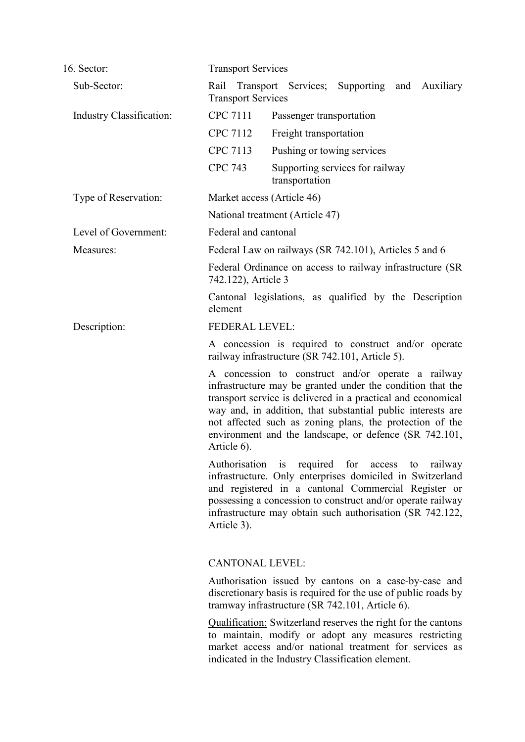| | |
|---|---|
| 16. Sector: | Transport Services |
| Sub-Sector: | Rail Transport Services; Supporting and Auxiliary Transport Services |
| Industry Classification: | CPC 7111 Passenger transportation |
| | CPC 7112 Freight transportation |
| | CPC 7113 Pushing or towing services |
| | CPC 743 Supporting services for railway transportation |
| Type of Reservation: | Market access (Article 46) |
| | National treatment (Article 47) |
| Level of Government: | Federal and cantonal |
| Measures: | Federal Law on railways (SR 742.101), Articles 5 and 6 |
| | Federal Ordinance on access to railway infrastructure (SR 742.122), Article 3 |
| | Cantonal legislations, as qualified by the Description element |
| Description: | FEDERAL LEVEL: |
| | A concession is required to construct and/or operate railway infrastructure (SR 742.101, Article 5). |
| | A concession to construct and/or operate a railway infrastructure may be granted under the condition that the transport service is delivered in a practical and economical way and, in addition, that substantial public interests are not affected such as zoning plans, the protection of the environment and the landscape, or defence (SR 742.101, Article 6). |
| | Authorisation is required for access to railway infrastructure. Only enterprises domiciled in Switzerland and registered in a cantonal Commercial Register or possessing a concession to construct and/or operate railway infrastructure may obtain such authorisation (SR 742.122, Article 3). |
| | CANTONAL LEVEL: |
| | Authorisation issued by cantons on a case-by-case and discretionary basis is required for the use of public roads by tramway infrastructure (SR 742.101, Article 6). |
| | Qualification: Switzerland reserves the right for the cantons to maintain, modify or adopt any measures restricting market access and/or national treatment for services as indicated in the Industry Classification element. |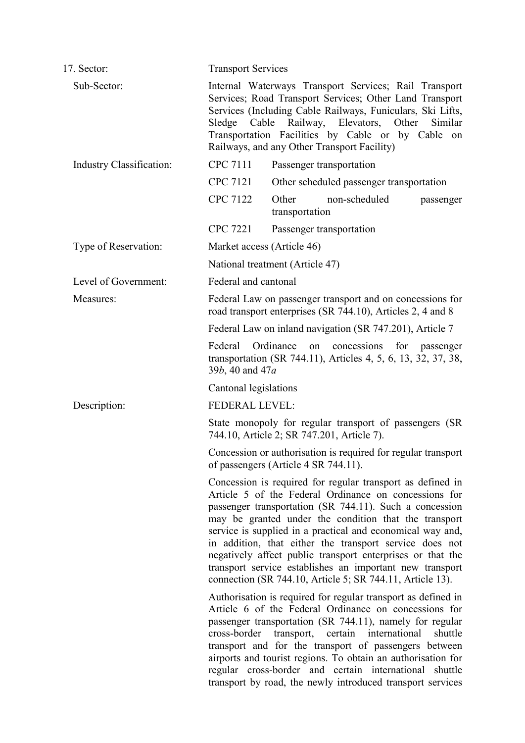| | |
|---|---|
| 17. Sector: | Transport Services |
| Sub-Sector: | Internal Waterways Transport Services; Rail Transport Services; Road Transport Services; Other Land Transport Services (Including Cable Railways, Funiculars, Ski Lifts, Sledge Cable Railway, Elevators, Other Similar Transportation Facilities by Cable or by Cable on Railways, and any Other Transport Facility) |
| Industry Classification: | CPC 7111 Passenger transportation<br>CPC 7121 Other scheduled passenger transportation<br>CPC 7122 Other non-scheduled passenger transportation<br>CPC 7221 Passenger transportation |
| Type of Reservation: | Market access (Article 46)<br>National treatment (Article 47) |
| Level of Government: | Federal and cantonal |
| Measures: | Federal Law on passenger transport and on concessions for road transport enterprises (SR 744.10), Articles 2, 4 and 8<br>Federal Law on inland navigation (SR 747.201), Article 7<br>Federal Ordinance on concessions for passenger transportation (SR 744.11), Articles 4, 5, 6, 13, 32, 37, 38, 39*b*, 40 and 47*a*<br>Cantonal legislations |
| Description: | FEDERAL LEVEL:<br>State monopoly for regular transport of passengers (SR 744.10, Article 2; SR 747.201, Article 7).<br>Concession or authorisation is required for regular transport of passengers (Article 4 SR 744.11).<br>Concession is required for regular transport as defined in Article 5 of the Federal Ordinance on concessions for passenger transportation (SR 744.11). Such a concession may be granted under the condition that the transport service is supplied in a practical and economical way and, in addition, that either the transport service does not negatively affect public transport enterprises or that the transport service establishes an important new transport connection (SR 744.10, Article 5; SR 744.11, Article 13).<br>Authorisation is required for regular transport as defined in Article 6 of the Federal Ordinance on concessions for passenger transportation (SR 744.11), namely for regular cross-border transport, certain international shuttle transport and for the transport of passengers between airports and tourist regions. To obtain an authorisation for regular cross-border and certain international shuttle transport by road, the newly introduced transport services |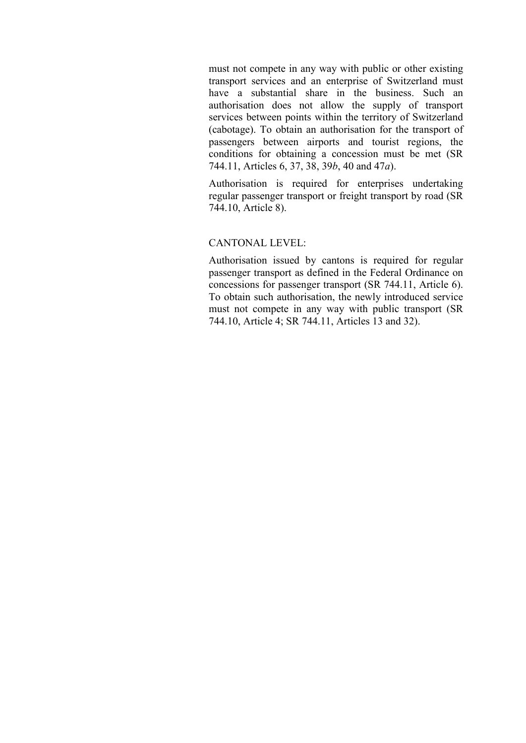must not compete in any way with public or other existing transport services and an enterprise of Switzerland must have a substantial share in the business. Such an authorisation does not allow the supply of transport services between points within the territory of Switzerland (cabotage). To obtain an authorisation for the transport of passengers between airports and tourist regions, the conditions for obtaining a concession must be met (SR 744.11, Articles 6, 37, 38, 39*b*, 40 and 47*a*).

Authorisation is required for enterprises undertaking regular passenger transport or freight transport by road (SR 744.10, Article 8).

CANTONAL LEVEL:

Authorisation issued by cantons is required for regular passenger transport as defined in the Federal Ordinance on concessions for passenger transport (SR 744.11, Article 6). To obtain such authorisation, the newly introduced service must not compete in any way with public transport (SR 744.10, Article 4; SR 744.11, Articles 13 and 32).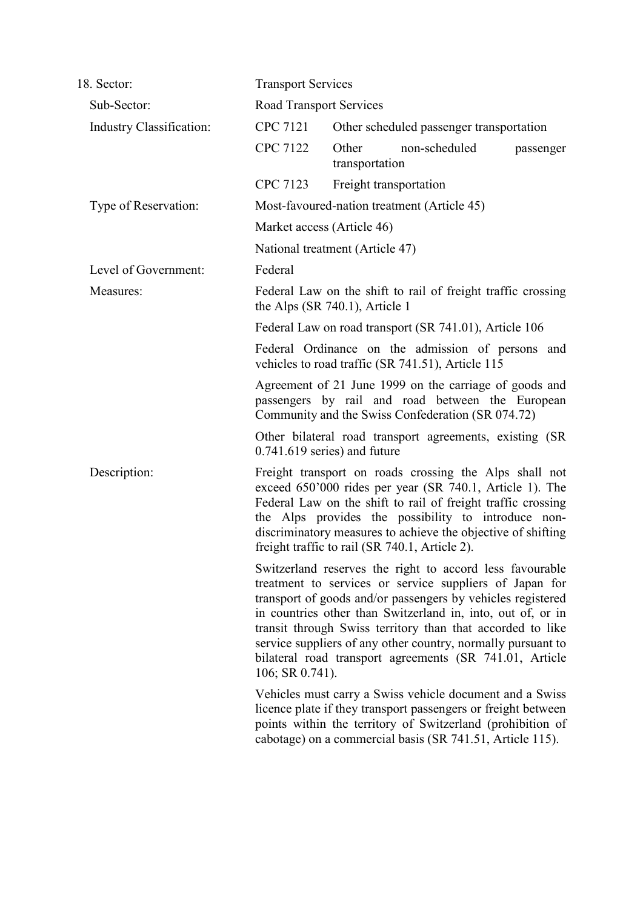| 18. Sector: | Transport Services | |
|---|---|---|
| Sub-Sector: | Road Transport Services | |
| Industry Classification: | CPC 7121 | Other scheduled passenger transportation |
| | CPC 7122 | Other non-scheduled passenger transportation |
| | CPC 7123 | Freight transportation |
| Type of Reservation: | Most-favoured-nation treatment (Article 45) | |
| | Market access (Article 46) | |
| | National treatment (Article 47) | |
| Level of Government: | Federal | |
| Measures: | Federal Law on the shift to rail of freight traffic crossing the Alps (SR 740.1), Article 1 | |
| | Federal Law on road transport (SR 741.01), Article 106 | |
| | Federal Ordinance on the admission of persons and vehicles to road traffic (SR 741.51), Article 115 | |
| | Agreement of 21 June 1999 on the carriage of goods and passengers by rail and road between the European Community and the Swiss Confederation (SR 074.72) | |
| | Other bilateral road transport agreements, existing (SR 0.741.619 series) and future | |
| Description: | Freight transport on roads crossing the Alps shall not exceed 650'000 rides per year (SR 740.1, Article 1). The Federal Law on the shift to rail of freight traffic crossing the Alps provides the possibility to introduce non-discriminatory measures to achieve the objective of shifting freight traffic to rail (SR 740.1, Article 2). | |
| | Switzerland reserves the right to accord less favourable treatment to services or service suppliers of Japan for transport of goods and/or passengers by vehicles registered in countries other than Switzerland in, into, out of, or in transit through Swiss territory than that accorded to like service suppliers of any other country, normally pursuant to bilateral road transport agreements (SR 741.01, Article 106; SR 0.741). | |
| | Vehicles must carry a Swiss vehicle document and a Swiss licence plate if they transport passengers or freight between points within the territory of Switzerland (prohibition of cabotage) on a commercial basis (SR 741.51, Article 115). | |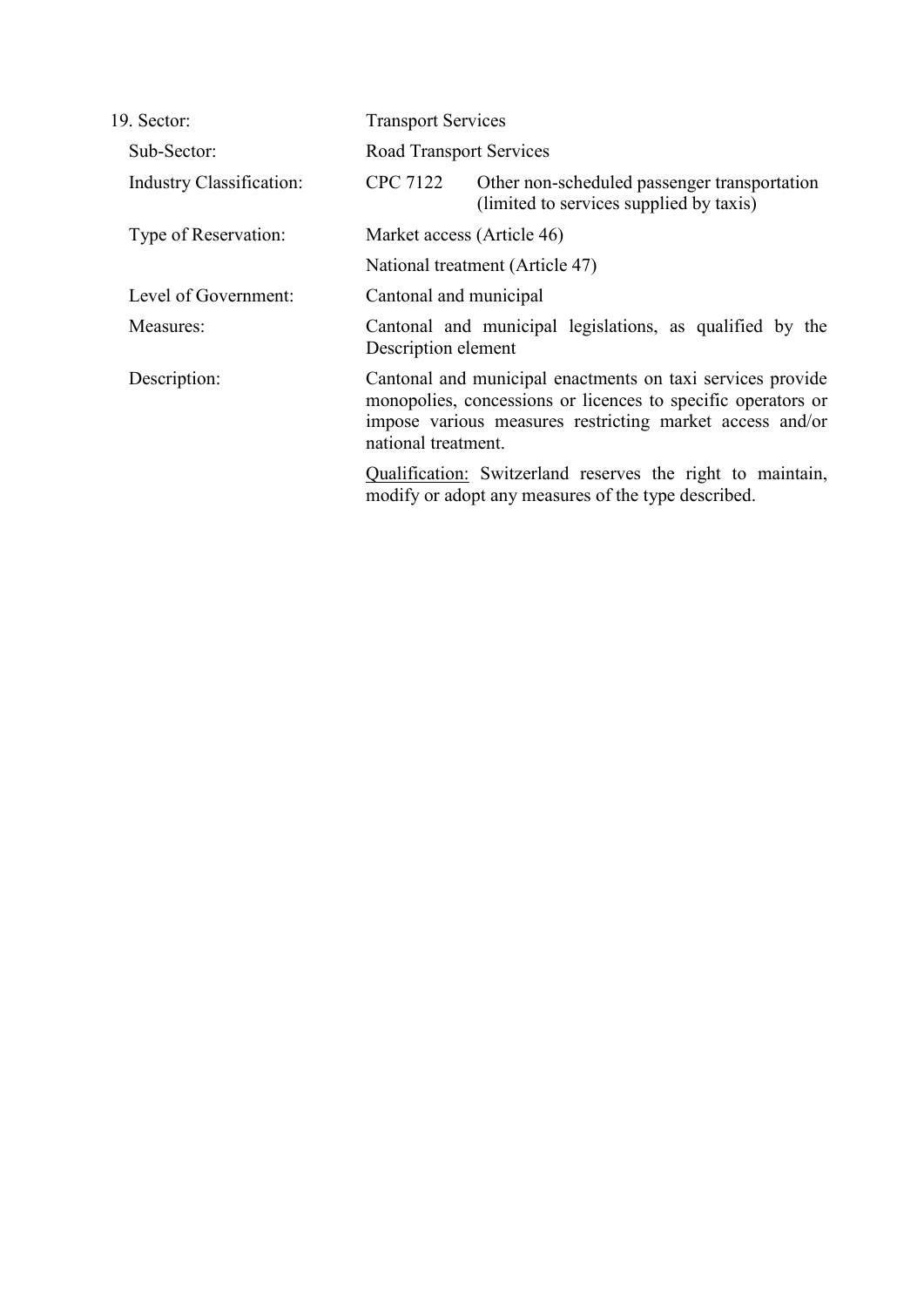| 19. Sector: | Transport Services |
| --- | --- |
| Sub-Sector: | Road Transport Services |
| Industry Classification: | CPC 7122 Other non-scheduled passenger transportation (limited to services supplied by taxis) |
| Type of Reservation: | Market access (Article 46)<br>National treatment (Article 47) |
| Level of Government: | Cantonal and municipal |
| Measures: | Cantonal and municipal legislations, as qualified by the Description element |
| Description: | Cantonal and municipal enactments on taxi services provide monopolies, concessions or licences to specific operators or impose various measures restricting market access and/or national treatment.<br><br><u>Qualification:</u> Switzerland reserves the right to maintain, modify or adopt any measures of the type described. |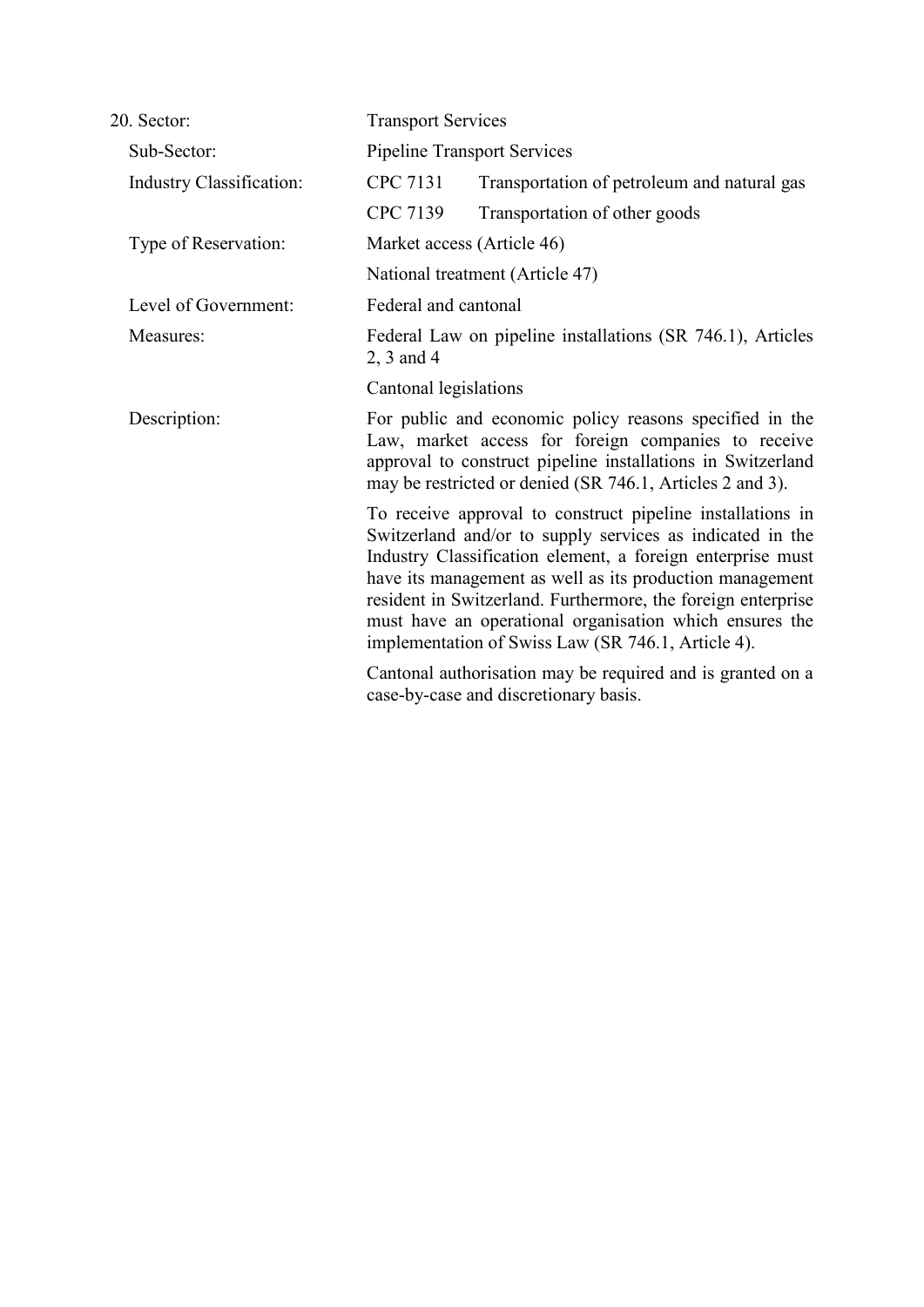| 20. Sector: | Transport Services |
|---|---|
| Sub-Sector: | Pipeline Transport Services |
| Industry Classification: | CPC 7131 Transportation of petroleum and natural gas |
| | CPC 7139 Transportation of other goods |
| Type of Reservation: | Market access (Article 46) |
| | National treatment (Article 47) |
| Level of Government: | Federal and cantonal |
| Measures: | Federal Law on pipeline installations (SR 746.1), Articles 2, 3 and 4 |
| | Cantonal legislations |
| Description: | For public and economic policy reasons specified in the Law, market access for foreign companies to receive approval to construct pipeline installations in Switzerland may be restricted or denied (SR 746.1, Articles 2 and 3). |
| | To receive approval to construct pipeline installations in Switzerland and/or to supply services as indicated in the Industry Classification element, a foreign enterprise must have its management as well as its production management resident in Switzerland. Furthermore, the foreign enterprise must have an operational organisation which ensures the implementation of Swiss Law (SR 746.1, Article 4). |
| | Cantonal authorisation may be required and is granted on a case-by-case and discretionary basis. |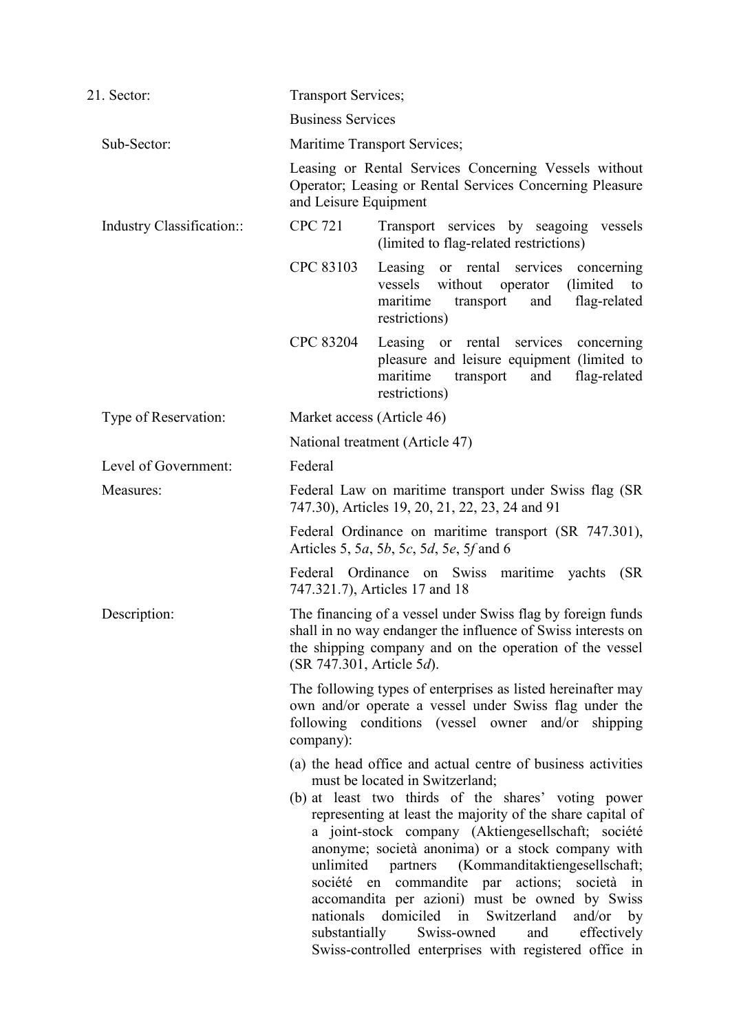| | |
|---|---|
| 21. Sector: | Transport Services;<br><br>Business Services |
| Sub-Sector: | Maritime Transport Services;<br><br>Leasing or Rental Services Concerning Vessels without Operator; Leasing or Rental Services Concerning Pleasure and Leisure Equipment |
| Industry Classification:: | CPC 721 Transport services by seagoing vessels (limited to flag-related restrictions)<br><br>CPC 83103 Leasing or rental services concerning vessels without operator (limited to maritime transport and flag-related restrictions)<br><br>CPC 83204 Leasing or rental services concerning pleasure and leisure equipment (limited to maritime transport and flag-related restrictions) |
| Type of Reservation: | Market access (Article 46)<br><br>National treatment (Article 47) |
| Level of Government: | Federal |
| Measures: | Federal Law on maritime transport under Swiss flag (SR 747.30), Articles 19, 20, 21, 22, 23, 24 and 91<br><br>Federal Ordinance on maritime transport (SR 747.301), Articles 5, 5*a*, 5*b*, 5*c*, 5*d*, 5*e*, 5*f* and 6<br><br>Federal Ordinance on Swiss maritime yachts (SR 747.321.7), Articles 17 and 18 |
| Description: | The financing of a vessel under Swiss flag by foreign funds shall in no way endanger the influence of Swiss interests on the shipping company and on the operation of the vessel (SR 747.301, Article 5*d*).<br><br>The following types of enterprises as listed hereinafter may own and/or operate a vessel under Swiss flag under the following conditions (vessel owner and/or shipping company):<br><br>(a) the head office and actual centre of business activities must be located in Switzerland;<br>(b) at least two thirds of the shares' voting power representing at least the majority of the share capital of a joint-stock company (Aktiengesellschaft; société anonyme; società anonima) or a stock company with unlimited partners (Kommanditaktiengesellschaft; société en commandite par actions; società in accomandita per azioni) must be owned by Swiss nationals domiciled in Switzerland and/or by substantially Swiss-owned and effectively Swiss-controlled enterprises with registered office in |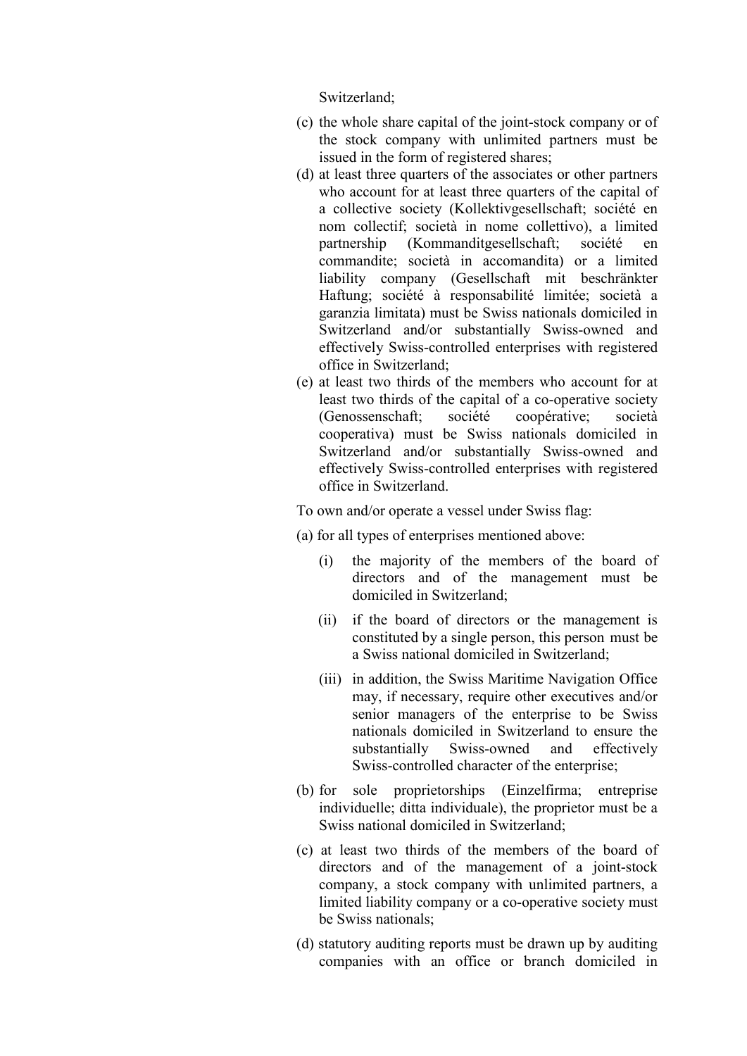Switzerland;

(c) the whole share capital of the joint-stock company or of the stock company with unlimited partners must be issued in the form of registered shares;

(d) at least three quarters of the associates or other partners who account for at least three quarters of the capital of a collective society (Kollektivgesellschaft; société en nom collectif; società in nome collettivo), a limited partnership (Kommanditgesellschaft; société en commandite; società in accomandita) or a limited liability company (Gesellschaft mit beschränkter Haftung; société à responsabilité limitée; società a garanzia limitata) must be Swiss nationals domiciled in Switzerland and/or substantially Swiss-owned and effectively Swiss-controlled enterprises with registered office in Switzerland;

(e) at least two thirds of the members who account for at least two thirds of the capital of a co-operative society (Genossenschaft; société coopérative; società cooperativa) must be Swiss nationals domiciled in Switzerland and/or substantially Swiss-owned and effectively Swiss-controlled enterprises with registered office in Switzerland.

To own and/or operate a vessel under Swiss flag:

(a) for all types of enterprises mentioned above:

  (i) the majority of the members of the board of directors and of the management must be domiciled in Switzerland;

  (ii) if the board of directors or the management is constituted by a single person, this person must be a Swiss national domiciled in Switzerland;

  (iii) in addition, the Swiss Maritime Navigation Office may, if necessary, require other executives and/or senior managers of the enterprise to be Swiss nationals domiciled in Switzerland to ensure the substantially Swiss-owned and effectively Swiss-controlled character of the enterprise;

(b) for sole proprietorships (Einzelfirma; entreprise individuelle; ditta individuale), the proprietor must be a Swiss national domiciled in Switzerland;

(c) at least two thirds of the members of the board of directors and of the management of a joint-stock company, a stock company with unlimited partners, a limited liability company or a co-operative society must be Swiss nationals;

(d) statutory auditing reports must be drawn up by auditing companies with an office or branch domiciled in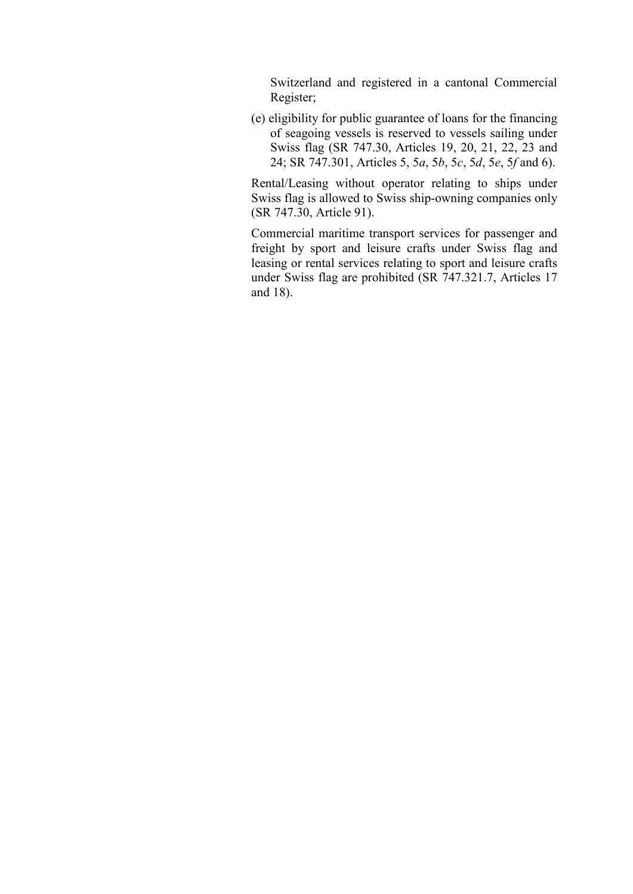Switzerland and registered in a cantonal Commercial Register;

(e) eligibility for public guarantee of loans for the financing of seagoing vessels is reserved to vessels sailing under Swiss flag (SR 747.30, Articles 19, 20, 21, 22, 23 and 24; SR 747.301, Articles 5, 5*a*, 5*b*, 5*c*, 5*d*, 5*e*, 5*f* and 6).

Rental/Leasing without operator relating to ships under Swiss flag is allowed to Swiss ship-owning companies only (SR 747.30, Article 91).

Commercial maritime transport services for passenger and freight by sport and leisure crafts under Swiss flag and leasing or rental services relating to sport and leisure crafts under Swiss flag are prohibited (SR 747.321.7, Articles 17 and 18).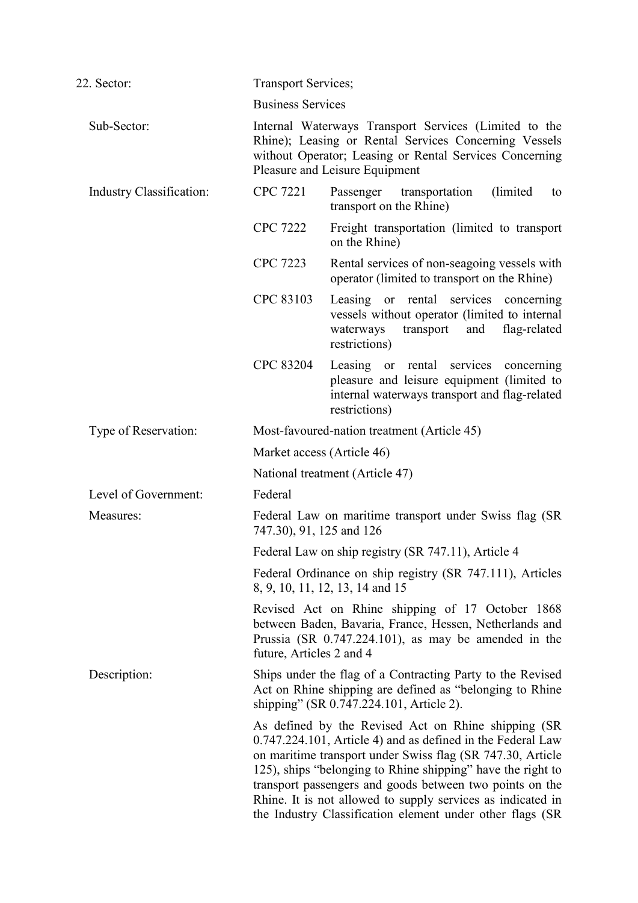| 22. Sector: | Transport Services; |
| --- | --- |
| | Business Services |
| Sub-Sector: | Internal Waterways Transport Services (Limited to the Rhine); Leasing or Rental Services Concerning Vessels without Operator; Leasing or Rental Services Concerning Pleasure and Leisure Equipment |
| Industry Classification: | CPC 7221 Passenger transportation (limited to transport on the Rhine) |
| | CPC 7222 Freight transportation (limited to transport on the Rhine) |
| | CPC 7223 Rental services of non-seagoing vessels with operator (limited to transport on the Rhine) |
| | CPC 83103 Leasing or rental services concerning vessels without operator (limited to internal waterways transport and flag-related restrictions) |
| | CPC 83204 Leasing or rental services concerning pleasure and leisure equipment (limited to internal waterways transport and flag-related restrictions) |
| Type of Reservation: | Most-favoured-nation treatment (Article 45) |
| | Market access (Article 46) |
| | National treatment (Article 47) |
| Level of Government: | Federal |
| Measures: | Federal Law on maritime transport under Swiss flag (SR 747.30), 91, 125 and 126 |
| | Federal Law on ship registry (SR 747.11), Article 4 |
| | Federal Ordinance on ship registry (SR 747.111), Articles 8, 9, 10, 11, 12, 13, 14 and 15 |
| | Revised Act on Rhine shipping of 17 October 1868 between Baden, Bavaria, France, Hessen, Netherlands and Prussia (SR 0.747.224.101), as may be amended in the future, Articles 2 and 4 |
| Description: | Ships under the flag of a Contracting Party to the Revised Act on Rhine shipping are defined as "belonging to Rhine shipping" (SR 0.747.224.101, Article 2). |
| | As defined by the Revised Act on Rhine shipping (SR 0.747.224.101, Article 4) and as defined in the Federal Law on maritime transport under Swiss flag (SR 747.30, Article 125), ships "belonging to Rhine shipping" have the right to transport passengers and goods between two points on the Rhine. It is not allowed to supply services as indicated in the Industry Classification element under other flags (SR |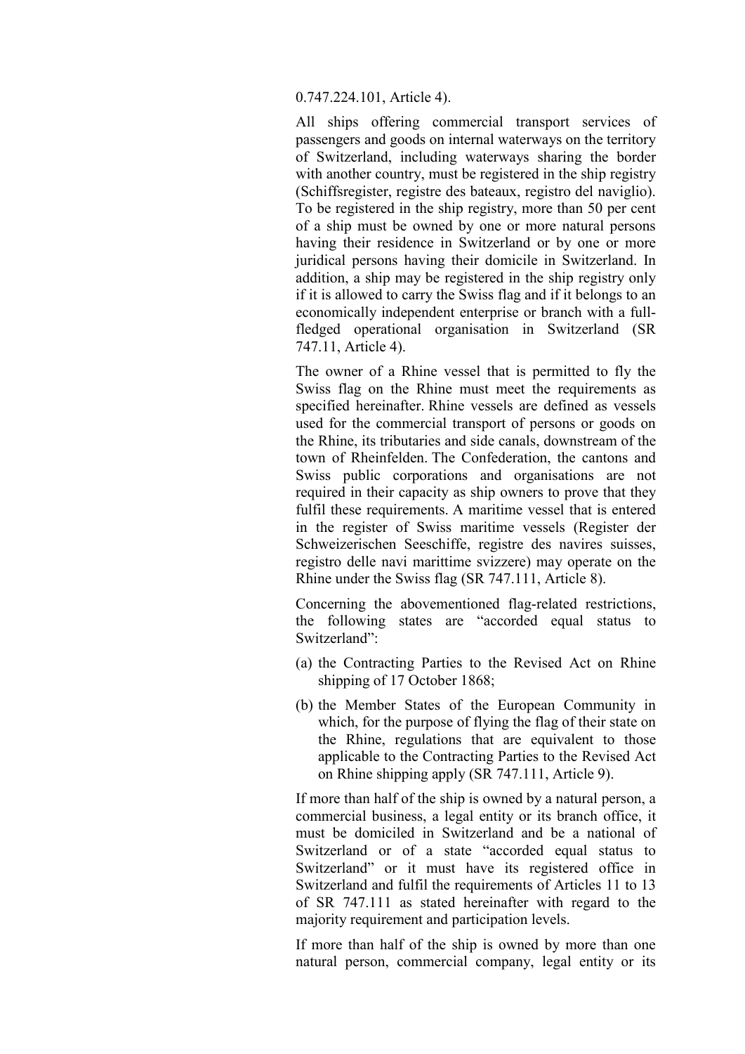0.747.224.101, Article 4).

All ships offering commercial transport services of passengers and goods on internal waterways on the territory of Switzerland, including waterways sharing the border with another country, must be registered in the ship registry (Schiffsregister, registre des bateaux, registro del naviglio). To be registered in the ship registry, more than 50 per cent of a ship must be owned by one or more natural persons having their residence in Switzerland or by one or more juridical persons having their domicile in Switzerland. In addition, a ship may be registered in the ship registry only if it is allowed to carry the Swiss flag and if it belongs to an economically independent enterprise or branch with a full-fledged operational organisation in Switzerland (SR 747.11, Article 4).

The owner of a Rhine vessel that is permitted to fly the Swiss flag on the Rhine must meet the requirements as specified hereinafter. Rhine vessels are defined as vessels used for the commercial transport of persons or goods on the Rhine, its tributaries and side canals, downstream of the town of Rheinfelden. The Confederation, the cantons and Swiss public corporations and organisations are not required in their capacity as ship owners to prove that they fulfil these requirements. A maritime vessel that is entered in the register of Swiss maritime vessels (Register der Schweizerischen Seeschiffe, registre des navires suisses, registro delle navi marittime svizzere) may operate on the Rhine under the Swiss flag (SR 747.111, Article 8).

Concerning the abovementioned flag-related restrictions, the following states are "accorded equal status to Switzerland":

(a) the Contracting Parties to the Revised Act on Rhine shipping of 17 October 1868;

(b) the Member States of the European Community in which, for the purpose of flying the flag of their state on the Rhine, regulations that are equivalent to those applicable to the Contracting Parties to the Revised Act on Rhine shipping apply (SR 747.111, Article 9).

If more than half of the ship is owned by a natural person, a commercial business, a legal entity or its branch office, it must be domiciled in Switzerland and be a national of Switzerland or of a state "accorded equal status to Switzerland" or it must have its registered office in Switzerland and fulfil the requirements of Articles 11 to 13 of SR 747.111 as stated hereinafter with regard to the majority requirement and participation levels.

If more than half of the ship is owned by more than one natural person, commercial company, legal entity or its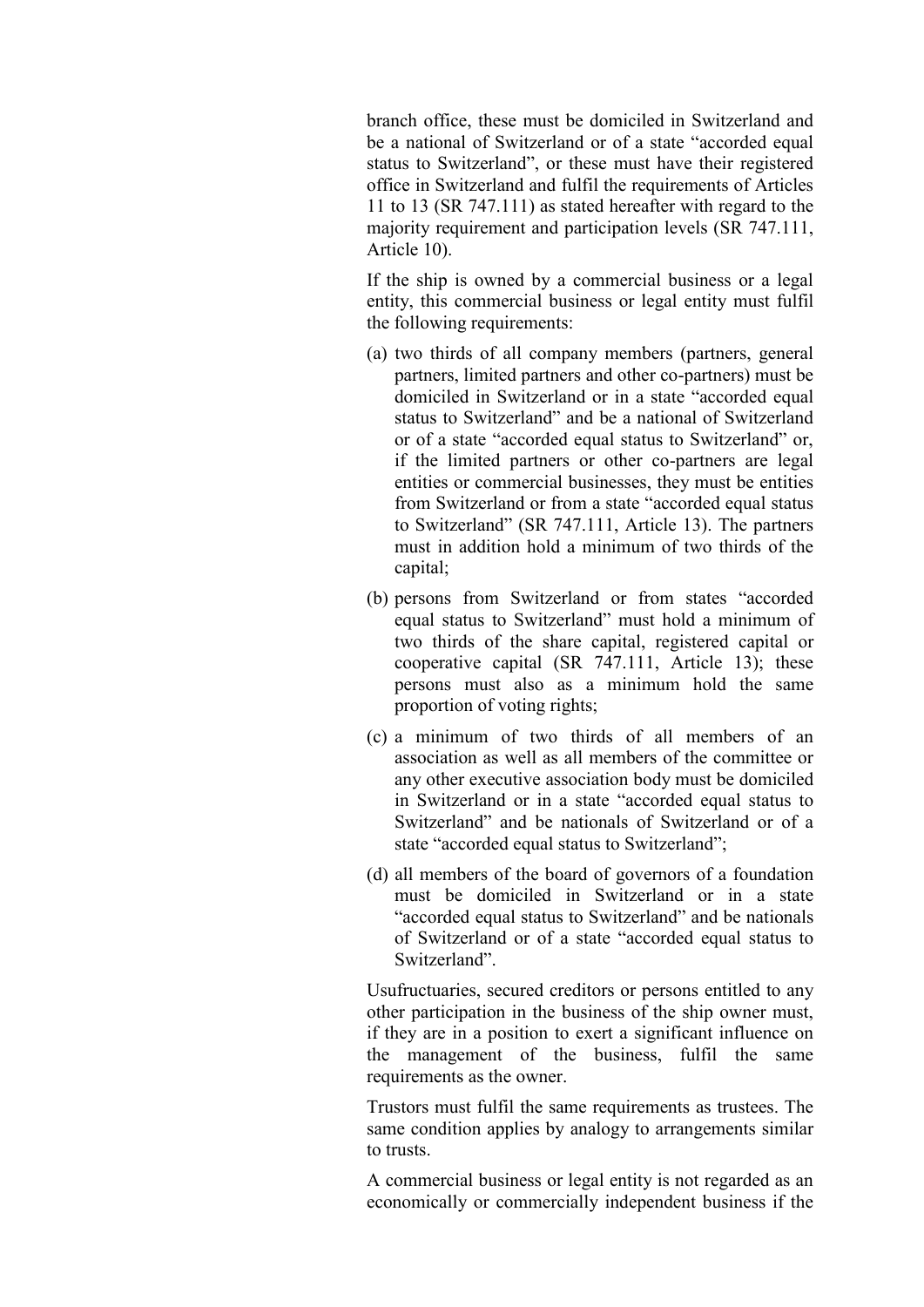branch office, these must be domiciled in Switzerland and be a national of Switzerland or of a state "accorded equal status to Switzerland", or these must have their registered office in Switzerland and fulfil the requirements of Articles 11 to 13 (SR 747.111) as stated hereafter with regard to the majority requirement and participation levels (SR 747.111, Article 10).

If the ship is owned by a commercial business or a legal entity, this commercial business or legal entity must fulfil the following requirements:

(a) two thirds of all company members (partners, general partners, limited partners and other co-partners) must be domiciled in Switzerland or in a state "accorded equal status to Switzerland" and be a national of Switzerland or of a state "accorded equal status to Switzerland" or, if the limited partners or other co-partners are legal entities or commercial businesses, they must be entities from Switzerland or from a state "accorded equal status to Switzerland" (SR 747.111, Article 13). The partners must in addition hold a minimum of two thirds of the capital;

(b) persons from Switzerland or from states "accorded equal status to Switzerland" must hold a minimum of two thirds of the share capital, registered capital or cooperative capital (SR 747.111, Article 13); these persons must also as a minimum hold the same proportion of voting rights;

(c) a minimum of two thirds of all members of an association as well as all members of the committee or any other executive association body must be domiciled in Switzerland or in a state "accorded equal status to Switzerland" and be nationals of Switzerland or of a state "accorded equal status to Switzerland";

(d) all members of the board of governors of a foundation must be domiciled in Switzerland or in a state "accorded equal status to Switzerland" and be nationals of Switzerland or of a state "accorded equal status to Switzerland".

Usufructuaries, secured creditors or persons entitled to any other participation in the business of the ship owner must, if they are in a position to exert a significant influence on the management of the business, fulfil the same requirements as the owner.

Trustors must fulfil the same requirements as trustees. The same condition applies by analogy to arrangements similar to trusts.

A commercial business or legal entity is not regarded as an economically or commercially independent business if the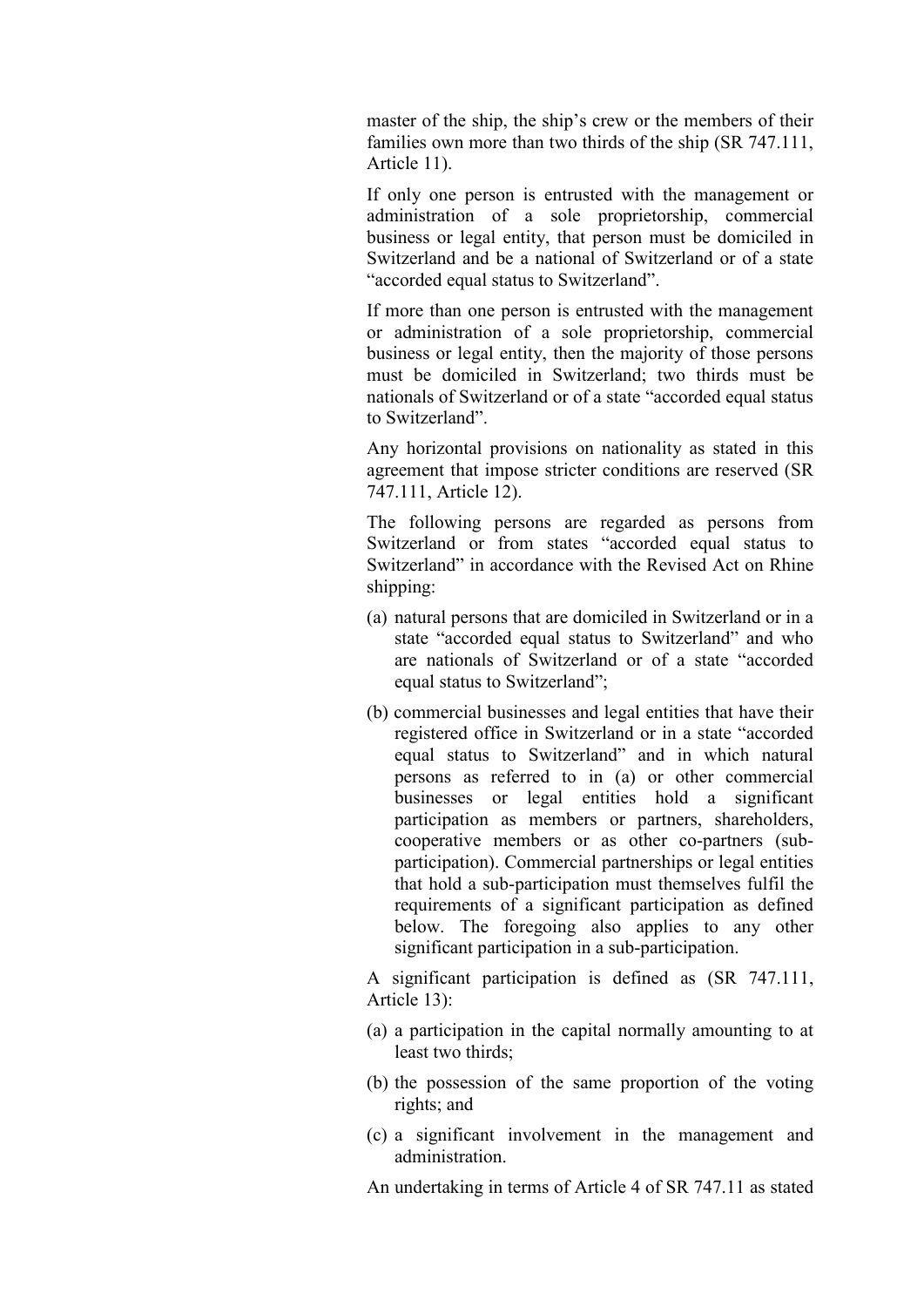master of the ship, the ship's crew or the members of their families own more than two thirds of the ship (SR 747.111, Article 11).

If only one person is entrusted with the management or administration of a sole proprietorship, commercial business or legal entity, that person must be domiciled in Switzerland and be a national of Switzerland or of a state "accorded equal status to Switzerland".

If more than one person is entrusted with the management or administration of a sole proprietorship, commercial business or legal entity, then the majority of those persons must be domiciled in Switzerland; two thirds must be nationals of Switzerland or of a state "accorded equal status to Switzerland".

Any horizontal provisions on nationality as stated in this agreement that impose stricter conditions are reserved (SR 747.111, Article 12).

The following persons are regarded as persons from Switzerland or from states "accorded equal status to Switzerland" in accordance with the Revised Act on Rhine shipping:

(a) natural persons that are domiciled in Switzerland or in a state "accorded equal status to Switzerland" and who are nationals of Switzerland or of a state "accorded equal status to Switzerland";

(b) commercial businesses and legal entities that have their registered office in Switzerland or in a state "accorded equal status to Switzerland" and in which natural persons as referred to in (a) or other commercial businesses or legal entities hold a significant participation as members or partners, shareholders, cooperative members or as other co-partners (sub-participation). Commercial partnerships or legal entities that hold a sub-participation must themselves fulfil the requirements of a significant participation as defined below. The foregoing also applies to any other significant participation in a sub-participation.

A significant participation is defined as (SR 747.111, Article 13):

(a) a participation in the capital normally amounting to at least two thirds;

(b) the possession of the same proportion of the voting rights; and

(c) a significant involvement in the management and administration.

An undertaking in terms of Article 4 of SR 747.11 as stated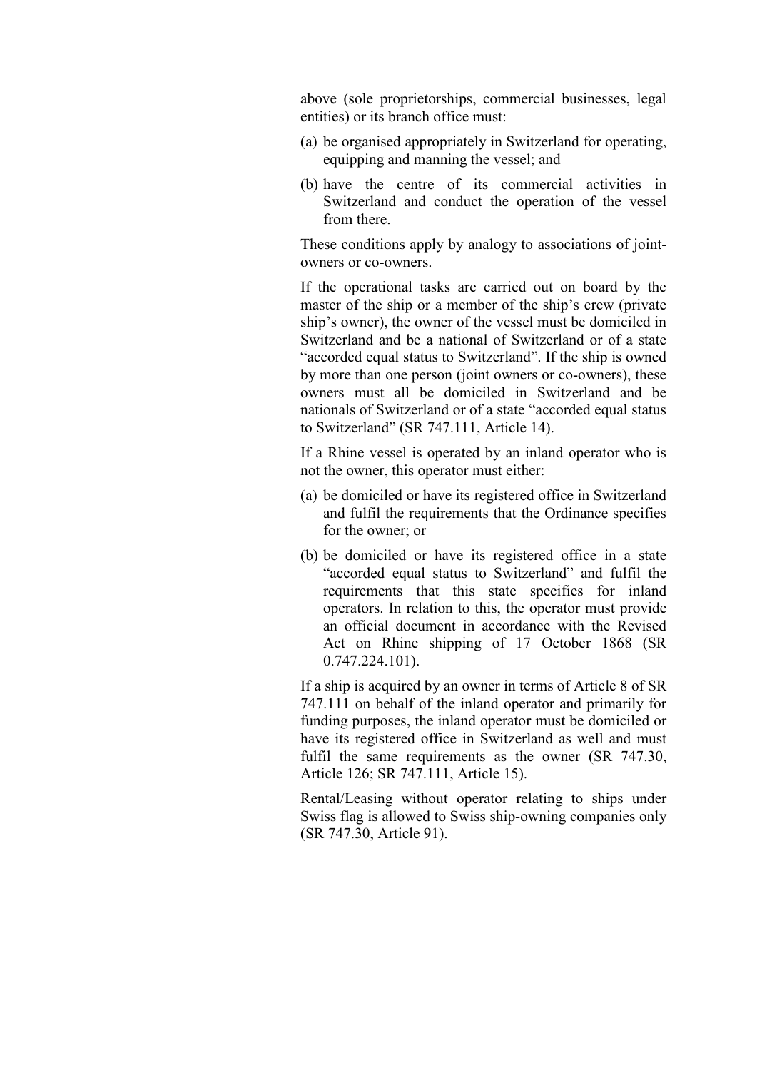above (sole proprietorships, commercial businesses, legal entities) or its branch office must:

(a) be organised appropriately in Switzerland for operating, equipping and manning the vessel; and

(b) have the centre of its commercial activities in Switzerland and conduct the operation of the vessel from there.

These conditions apply by analogy to associations of joint-owners or co-owners.

If the operational tasks are carried out on board by the master of the ship or a member of the ship's crew (private ship's owner), the owner of the vessel must be domiciled in Switzerland and be a national of Switzerland or of a state "accorded equal status to Switzerland". If the ship is owned by more than one person (joint owners or co-owners), these owners must all be domiciled in Switzerland and be nationals of Switzerland or of a state "accorded equal status to Switzerland" (SR 747.111, Article 14).

If a Rhine vessel is operated by an inland operator who is not the owner, this operator must either:

(a) be domiciled or have its registered office in Switzerland and fulfil the requirements that the Ordinance specifies for the owner; or

(b) be domiciled or have its registered office in a state "accorded equal status to Switzerland" and fulfil the requirements that this state specifies for inland operators. In relation to this, the operator must provide an official document in accordance with the Revised Act on Rhine shipping of 17 October 1868 (SR 0.747.224.101).

If a ship is acquired by an owner in terms of Article 8 of SR 747.111 on behalf of the inland operator and primarily for funding purposes, the inland operator must be domiciled or have its registered office in Switzerland as well and must fulfil the same requirements as the owner (SR 747.30, Article 126; SR 747.111, Article 15).

Rental/Leasing without operator relating to ships under Swiss flag is allowed to Swiss ship-owning companies only (SR 747.30, Article 91).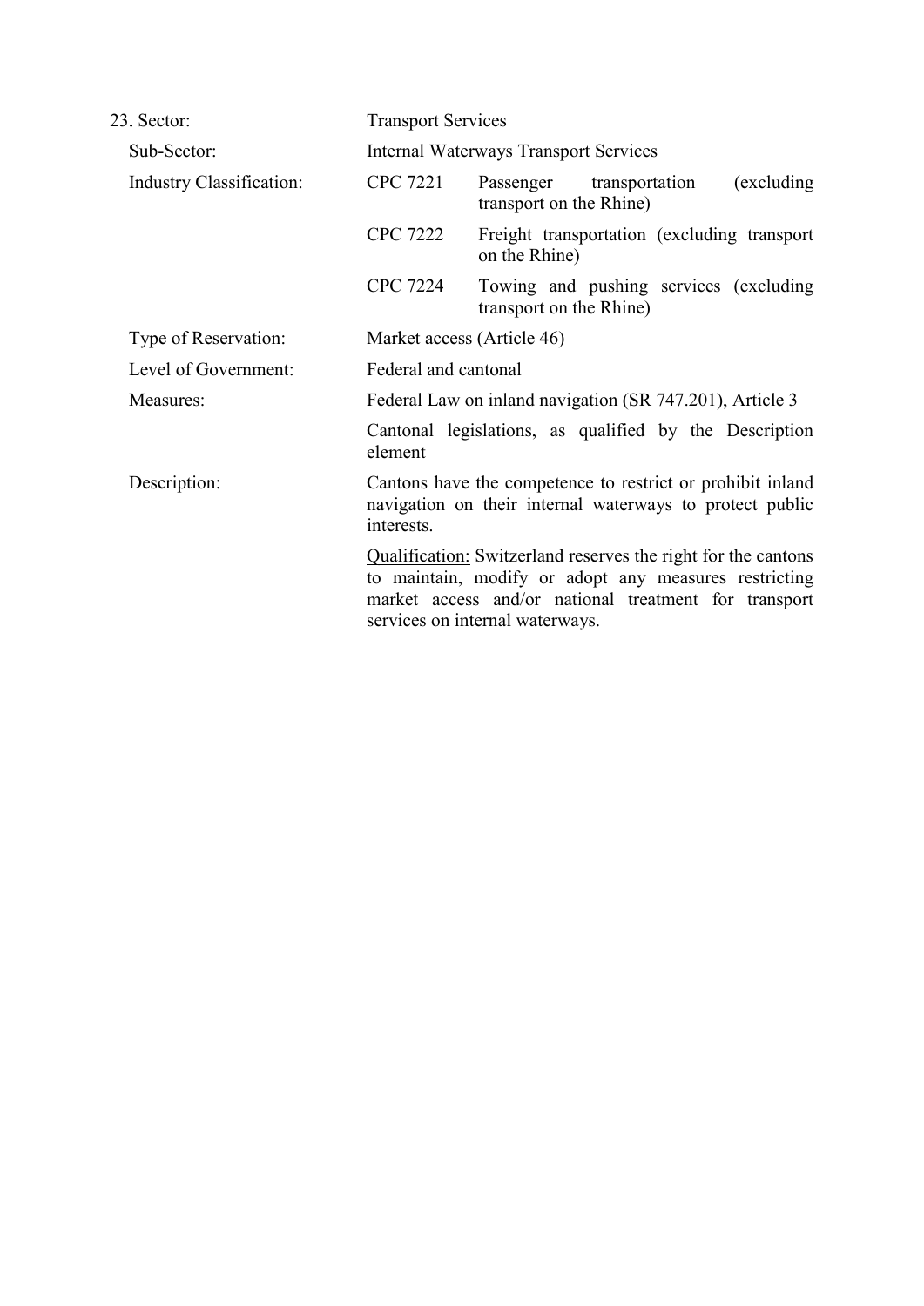| 23. Sector: | Transport Services | |
|---|---|---|
| Sub-Sector: | Internal Waterways Transport Services | |
| Industry Classification: | CPC 7221 | Passenger transportation (excluding transport on the Rhine) |
| | CPC 7222 | Freight transportation (excluding transport on the Rhine) |
| | CPC 7224 | Towing and pushing services (excluding transport on the Rhine) |
| Type of Reservation: | Market access (Article 46) | |
| Level of Government: | Federal and cantonal | |
| Measures: | Federal Law on inland navigation (SR 747.201), Article 3 | |
| | Cantonal legislations, as qualified by the Description element | |
| Description: | Cantons have the competence to restrict or prohibit inland navigation on their internal waterways to protect public interests. | |
| | Qualification: Switzerland reserves the right for the cantons to maintain, modify or adopt any measures restricting market access and/or national treatment for transport services on internal waterways. | |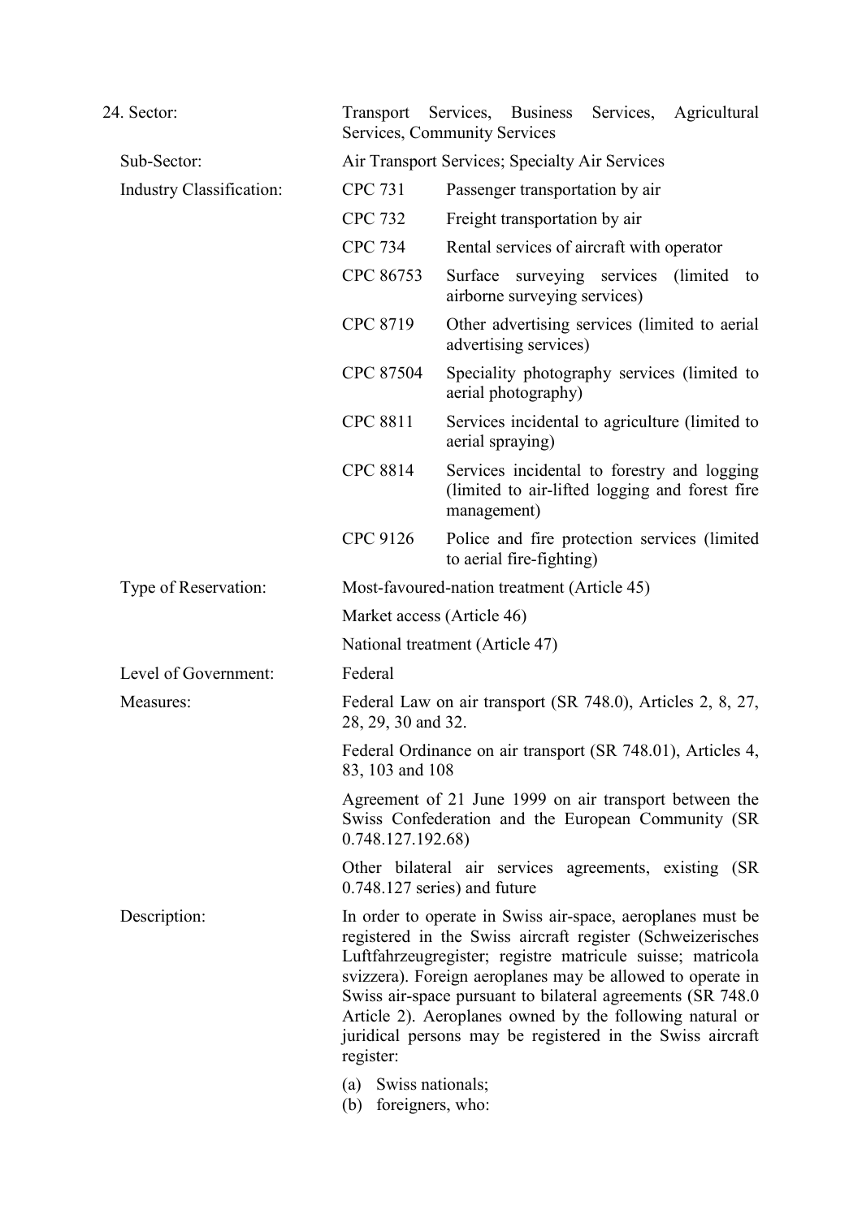| | | |
|---|---|---|
| 24. Sector: | Transport Services, Business Services, Agricultural Services, Community Services | |
| Sub-Sector: | Air Transport Services; Specialty Air Services | |
| Industry Classification: | CPC 731 | Passenger transportation by air |
| | CPC 732 | Freight transportation by air |
| | CPC 734 | Rental services of aircraft with operator |
| | CPC 86753 | Surface surveying services (limited to airborne surveying services) |
| | CPC 8719 | Other advertising services (limited to aerial advertising services) |
| | CPC 87504 | Speciality photography services (limited to aerial photography) |
| | CPC 8811 | Services incidental to agriculture (limited to aerial spraying) |
| | CPC 8814 | Services incidental to forestry and logging (limited to air-lifted logging and forest fire management) |
| | CPC 9126 | Police and fire protection services (limited to aerial fire-fighting) |
| Type of Reservation: | Most-favoured-nation treatment (Article 45) | |
| | Market access (Article 46) | |
| | National treatment (Article 47) | |
| Level of Government: | Federal | |
| Measures: | Federal Law on air transport (SR 748.0), Articles 2, 8, 27, 28, 29, 30 and 32. | |
| | Federal Ordinance on air transport (SR 748.01), Articles 4, 83, 103 and 108 | |
| | Agreement of 21 June 1999 on air transport between the Swiss Confederation and the European Community (SR 0.748.127.192.68) | |
| | Other bilateral air services agreements, existing (SR 0.748.127 series) and future | |
| Description: | In order to operate in Swiss air-space, aeroplanes must be registered in the Swiss aircraft register (Schweizerisches Luftfahrzeugregister; registre matricule suisse; matricola svizzera). Foreign aeroplanes may be allowed to operate in Swiss air-space pursuant to bilateral agreements (SR 748.0 Article 2). Aeroplanes owned by the following natural or juridical persons may be registered in the Swiss aircraft register:<br><br>(a) Swiss nationals;<br>(b) foreigners, who: | |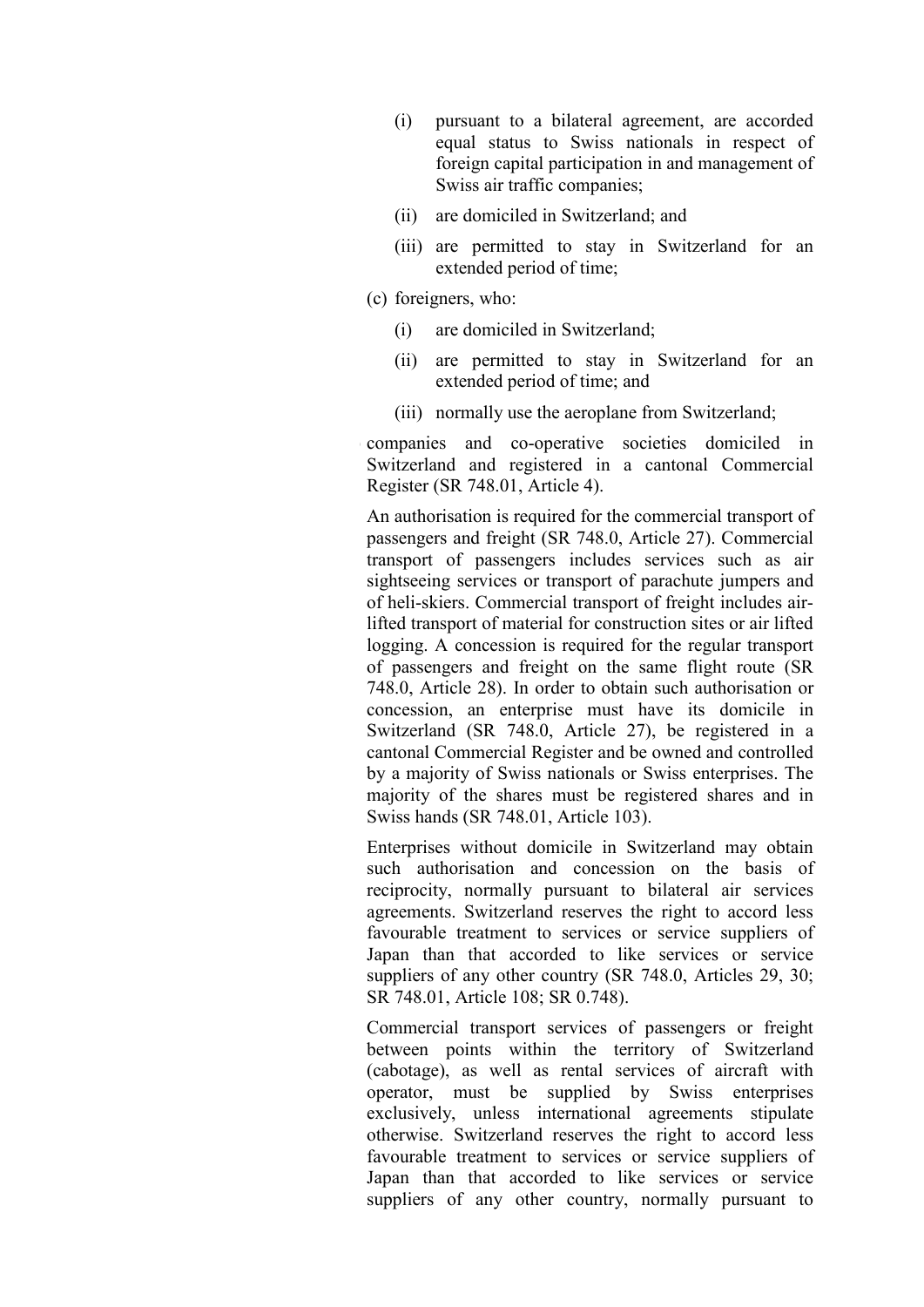(i) pursuant to a bilateral agreement, are accorded equal status to Swiss nationals in respect of foreign capital participation in and management of Swiss air traffic companies;

(ii) are domiciled in Switzerland; and

(iii) are permitted to stay in Switzerland for an extended period of time;

(c) foreigners, who:

(i) are domiciled in Switzerland;

(ii) are permitted to stay in Switzerland for an extended period of time; and

(iii) normally use the aeroplane from Switzerland;

companies and co-operative societies domiciled in Switzerland and registered in a cantonal Commercial Register (SR 748.01, Article 4).

An authorisation is required for the commercial transport of passengers and freight (SR 748.0, Article 27). Commercial transport of passengers includes services such as air sightseeing services or transport of parachute jumpers and of heli-skiers. Commercial transport of freight includes air-lifted transport of material for construction sites or air lifted logging. A concession is required for the regular transport of passengers and freight on the same flight route (SR 748.0, Article 28). In order to obtain such authorisation or concession, an enterprise must have its domicile in Switzerland (SR 748.0, Article 27), be registered in a cantonal Commercial Register and be owned and controlled by a majority of Swiss nationals or Swiss enterprises. The majority of the shares must be registered shares and in Swiss hands (SR 748.01, Article 103).

Enterprises without domicile in Switzerland may obtain such authorisation and concession on the basis of reciprocity, normally pursuant to bilateral air services agreements. Switzerland reserves the right to accord less favourable treatment to services or service suppliers of Japan than that accorded to like services or service suppliers of any other country (SR 748.0, Articles 29, 30; SR 748.01, Article 108; SR 0.748).

Commercial transport services of passengers or freight between points within the territory of Switzerland (cabotage), as well as rental services of aircraft with operator, must be supplied by Swiss enterprises exclusively, unless international agreements stipulate otherwise. Switzerland reserves the right to accord less favourable treatment to services or service suppliers of Japan than that accorded to like services or service suppliers of any other country, normally pursuant to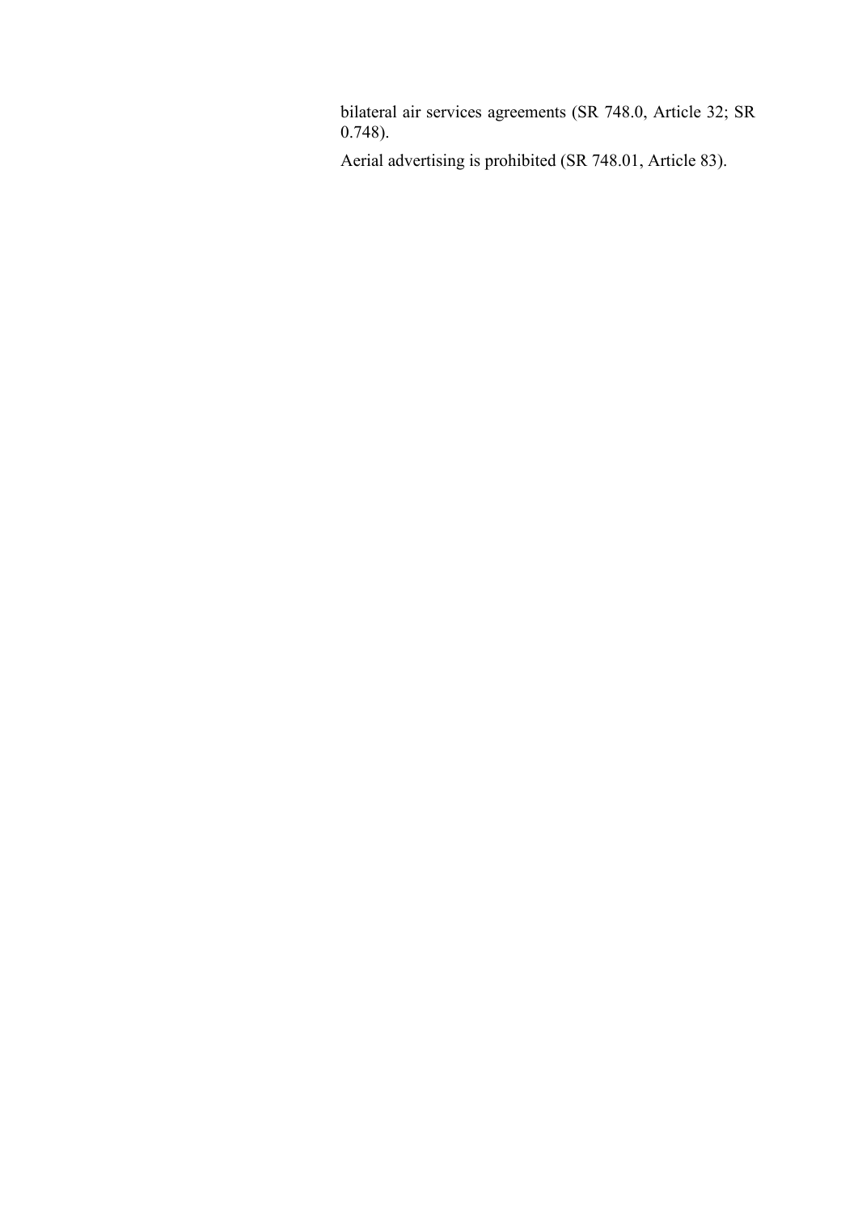bilateral air services agreements (SR 748.0, Article 32; SR 0.748).

Aerial advertising is prohibited (SR 748.01, Article 83).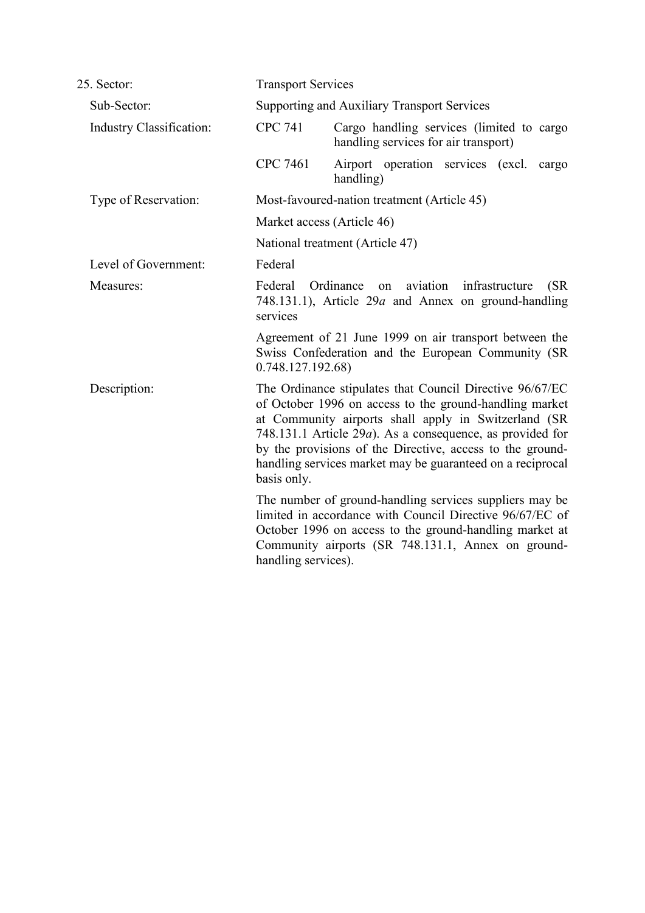25. Sector: Transport Services

Sub-Sector: Supporting and Auxiliary Transport Services

Industry Classification:

| | |
|---|---|
| CPC 741 | Cargo handling services (limited to cargo handling services for air transport) |
| CPC 7461 | Airport operation services (excl. cargo handling) |

Type of Reservation: Most-favoured-nation treatment (Article 45)

Market access (Article 46)

National treatment (Article 47)

Level of Government: Federal

Measures: Federal Ordinance on aviation infrastructure (SR 748.131.1), Article 29*a* and Annex on ground-handling services

Agreement of 21 June 1999 on air transport between the Swiss Confederation and the European Community (SR 0.748.127.192.68)

Description: The Ordinance stipulates that Council Directive 96/67/EC of October 1996 on access to the ground-handling market at Community airports shall apply in Switzerland (SR 748.131.1 Article 29*a*). As a consequence, as provided for by the provisions of the Directive, access to the ground-handling services market may be guaranteed on a reciprocal basis only.

The number of ground-handling services suppliers may be limited in accordance with Council Directive 96/67/EC of October 1996 on access to the ground-handling market at Community airports (SR 748.131.1, Annex on ground-handling services).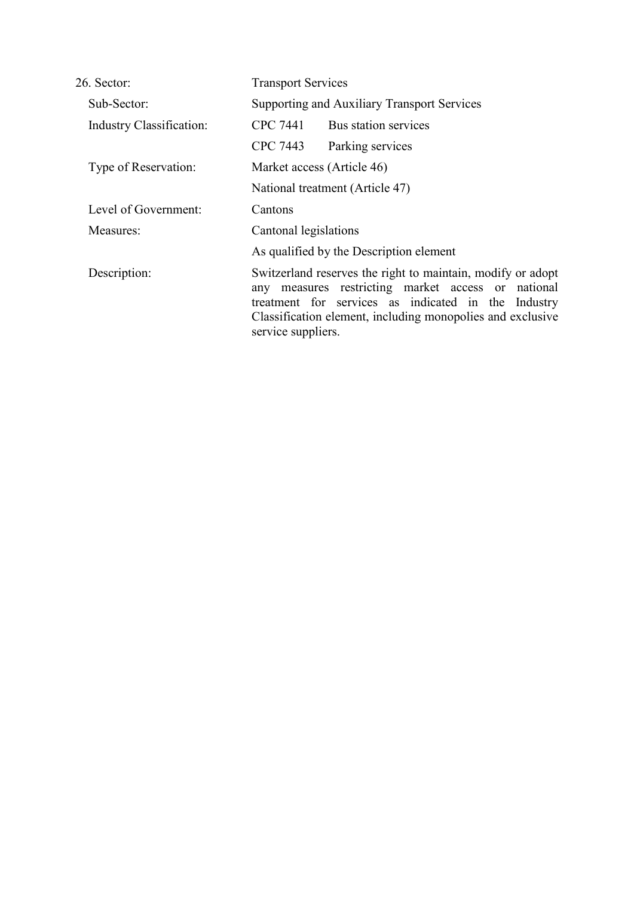| | |
|---|---|
| 26. Sector: | Transport Services |
| Sub-Sector: | Supporting and Auxiliary Transport Services |
| Industry Classification: | CPC 7441 Bus station services |
| | CPC 7443 Parking services |
| Type of Reservation: | Market access (Article 46) |
| | National treatment (Article 47) |
| Level of Government: | Cantons |
| Measures: | Cantonal legislations |
| | As qualified by the Description element |
| Description: | Switzerland reserves the right to maintain, modify or adopt any measures restricting market access or national treatment for services as indicated in the Industry Classification element, including monopolies and exclusive service suppliers. |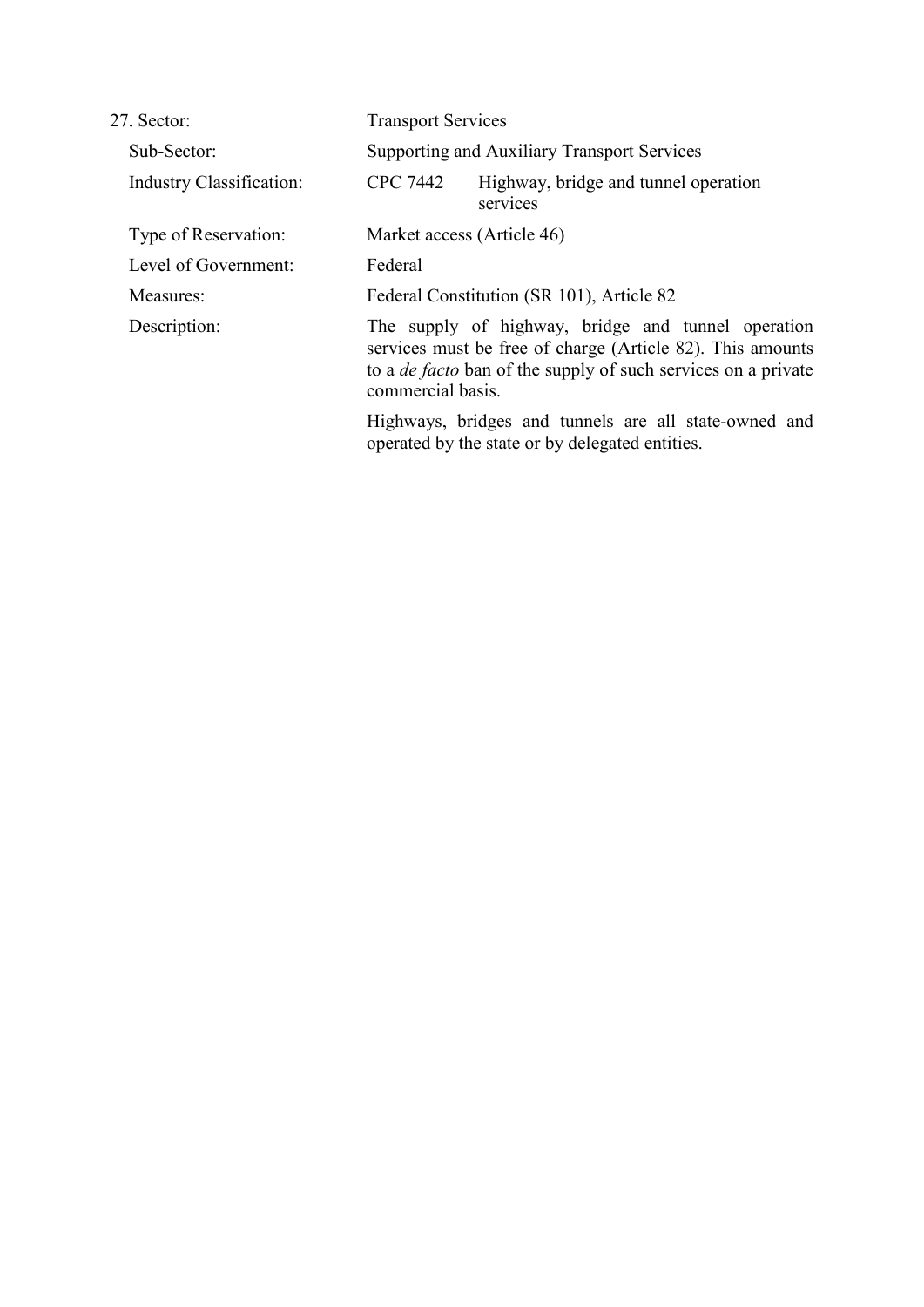27. Sector: Transport Services

Sub-Sector: Supporting and Auxiliary Transport Services

Industry Classification: CPC 7442 Highway, bridge and tunnel operation services

Type of Reservation: Market access (Article 46)

Level of Government: Federal

Measures: Federal Constitution (SR 101), Article 82

Description: The supply of highway, bridge and tunnel operation services must be free of charge (Article 82). This amounts to a *de facto* ban of the supply of such services on a private commercial basis.

Highways, bridges and tunnels are all state-owned and operated by the state or by delegated entities.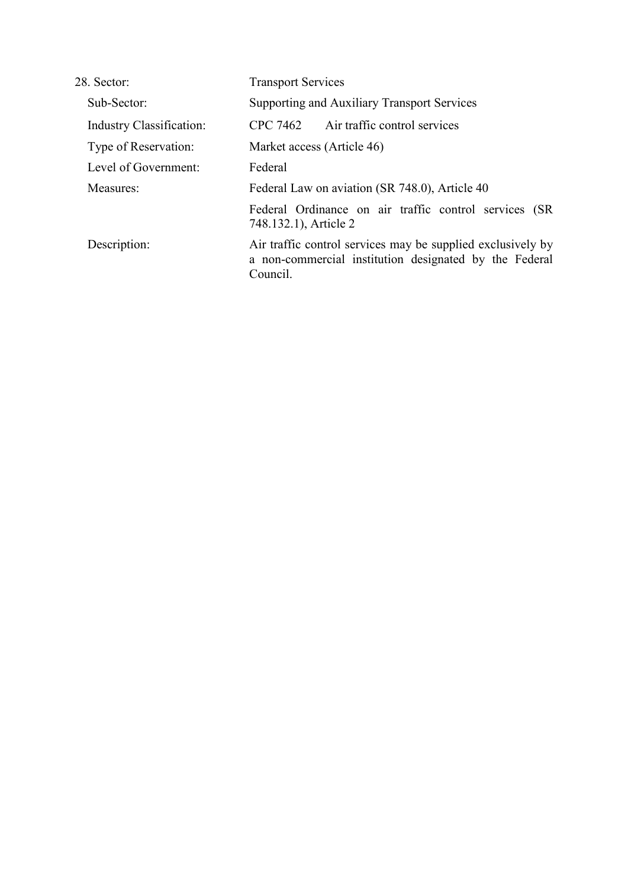| | |
|---|---|
| 28. Sector: | Transport Services |
| Sub-Sector: | Supporting and Auxiliary Transport Services |
| Industry Classification: | CPC 7462 Air traffic control services |
| Type of Reservation: | Market access (Article 46) |
| Level of Government: | Federal |
| Measures: | Federal Law on aviation (SR 748.0), Article 40<br><br>Federal Ordinance on air traffic control services (SR 748.132.1), Article 2 |
| Description: | Air traffic control services may be supplied exclusively by a non-commercial institution designated by the Federal Council. |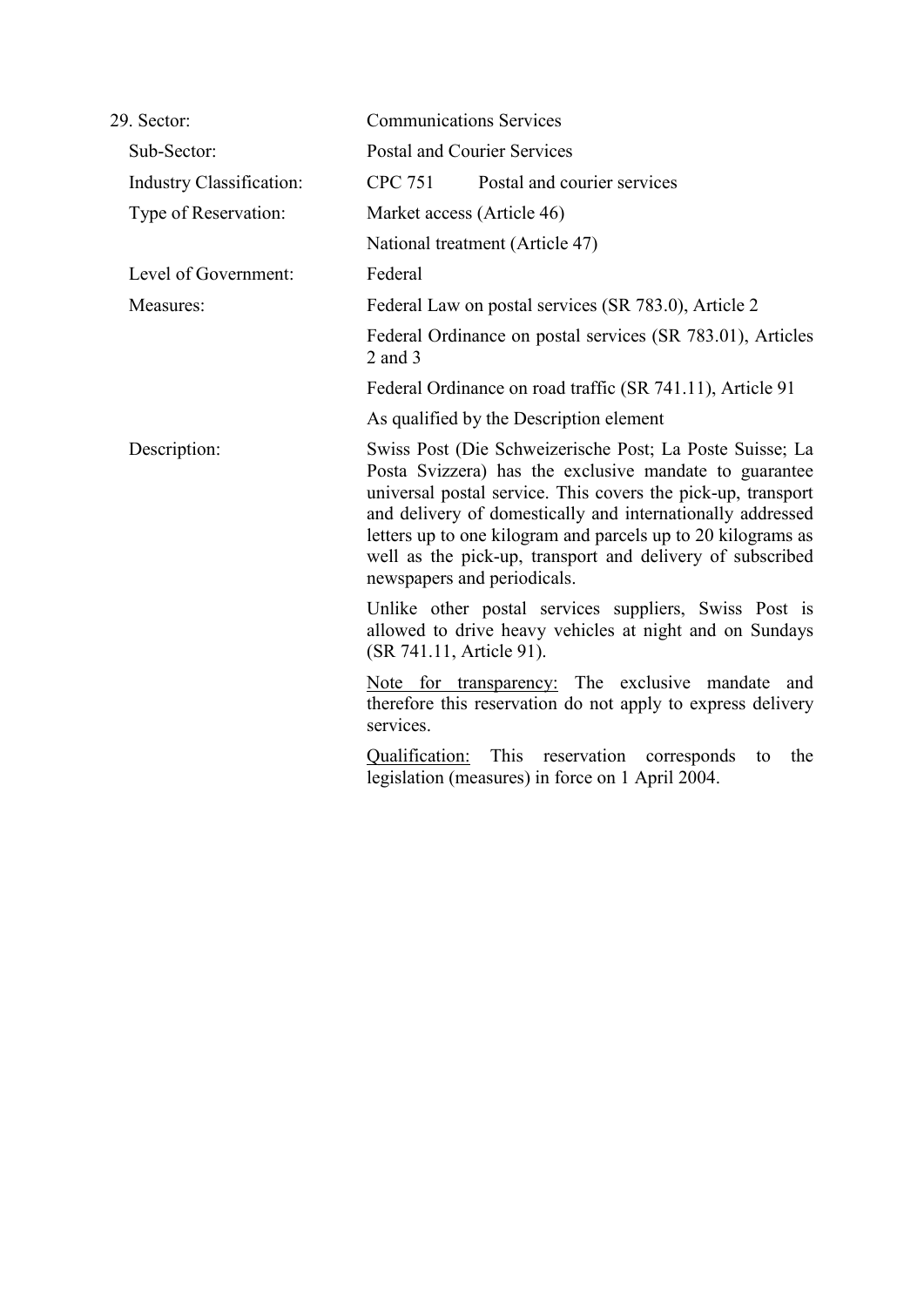| | |
|---|---|
| 29. Sector: | Communications Services |
| Sub-Sector: | Postal and Courier Services |
| Industry Classification: | CPC 751 Postal and courier services |
| Type of Reservation: | Market access (Article 46)<br>National treatment (Article 47) |
| Level of Government: | Federal |
| Measures: | Federal Law on postal services (SR 783.0), Article 2<br>Federal Ordinance on postal services (SR 783.01), Articles 2 and 3<br>Federal Ordinance on road traffic (SR 741.11), Article 91<br>As qualified by the Description element |
| Description: | Swiss Post (Die Schweizerische Post; La Poste Suisse; La Posta Svizzera) has the exclusive mandate to guarantee universal postal service. This covers the pick-up, transport and delivery of domestically and internationally addressed letters up to one kilogram and parcels up to 20 kilograms as well as the pick-up, transport and delivery of subscribed newspapers and periodicals.<br>Unlike other postal services suppliers, Swiss Post is allowed to drive heavy vehicles at night and on Sundays (SR 741.11, Article 91).<br>Note for transparency: The exclusive mandate and therefore this reservation do not apply to express delivery services.<br>Qualification: This reservation corresponds to the legislation (measures) in force on 1 April 2004. |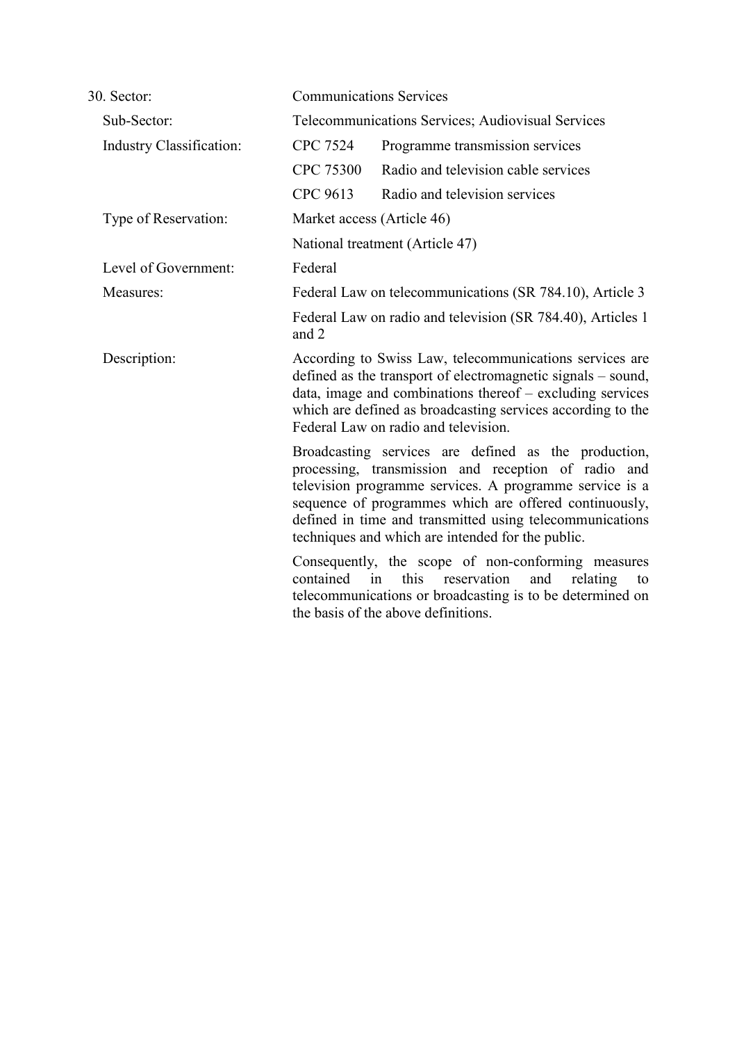| 30. Sector: | Communications Services |
| --- | --- |
| Sub-Sector: | Telecommunications Services; Audiovisual Services |
| Industry Classification: | CPC 7524 Programme transmission services |
| | CPC 75300 Radio and television cable services |
| | CPC 9613 Radio and television services |
| Type of Reservation: | Market access (Article 46) |
| | National treatment (Article 47) |
| Level of Government: | Federal |
| Measures: | Federal Law on telecommunications (SR 784.10), Article 3 |
| | Federal Law on radio and television (SR 784.40), Articles 1 and 2 |
| Description: | According to Swiss Law, telecommunications services are defined as the transport of electromagnetic signals – sound, data, image and combinations thereof – excluding services which are defined as broadcasting services according to the Federal Law on radio and television. |
| | Broadcasting services are defined as the production, processing, transmission and reception of radio and television programme services. A programme service is a sequence of programmes which are offered continuously, defined in time and transmitted using telecommunications techniques and which are intended for the public. |
| | Consequently, the scope of non-conforming measures contained in this reservation and relating to telecommunications or broadcasting is to be determined on the basis of the above definitions. |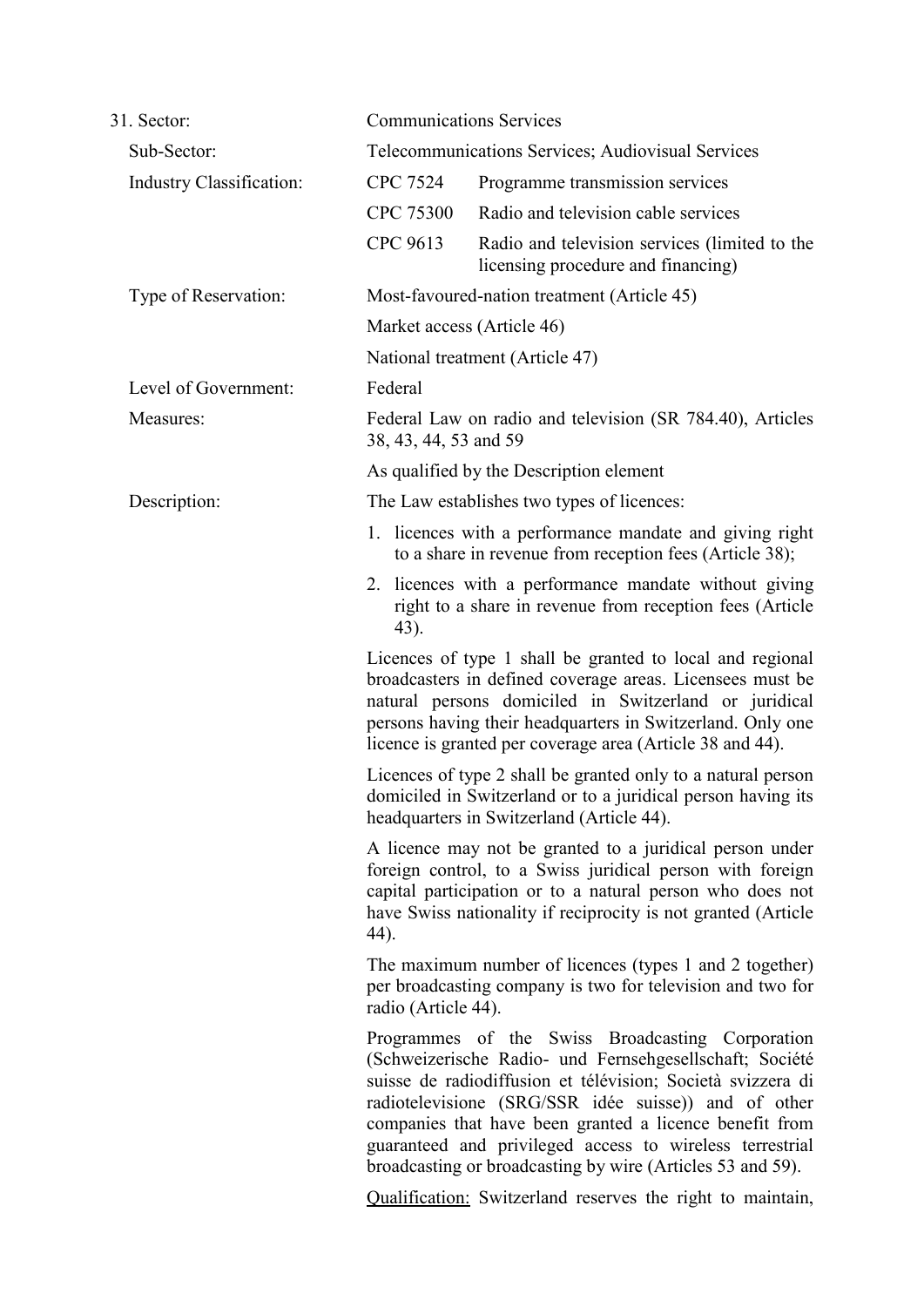| 31. Sector: | Communications Services | |
|---|---|---|
| Sub-Sector: | Telecommunications Services; Audiovisual Services | |
| Industry Classification: | CPC 7524 | Programme transmission services |
| | CPC 75300 | Radio and television cable services |
| | CPC 9613 | Radio and television services (limited to the licensing procedure and financing) |
| Type of Reservation: | Most-favoured-nation treatment (Article 45) | |
| | Market access (Article 46) | |
| | National treatment (Article 47) | |
| Level of Government: | Federal | |
| Measures: | Federal Law on radio and television (SR 784.40), Articles 38, 43, 44, 53 and 59 | |
| | As qualified by the Description element | |
| Description: | The Law establishes two types of licences: | |

1. licences with a performance mandate and giving right to a share in revenue from reception fees (Article 38);
2. licences with a performance mandate without giving right to a share in revenue from reception fees (Article 43).

Licences of type 1 shall be granted to local and regional broadcasters in defined coverage areas. Licensees must be natural persons domiciled in Switzerland or juridical persons having their headquarters in Switzerland. Only one licence is granted per coverage area (Article 38 and 44).

Licences of type 2 shall be granted only to a natural person domiciled in Switzerland or to a juridical person having its headquarters in Switzerland (Article 44).

A licence may not be granted to a juridical person under foreign control, to a Swiss juridical person with foreign capital participation or to a natural person who does not have Swiss nationality if reciprocity is not granted (Article 44).

The maximum number of licences (types 1 and 2 together) per broadcasting company is two for television and two for radio (Article 44).

Programmes of the Swiss Broadcasting Corporation (Schweizerische Radio- und Fernsehgesellschaft; Société suisse de radiodiffusion et télévision; Società svizzera di radiotelevisione (SRG/SSR idée suisse)) and of other companies that have been granted a licence benefit from guaranteed and privileged access to wireless terrestrial broadcasting or broadcasting by wire (Articles 53 and 59).

Qualification: Switzerland reserves the right to maintain,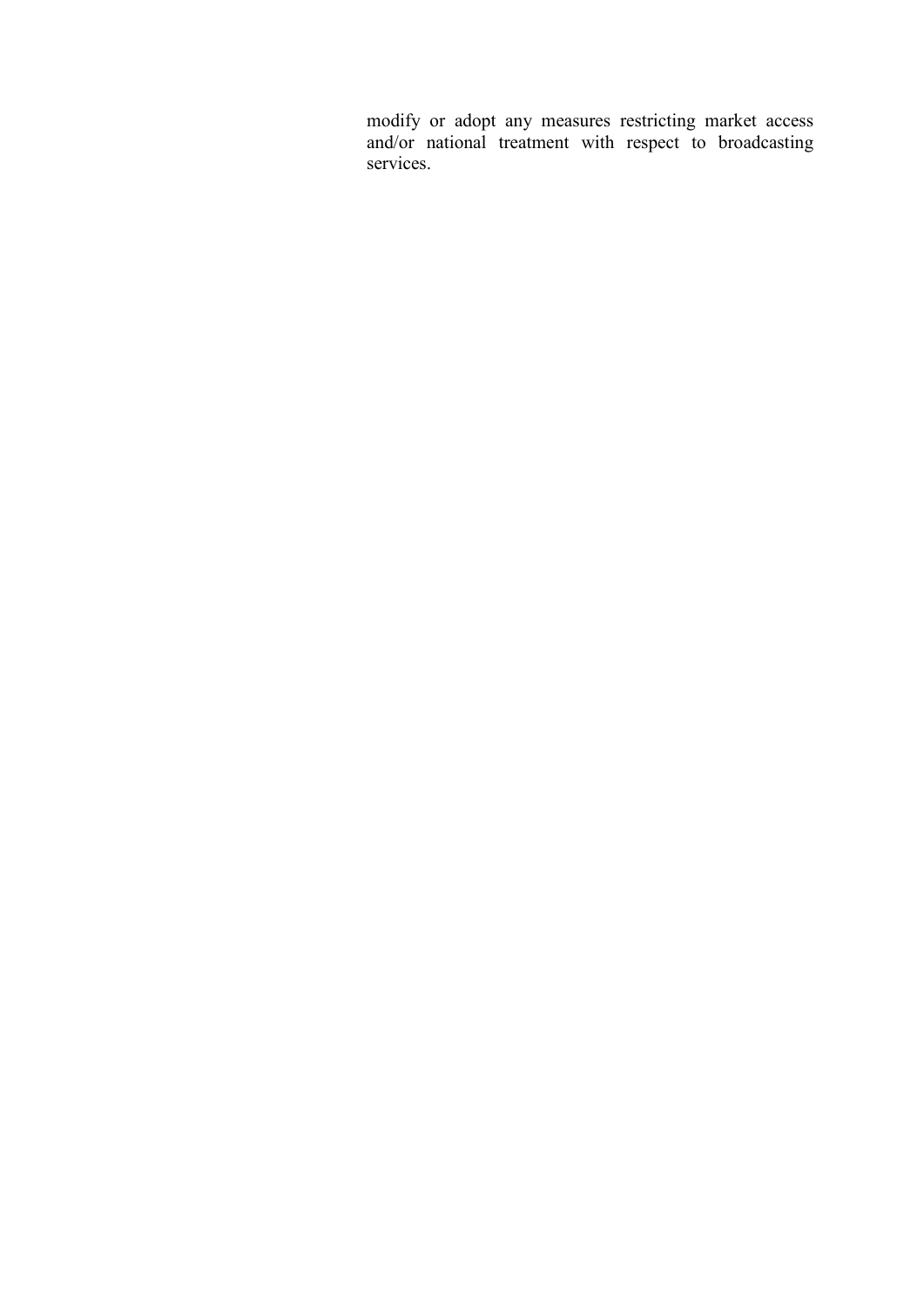modify or adopt any measures restricting market access and/or national treatment with respect to broadcasting services.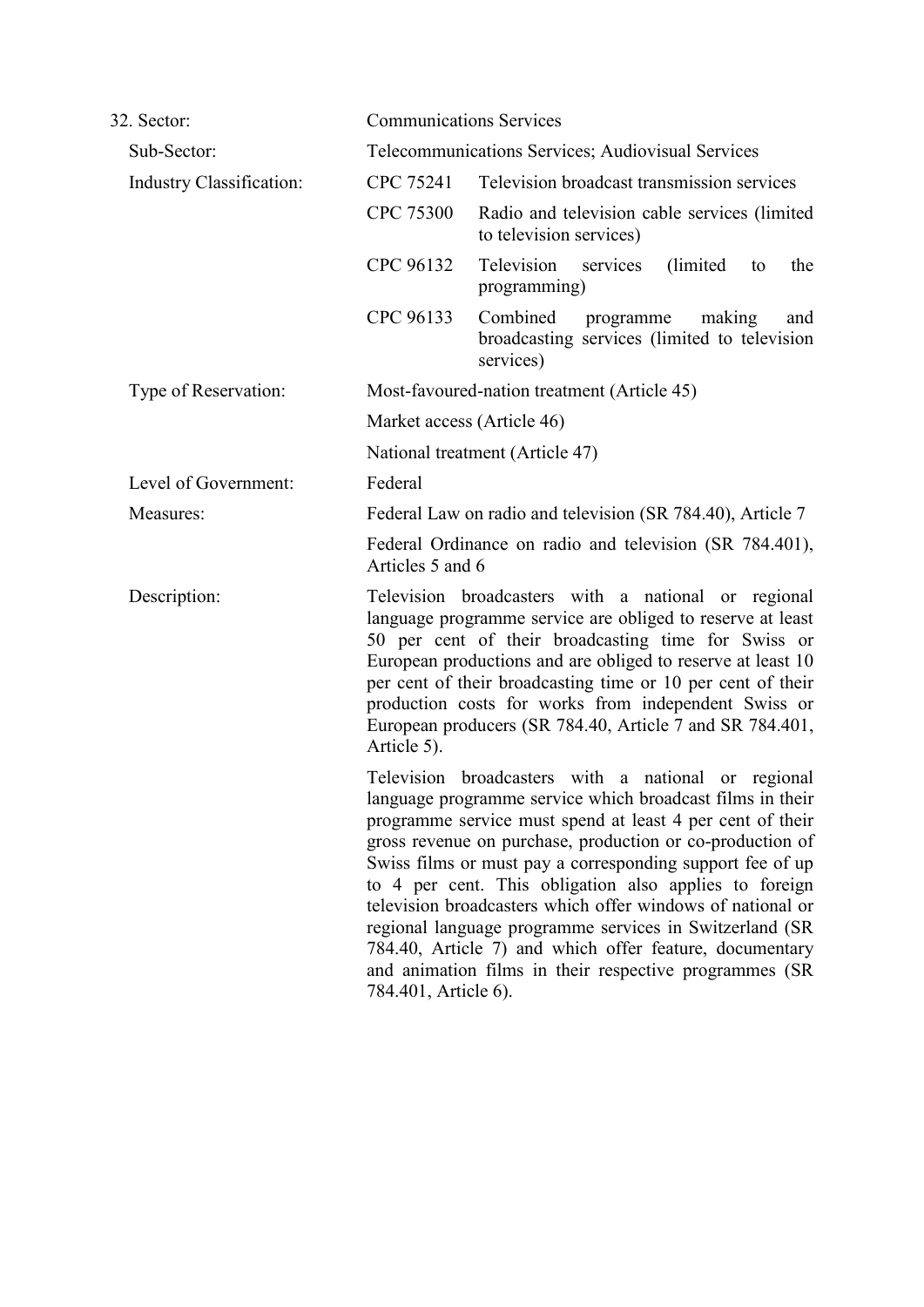| | |
|---|---|
| 32. Sector: | Communications Services |
| Sub-Sector: | Telecommunications Services; Audiovisual Services |
| Industry Classification: | CPC 75241 Television broadcast transmission services |
| | CPC 75300 Radio and television cable services (limited to television services) |
| | CPC 96132 Television services (limited to the programming) |
| | CPC 96133 Combined programme making and broadcasting services (limited to television services) |
| Type of Reservation: | Most-favoured-nation treatment (Article 45) |
| | Market access (Article 46) |
| | National treatment (Article 47) |
| Level of Government: | Federal |
| Measures: | Federal Law on radio and television (SR 784.40), Article 7 |
| | Federal Ordinance on radio and television (SR 784.401), Articles 5 and 6 |
| Description: | Television broadcasters with a national or regional language programme service are obliged to reserve at least 50 per cent of their broadcasting time for Swiss or European productions and are obliged to reserve at least 10 per cent of their broadcasting time or 10 per cent of their production costs for works from independent Swiss or European producers (SR 784.40, Article 7 and SR 784.401, Article 5). |
| | Television broadcasters with a national or regional language programme service which broadcast films in their programme service must spend at least 4 per cent of their gross revenue on purchase, production or co-production of Swiss films or must pay a corresponding support fee of up to 4 per cent. This obligation also applies to foreign television broadcasters which offer windows of national or regional language programme services in Switzerland (SR 784.40, Article 7) and which offer feature, documentary and animation films in their respective programmes (SR 784.401, Article 6). |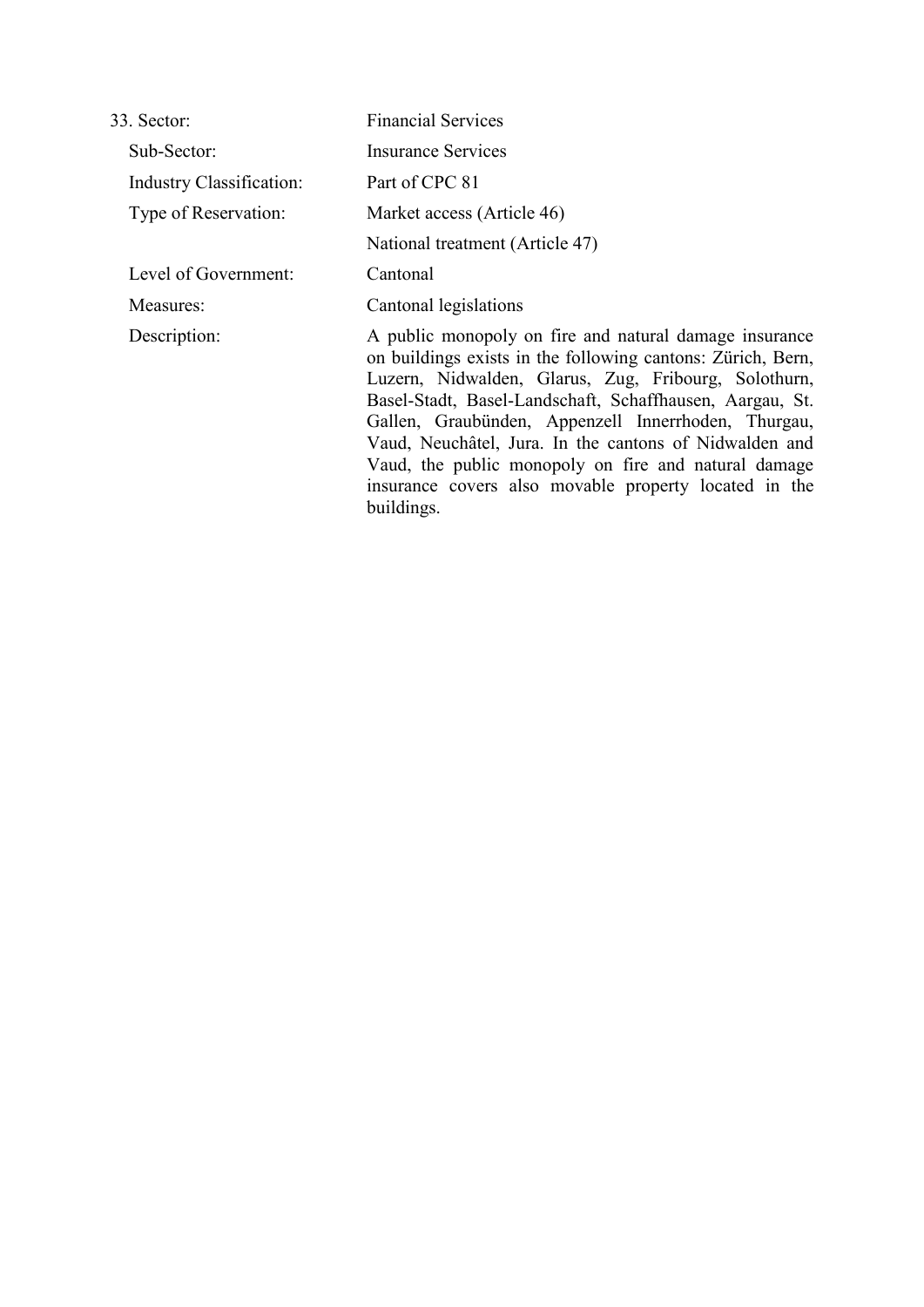| 33. Sector: | Financial Services |
|---|---|
| Sub-Sector: | Insurance Services |
| Industry Classification: | Part of CPC 81 |
| Type of Reservation: | Market access (Article 46) |
| | National treatment (Article 47) |
| Level of Government: | Cantonal |
| Measures: | Cantonal legislations |
| Description: | A public monopoly on fire and natural damage insurance on buildings exists in the following cantons: Zürich, Bern, Luzern, Nidwalden, Glarus, Zug, Fribourg, Solothurn, Basel-Stadt, Basel-Landschaft, Schaffhausen, Aargau, St. Gallen, Graubünden, Appenzell Innerrhoden, Thurgau, Vaud, Neuchâtel, Jura. In the cantons of Nidwalden and Vaud, the public monopoly on fire and natural damage insurance covers also movable property located in the buildings. |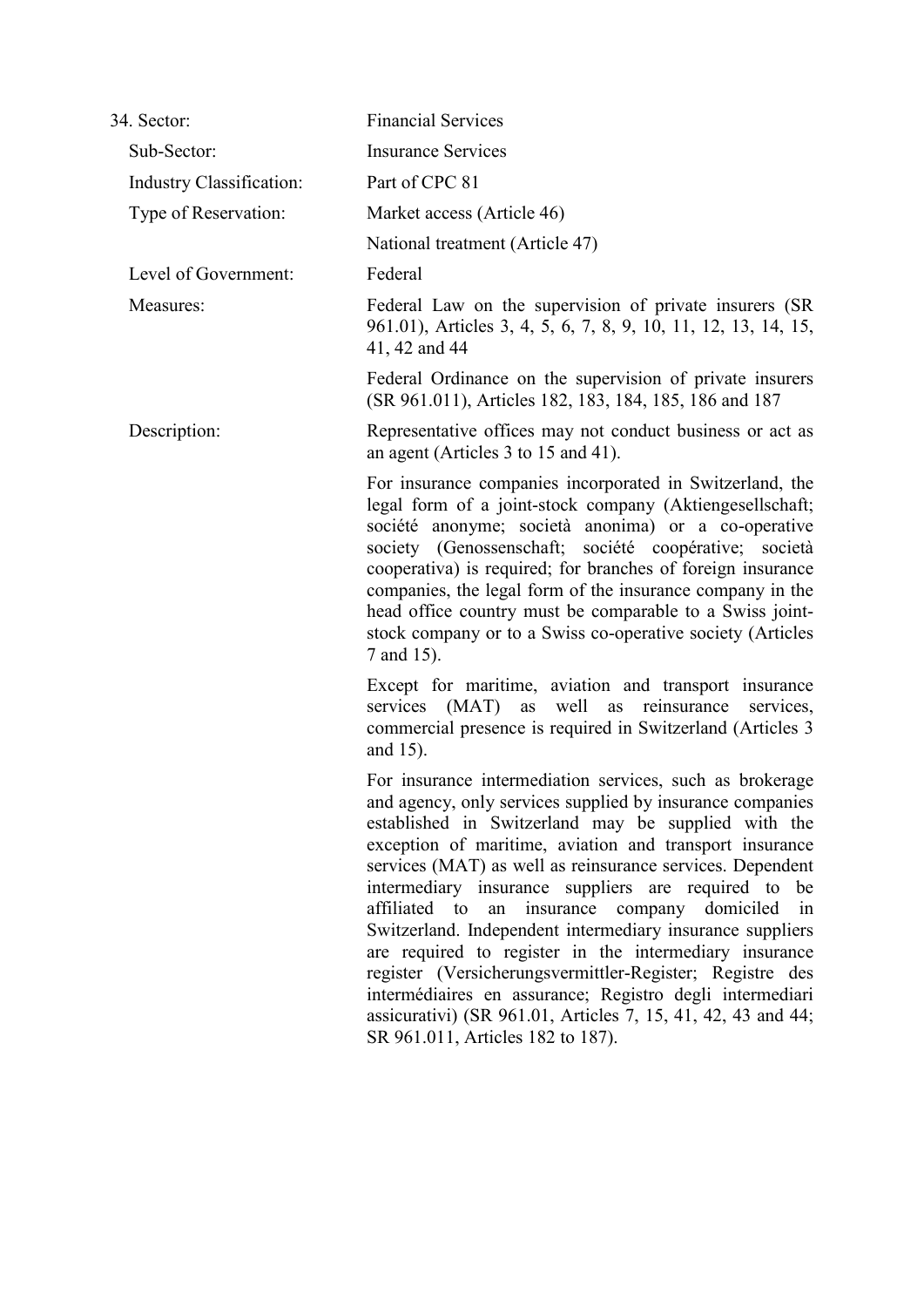| 34. Sector: | Financial Services |
| --- | --- |
| Sub-Sector: | Insurance Services |
| Industry Classification: | Part of CPC 81 |
| Type of Reservation: | Market access (Article 46)<br><br>National treatment (Article 47) |
| Level of Government: | Federal |
| Measures: | Federal Law on the supervision of private insurers (SR 961.01), Articles 3, 4, 5, 6, 7, 8, 9, 10, 11, 12, 13, 14, 15, 41, 42 and 44<br><br>Federal Ordinance on the supervision of private insurers (SR 961.011), Articles 182, 183, 184, 185, 186 and 187 |
| Description: | Representative offices may not conduct business or act as an agent (Articles 3 to 15 and 41).<br><br>For insurance companies incorporated in Switzerland, the legal form of a joint-stock company (Aktiengesellschaft; société anonyme; società anonima) or a co-operative society (Genossenschaft; société coopérative; società cooperativa) is required; for branches of foreign insurance companies, the legal form of the insurance company in the head office country must be comparable to a Swiss joint-stock company or to a Swiss co-operative society (Articles 7 and 15).<br><br>Except for maritime, aviation and transport insurance services (MAT) as well as reinsurance services, commercial presence is required in Switzerland (Articles 3 and 15).<br><br>For insurance intermediation services, such as brokerage and agency, only services supplied by insurance companies established in Switzerland may be supplied with the exception of maritime, aviation and transport insurance services (MAT) as well as reinsurance services. Dependent intermediary insurance suppliers are required to be affiliated to an insurance company domiciled in Switzerland. Independent intermediary insurance suppliers are required to register in the intermediary insurance register (Versicherungsvermittler-Register; Registre des intermédiaires en assurance; Registro degli intermediari assicurativi) (SR 961.01, Articles 7, 15, 41, 42, 43 and 44; SR 961.011, Articles 182 to 187). |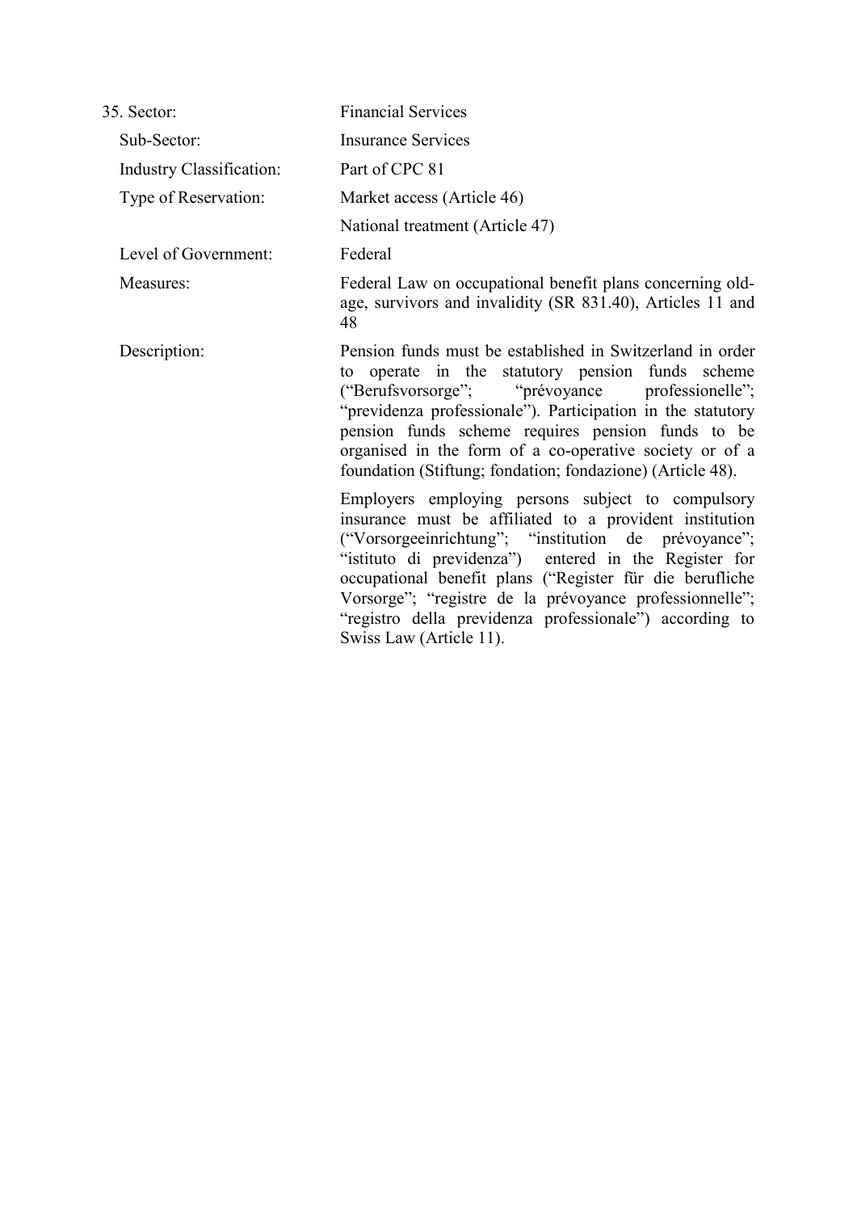| 35. Sector: | Financial Services |
|---|---|
| Sub-Sector: | Insurance Services |
| Industry Classification: | Part of CPC 81 |
| Type of Reservation: | Market access (Article 46)<br>National treatment (Article 47) |
| Level of Government: | Federal |
| Measures: | Federal Law on occupational benefit plans concerning old-age, survivors and invalidity (SR 831.40), Articles 11 and 48 |
| Description: | Pension funds must be established in Switzerland in order to operate in the statutory pension funds scheme ("Berufsvorsorge"; "prévoyance professionelle"; "previdenza professionale"). Participation in the statutory pension funds scheme requires pension funds to be organised in the form of a co-operative society or of a foundation (Stiftung; fondation; fondazione) (Article 48).<br><br>Employers employing persons subject to compulsory insurance must be affiliated to a provident institution ("Vorsorgeeinrichtung"; "institution de prévoyance"; "istituto di previdenza") entered in the Register for occupational benefit plans ("Register für die berufliche Vorsorge"; "registre de la prévoyance professionnelle"; "registro della previdenza professionale") according to Swiss Law (Article 11). |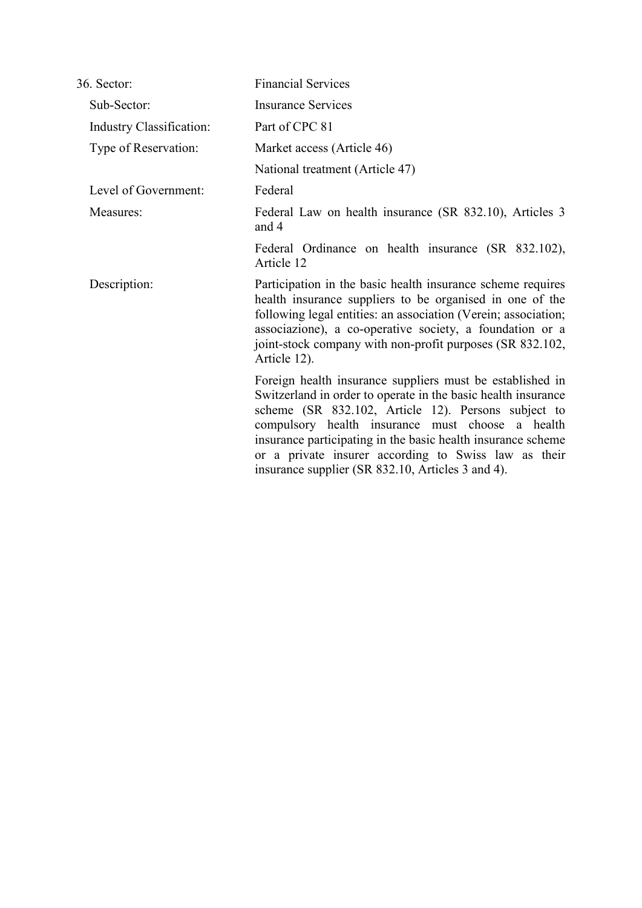| 36. Sector: | Financial Services |
|---|---|
| Sub-Sector: | Insurance Services |
| Industry Classification: | Part of CPC 81 |
| Type of Reservation: | Market access (Article 46)<br><br>National treatment (Article 47) |
| Level of Government: | Federal |
| Measures: | Federal Law on health insurance (SR 832.10), Articles 3 and 4<br><br>Federal Ordinance on health insurance (SR 832.102), Article 12 |
| Description: | Participation in the basic health insurance scheme requires health insurance suppliers to be organised in one of the following legal entities: an association (Verein; association; associazione), a co-operative society, a foundation or a joint-stock company with non-profit purposes (SR 832.102, Article 12).<br><br>Foreign health insurance suppliers must be established in Switzerland in order to operate in the basic health insurance scheme (SR 832.102, Article 12). Persons subject to compulsory health insurance must choose a health insurance participating in the basic health insurance scheme or a private insurer according to Swiss law as their insurance supplier (SR 832.10, Articles 3 and 4). |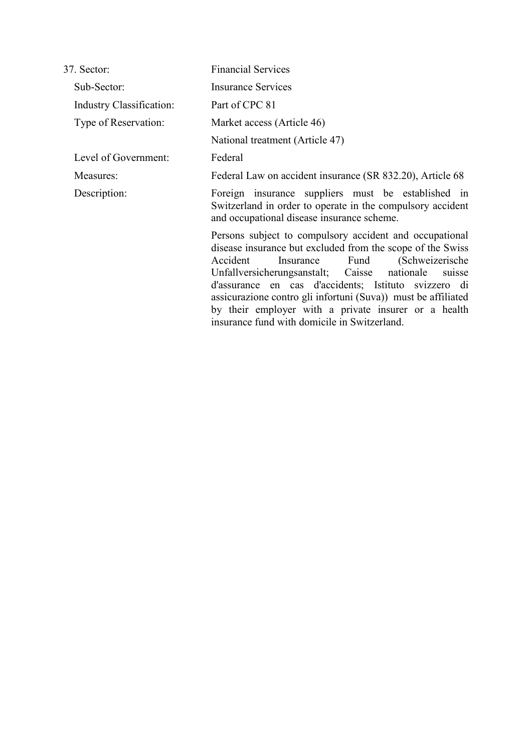37. Sector: Financial Services

Sub-Sector: Insurance Services

Industry Classification: Part of CPC 81

Type of Reservation: Market access (Article 46)

National treatment (Article 47)

Level of Government: Federal

Measures: Federal Law on accident insurance (SR 832.20), Article 68

Description: Foreign insurance suppliers must be established in Switzerland in order to operate in the compulsory accident and occupational disease insurance scheme.

Persons subject to compulsory accident and occupational disease insurance but excluded from the scope of the Swiss Accident Insurance Fund (Schweizerische Unfallversicherungsanstalt; Caisse nationale suisse d'assurance en cas d'accidents; Istituto svizzero di assicurazione contro gli infortuni (Suva)) must be affiliated by their employer with a private insurer or a health insurance fund with domicile in Switzerland.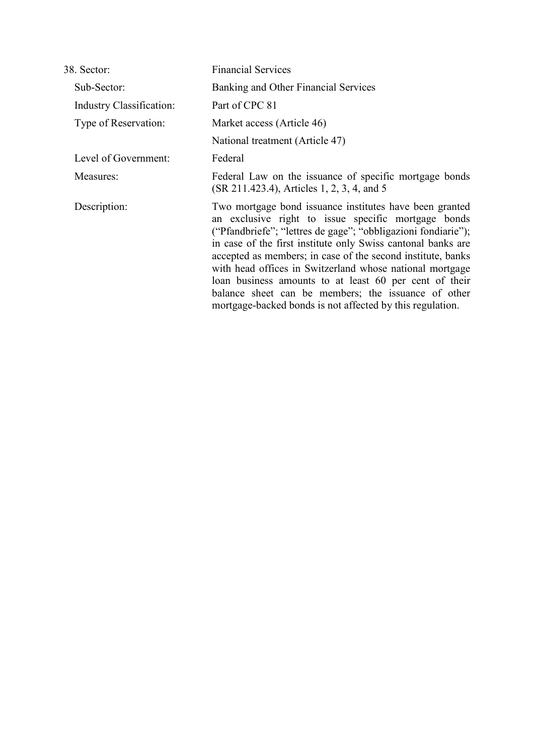38. Sector: Financial Services

Sub-Sector: Banking and Other Financial Services

Industry Classification: Part of CPC 81

Type of Reservation: Market access (Article 46)

National treatment (Article 47)

Level of Government: Federal

Measures: Federal Law on the issuance of specific mortgage bonds (SR 211.423.4), Articles 1, 2, 3, 4, and 5

Description: Two mortgage bond issuance institutes have been granted an exclusive right to issue specific mortgage bonds ("Pfandbriefe"; "lettres de gage"; "obbligazioni fondiarie"); in case of the first institute only Swiss cantonal banks are accepted as members; in case of the second institute, banks with head offices in Switzerland whose national mortgage loan business amounts to at least 60 per cent of their balance sheet can be members; the issuance of other mortgage-backed bonds is not affected by this regulation.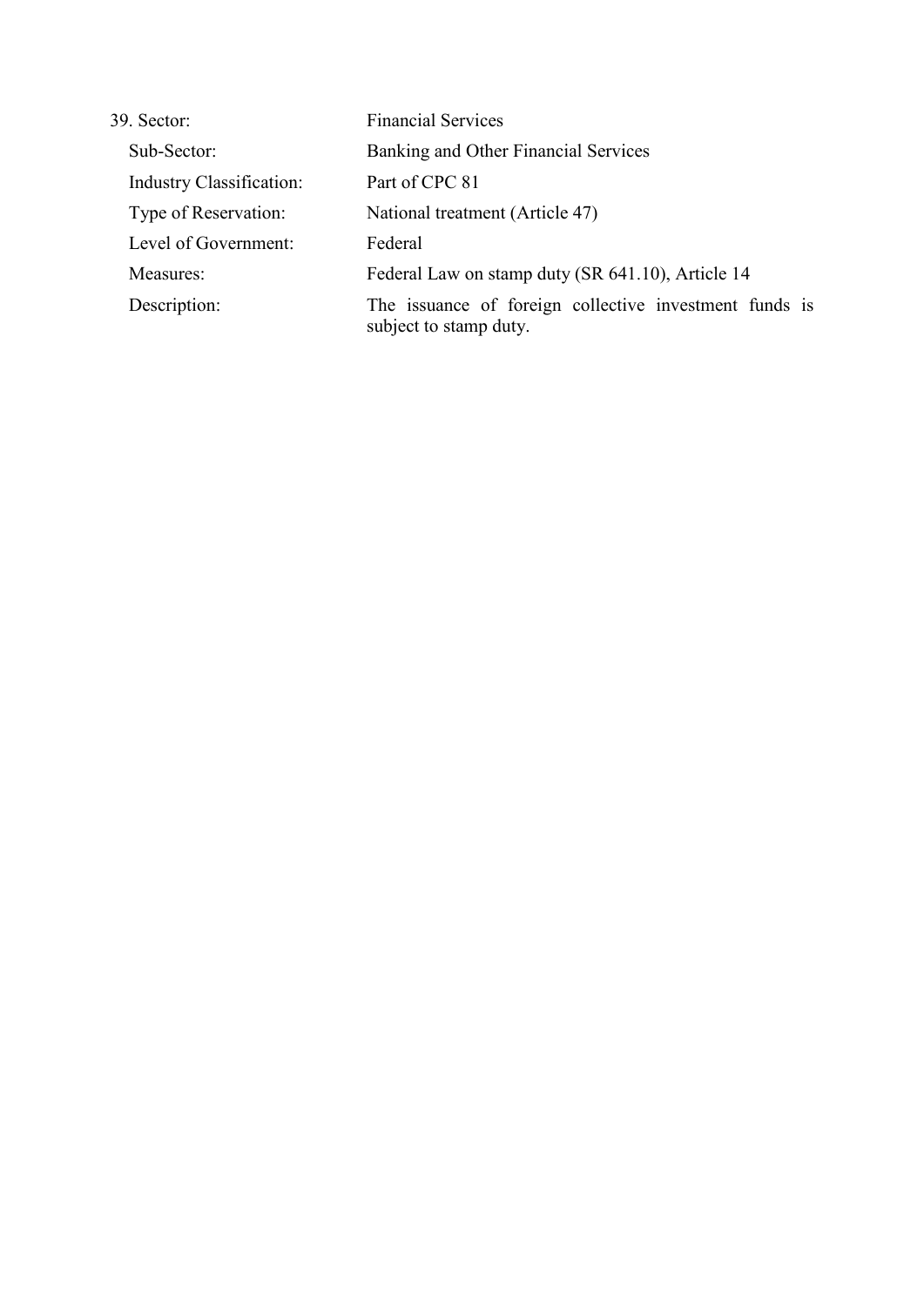39. Sector: Financial Services

Sub-Sector: Banking and Other Financial Services

Industry Classification: Part of CPC 81

Type of Reservation: National treatment (Article 47)

Level of Government: Federal

Measures: Federal Law on stamp duty (SR 641.10), Article 14

Description: The issuance of foreign collective investment funds is subject to stamp duty.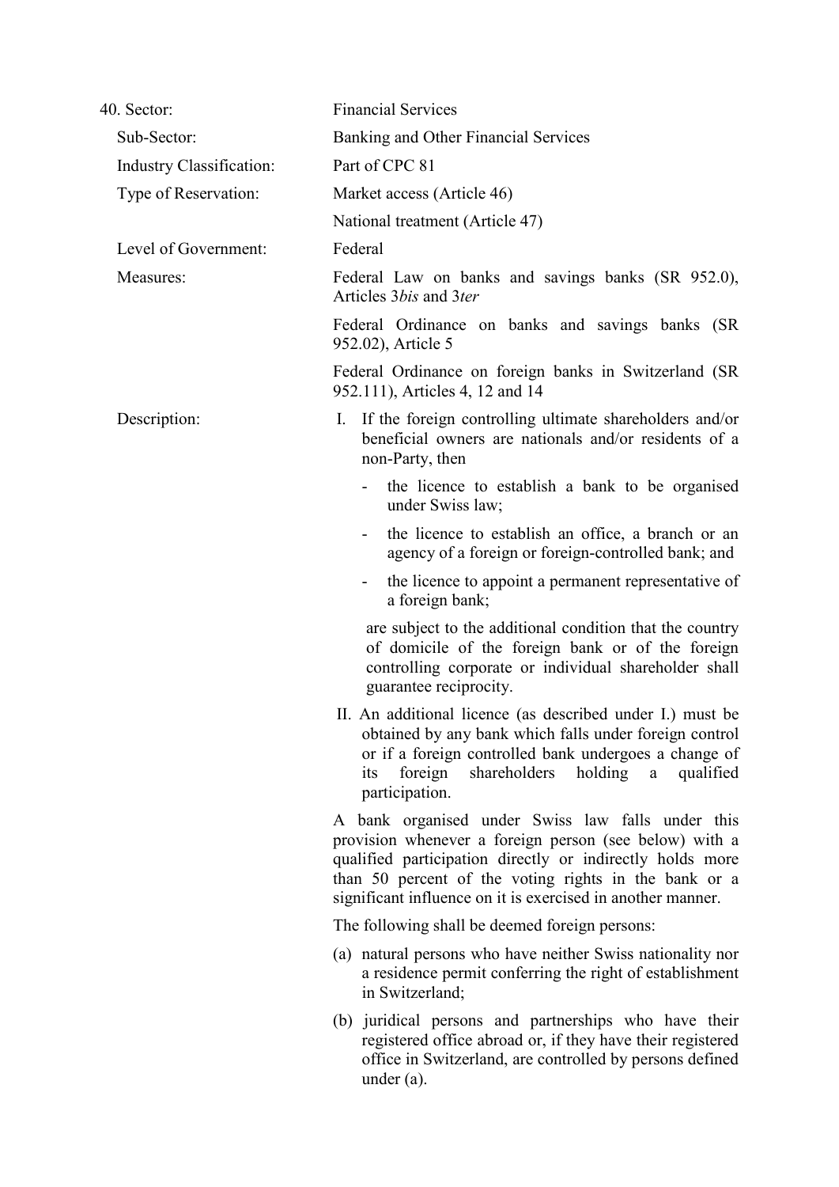| | |
|---|---|
| 40. Sector: | Financial Services |
| Sub-Sector: | Banking and Other Financial Services |
| Industry Classification: | Part of CPC 81 |
| Type of Reservation: | Market access (Article 46)<br>National treatment (Article 47) |
| Level of Government: | Federal |
| Measures: | Federal Law on banks and savings banks (SR 952.0), Articles 3*bis* and 3*ter*<br><br>Federal Ordinance on banks and savings banks (SR 952.02), Article 5<br><br>Federal Ordinance on foreign banks in Switzerland (SR 952.111), Articles 4, 12 and 14 |
| Description: | I. If the foreign controlling ultimate shareholders and/or beneficial owners are nationals and/or residents of a non-Party, then<br><br>- the licence to establish a bank to be organised under Swiss law;<br>- the licence to establish an office, a branch or an agency of a foreign or foreign-controlled bank; and<br>- the licence to appoint a permanent representative of a foreign bank;<br><br>are subject to the additional condition that the country of domicile of the foreign bank or of the foreign controlling corporate or individual shareholder shall guarantee reciprocity.<br><br>II. An additional licence (as described under I.) must be obtained by any bank which falls under foreign control or if a foreign controlled bank undergoes a change of its foreign shareholders holding a qualified participation.<br><br>A bank organised under Swiss law falls under this provision whenever a foreign person (see below) with a qualified participation directly or indirectly holds more than 50 percent of the voting rights in the bank or a significant influence on it is exercised in another manner.<br><br>The following shall be deemed foreign persons:<br><br>(a) natural persons who have neither Swiss nationality nor a residence permit conferring the right of establishment in Switzerland;<br><br>(b) juridical persons and partnerships who have their registered office abroad or, if they have their registered office in Switzerland, are controlled by persons defined under (a). |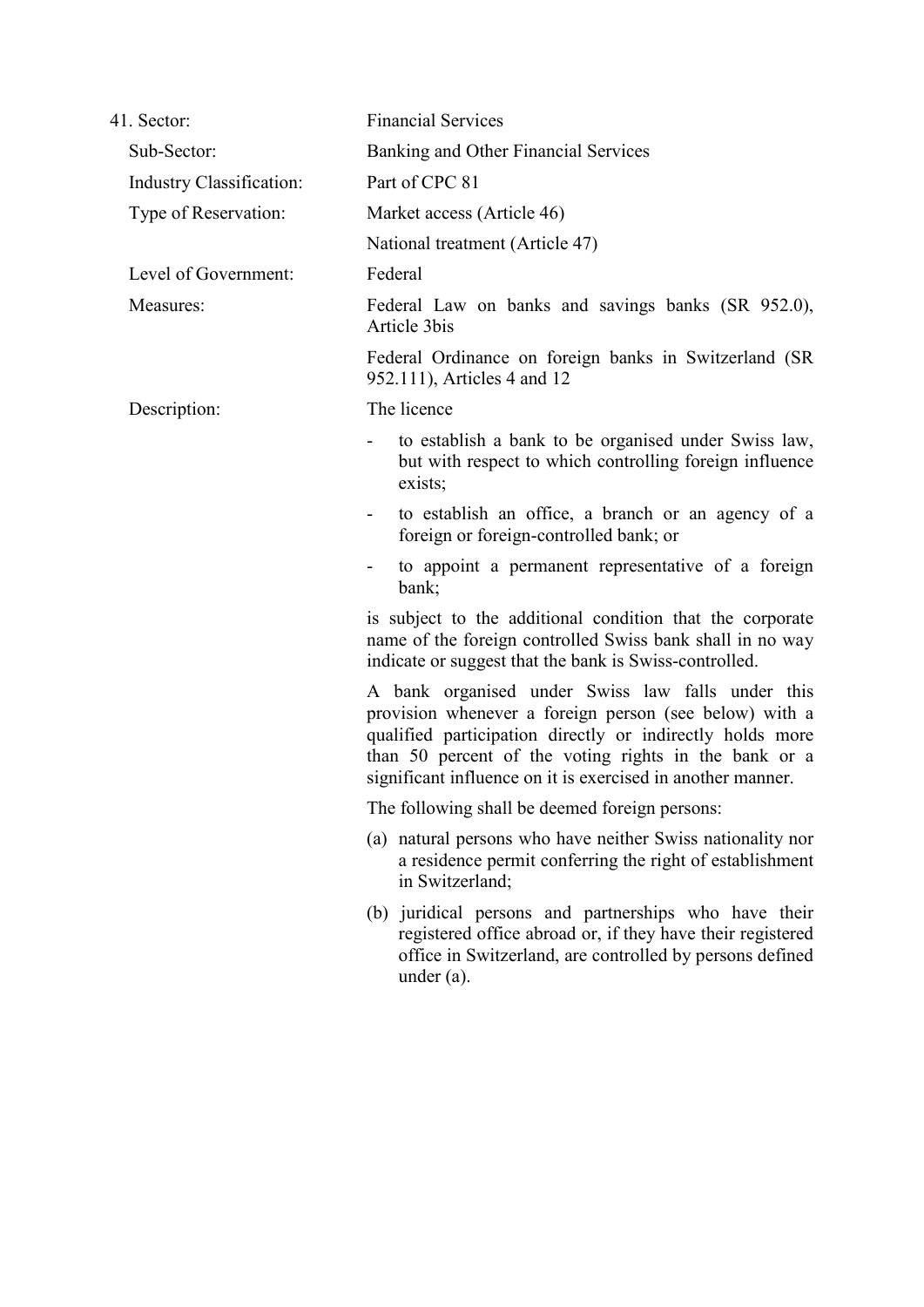41. Sector: Financial Services

Sub-Sector: Banking and Other Financial Services

Industry Classification: Part of CPC 81

Type of Reservation: Market access (Article 46)

National treatment (Article 47)

Level of Government: Federal

Measures: Federal Law on banks and savings banks (SR 952.0), Article 3bis

Federal Ordinance on foreign banks in Switzerland (SR 952.111), Articles 4 and 12

Description: The licence

- to establish a bank to be organised under Swiss law, but with respect to which controlling foreign influence exists;
- to establish an office, a branch or an agency of a foreign or foreign-controlled bank; or
- to appoint a permanent representative of a foreign bank;

is subject to the additional condition that the corporate name of the foreign controlled Swiss bank shall in no way indicate or suggest that the bank is Swiss-controlled.

A bank organised under Swiss law falls under this provision whenever a foreign person (see below) with a qualified participation directly or indirectly holds more than 50 percent of the voting rights in the bank or a significant influence on it is exercised in another manner.

The following shall be deemed foreign persons:

(a) natural persons who have neither Swiss nationality nor a residence permit conferring the right of establishment in Switzerland;

(b) juridical persons and partnerships who have their registered office abroad or, if they have their registered office in Switzerland, are controlled by persons defined under (a).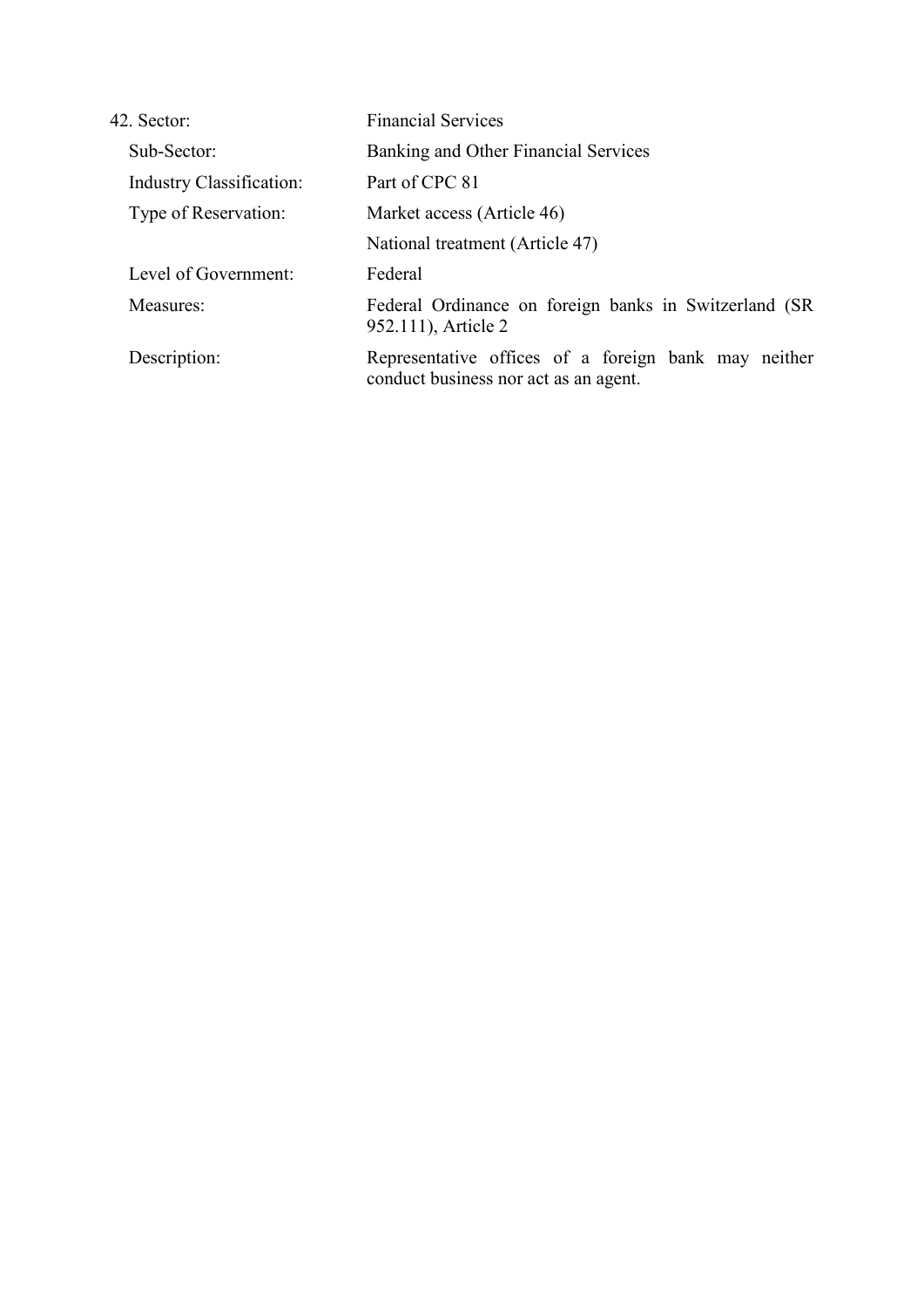| 42. Sector: | Financial Services |
|---|---|
| Sub-Sector: | Banking and Other Financial Services |
| Industry Classification: | Part of CPC 81 |
| Type of Reservation: | Market access (Article 46) |
| | National treatment (Article 47) |
| Level of Government: | Federal |
| Measures: | Federal Ordinance on foreign banks in Switzerland (SR 952.111), Article 2 |
| Description: | Representative offices of a foreign bank may neither conduct business nor act as an agent. |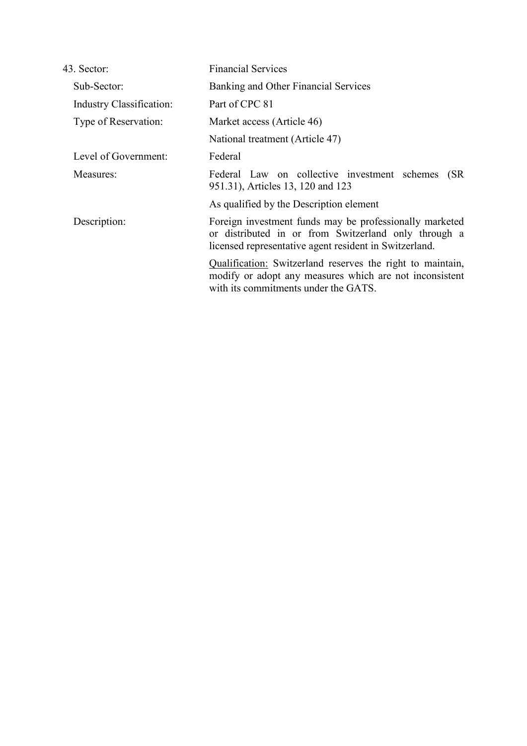| 43. Sector: | Financial Services |
|---|---|
| Sub-Sector: | Banking and Other Financial Services |
| Industry Classification: | Part of CPC 81 |
| Type of Reservation: | Market access (Article 46) |
| | National treatment (Article 47) |
| Level of Government: | Federal |
| Measures: | Federal Law on collective investment schemes (SR 951.31), Articles 13, 120 and 123 |
| | As qualified by the Description element |
| Description: | Foreign investment funds may be professionally marketed or distributed in or from Switzerland only through a licensed representative agent resident in Switzerland. |
| | Qualification: Switzerland reserves the right to maintain, modify or adopt any measures which are not inconsistent with its commitments under the GATS. |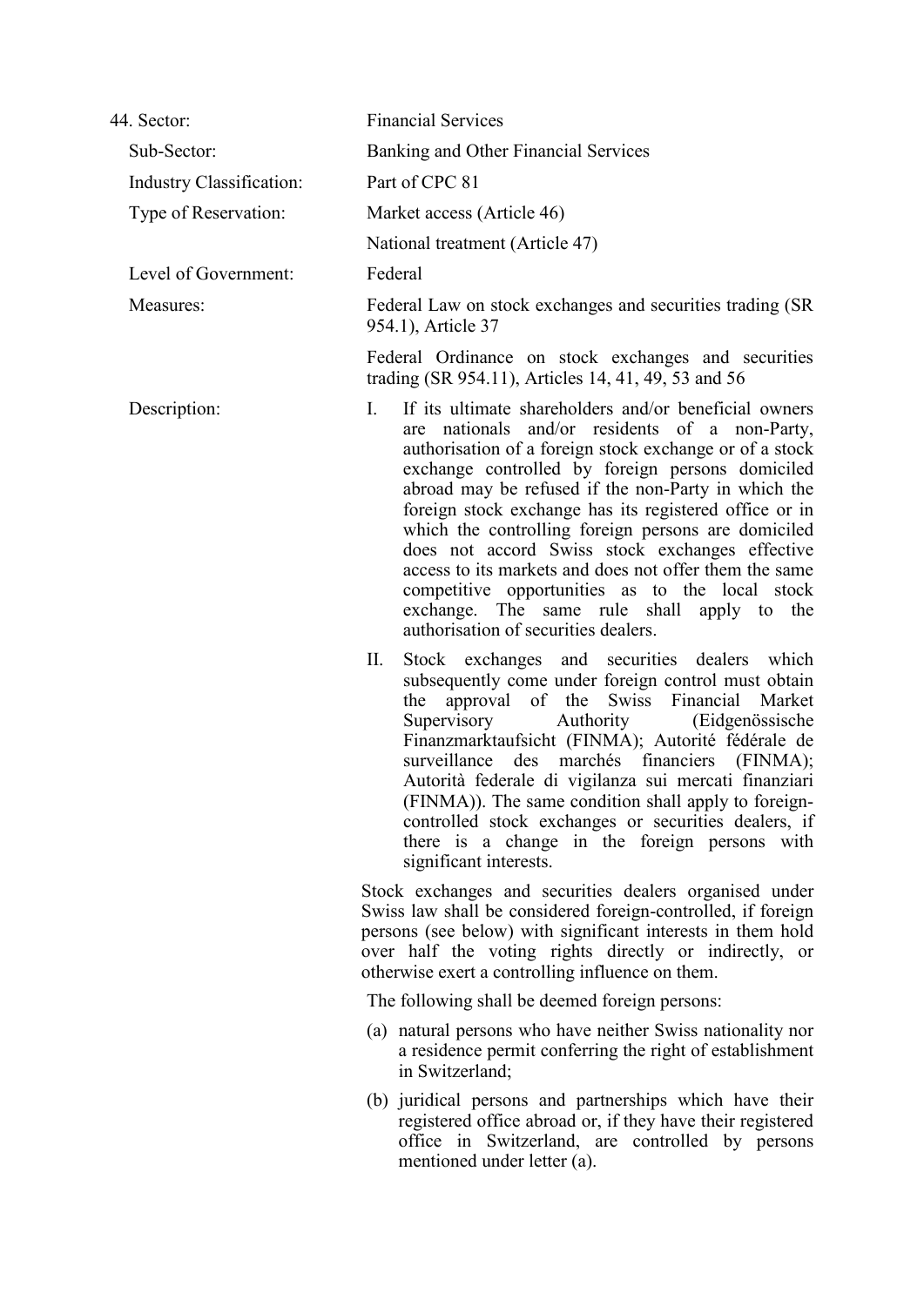44. Sector: Financial Services

Sub-Sector: Banking and Other Financial Services

Industry Classification: Part of CPC 81

Type of Reservation: Market access (Article 46)

National treatment (Article 47)

Level of Government: Federal

Measures: Federal Law on stock exchanges and securities trading (SR 954.1), Article 37

Federal Ordinance on stock exchanges and securities trading (SR 954.11), Articles 14, 41, 49, 53 and 56

Description:

I. If its ultimate shareholders and/or beneficial owners are nationals and/or residents of a non-Party, authorisation of a foreign stock exchange or of a stock exchange controlled by foreign persons domiciled abroad may be refused if the non-Party in which the foreign stock exchange has its registered office or in which the controlling foreign persons are domiciled does not accord Swiss stock exchanges effective access to its markets and does not offer them the same competitive opportunities as to the local stock exchange. The same rule shall apply to the authorisation of securities dealers.

II. Stock exchanges and securities dealers which subsequently come under foreign control must obtain the approval of the Swiss Financial Market Supervisory Authority (Eidgenössische Finanzmarktaufsicht (FINMA); Autorité fédérale de surveillance des marchés financiers (FINMA); Autorità federale di vigilanza sui mercati finanziari (FINMA)). The same condition shall apply to foreign-controlled stock exchanges or securities dealers, if there is a change in the foreign persons with significant interests.

Stock exchanges and securities dealers organised under Swiss law shall be considered foreign-controlled, if foreign persons (see below) with significant interests in them hold over half the voting rights directly or indirectly, or otherwise exert a controlling influence on them.

The following shall be deemed foreign persons:

(a) natural persons who have neither Swiss nationality nor a residence permit conferring the right of establishment in Switzerland;

(b) juridical persons and partnerships which have their registered office abroad or, if they have their registered office in Switzerland, are controlled by persons mentioned under letter (a).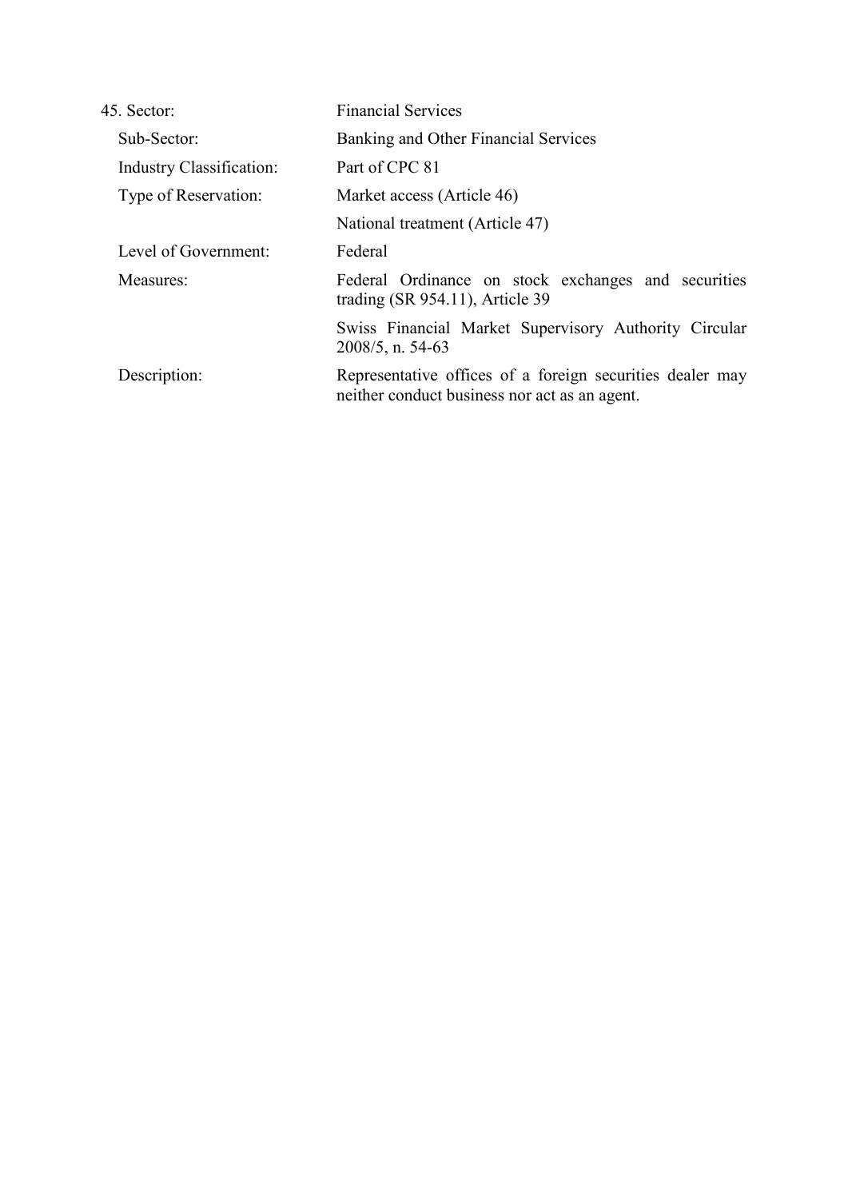| 45. Sector: | Financial Services |
| --- | --- |
| Sub-Sector: | Banking and Other Financial Services |
| Industry Classification: | Part of CPC 81 |
| Type of Reservation: | Market access (Article 46) |
| | National treatment (Article 47) |
| Level of Government: | Federal |
| Measures: | Federal Ordinance on stock exchanges and securities trading (SR 954.11), Article 39 |
| | Swiss Financial Market Supervisory Authority Circular 2008/5, n. 54-63 |
| Description: | Representative offices of a foreign securities dealer may neither conduct business nor act as an agent. |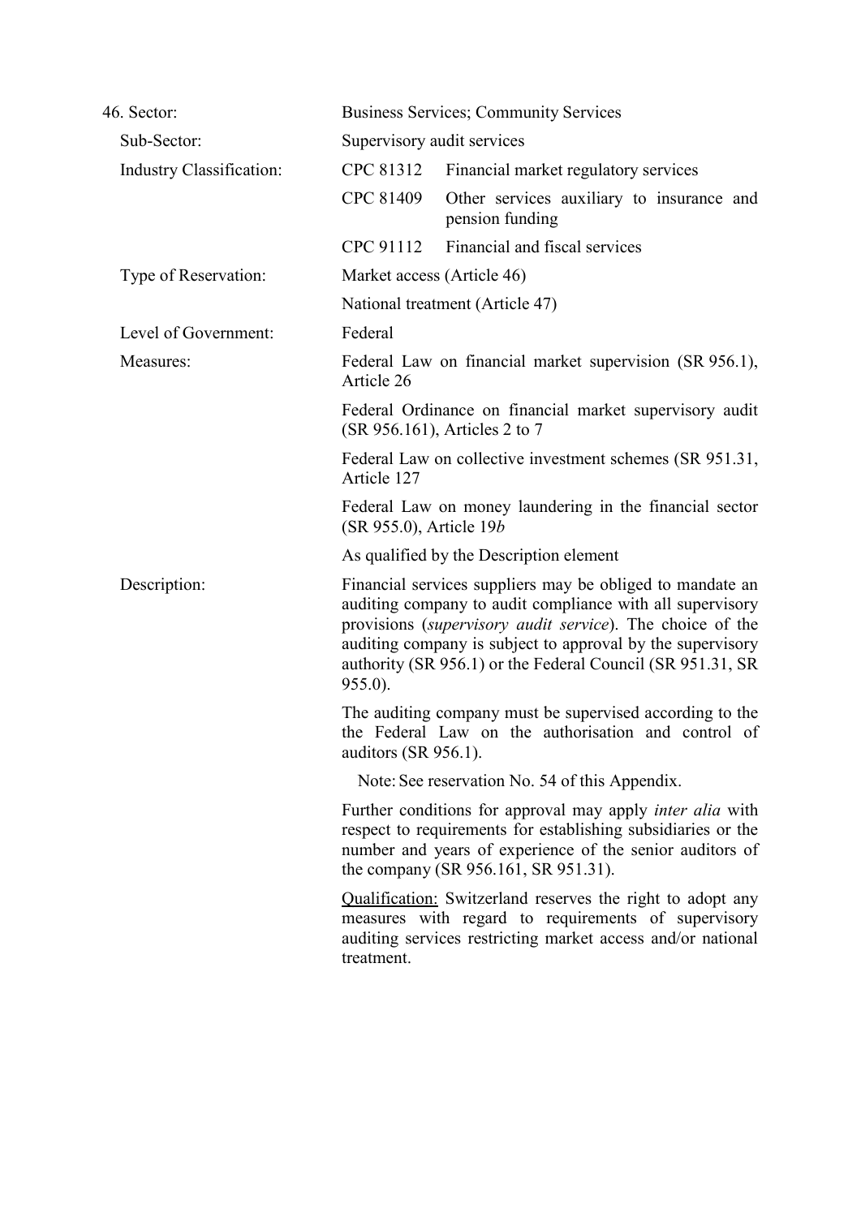46. Sector: Business Services; Community Services

Sub-Sector: Supervisory audit services

Industry Classification:

| | |
|---|---|
| CPC 81312 | Financial market regulatory services |
| CPC 81409 | Other services auxiliary to insurance and pension funding |
| CPC 91112 | Financial and fiscal services |

Type of Reservation: Market access (Article 46)

National treatment (Article 47)

Level of Government: Federal

Measures: Federal Law on financial market supervision (SR 956.1), Article 26

Federal Ordinance on financial market supervisory audit (SR 956.161), Articles 2 to 7

Federal Law on collective investment schemes (SR 951.31, Article 127

Federal Law on money laundering in the financial sector (SR 955.0), Article 19*b*

As qualified by the Description element

Description: Financial services suppliers may be obliged to mandate an auditing company to audit compliance with all supervisory provisions (*supervisory audit service*). The choice of the auditing company is subject to approval by the supervisory authority (SR 956.1) or the Federal Council (SR 951.31, SR 955.0).

The auditing company must be supervised according to the the Federal Law on the authorisation and control of auditors (SR 956.1).

Note: See reservation No. 54 of this Appendix.

Further conditions for approval may apply *inter alia* with respect to requirements for establishing subsidiaries or the number and years of experience of the senior auditors of the company (SR 956.161, SR 951.31).

Qualification: Switzerland reserves the right to adopt any measures with regard to requirements of supervisory auditing services restricting market access and/or national treatment.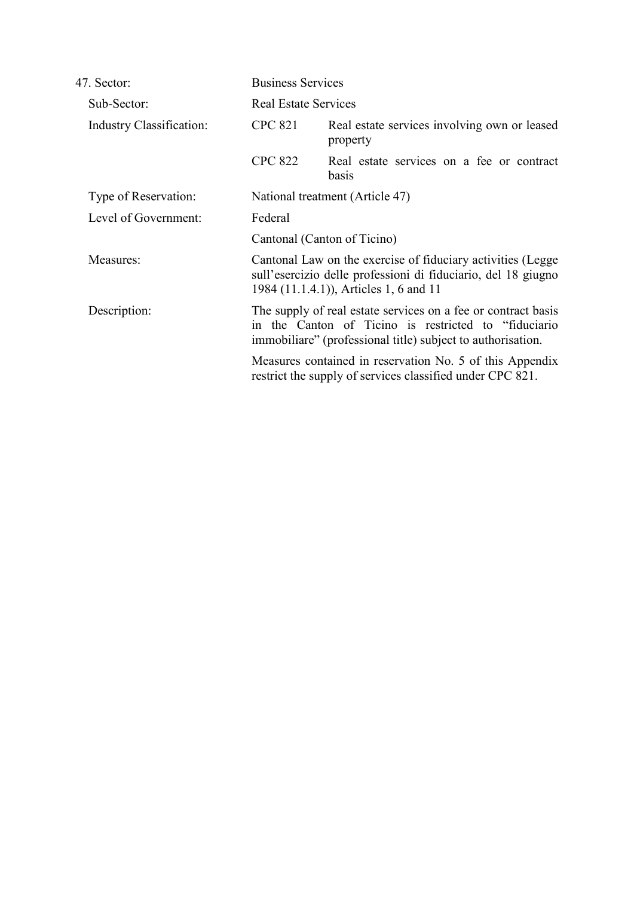47. Sector: Business Services

Sub-Sector: Real Estate Services

Industry Classification:

| | |
|---|---|
| CPC 821 | Real estate services involving own or leased property |
| CPC 822 | Real estate services on a fee or contract basis |

Type of Reservation: National treatment (Article 47)

Level of Government: Federal

Cantonal (Canton of Ticino)

Measures: Cantonal Law on the exercise of fiduciary activities (Legge sull'esercizio delle professioni di fiduciario, del 18 giugno 1984 (11.1.4.1)), Articles 1, 6 and 11

Description: The supply of real estate services on a fee or contract basis in the Canton of Ticino is restricted to "fiduciario immobiliare" (professional title) subject to authorisation.

Measures contained in reservation No. 5 of this Appendix restrict the supply of services classified under CPC 821.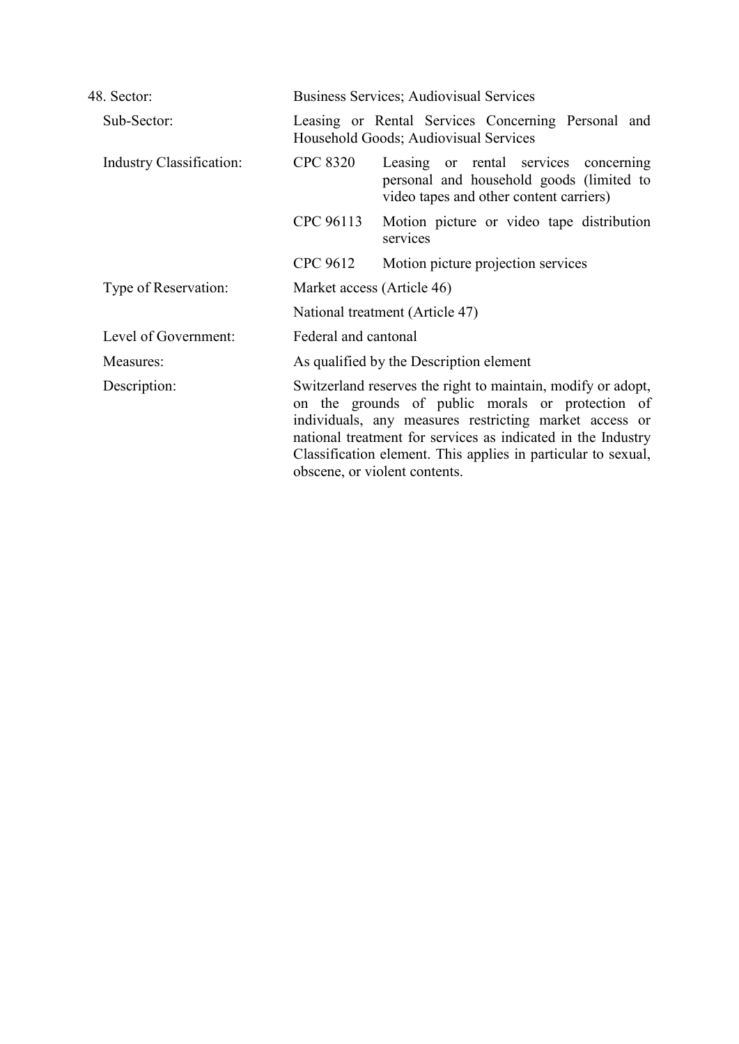48. Sector: Business Services; Audiovisual Services

Sub-Sector: Leasing or Rental Services Concerning Personal and Household Goods; Audiovisual Services

Industry Classification:

| | |
|---|---|
| CPC 8320 | Leasing or rental services concerning personal and household goods (limited to video tapes and other content carriers) |
| CPC 96113 | Motion picture or video tape distribution services |
| CPC 9612 | Motion picture projection services |

Type of Reservation: Market access (Article 46)

National treatment (Article 47)

Level of Government: Federal and cantonal

Measures: As qualified by the Description element

Description: Switzerland reserves the right to maintain, modify or adopt, on the grounds of public morals or protection of individuals, any measures restricting market access or national treatment for services as indicated in the Industry Classification element. This applies in particular to sexual, obscene, or violent contents.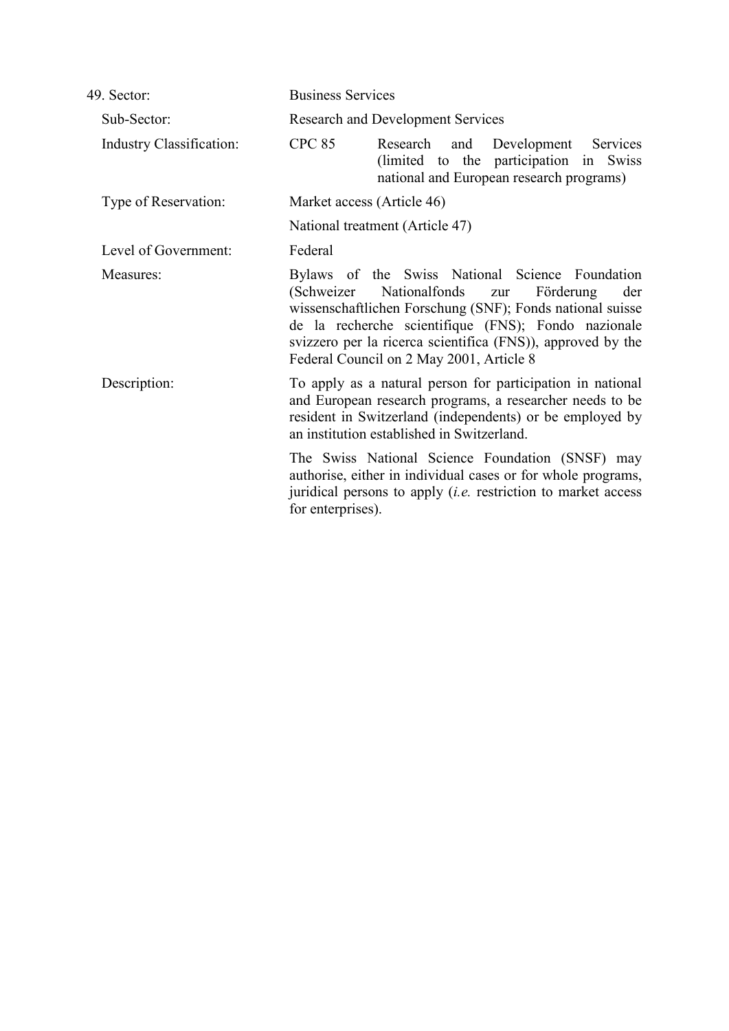| 49. Sector: | Business Services | |
|---|---|---|
| Sub-Sector: | Research and Development Services | |
| Industry Classification: | CPC 85 | Research and Development Services (limited to the participation in Swiss national and European research programs) |
| Type of Reservation: | Market access (Article 46) | |
| | National treatment (Article 47) | |
| Level of Government: | Federal | |
| Measures: | Bylaws of the Swiss National Science Foundation (Schweizer Nationalfonds zur Förderung der wissenschaftlichen Forschung (SNF); Fonds national suisse de la recherche scientifique (FNS); Fondo nazionale svizzero per la ricerca scientifica (FNS)), approved by the Federal Council on 2 May 2001, Article 8 | |
| Description: | To apply as a natural person for participation in national and European research programs, a researcher needs to be resident in Switzerland (independents) or be employed by an institution established in Switzerland. | |
| | The Swiss National Science Foundation (SNSF) may authorise, either in individual cases or for whole programs, juridical persons to apply (*i.e.* restriction to market access for enterprises). | |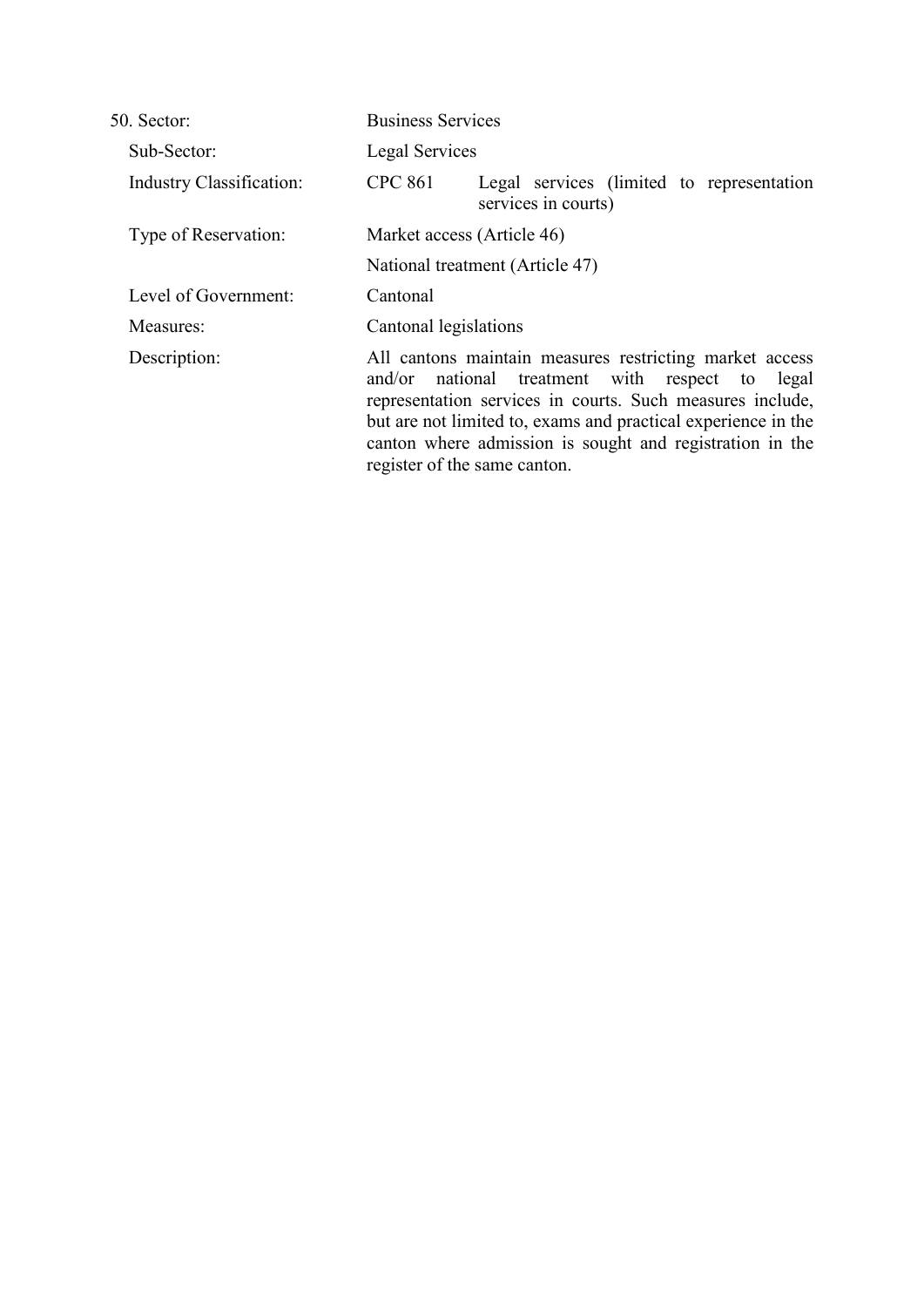50. Sector: Business Services

Sub-Sector: Legal Services

Industry Classification: CPC 861 Legal services (limited to representation services in courts)

Type of Reservation: Market access (Article 46)

National treatment (Article 47)

Level of Government: Cantonal

Measures: Cantonal legislations

Description: All cantons maintain measures restricting market access and/or national treatment with respect to legal representation services in courts. Such measures include, but are not limited to, exams and practical experience in the canton where admission is sought and registration in the register of the same canton.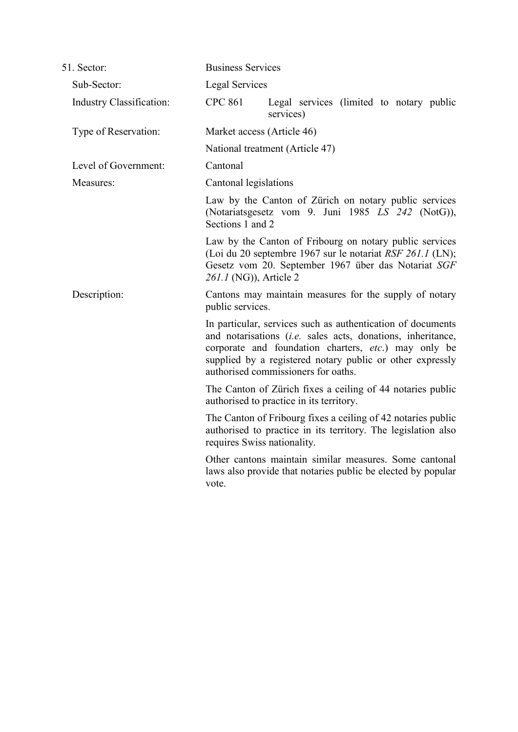| 51. Sector: | Business Services |
|---|---|
| Sub-Sector: | Legal Services |
| Industry Classification: | CPC 861 Legal services (limited to notary public services) |
| Type of Reservation: | Market access (Article 46)<br>National treatment (Article 47) |
| Level of Government: | Cantonal |
| Measures: | Cantonal legislations<br><br>Law by the Canton of Zürich on notary public services (Notariatsgesetz vom 9. Juni 1985 *LS 242* (NotG)), Sections 1 and 2<br><br>Law by the Canton of Fribourg on notary public services (Loi du 20 septembre 1967 sur le notariat *RSF 261.1* (LN); Gesetz vom 20. September 1967 über das Notariat *SGF 261.1* (NG)), Article 2 |
| Description: | Cantons may maintain measures for the supply of notary public services.<br><br>In particular, services such as authentication of documents and notarisations (*i.e.* sales acts, donations, inheritance, corporate and foundation charters, *etc*.) may only be supplied by a registered notary public or other expressly authorised commissioners for oaths.<br><br>The Canton of Zürich fixes a ceiling of 44 notaries public authorised to practice in its territory.<br><br>The Canton of Fribourg fixes a ceiling of 42 notaries public authorised to practice in its territory. The legislation also requires Swiss nationality.<br><br>Other cantons maintain similar measures. Some cantonal laws also provide that notaries public be elected by popular vote. |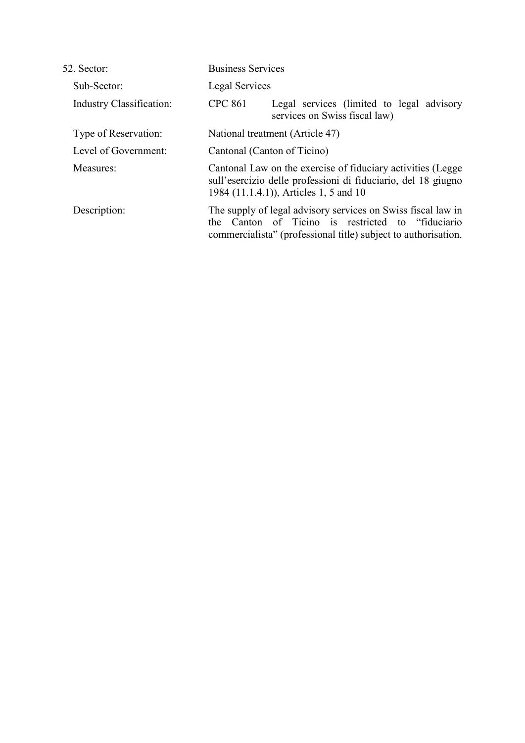| 52. Sector: | Business Services | |
|---|---|---|
| Sub-Sector: | Legal Services | |
| Industry Classification: | CPC 861 | Legal services (limited to legal advisory services on Swiss fiscal law) |
| Type of Reservation: | National treatment (Article 47) | |
| Level of Government: | Cantonal (Canton of Ticino) | |
| Measures: | Cantonal Law on the exercise of fiduciary activities (Legge sull'esercizio delle professioni di fiduciario, del 18 giugno 1984 (11.1.4.1)), Articles 1, 5 and 10 | |
| Description: | The supply of legal advisory services on Swiss fiscal law in the Canton of Ticino is restricted to "fiduciario commercialista" (professional title) subject to authorisation. | |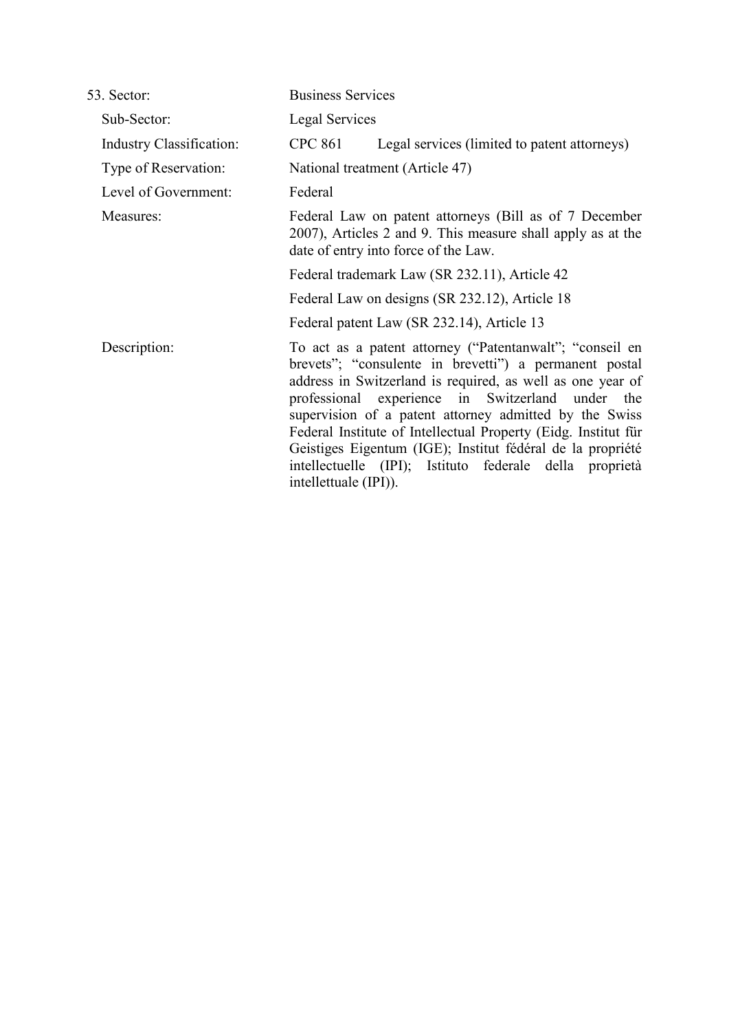| | |
|---|---|
| 53. Sector: | Business Services |
| Sub-Sector: | Legal Services |
| Industry Classification: | CPC 861 Legal services (limited to patent attorneys) |
| Type of Reservation: | National treatment (Article 47) |
| Level of Government: | Federal |
| Measures: | Federal Law on patent attorneys (Bill as of 7 December 2007), Articles 2 and 9. This measure shall apply as at the date of entry into force of the Law.<br><br>Federal trademark Law (SR 232.11), Article 42<br><br>Federal Law on designs (SR 232.12), Article 18<br><br>Federal patent Law (SR 232.14), Article 13 |
| Description: | To act as a patent attorney ("Patentanwalt"; "conseil en brevets"; "consulente in brevetti") a permanent postal address in Switzerland is required, as well as one year of professional experience in Switzerland under the supervision of a patent attorney admitted by the Swiss Federal Institute of Intellectual Property (Eidg. Institut für Geistiges Eigentum (IGE); Institut fédéral de la propriété intellectuelle (IPI); Istituto federale della proprietà intellettuale (IPI)). |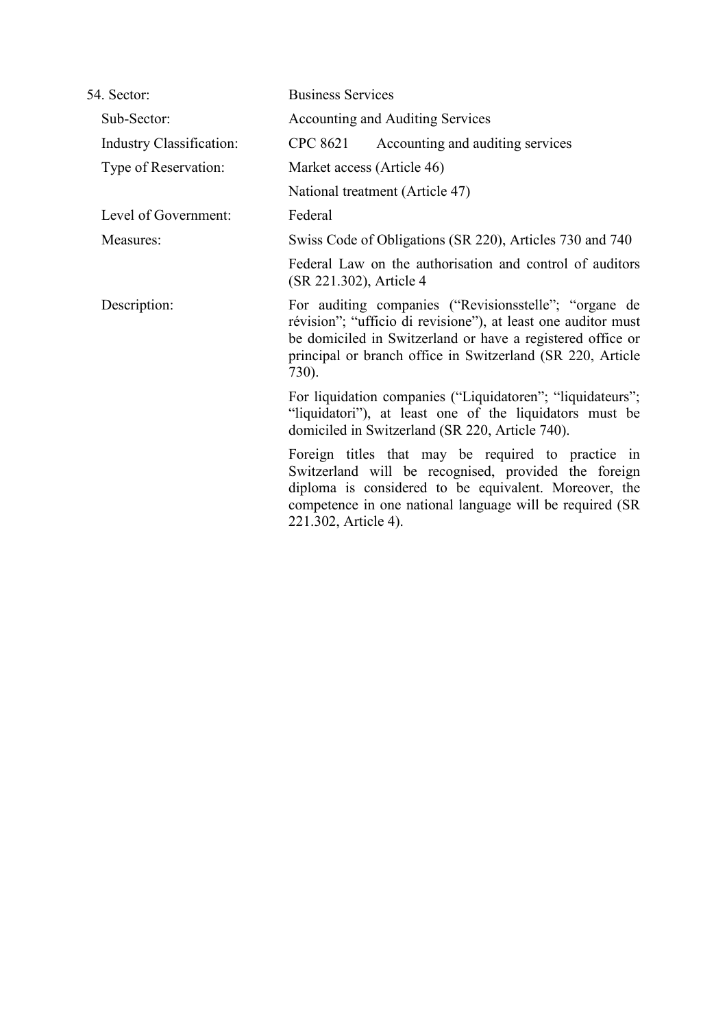| | |
|---|---|
| 54. Sector: | Business Services |
| Sub-Sector: | Accounting and Auditing Services |
| Industry Classification: | CPC 8621 Accounting and auditing services |
| Type of Reservation: | Market access (Article 46) |
| | National treatment (Article 47) |
| Level of Government: | Federal |
| Measures: | Swiss Code of Obligations (SR 220), Articles 730 and 740 |
| | Federal Law on the authorisation and control of auditors (SR 221.302), Article 4 |
| Description: | For auditing companies ("Revisionsstelle"; "organe de révision"; "ufficio di revisione"), at least one auditor must be domiciled in Switzerland or have a registered office or principal or branch office in Switzerland (SR 220, Article 730). |
| | For liquidation companies ("Liquidatoren"; "liquidateurs"; "liquidatori"), at least one of the liquidators must be domiciled in Switzerland (SR 220, Article 740). |
| | Foreign titles that may be required to practice in Switzerland will be recognised, provided the foreign diploma is considered to be equivalent. Moreover, the competence in one national language will be required (SR 221.302, Article 4). |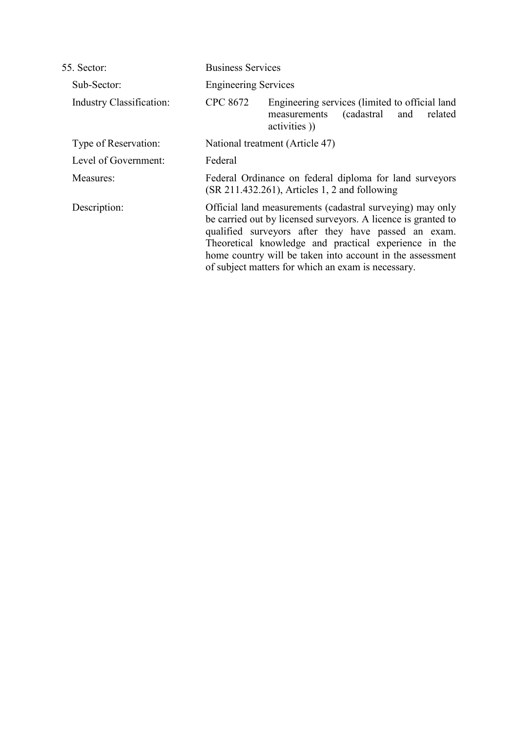55. Sector: Business Services

Sub-Sector: Engineering Services

Industry Classification: CPC 8672 Engineering services (limited to official land measurements (cadastral and related activities ))

Type of Reservation: National treatment (Article 47)

Level of Government: Federal

Measures: Federal Ordinance on federal diploma for land surveyors (SR 211.432.261), Articles 1, 2 and following

Description: Official land measurements (cadastral surveying) may only be carried out by licensed surveyors. A licence is granted to qualified surveyors after they have passed an exam. Theoretical knowledge and practical experience in the home country will be taken into account in the assessment of subject matters for which an exam is necessary.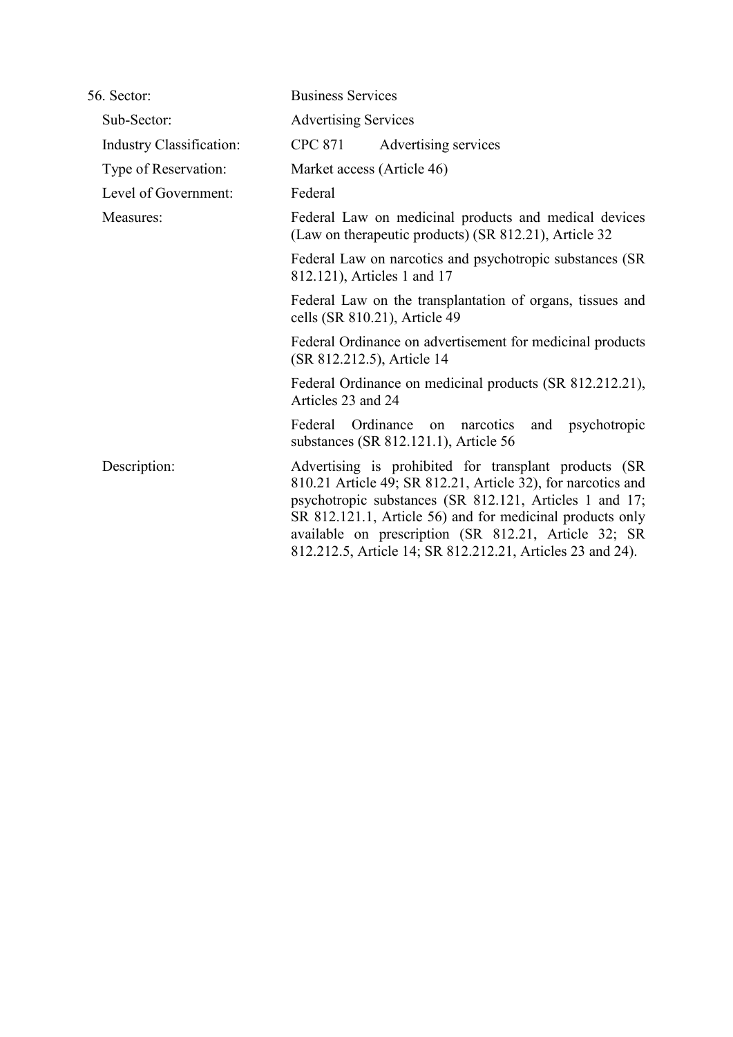| 56. Sector: | Business Services |
|---|---|
| Sub-Sector: | Advertising Services |
| Industry Classification: | CPC 871 Advertising services |
| Type of Reservation: | Market access (Article 46) |
| Level of Government: | Federal |
| Measures: | Federal Law on medicinal products and medical devices (Law on therapeutic products) (SR 812.21), Article 32<br><br>Federal Law on narcotics and psychotropic substances (SR 812.121), Articles 1 and 17<br><br>Federal Law on the transplantation of organs, tissues and cells (SR 810.21), Article 49<br><br>Federal Ordinance on advertisement for medicinal products (SR 812.212.5), Article 14<br><br>Federal Ordinance on medicinal products (SR 812.212.21), Articles 23 and 24<br><br>Federal Ordinance on narcotics and psychotropic substances (SR 812.121.1), Article 56 |
| Description: | Advertising is prohibited for transplant products (SR 810.21 Article 49; SR 812.21, Article 32), for narcotics and psychotropic substances (SR 812.121, Articles 1 and 17; SR 812.121.1, Article 56) and for medicinal products only available on prescription (SR 812.21, Article 32; SR 812.212.5, Article 14; SR 812.212.21, Articles 23 and 24). |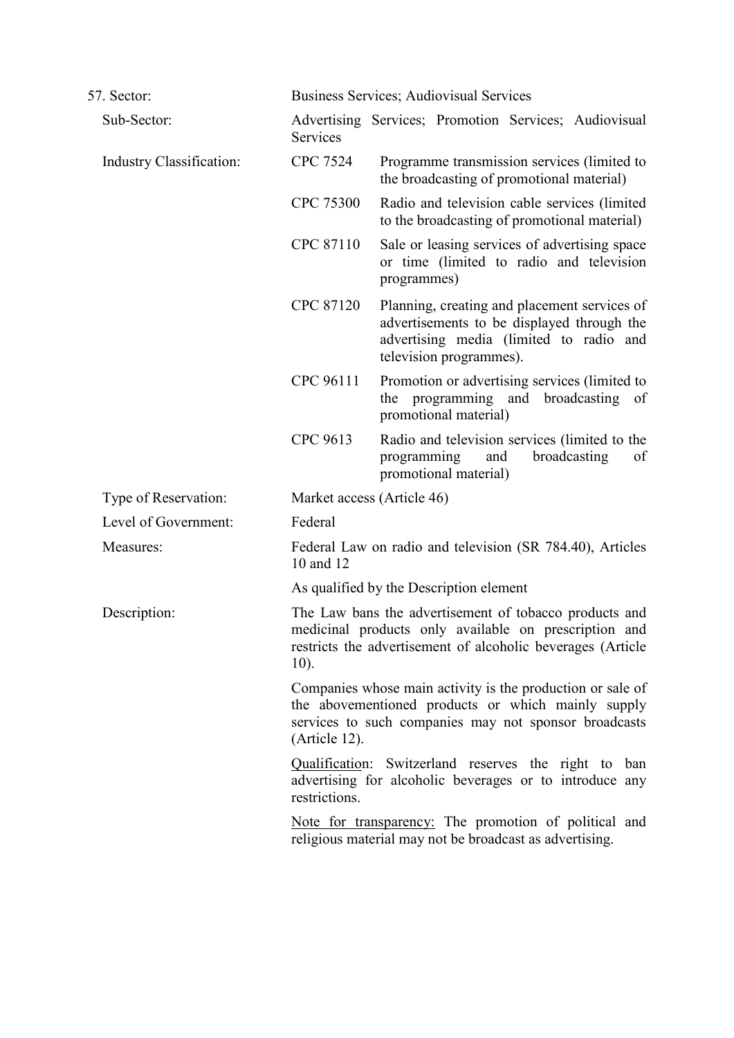57. Sector: Business Services; Audiovisual Services

Sub-Sector: Advertising Services; Promotion Services; Audiovisual Services

Industry Classification:

| | |
|---|---|
| CPC 7524 | Programme transmission services (limited to the broadcasting of promotional material) |
| CPC 75300 | Radio and television cable services (limited to the broadcasting of promotional material) |
| CPC 87110 | Sale or leasing services of advertising space or time (limited to radio and television programmes) |
| CPC 87120 | Planning, creating and placement services of advertisements to be displayed through the advertising media (limited to radio and television programmes). |
| CPC 96111 | Promotion or advertising services (limited to the programming and broadcasting of promotional material) |
| CPC 9613 | Radio and television services (limited to the programming and broadcasting of promotional material) |

Type of Reservation: Market access (Article 46)

Level of Government: Federal

Measures: Federal Law on radio and television (SR 784.40), Articles 10 and 12

As qualified by the Description element

Description: The Law bans the advertisement of tobacco products and medicinal products only available on prescription and restricts the advertisement of alcoholic beverages (Article 10).

Companies whose main activity is the production or sale of the abovementioned products or which mainly supply services to such companies may not sponsor broadcasts (Article 12).

Qualification: Switzerland reserves the right to ban advertising for alcoholic beverages or to introduce any restrictions.

Note for transparency: The promotion of political and religious material may not be broadcast as advertising.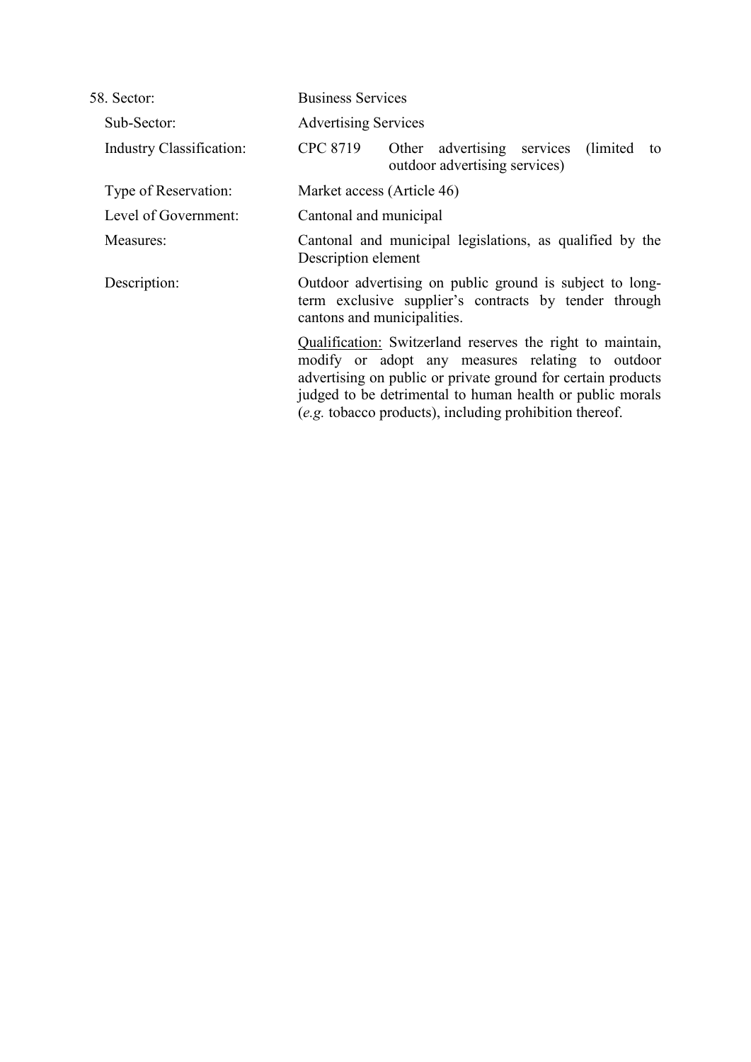58. Sector: Business Services

Sub-Sector: Advertising Services

Industry Classification: CPC 8719 Other advertising services (limited to outdoor advertising services)

Type of Reservation: Market access (Article 46)

Level of Government: Cantonal and municipal

Measures: Cantonal and municipal legislations, as qualified by the Description element

Description: Outdoor advertising on public ground is subject to long-term exclusive supplier's contracts by tender through cantons and municipalities.

Qualification: Switzerland reserves the right to maintain, modify or adopt any measures relating to outdoor advertising on public or private ground for certain products judged to be detrimental to human health or public morals (*e.g.* tobacco products), including prohibition thereof.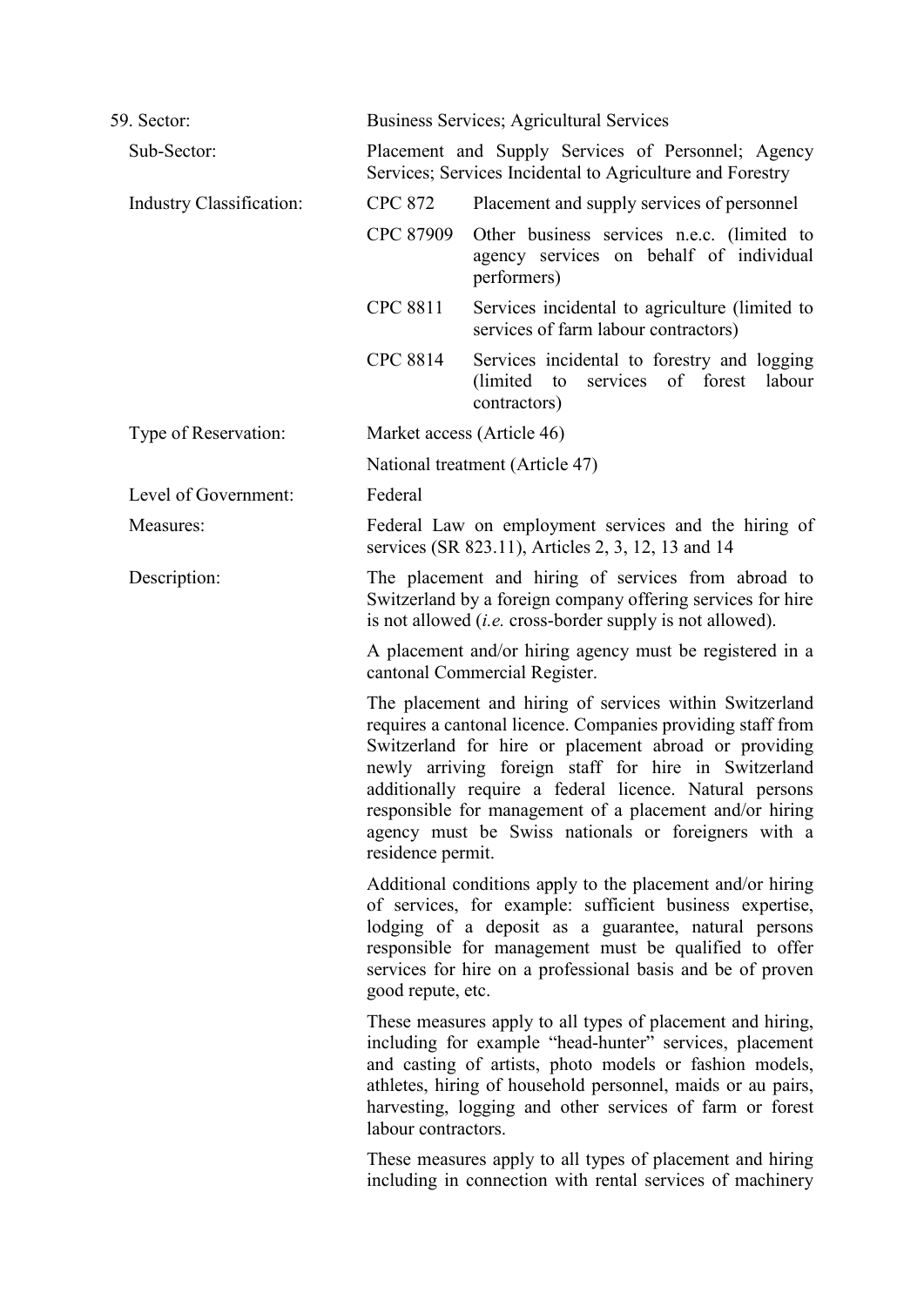59. Sector: Business Services; Agricultural Services

Sub-Sector: Placement and Supply Services of Personnel; Agency Services; Services Incidental to Agriculture and Forestry

Industry Classification:

| | |
|---|---|
| CPC 872 | Placement and supply services of personnel |
| CPC 87909 | Other business services n.e.c. (limited to agency services on behalf of individual performers) |
| CPC 8811 | Services incidental to agriculture (limited to services of farm labour contractors) |
| CPC 8814 | Services incidental to forestry and logging (limited to services of forest labour contractors) |

Type of Reservation: Market access (Article 46)

National treatment (Article 47)

Level of Government: Federal

Measures: Federal Law on employment services and the hiring of services (SR 823.11), Articles 2, 3, 12, 13 and 14

Description: The placement and hiring of services from abroad to Switzerland by a foreign company offering services for hire is not allowed (*i.e.* cross-border supply is not allowed).

A placement and/or hiring agency must be registered in a cantonal Commercial Register.

The placement and hiring of services within Switzerland requires a cantonal licence. Companies providing staff from Switzerland for hire or placement abroad or providing newly arriving foreign staff for hire in Switzerland additionally require a federal licence. Natural persons responsible for management of a placement and/or hiring agency must be Swiss nationals or foreigners with a residence permit.

Additional conditions apply to the placement and/or hiring of services, for example: sufficient business expertise, lodging of a deposit as a guarantee, natural persons responsible for management must be qualified to offer services for hire on a professional basis and be of proven good repute, etc.

These measures apply to all types of placement and hiring, including for example "head-hunter" services, placement and casting of artists, photo models or fashion models, athletes, hiring of household personnel, maids or au pairs, harvesting, logging and other services of farm or forest labour contractors.

These measures apply to all types of placement and hiring including in connection with rental services of machinery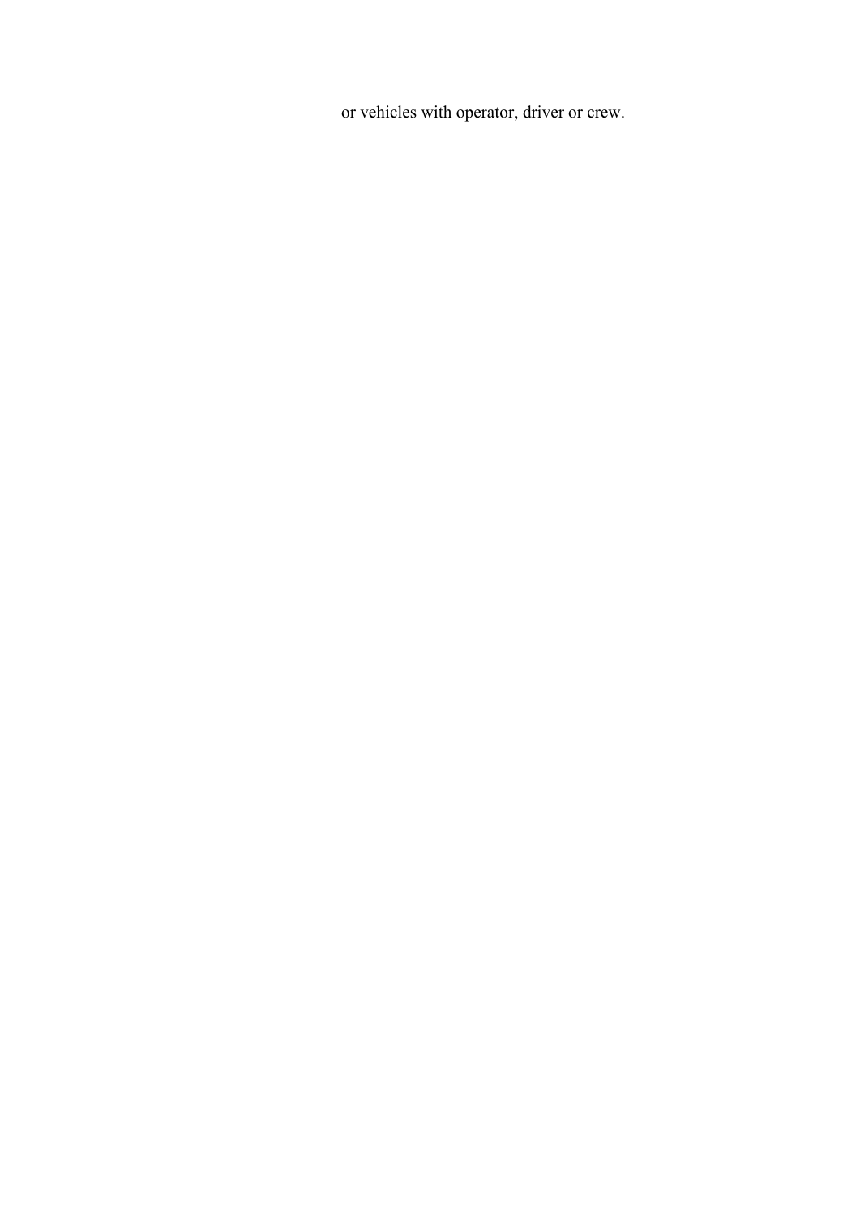or vehicles with operator, driver or crew.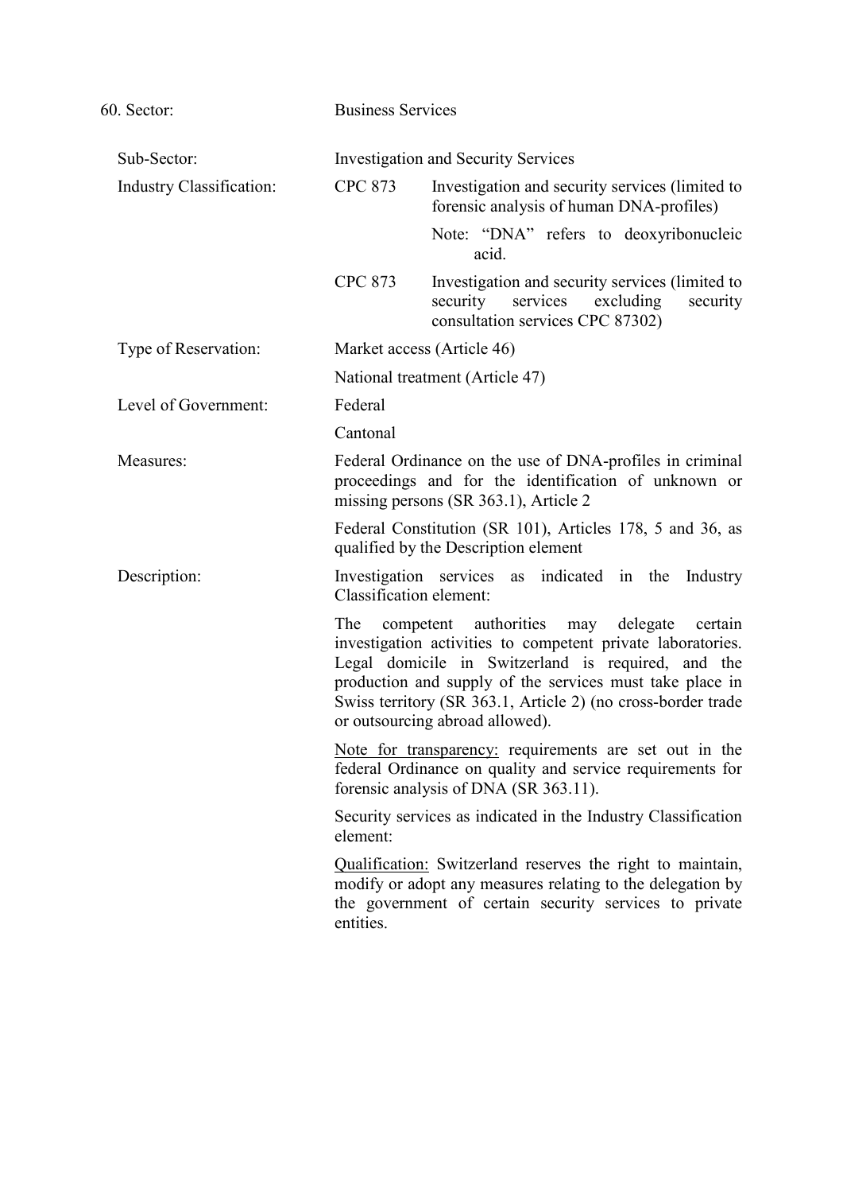| 60. Sector: | Business Services | |
|---|---|---|
| Sub-Sector: | Investigation and Security Services | |
| Industry Classification: | CPC 873 | Investigation and security services (limited to forensic analysis of human DNA-profiles) |
| | | Note: "DNA" refers to deoxyribonucleic acid. |
| | CPC 873 | Investigation and security services (limited to security services excluding security consultation services CPC 87302) |
| Type of Reservation: | Market access (Article 46) | |
| | National treatment (Article 47) | |
| Level of Government: | Federal | |
| | Cantonal | |
| Measures: | Federal Ordinance on the use of DNA-profiles in criminal proceedings and for the identification of unknown or missing persons (SR 363.1), Article 2 | |
| | Federal Constitution (SR 101), Articles 178, 5 and 36, as qualified by the Description element | |
| Description: | Investigation services as indicated in the Industry Classification element: | |
| | The competent authorities may delegate certain investigation activities to competent private laboratories. Legal domicile in Switzerland is required, and the production and supply of the services must take place in Swiss territory (SR 363.1, Article 2) (no cross-border trade or outsourcing abroad allowed). | |
| | Note for transparency: requirements are set out in the federal Ordinance on quality and service requirements for forensic analysis of DNA (SR 363.11). | |
| | Security services as indicated in the Industry Classification element: | |
| | Qualification: Switzerland reserves the right to maintain, modify or adopt any measures relating to the delegation by the government of certain security services to private entities. | |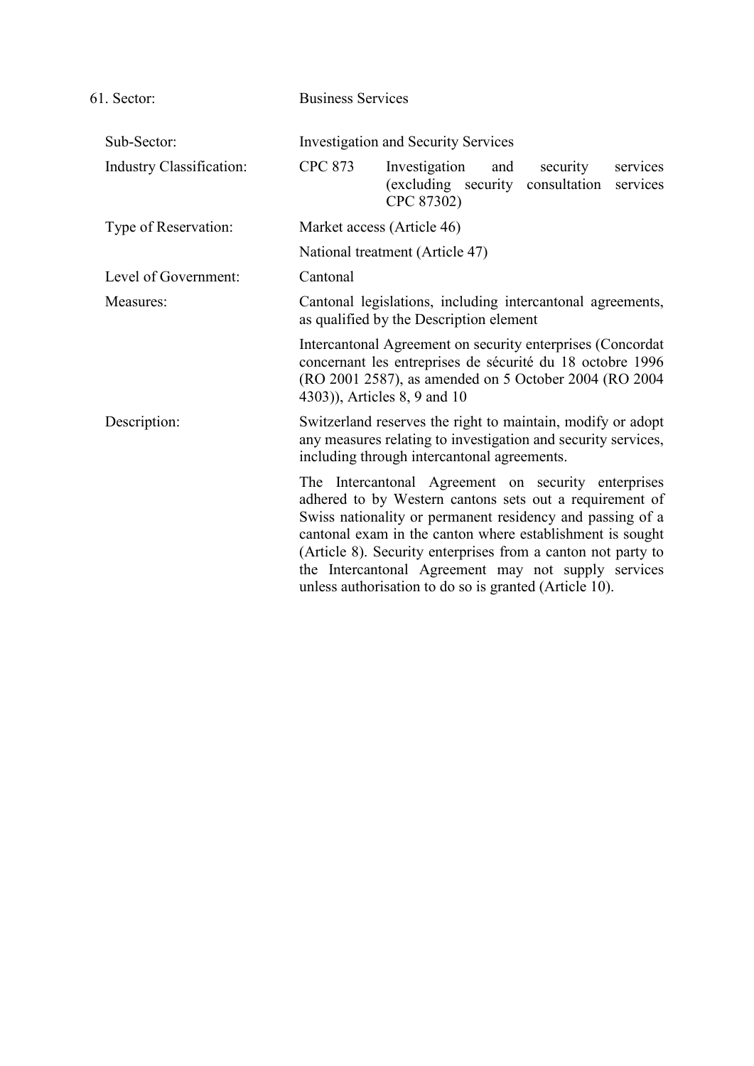61. Sector: Business Services

| | |
|---|---|
| Sub-Sector: | Investigation and Security Services |
| Industry Classification: | CPC 873 Investigation and security services (excluding security consultation services CPC 87302) |
| Type of Reservation: | Market access (Article 46)<br><br>National treatment (Article 47) |
| Level of Government: | Cantonal |
| Measures: | Cantonal legislations, including intercantonal agreements, as qualified by the Description element<br><br>Intercantonal Agreement on security enterprises (Concordat concernant les entreprises de sécurité du 18 octobre 1996 (RO 2001 2587), as amended on 5 October 2004 (RO 2004 4303)), Articles 8, 9 and 10 |
| Description: | Switzerland reserves the right to maintain, modify or adopt any measures relating to investigation and security services, including through intercantonal agreements.<br><br>The Intercantonal Agreement on security enterprises adhered to by Western cantons sets out a requirement of Swiss nationality or permanent residency and passing of a cantonal exam in the canton where establishment is sought (Article 8). Security enterprises from a canton not party to the Intercantonal Agreement may not supply services unless authorisation to do so is granted (Article 10). |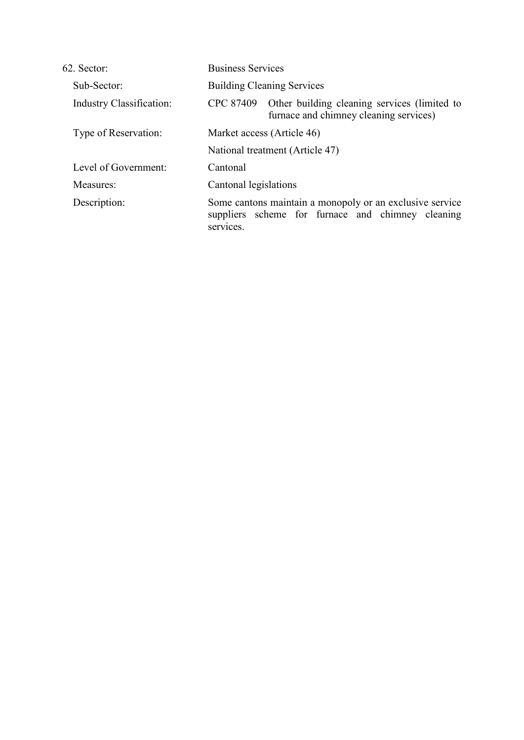| | |
|---|---|
| 62. Sector: | Business Services |
| Sub-Sector: | Building Cleaning Services |
| Industry Classification: | CPC 87409 Other building cleaning services (limited to furnace and chimney cleaning services) |
| Type of Reservation: | Market access (Article 46) |
| | National treatment (Article 47) |
| Level of Government: | Cantonal |
| Measures: | Cantonal legislations |
| Description: | Some cantons maintain a monopoly or an exclusive service suppliers scheme for furnace and chimney cleaning services. |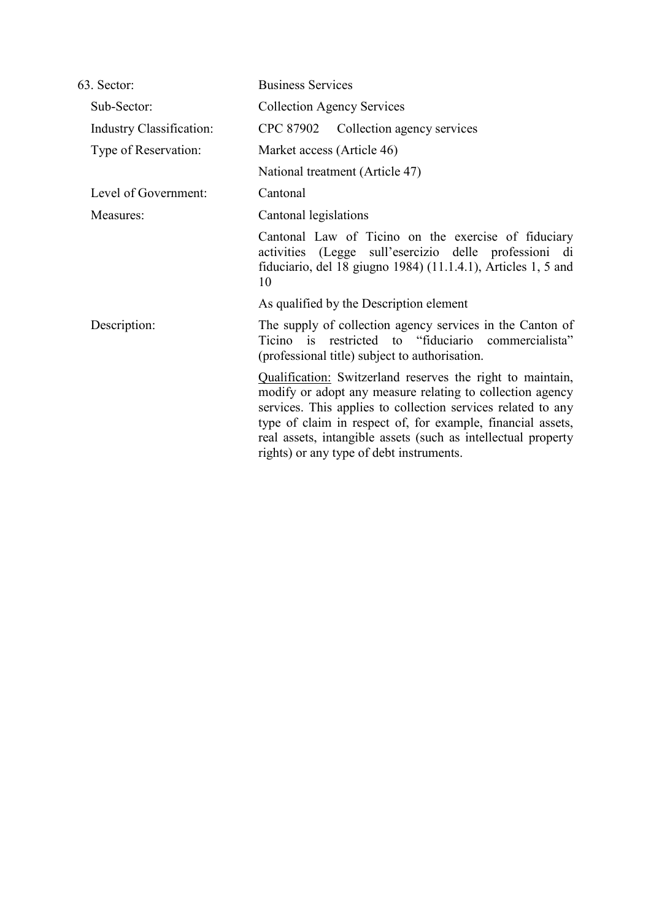63. Sector: Business Services

Sub-Sector: Collection Agency Services

Industry Classification: CPC 87902 Collection agency services

Type of Reservation: Market access (Article 46)

National treatment (Article 47)

Level of Government: Cantonal

Measures: Cantonal legislations

Cantonal Law of Ticino on the exercise of fiduciary activities (Legge sull'esercizio delle professioni di fiduciario, del 18 giugno 1984) (11.1.4.1), Articles 1, 5 and 10

As qualified by the Description element

Description: The supply of collection agency services in the Canton of Ticino is restricted to "fiduciario commercialista" (professional title) subject to authorisation.

Qualification: Switzerland reserves the right to maintain, modify or adopt any measure relating to collection agency services. This applies to collection services related to any type of claim in respect of, for example, financial assets, real assets, intangible assets (such as intellectual property rights) or any type of debt instruments.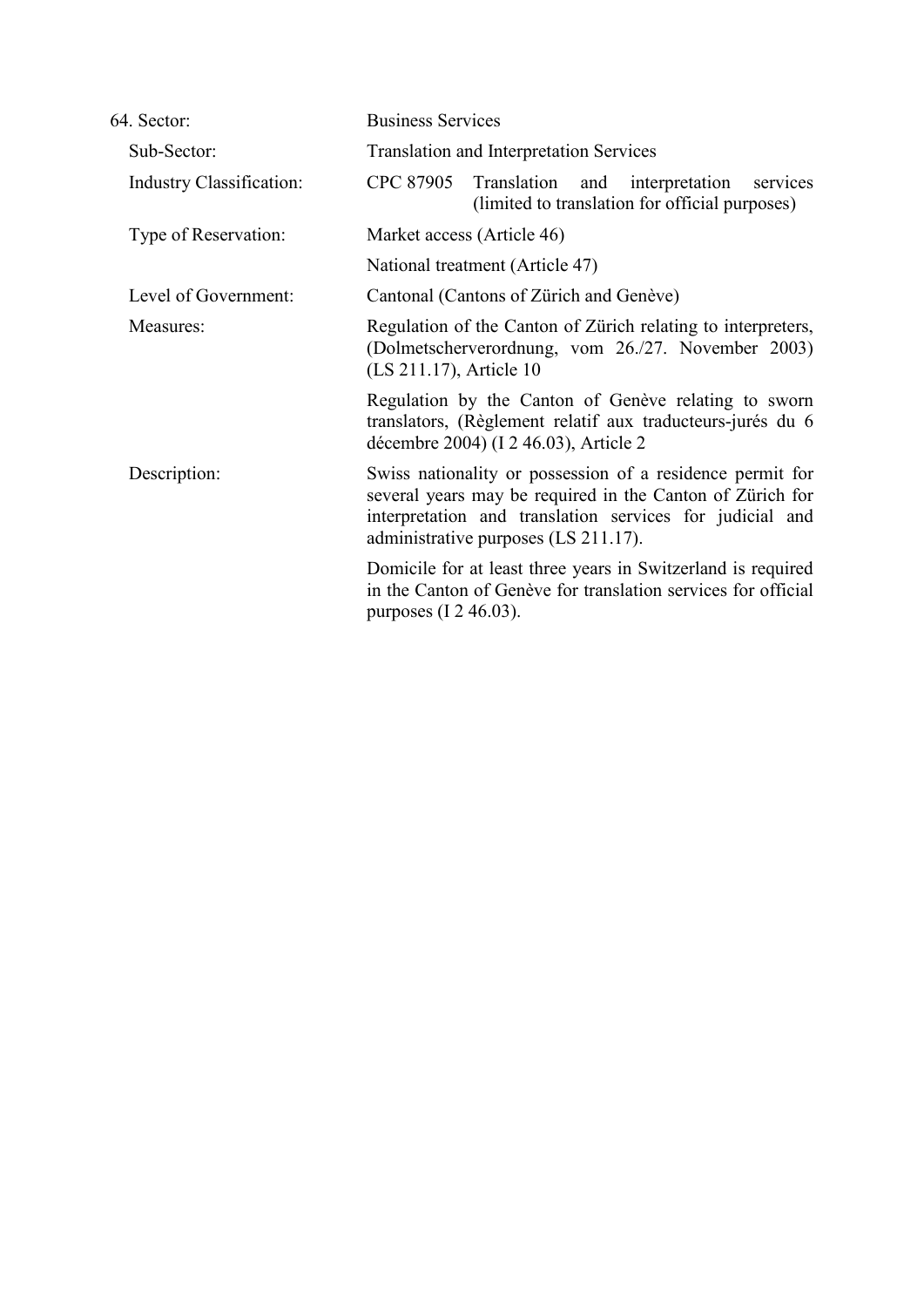| 64. Sector: | Business Services |
|---|---|
| Sub-Sector: | Translation and Interpretation Services |
| Industry Classification: | CPC 87905 Translation and interpretation services (limited to translation for official purposes) |
| Type of Reservation: | Market access (Article 46)<br><br>National treatment (Article 47) |
| Level of Government: | Cantonal (Cantons of Zürich and Genève) |
| Measures: | Regulation of the Canton of Zürich relating to interpreters, (Dolmetscherverordnung, vom 26./27. November 2003) (LS 211.17), Article 10<br><br>Regulation by the Canton of Genève relating to sworn translators, (Règlement relatif aux traducteurs-jurés du 6 décembre 2004) (I 2 46.03), Article 2 |
| Description: | Swiss nationality or possession of a residence permit for several years may be required in the Canton of Zürich for interpretation and translation services for judicial and administrative purposes (LS 211.17).<br><br>Domicile for at least three years in Switzerland is required in the Canton of Genève for translation services for official purposes (I 2 46.03). |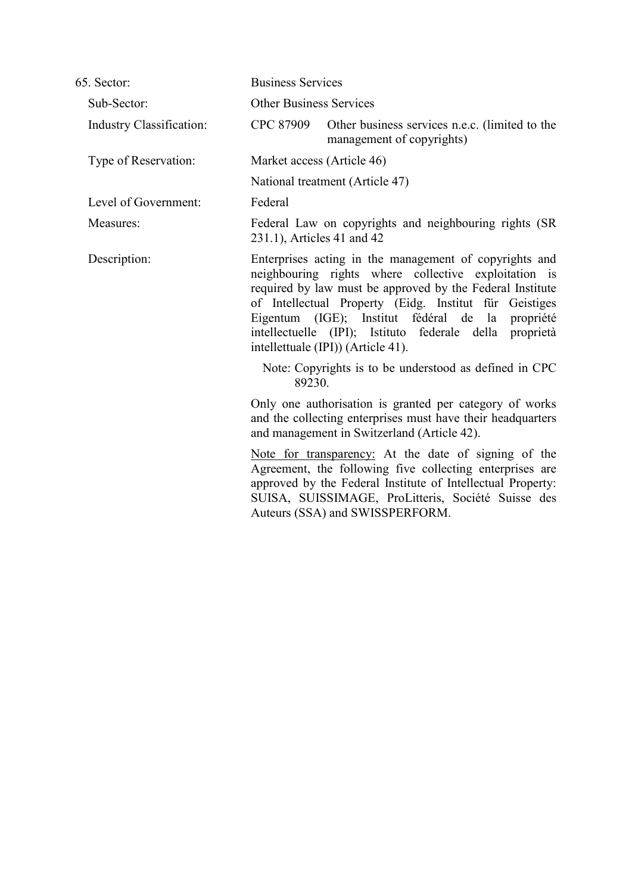| 65. Sector: | Business Services |
|---|---|
| Sub-Sector: | Other Business Services |
| Industry Classification: | CPC 87909 Other business services n.e.c. (limited to the management of copyrights) |
| Type of Reservation: | Market access (Article 46)<br>National treatment (Article 47) |
| Level of Government: | Federal |
| Measures: | Federal Law on copyrights and neighbouring rights (SR 231.1), Articles 41 and 42 |
| Description: | Enterprises acting in the management of copyrights and neighbouring rights where collective exploitation is required by law must be approved by the Federal Institute of Intellectual Property (Eidg. Institut für Geistiges Eigentum (IGE); Institut fédéral de la propriété intellectuelle (IPI); Istituto federale della proprietà intellettuale (IPI)) (Article 41).<br><br>Note: Copyrights is to be understood as defined in CPC 89230.<br><br>Only one authorisation is granted per category of works and the collecting enterprises must have their headquarters and management in Switzerland (Article 42).<br><br>Note for transparency: At the date of signing of the Agreement, the following five collecting enterprises are approved by the Federal Institute of Intellectual Property: SUISA, SUISSIMAGE, ProLitteris, Société Suisse des Auteurs (SSA) and SWISSPERFORM. |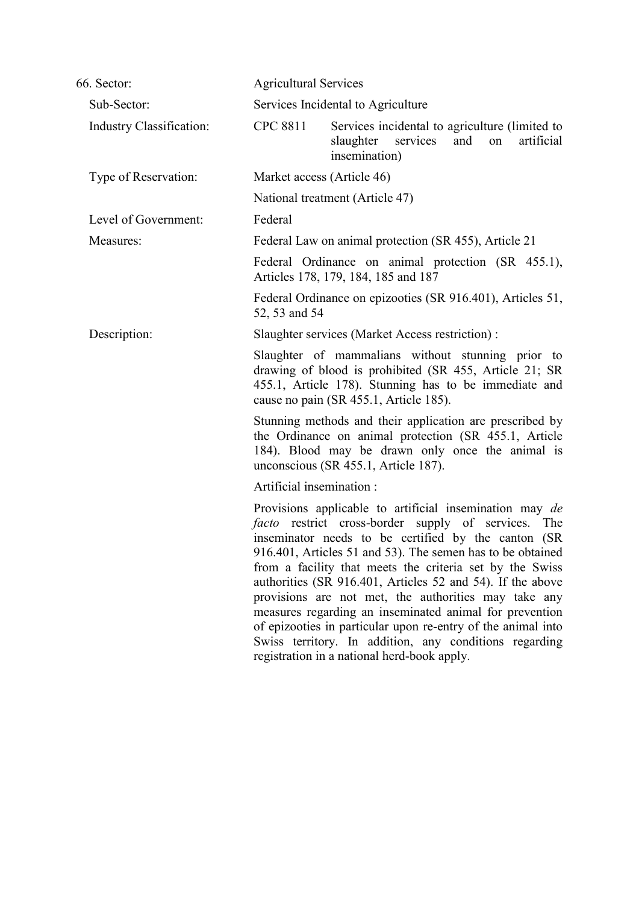| | |
|---|---|
| 66. Sector: | Agricultural Services |
| Sub-Sector: | Services Incidental to Agriculture |
| Industry Classification: | CPC 8811 Services incidental to agriculture (limited to slaughter services and on artificial insemination) |
| Type of Reservation: | Market access (Article 46)<br><br>National treatment (Article 47) |
| Level of Government: | Federal |
| Measures: | Federal Law on animal protection (SR 455), Article 21<br><br>Federal Ordinance on animal protection (SR 455.1), Articles 178, 179, 184, 185 and 187<br><br>Federal Ordinance on epizooties (SR 916.401), Articles 51, 52, 53 and 54 |
| Description: | Slaughter services (Market Access restriction) :<br><br>Slaughter of mammalians without stunning prior to drawing of blood is prohibited (SR 455, Article 21; SR 455.1, Article 178). Stunning has to be immediate and cause no pain (SR 455.1, Article 185).<br><br>Stunning methods and their application are prescribed by the Ordinance on animal protection (SR 455.1, Article 184). Blood may be drawn only once the animal is unconscious (SR 455.1, Article 187).<br><br>Artificial insemination :<br><br>Provisions applicable to artificial insemination may *de facto* restrict cross-border supply of services. The inseminator needs to be certified by the canton (SR 916.401, Articles 51 and 53). The semen has to be obtained from a facility that meets the criteria set by the Swiss authorities (SR 916.401, Articles 52 and 54). If the above provisions are not met, the authorities may take any measures regarding an inseminated animal for prevention of epizooties in particular upon re-entry of the animal into Swiss territory. In addition, any conditions regarding registration in a national herd-book apply. |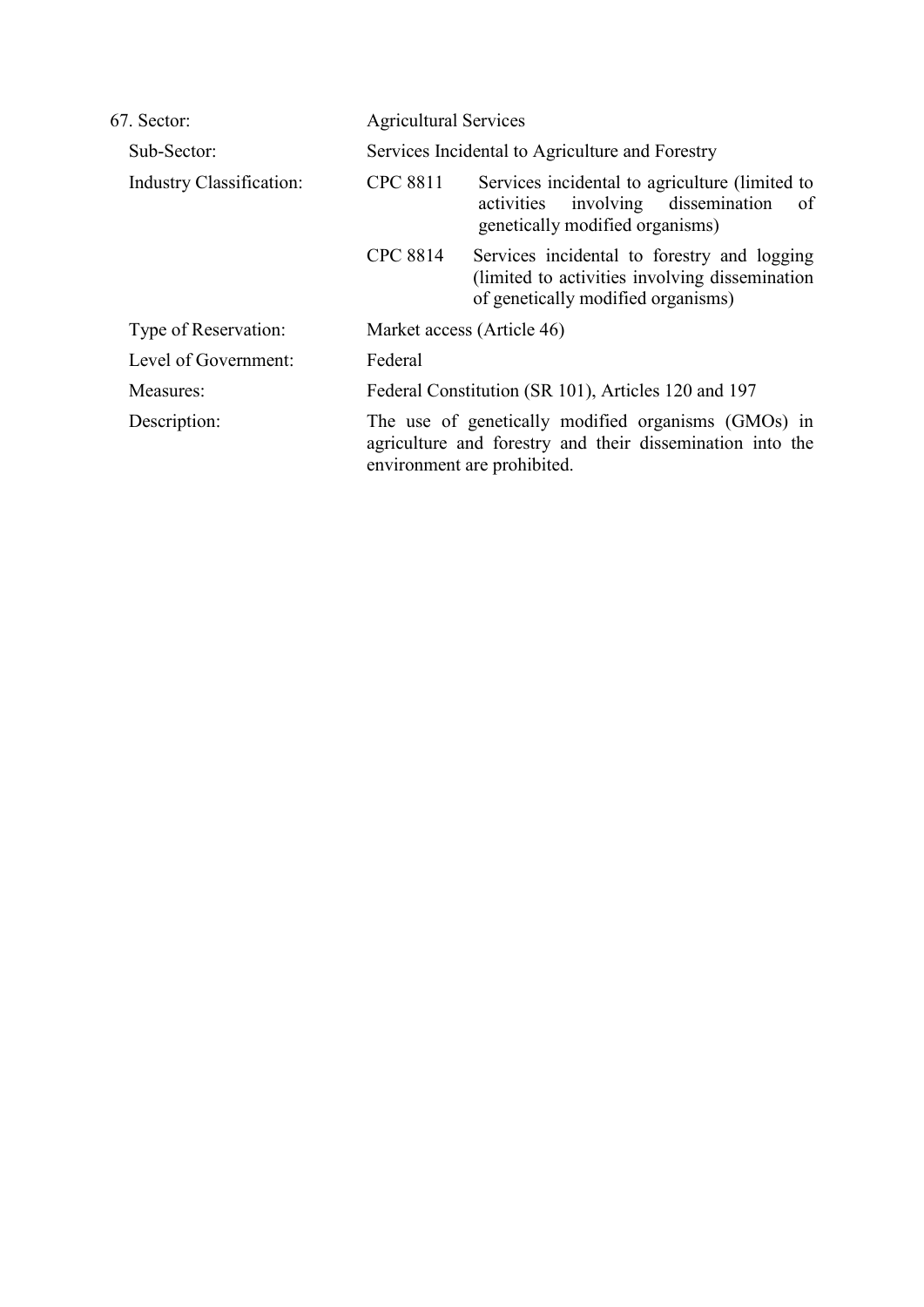| | | |
|---|---|---|
| 67. Sector: | Agricultural Services | |
| Sub-Sector: | Services Incidental to Agriculture and Forestry | |
| Industry Classification: | CPC 8811 | Services incidental to agriculture (limited to activities involving dissemination of genetically modified organisms) |
| | CPC 8814 | Services incidental to forestry and logging (limited to activities involving dissemination of genetically modified organisms) |
| Type of Reservation: | Market access (Article 46) | |
| Level of Government: | Federal | |
| Measures: | Federal Constitution (SR 101), Articles 120 and 197 | |
| Description: | The use of genetically modified organisms (GMOs) in agriculture and forestry and their dissemination into the environment are prohibited. | |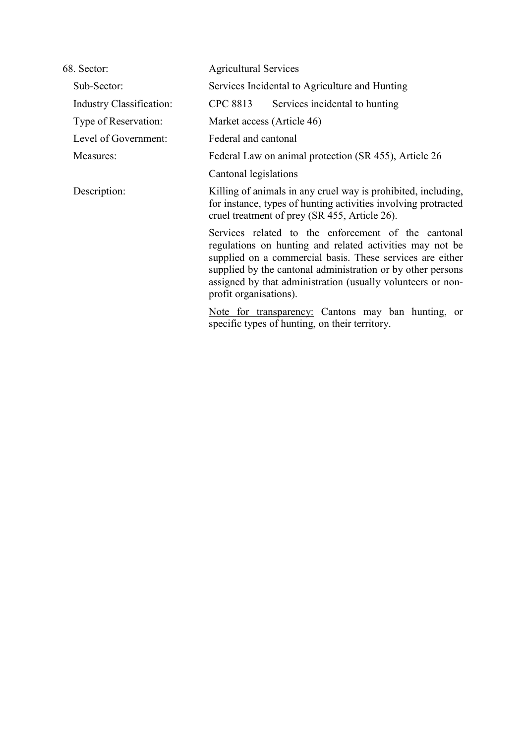| 68. Sector: | Agricultural Services |
|---|---|
| Sub-Sector: | Services Incidental to Agriculture and Hunting |
| Industry Classification: | CPC 8813 Services incidental to hunting |
| Type of Reservation: | Market access (Article 46) |
| Level of Government: | Federal and cantonal |
| Measures: | Federal Law on animal protection (SR 455), Article 26<br><br>Cantonal legislations |
| Description: | Killing of animals in any cruel way is prohibited, including, for instance, types of hunting activities involving protracted cruel treatment of prey (SR 455, Article 26).<br><br>Services related to the enforcement of the cantonal regulations on hunting and related activities may not be supplied on a commercial basis. These services are either supplied by the cantonal administration or by other persons assigned by that administration (usually volunteers or non-profit organisations).<br><br><u>Note for transparency:</u> Cantons may ban hunting, or specific types of hunting, on their territory. |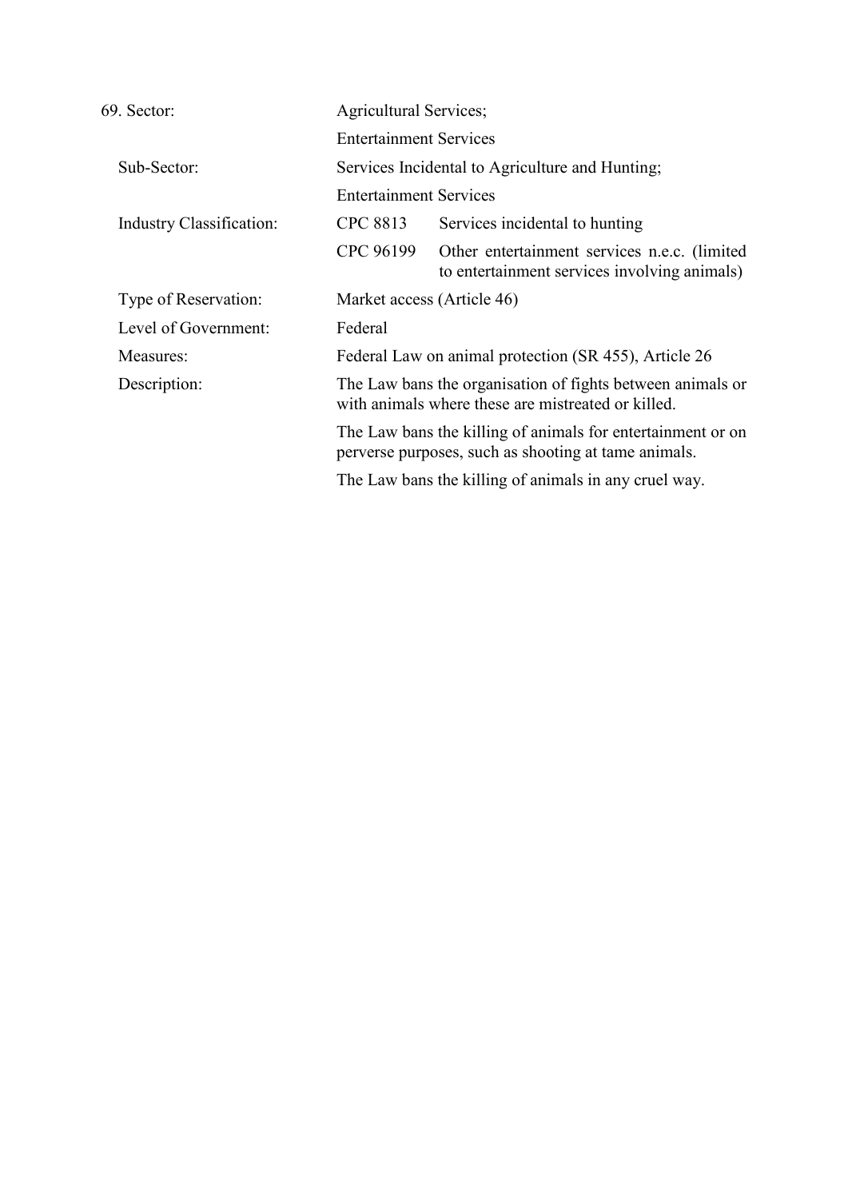| | | |
|---|---|---|
| 69. Sector: | Agricultural Services; | |
| | Entertainment Services | |
| Sub-Sector: | Services Incidental to Agriculture and Hunting; | |
| | Entertainment Services | |
| Industry Classification: | CPC 8813 | Services incidental to hunting |
| | CPC 96199 | Other entertainment services n.e.c. (limited to entertainment services involving animals) |
| Type of Reservation: | Market access (Article 46) | |
| Level of Government: | Federal | |
| Measures: | Federal Law on animal protection (SR 455), Article 26 | |
| Description: | The Law bans the organisation of fights between animals or with animals where these are mistreated or killed. | |
| | The Law bans the killing of animals for entertainment or on perverse purposes, such as shooting at tame animals. | |
| | The Law bans the killing of animals in any cruel way. | |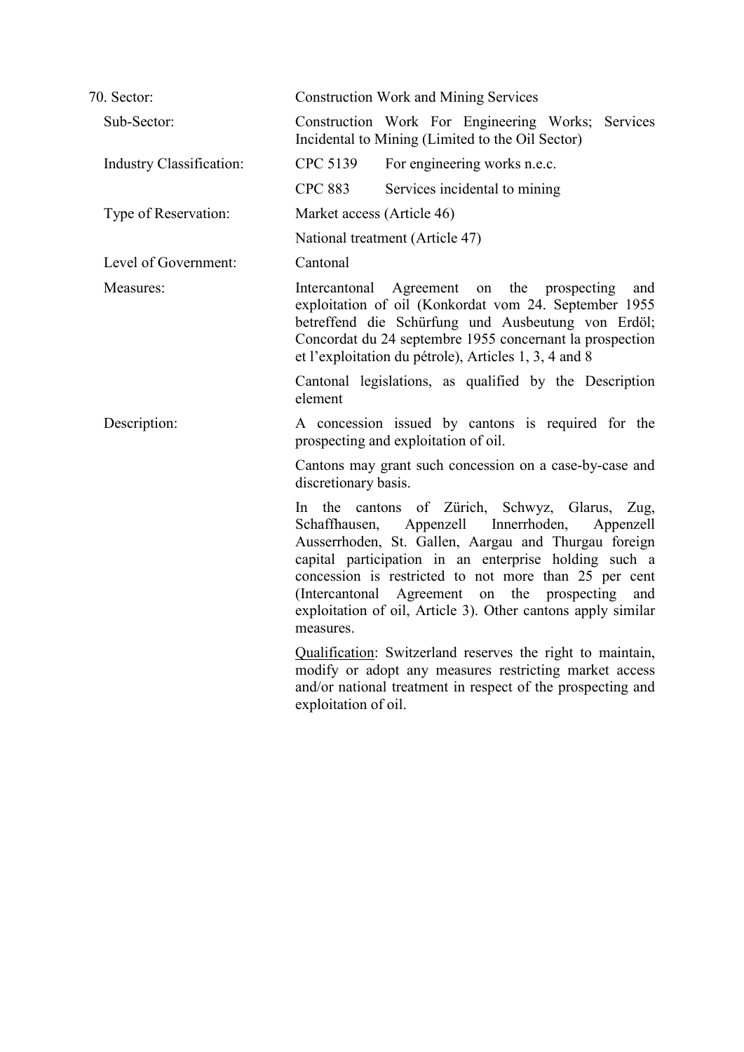70. Sector: Construction Work and Mining Services

Sub-Sector: Construction Work For Engineering Works; Services Incidental to Mining (Limited to the Oil Sector)

Industry Classification: CPC 5139 For engineering works n.e.c.

CPC 883 Services incidental to mining

Type of Reservation: Market access (Article 46)

National treatment (Article 47)

Level of Government: Cantonal

Measures: Intercantonal Agreement on the prospecting and exploitation of oil (Konkordat vom 24. September 1955 betreffend die Schürfung und Ausbeutung von Erdöl; Concordat du 24 septembre 1955 concernant la prospection et l'exploitation du pétrole), Articles 1, 3, 4 and 8

Cantonal legislations, as qualified by the Description element

Description: A concession issued by cantons is required for the prospecting and exploitation of oil.

Cantons may grant such concession on a case-by-case and discretionary basis.

In the cantons of Zürich, Schwyz, Glarus, Zug, Schaffhausen, Appenzell Innerrhoden, Appenzell Ausserrhoden, St. Gallen, Aargau and Thurgau foreign capital participation in an enterprise holding such a concession is restricted to not more than 25 per cent (Intercantonal Agreement on the prospecting and exploitation of oil, Article 3). Other cantons apply similar measures.

Qualification: Switzerland reserves the right to maintain, modify or adopt any measures restricting market access and/or national treatment in respect of the prospecting and exploitation of oil.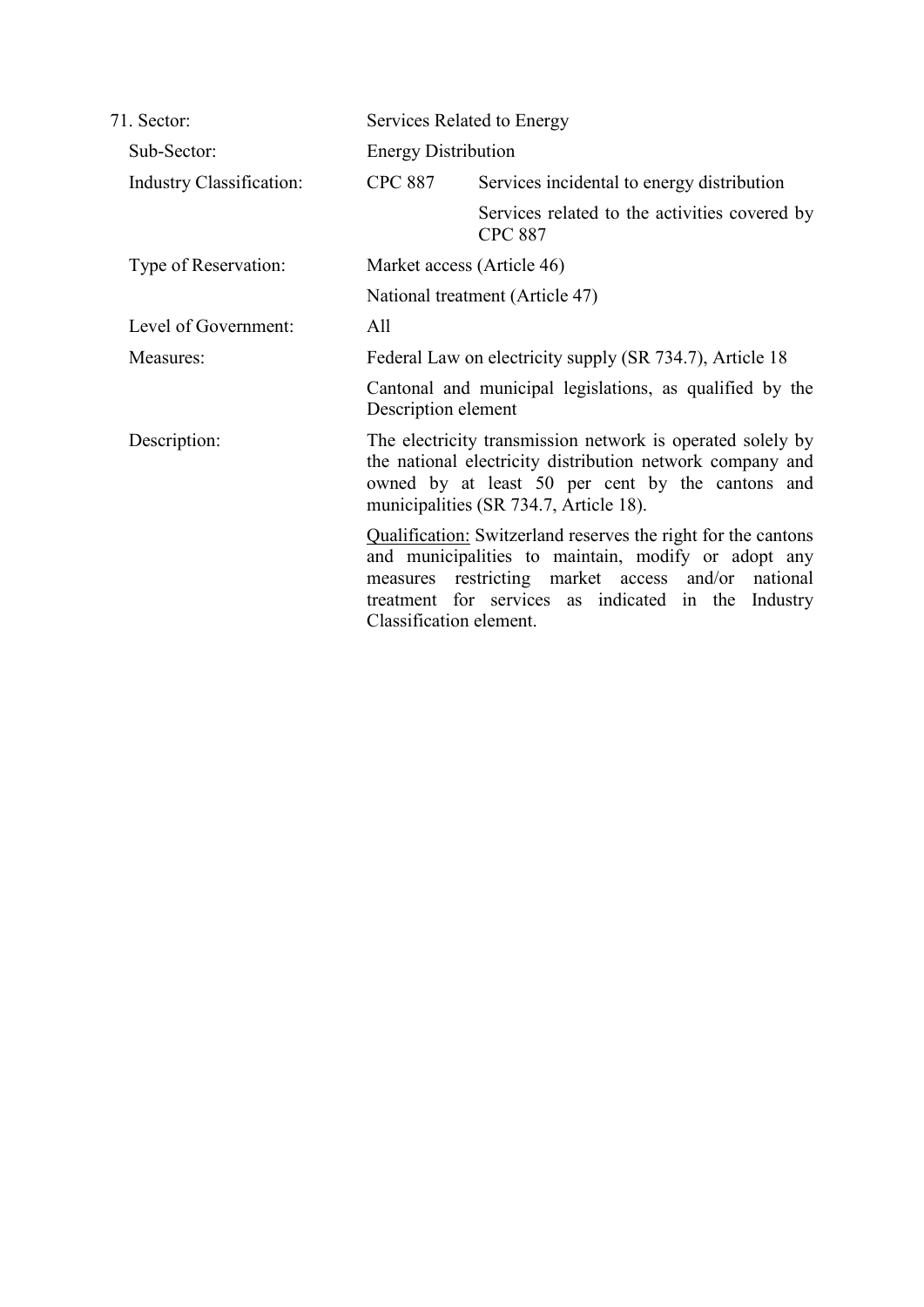| 71. Sector: | Services Related to Energy | |
|---|---|---|
| Sub-Sector: | Energy Distribution | |
| Industry Classification: | CPC 887 | Services incidental to energy distribution |
| | | Services related to the activities covered by CPC 887 |
| Type of Reservation: | Market access (Article 46) | |
| | National treatment (Article 47) | |
| Level of Government: | All | |
| Measures: | Federal Law on electricity supply (SR 734.7), Article 18 | |
| | Cantonal and municipal legislations, as qualified by the Description element | |
| Description: | The electricity transmission network is operated solely by the national electricity distribution network company and owned by at least 50 per cent by the cantons and municipalities (SR 734.7, Article 18). | |
| | Qualification: Switzerland reserves the right for the cantons and municipalities to maintain, modify or adopt any measures restricting market access and/or national treatment for services as indicated in the Industry Classification element. | |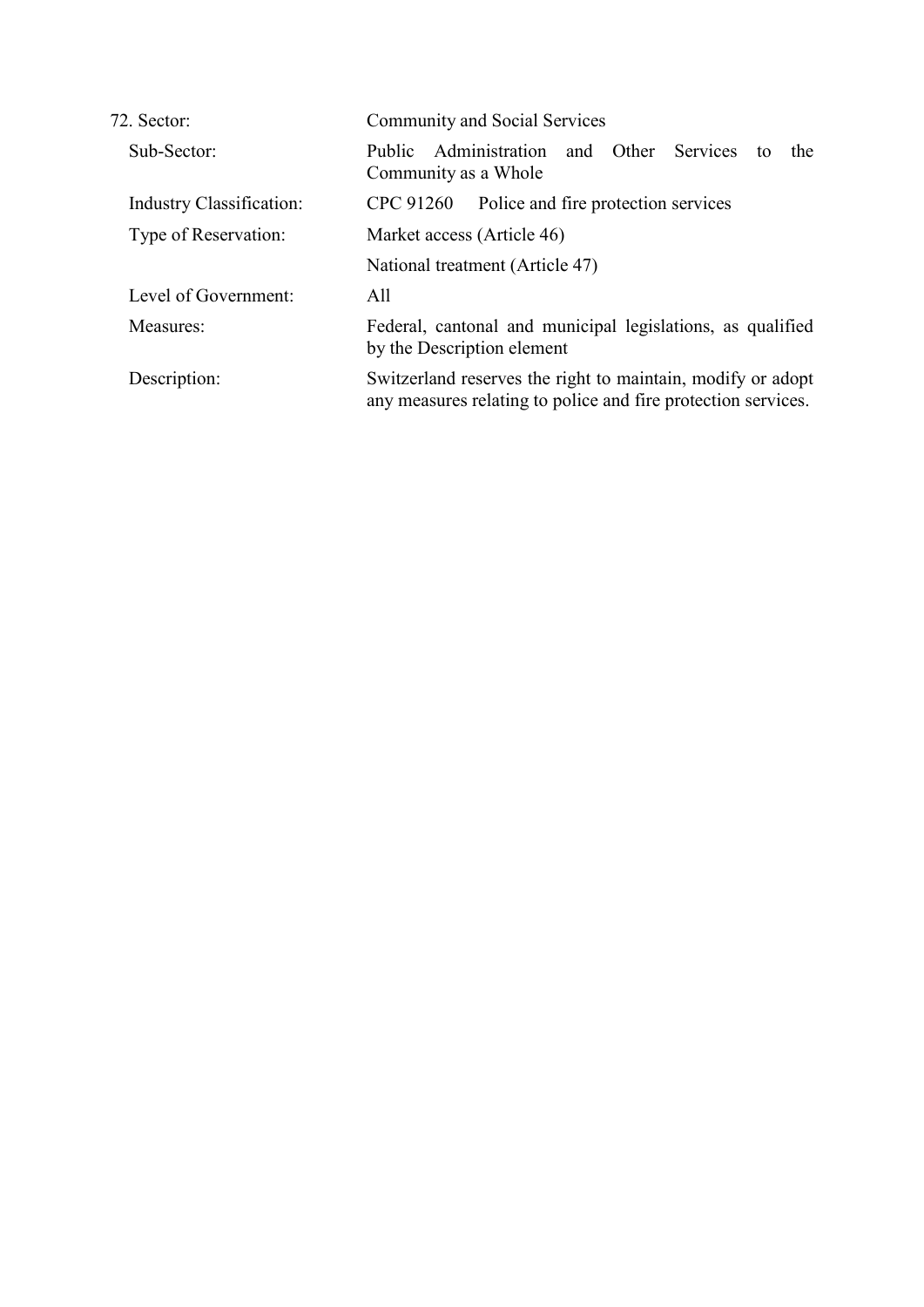| | |
|---|---|
| 72. Sector: | Community and Social Services |
| Sub-Sector: | Public Administration and Other Services to the Community as a Whole |
| Industry Classification: | CPC 91260 Police and fire protection services |
| Type of Reservation: | Market access (Article 46) |
| | National treatment (Article 47) |
| Level of Government: | All |
| Measures: | Federal, cantonal and municipal legislations, as qualified by the Description element |
| Description: | Switzerland reserves the right to maintain, modify or adopt any measures relating to police and fire protection services. |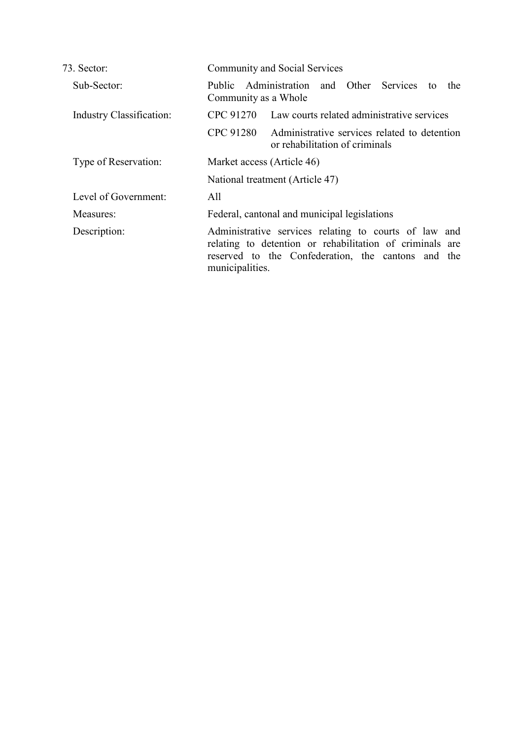| | | |
|---|---|---|
| 73. Sector: | Community and Social Services | |
| Sub-Sector: | Public Administration and Other Services to the Community as a Whole | |
| Industry Classification: | CPC 91270 | Law courts related administrative services |
| | CPC 91280 | Administrative services related to detention or rehabilitation of criminals |
| Type of Reservation: | Market access (Article 46) | |
| | National treatment (Article 47) | |
| Level of Government: | All | |
| Measures: | Federal, cantonal and municipal legislations | |
| Description: | Administrative services relating to courts of law and relating to detention or rehabilitation of criminals are reserved to the Confederation, the cantons and the municipalities. | |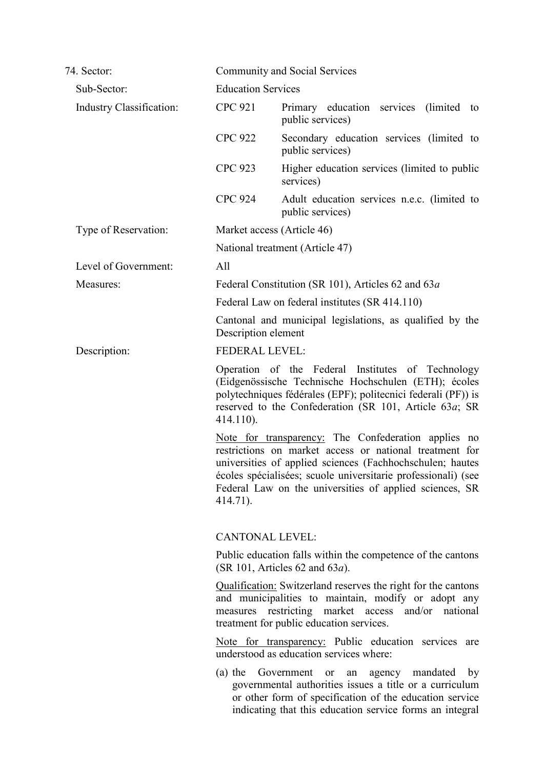| | | |
|---|---|---|
| 74. Sector: | Community and Social Services | |
| Sub-Sector: | Education Services | |
| Industry Classification: | CPC 921 | Primary education services (limited to public services) |
| | CPC 922 | Secondary education services (limited to public services) |
| | CPC 923 | Higher education services (limited to public services) |
| | CPC 924 | Adult education services n.e.c. (limited to public services) |
| Type of Reservation: | Market access (Article 46) | |
| | National treatment (Article 47) | |
| Level of Government: | All | |
| Measures: | Federal Constitution (SR 101), Articles 62 and 63*a* | |
| | Federal Law on federal institutes (SR 414.110) | |
| | Cantonal and municipal legislations, as qualified by the Description element | |
| Description: | FEDERAL LEVEL: | |

Operation of the Federal Institutes of Technology (Eidgenössische Technische Hochschulen (ETH); écoles polytechniques fédérales (EPF); politecnici federali (PF)) is reserved to the Confederation (SR 101, Article 63*a*; SR 414.110).

Note for transparency: The Confederation applies no restrictions on market access or national treatment for universities of applied sciences (Fachhochschulen; hautes écoles spécialisées; scuole universitarie professionali) (see Federal Law on the universities of applied sciences, SR 414.71).

CANTONAL LEVEL:

Public education falls within the competence of the cantons (SR 101, Articles 62 and 63*a*).

Qualification: Switzerland reserves the right for the cantons and municipalities to maintain, modify or adopt any measures restricting market access and/or national treatment for public education services.

Note for transparency: Public education services are understood as education services where:

(a) the Government or an agency mandated by governmental authorities issues a title or a curriculum or other form of specification of the education service indicating that this education service forms an integral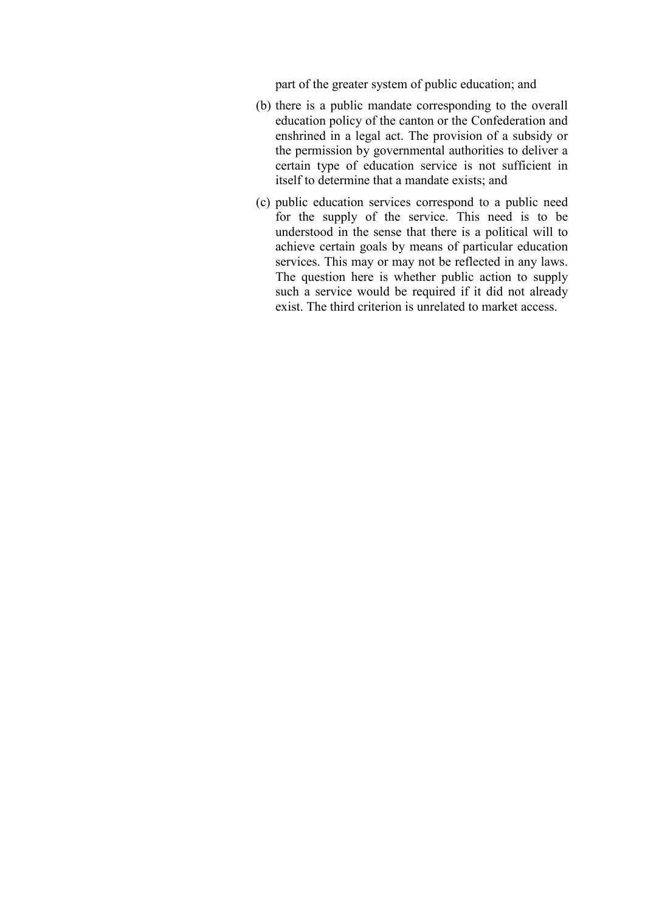part of the greater system of public education; and

(b) there is a public mandate corresponding to the overall education policy of the canton or the Confederation and enshrined in a legal act. The provision of a subsidy or the permission by governmental authorities to deliver a certain type of education service is not sufficient in itself to determine that a mandate exists; and

(c) public education services correspond to a public need for the supply of the service. This need is to be understood in the sense that there is a political will to achieve certain goals by means of particular education services. This may or may not be reflected in any laws. The question here is whether public action to supply such a service would be required if it did not already exist. The third criterion is unrelated to market access.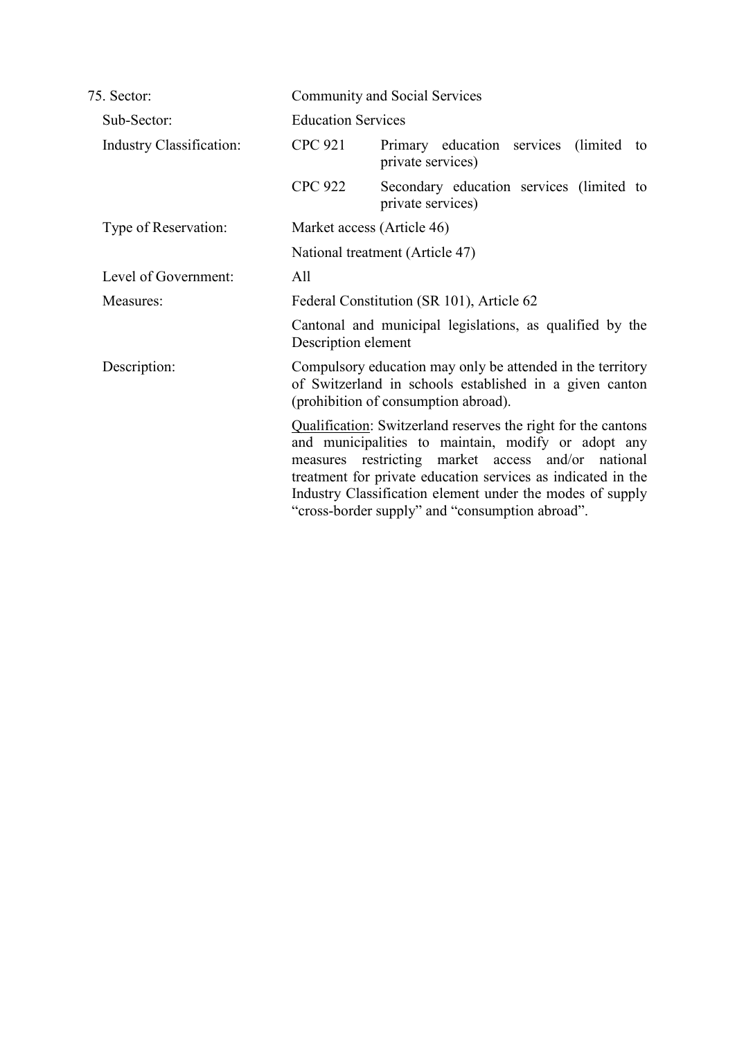| 75. Sector: | Community and Social Services | |
|---|---|---|
| Sub-Sector: | Education Services | |
| Industry Classification: | CPC 921 | Primary education services (limited to private services) |
| | CPC 922 | Secondary education services (limited to private services) |
| Type of Reservation: | Market access (Article 46) | |
| | National treatment (Article 47) | |
| Level of Government: | All | |
| Measures: | Federal Constitution (SR 101), Article 62 | |
| | Cantonal and municipal legislations, as qualified by the Description element | |
| Description: | Compulsory education may only be attended in the territory of Switzerland in schools established in a given canton (prohibition of consumption abroad). | |
| | Qualification: Switzerland reserves the right for the cantons and municipalities to maintain, modify or adopt any measures restricting market access and/or national treatment for private education services as indicated in the Industry Classification element under the modes of supply "cross-border supply" and "consumption abroad". | |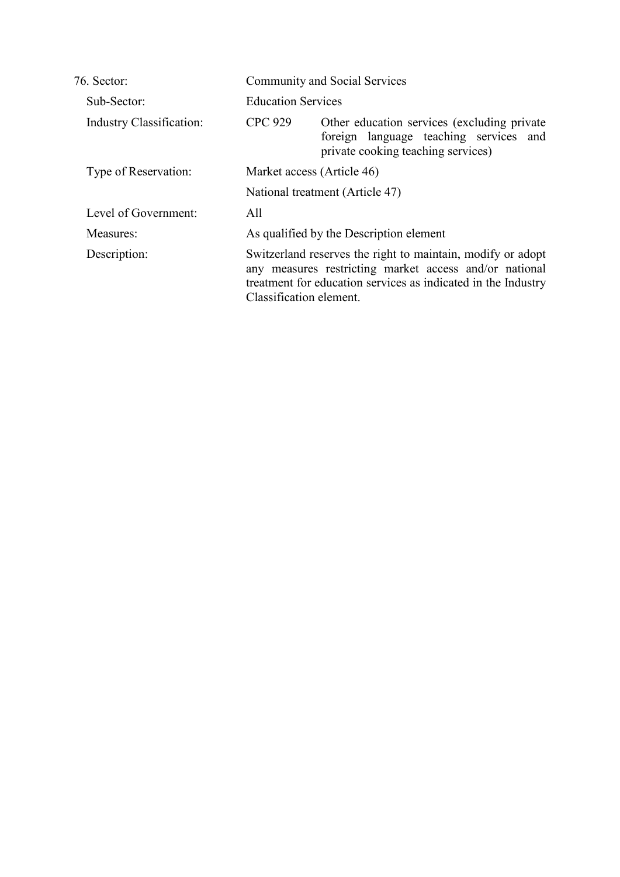| | | |
|---|---|---|
| 76. Sector: | Community and Social Services | |
| Sub-Sector: | Education Services | |
| Industry Classification: | CPC 929 | Other education services (excluding private foreign language teaching services and private cooking teaching services) |
| Type of Reservation: | Market access (Article 46) | |
| | National treatment (Article 47) | |
| Level of Government: | All | |
| Measures: | As qualified by the Description element | |
| Description: | Switzerland reserves the right to maintain, modify or adopt any measures restricting market access and/or national treatment for education services as indicated in the Industry Classification element. | |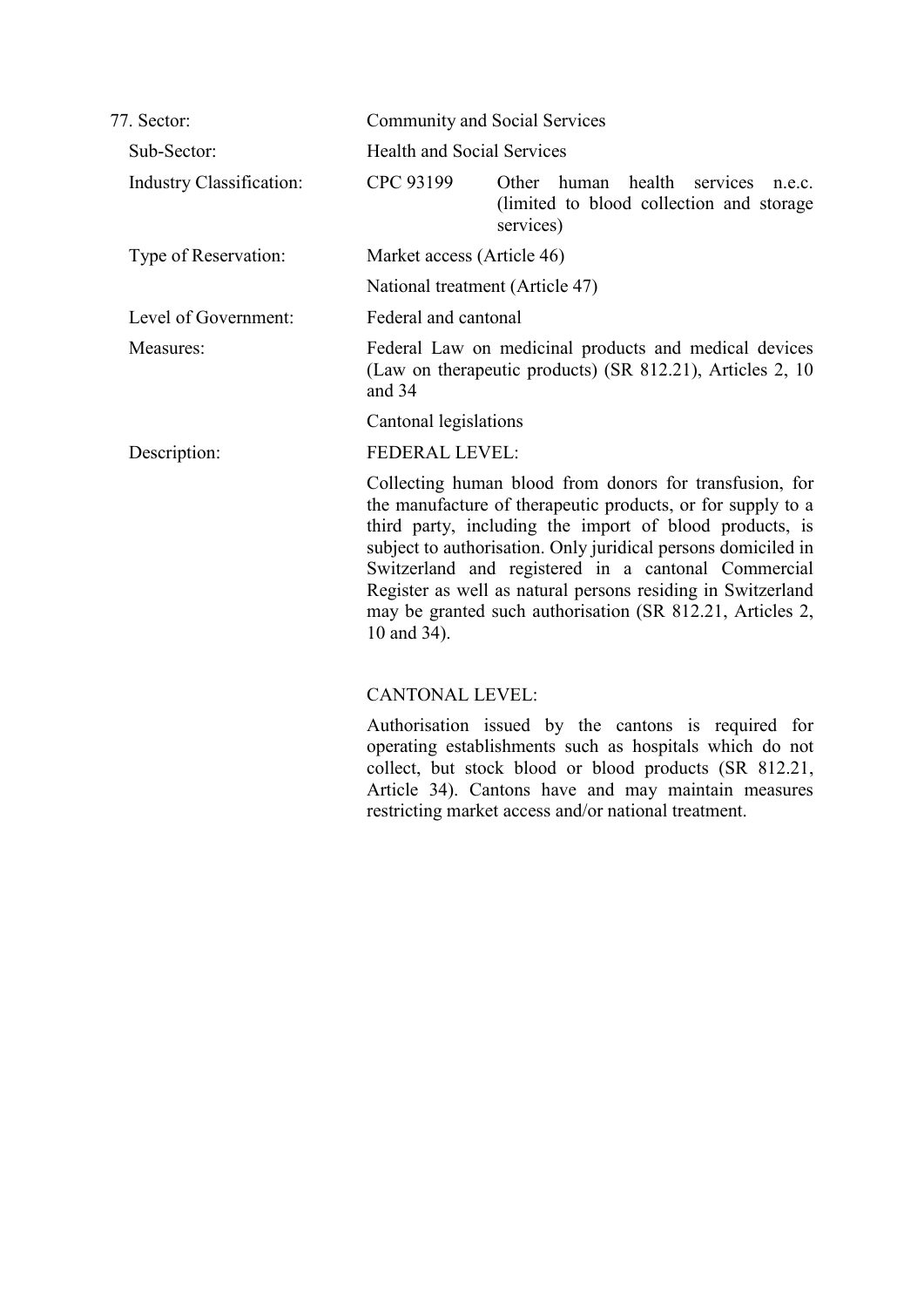77. Sector: Community and Social Services

Sub-Sector: Health and Social Services

Industry Classification: CPC 93199 Other human health services n.e.c. (limited to blood collection and storage services)

Type of Reservation: Market access (Article 46)

National treatment (Article 47)

Level of Government: Federal and cantonal

Measures: Federal Law on medicinal products and medical devices (Law on therapeutic products) (SR 812.21), Articles 2, 10 and 34

Cantonal legislations

Description: FEDERAL LEVEL:

Collecting human blood from donors for transfusion, for the manufacture of therapeutic products, or for supply to a third party, including the import of blood products, is subject to authorisation. Only juridical persons domiciled in Switzerland and registered in a cantonal Commercial Register as well as natural persons residing in Switzerland may be granted such authorisation (SR 812.21, Articles 2, 10 and 34).

CANTONAL LEVEL:

Authorisation issued by the cantons is required for operating establishments such as hospitals which do not collect, but stock blood or blood products (SR 812.21, Article 34). Cantons have and may maintain measures restricting market access and/or national treatment.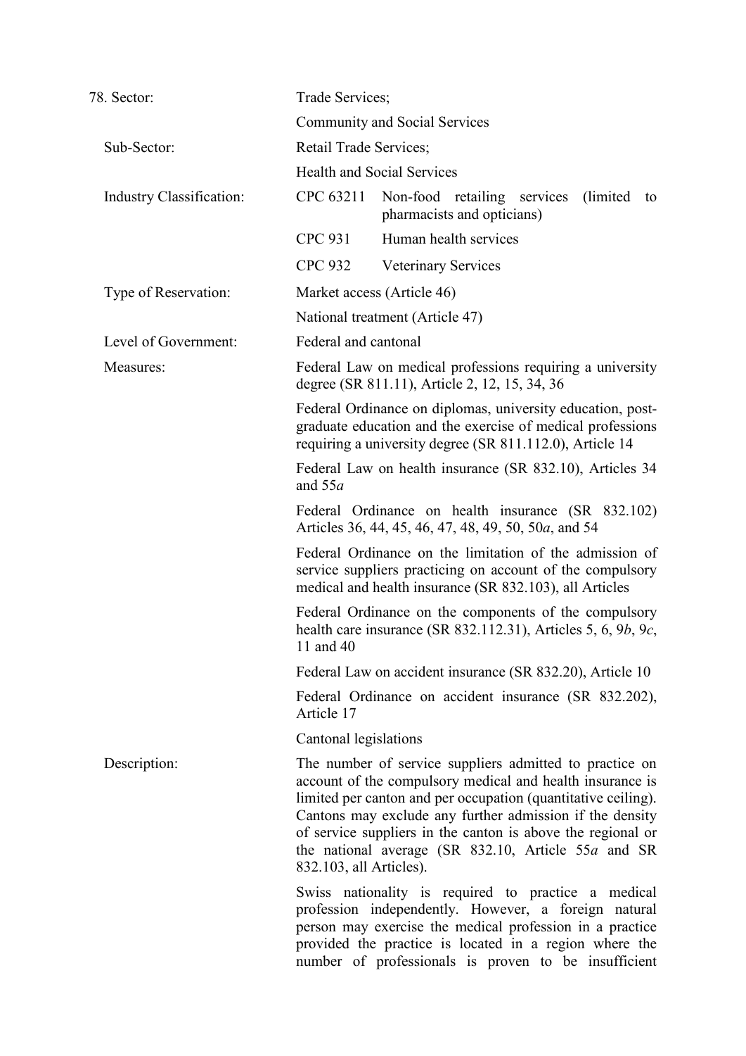| | | |
|---|---|---|
| 78. Sector: | Trade Services;<br>Community and Social Services | |
| Sub-Sector: | Retail Trade Services;<br>Health and Social Services | |
| Industry Classification: | CPC 63211 | Non-food retailing services (limited to pharmacists and opticians) |
| | CPC 931 | Human health services |
| | CPC 932 | Veterinary Services |
| Type of Reservation: | Market access (Article 46)<br>National treatment (Article 47) | |
| Level of Government: | Federal and cantonal | |
| Measures: | Federal Law on medical professions requiring a university degree (SR 811.11), Article 2, 12, 15, 34, 36<br><br>Federal Ordinance on diplomas, university education, post-graduate education and the exercise of medical professions requiring a university degree (SR 811.112.0), Article 14<br><br>Federal Law on health insurance (SR 832.10), Articles 34 and 55*a*<br><br>Federal Ordinance on health insurance (SR 832.102) Articles 36, 44, 45, 46, 47, 48, 49, 50, 50*a*, and 54<br><br>Federal Ordinance on the limitation of the admission of service suppliers practicing on account of the compulsory medical and health insurance (SR 832.103), all Articles<br><br>Federal Ordinance on the components of the compulsory health care insurance (SR 832.112.31), Articles 5, 6, 9*b*, 9*c*, 11 and 40<br><br>Federal Law on accident insurance (SR 832.20), Article 10<br><br>Federal Ordinance on accident insurance (SR 832.202), Article 17<br><br>Cantonal legislations | |
| Description: | The number of service suppliers admitted to practice on account of the compulsory medical and health insurance is limited per canton and per occupation (quantitative ceiling). Cantons may exclude any further admission if the density of service suppliers in the canton is above the regional or the national average (SR 832.10, Article 55*a* and SR 832.103, all Articles).<br><br>Swiss nationality is required to practice a medical profession independently. However, a foreign natural person may exercise the medical profession in a practice provided the practice is located in a region where the number of professionals is proven to be insufficient | |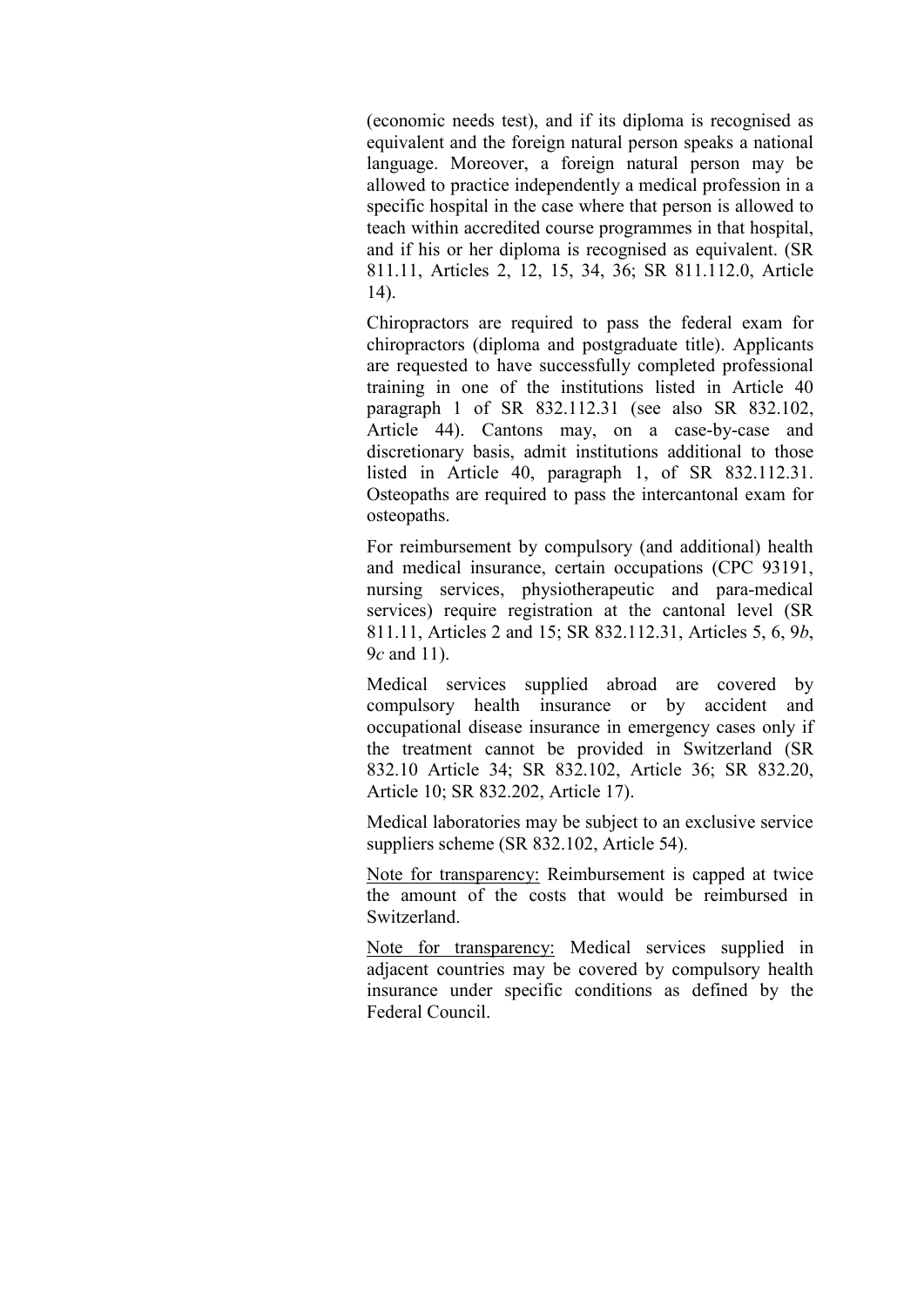(economic needs test), and if its diploma is recognised as equivalent and the foreign natural person speaks a national language. Moreover, a foreign natural person may be allowed to practice independently a medical profession in a specific hospital in the case where that person is allowed to teach within accredited course programmes in that hospital, and if his or her diploma is recognised as equivalent. (SR 811.11, Articles 2, 12, 15, 34, 36; SR 811.112.0, Article 14).

Chiropractors are required to pass the federal exam for chiropractors (diploma and postgraduate title). Applicants are requested to have successfully completed professional training in one of the institutions listed in Article 40 paragraph 1 of SR 832.112.31 (see also SR 832.102, Article 44). Cantons may, on a case-by-case and discretionary basis, admit institutions additional to those listed in Article 40, paragraph 1, of SR 832.112.31. Osteopaths are required to pass the intercantonal exam for osteopaths.

For reimbursement by compulsory (and additional) health and medical insurance, certain occupations (CPC 93191, nursing services, physiotherapeutic and para-medical services) require registration at the cantonal level (SR 811.11, Articles 2 and 15; SR 832.112.31, Articles 5, 6, 9*b*, 9*c* and 11).

Medical services supplied abroad are covered by compulsory health insurance or by accident and occupational disease insurance in emergency cases only if the treatment cannot be provided in Switzerland (SR 832.10 Article 34; SR 832.102, Article 36; SR 832.20, Article 10; SR 832.202, Article 17).

Medical laboratories may be subject to an exclusive service suppliers scheme (SR 832.102, Article 54).

<u>Note for transparency:</u> Reimbursement is capped at twice the amount of the costs that would be reimbursed in Switzerland.

<u>Note for transparency:</u> Medical services supplied in adjacent countries may be covered by compulsory health insurance under specific conditions as defined by the Federal Council.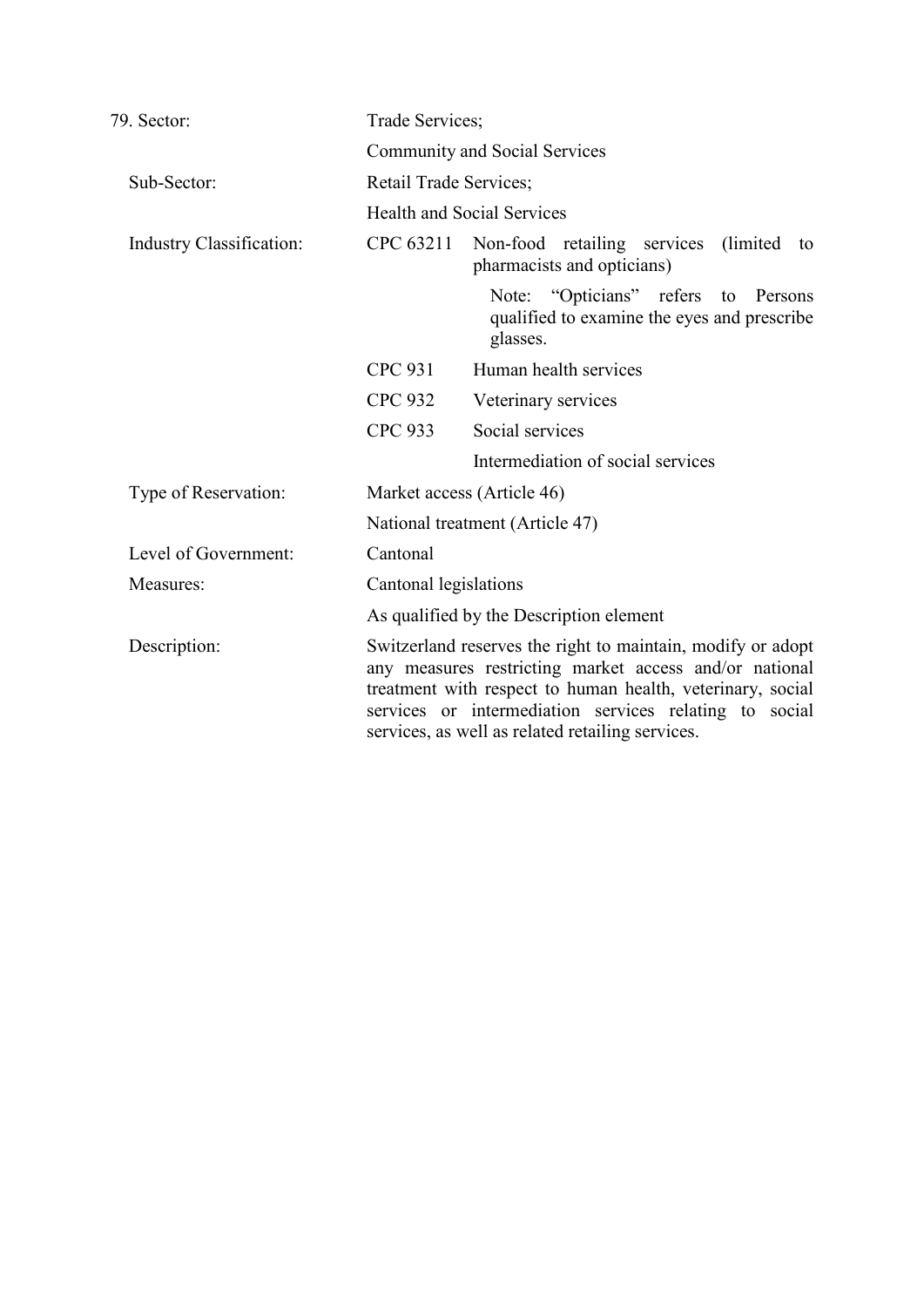| 79. Sector: | Trade Services; |
|---|---|
| | Community and Social Services |
| Sub-Sector: | Retail Trade Services; |
| | Health and Social Services |
| Industry Classification: | CPC 63211 Non-food retailing services (limited to pharmacists and opticians) |
| | Note: "Opticians" refers to Persons qualified to examine the eyes and prescribe glasses. |
| | CPC 931 Human health services |
| | CPC 932 Veterinary services |
| | CPC 933 Social services |
| | Intermediation of social services |
| Type of Reservation: | Market access (Article 46) |
| | National treatment (Article 47) |
| Level of Government: | Cantonal |
| Measures: | Cantonal legislations |
| | As qualified by the Description element |
| Description: | Switzerland reserves the right to maintain, modify or adopt any measures restricting market access and/or national treatment with respect to human health, veterinary, social services or intermediation services relating to social services, as well as related retailing services. |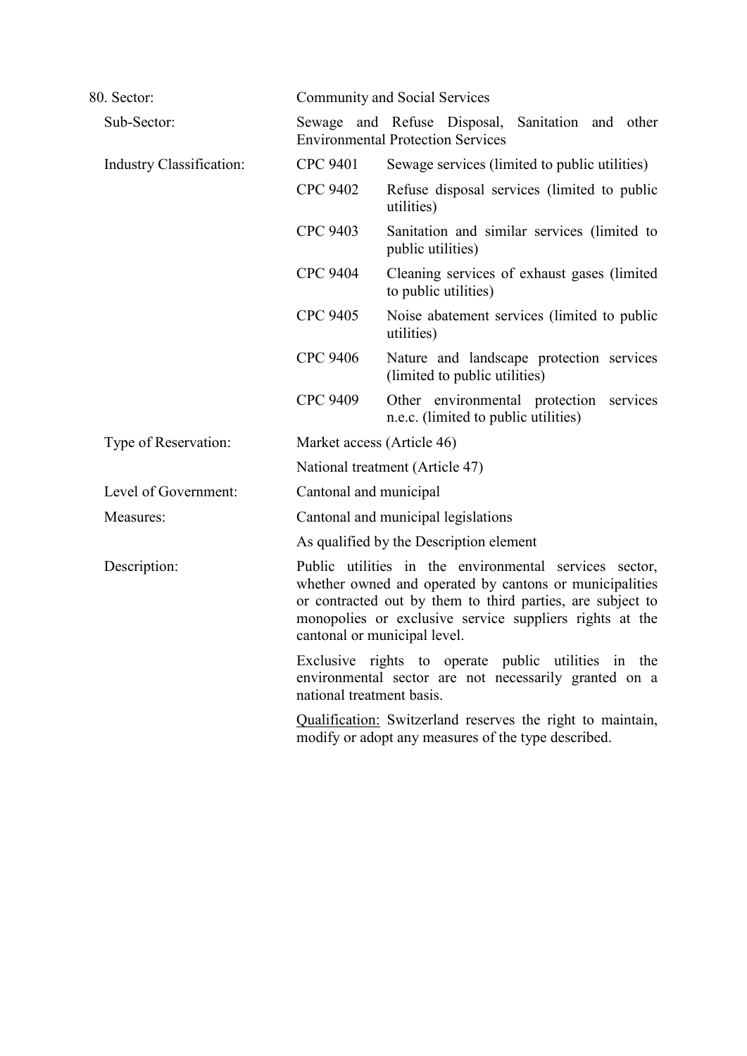| | | |
|---|---|---|
| 80. Sector: | Community and Social Services | |
| Sub-Sector: | Sewage and Refuse Disposal, Sanitation and other Environmental Protection Services | |
| Industry Classification: | CPC 9401 | Sewage services (limited to public utilities) |
| | CPC 9402 | Refuse disposal services (limited to public utilities) |
| | CPC 9403 | Sanitation and similar services (limited to public utilities) |
| | CPC 9404 | Cleaning services of exhaust gases (limited to public utilities) |
| | CPC 9405 | Noise abatement services (limited to public utilities) |
| | CPC 9406 | Nature and landscape protection services (limited to public utilities) |
| | CPC 9409 | Other environmental protection services n.e.c. (limited to public utilities) |
| Type of Reservation: | Market access (Article 46) | |
| | National treatment (Article 47) | |
| Level of Government: | Cantonal and municipal | |
| Measures: | Cantonal and municipal legislations | |
| | As qualified by the Description element | |
| Description: | Public utilities in the environmental services sector, whether owned and operated by cantons or municipalities or contracted out by them to third parties, are subject to monopolies or exclusive service suppliers rights at the cantonal or municipal level. | |
| | Exclusive rights to operate public utilities in the environmental sector are not necessarily granted on a national treatment basis. | |
| | Qualification: Switzerland reserves the right to maintain, modify or adopt any measures of the type described. | |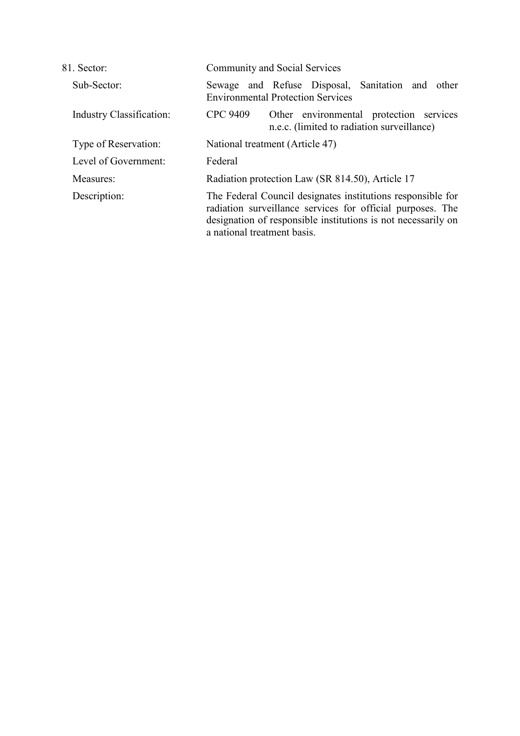81. Sector: Community and Social Services

Sub-Sector: Sewage and Refuse Disposal, Sanitation and other Environmental Protection Services

Industry Classification: CPC 9409 Other environmental protection services n.e.c. (limited to radiation surveillance)

Type of Reservation: National treatment (Article 47)

Level of Government: Federal

Measures: Radiation protection Law (SR 814.50), Article 17

Description: The Federal Council designates institutions responsible for radiation surveillance services for official purposes. The designation of responsible institutions is not necessarily on a national treatment basis.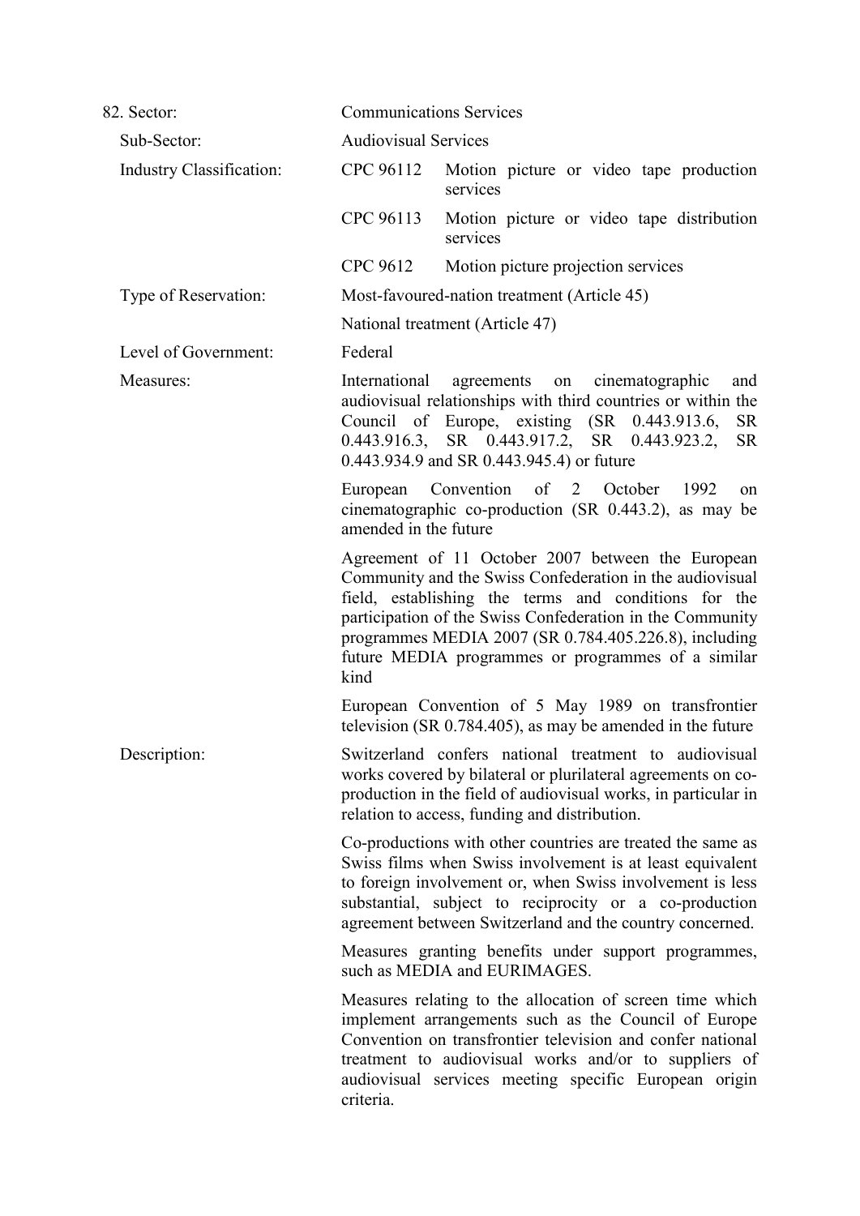| | | |
|---|---|---|
| 82. Sector: | Communications Services | |
| Sub-Sector: | Audiovisual Services | |
| Industry Classification: | CPC 96112 | Motion picture or video tape production services |
| | CPC 96113 | Motion picture or video tape distribution services |
| | CPC 9612 | Motion picture projection services |
| Type of Reservation: | Most-favoured-nation treatment (Article 45) | |
| | National treatment (Article 47) | |
| Level of Government: | Federal | |
| Measures: | International agreements on cinematographic and audiovisual relationships with third countries or within the Council of Europe, existing (SR 0.443.913.6, SR 0.443.916.3, SR 0.443.917.2, SR 0.443.923.2, SR 0.443.934.9 and SR 0.443.945.4) or future | |
| | European Convention of 2 October 1992 on cinematographic co-production (SR 0.443.2), as may be amended in the future | |
| | Agreement of 11 October 2007 between the European Community and the Swiss Confederation in the audiovisual field, establishing the terms and conditions for the participation of the Swiss Confederation in the Community programmes MEDIA 2007 (SR 0.784.405.226.8), including future MEDIA programmes or programmes of a similar kind | |
| | European Convention of 5 May 1989 on transfrontier television (SR 0.784.405), as may be amended in the future | |
| Description: | Switzerland confers national treatment to audiovisual works covered by bilateral or plurilateral agreements on co-production in the field of audiovisual works, in particular in relation to access, funding and distribution. | |
| | Co-productions with other countries are treated the same as Swiss films when Swiss involvement is at least equivalent to foreign involvement or, when Swiss involvement is less substantial, subject to reciprocity or a co-production agreement between Switzerland and the country concerned. | |
| | Measures granting benefits under support programmes, such as MEDIA and EURIMAGES. | |
| | Measures relating to the allocation of screen time which implement arrangements such as the Council of Europe Convention on transfrontier television and confer national treatment to audiovisual works and/or to suppliers of audiovisual services meeting specific European origin criteria. | |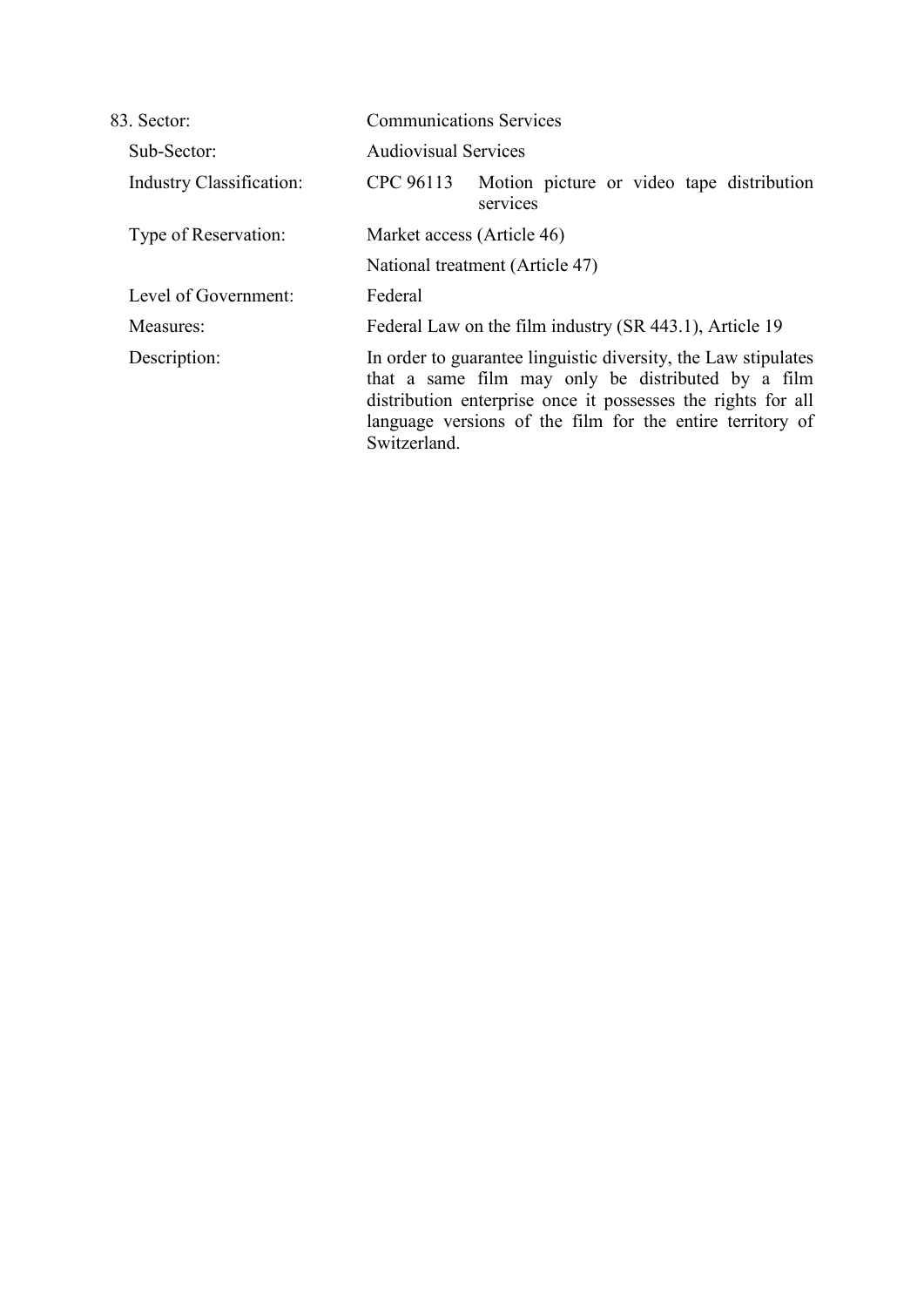| | |
|---|---|
| 83. Sector: | Communications Services |
| Sub-Sector: | Audiovisual Services |
| Industry Classification: | CPC 96113 Motion picture or video tape distribution services |
| Type of Reservation: | Market access (Article 46) <br> National treatment (Article 47) |
| Level of Government: | Federal |
| Measures: | Federal Law on the film industry (SR 443.1), Article 19 |
| Description: | In order to guarantee linguistic diversity, the Law stipulates that a same film may only be distributed by a film distribution enterprise once it possesses the rights for all language versions of the film for the entire territory of Switzerland. |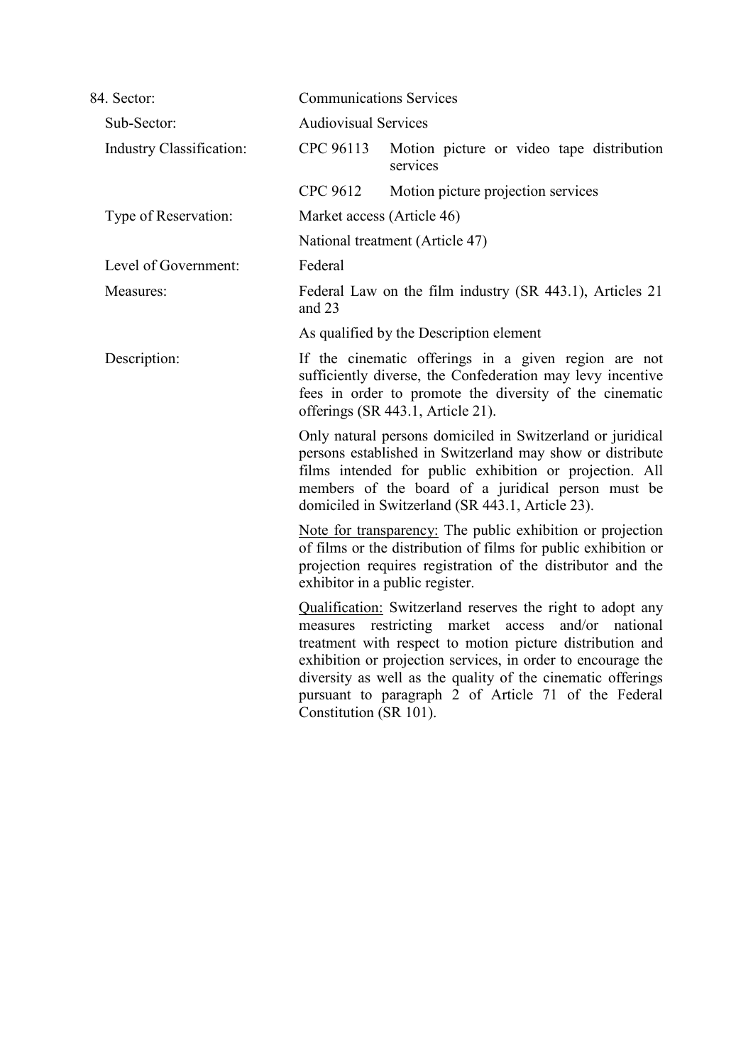| | | |
|---|---|---|
| 84. Sector: | Communications Services | |
| Sub-Sector: | Audiovisual Services | |
| Industry Classification: | CPC 96113 | Motion picture or video tape distribution services |
| | CPC 9612 | Motion picture projection services |
| Type of Reservation: | Market access (Article 46) | |
| | National treatment (Article 47) | |
| Level of Government: | Federal | |
| Measures: | Federal Law on the film industry (SR 443.1), Articles 21 and 23 | |
| | As qualified by the Description element | |
| Description: | If the cinematic offerings in a given region are not sufficiently diverse, the Confederation may levy incentive fees in order to promote the diversity of the cinematic offerings (SR 443.1, Article 21). | |
| | Only natural persons domiciled in Switzerland or juridical persons established in Switzerland may show or distribute films intended for public exhibition or projection. All members of the board of a juridical person must be domiciled in Switzerland (SR 443.1, Article 23). | |
| | Note for transparency: The public exhibition or projection of films or the distribution of films for public exhibition or projection requires registration of the distributor and the exhibitor in a public register. | |
| | Qualification: Switzerland reserves the right to adopt any measures restricting market access and/or national treatment with respect to motion picture distribution and exhibition or projection services, in order to encourage the diversity as well as the quality of the cinematic offerings pursuant to paragraph 2 of Article 71 of the Federal Constitution (SR 101). | |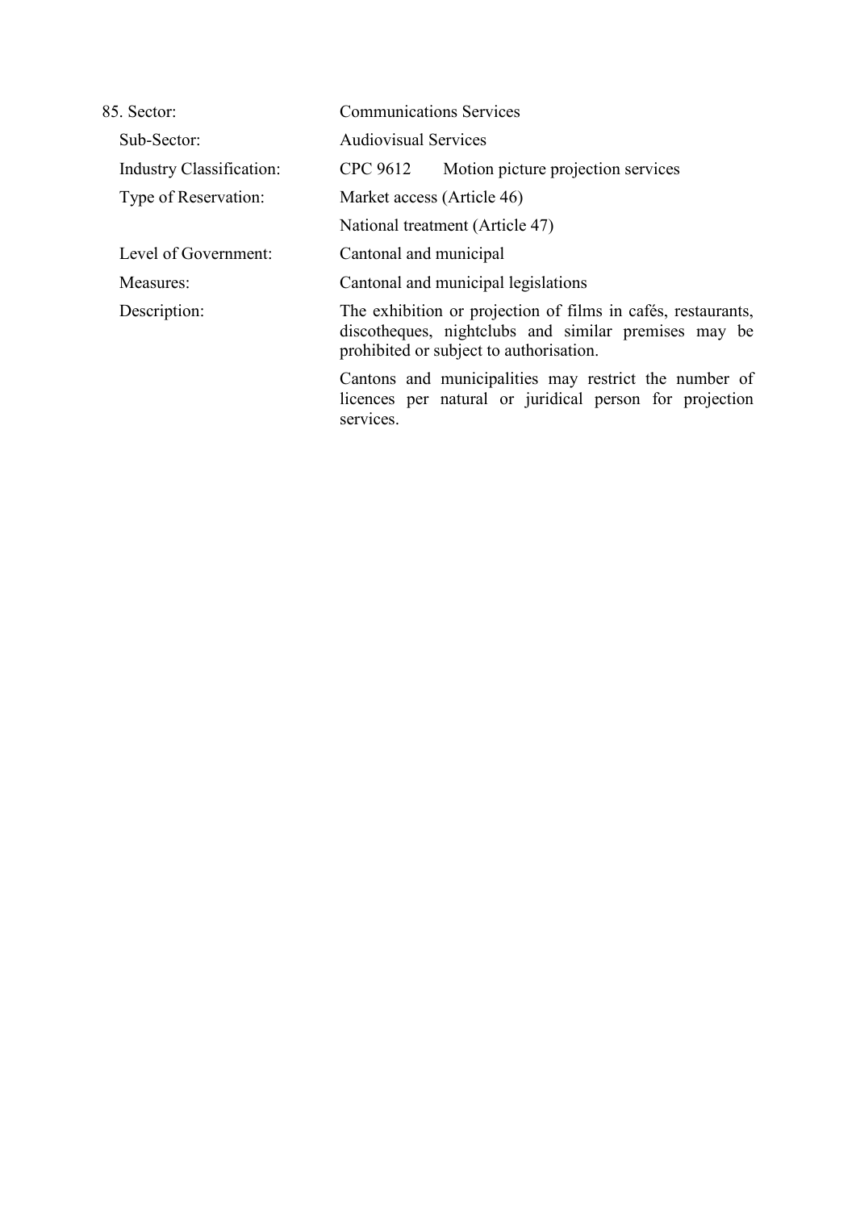85. Sector: Communications Services

Sub-Sector: Audiovisual Services

Industry Classification: CPC 9612 Motion picture projection services

Type of Reservation: Market access (Article 46)

National treatment (Article 47)

Level of Government: Cantonal and municipal

Measures: Cantonal and municipal legislations

Description: The exhibition or projection of films in cafés, restaurants, discotheques, nightclubs and similar premises may be prohibited or subject to authorisation.

Cantons and municipalities may restrict the number of licences per natural or juridical person for projection services.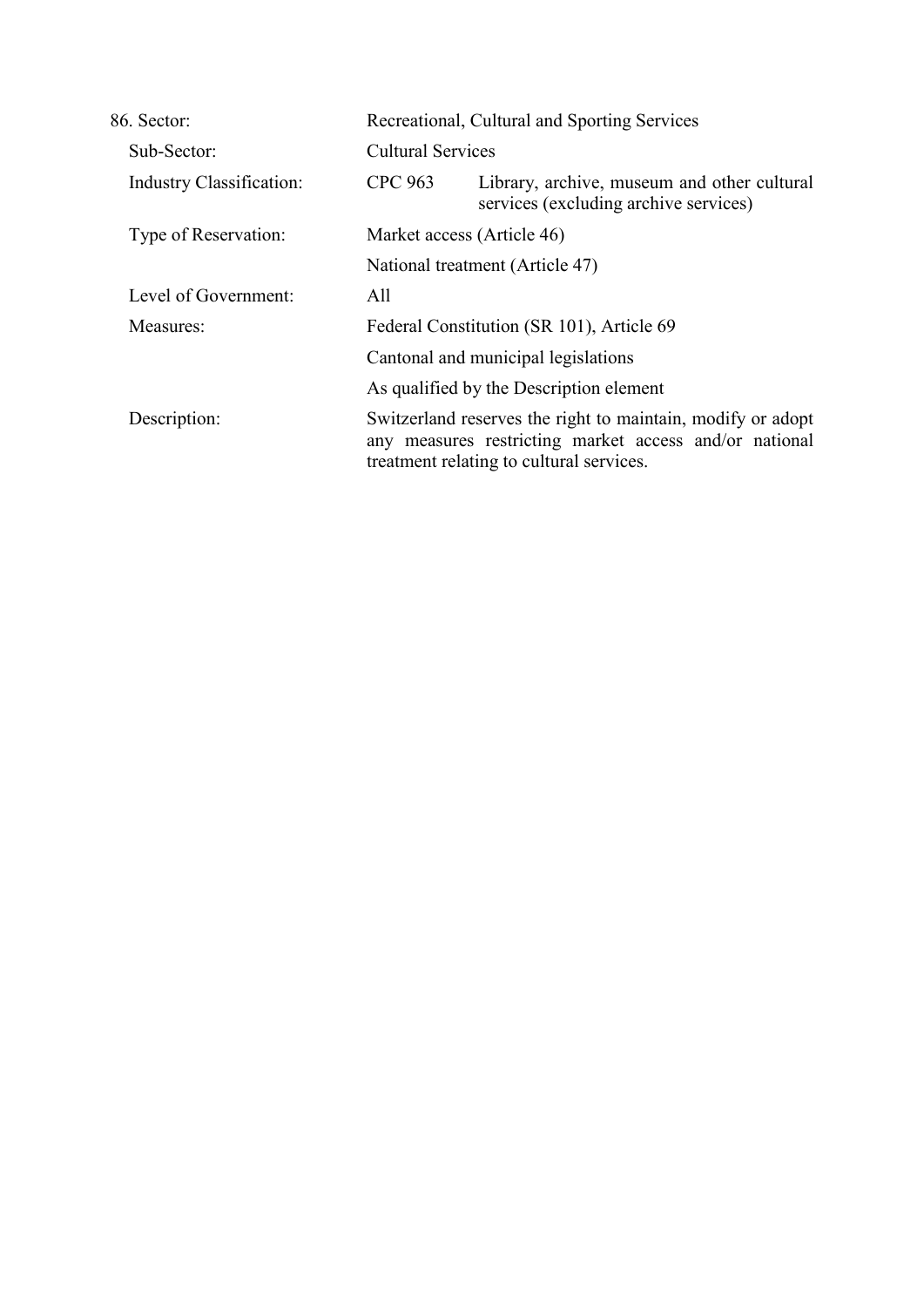86. Sector: Recreational, Cultural and Sporting Services

Sub-Sector: Cultural Services

Industry Classification: CPC 963 Library, archive, museum and other cultural services (excluding archive services)

Type of Reservation: Market access (Article 46)

National treatment (Article 47)

Level of Government: All

Measures: Federal Constitution (SR 101), Article 69

Cantonal and municipal legislations

As qualified by the Description element

Description: Switzerland reserves the right to maintain, modify or adopt any measures restricting market access and/or national treatment relating to cultural services.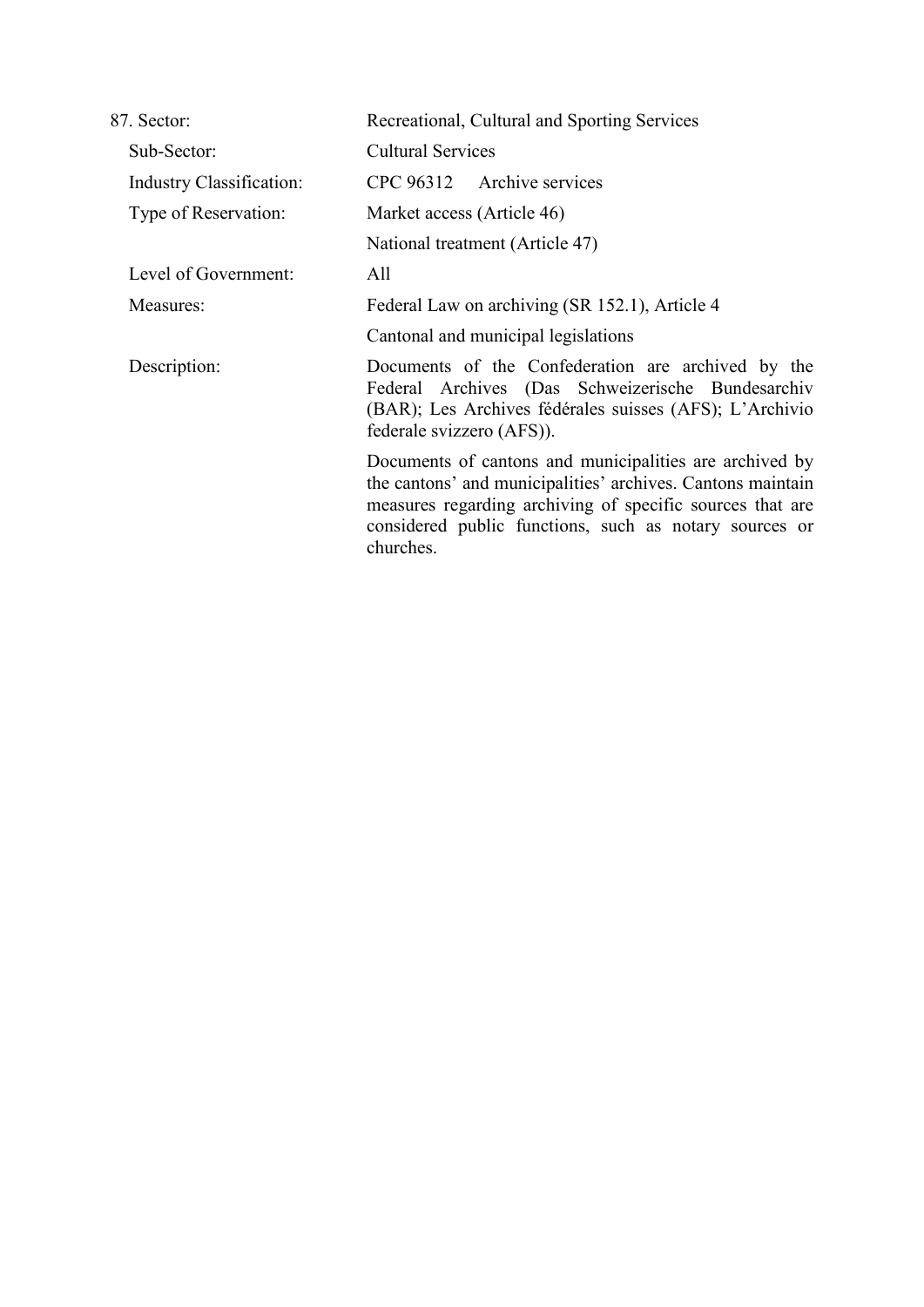87. Sector: Recreational, Cultural and Sporting Services

Sub-Sector: Cultural Services

Industry Classification: CPC 96312 Archive services

Type of Reservation: Market access (Article 46)

National treatment (Article 47)

Level of Government: All

Measures: Federal Law on archiving (SR 152.1), Article 4

Cantonal and municipal legislations

Description: Documents of the Confederation are archived by the Federal Archives (Das Schweizerische Bundesarchiv (BAR); Les Archives fédérales suisses (AFS); L'Archivio federale svizzero (AFS)).

Documents of cantons and municipalities are archived by the cantons' and municipalities' archives. Cantons maintain measures regarding archiving of specific sources that are considered public functions, such as notary sources or churches.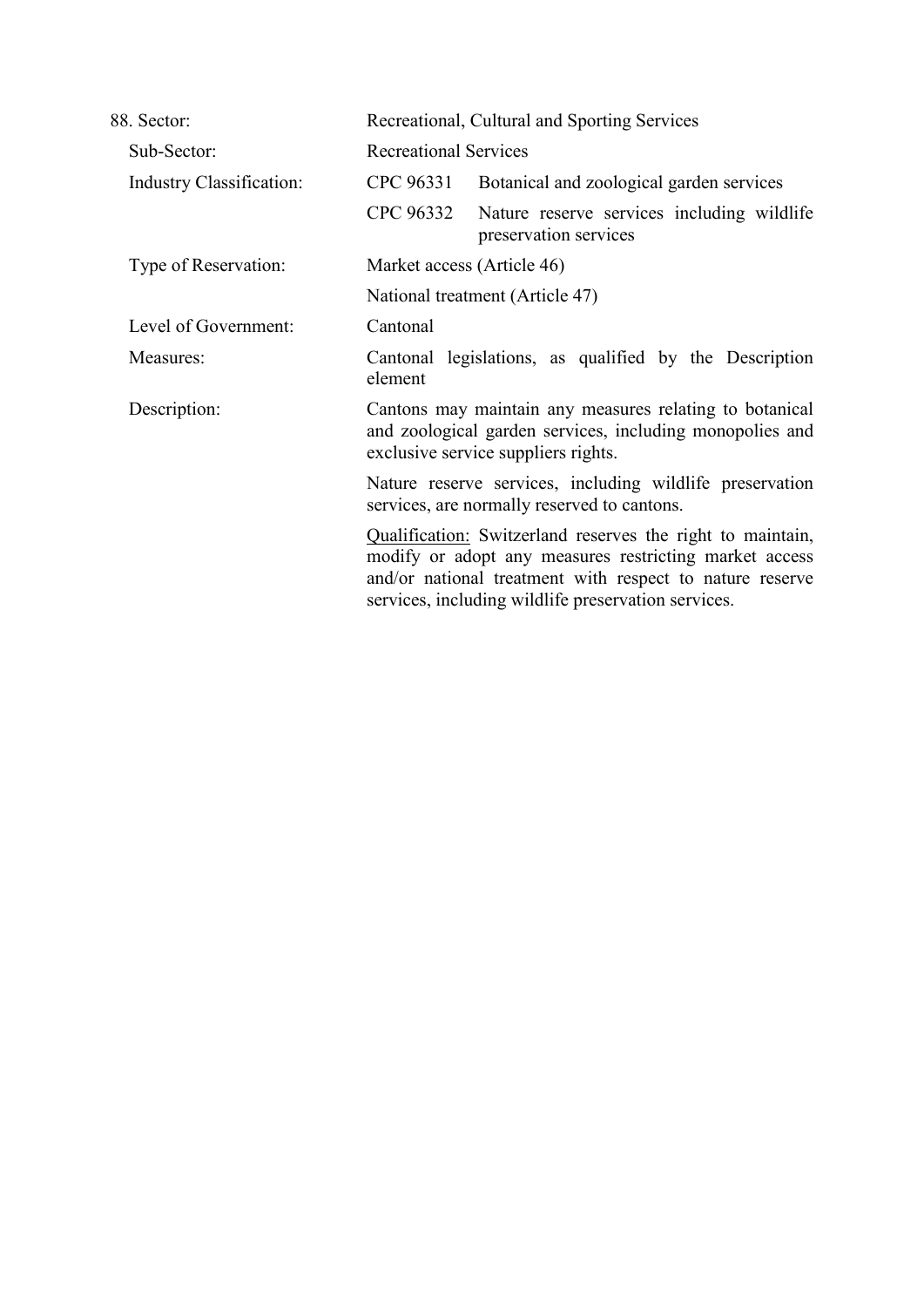88. Sector: Recreational, Cultural and Sporting Services

Sub-Sector: Recreational Services

Industry Classification:

CPC 96331 Botanical and zoological garden services

CPC 96332 Nature reserve services including wildlife preservation services

Type of Reservation: Market access (Article 46)

National treatment (Article 47)

Level of Government: Cantonal

Measures: Cantonal legislations, as qualified by the Description element

Description: Cantons may maintain any measures relating to botanical and zoological garden services, including monopolies and exclusive service suppliers rights.

Nature reserve services, including wildlife preservation services, are normally reserved to cantons.

Qualification: Switzerland reserves the right to maintain, modify or adopt any measures restricting market access and/or national treatment with respect to nature reserve services, including wildlife preservation services.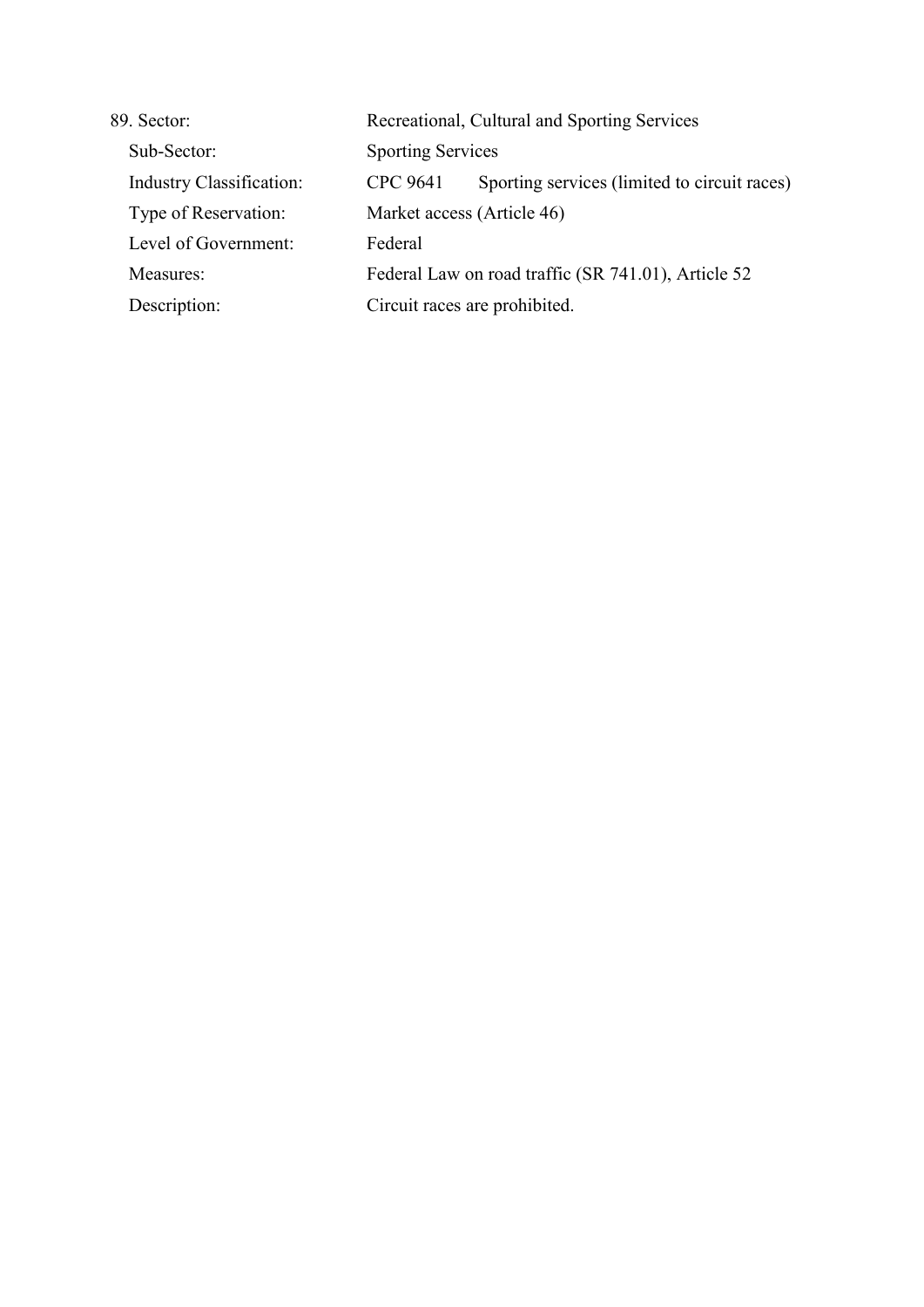89. Sector: Recreational, Cultural and Sporting Services

Sub-Sector: Sporting Services

Industry Classification: CPC 9641 Sporting services (limited to circuit races)

Type of Reservation: Market access (Article 46)

Level of Government: Federal

Measures: Federal Law on road traffic (SR 741.01), Article 52

Description: Circuit races are prohibited.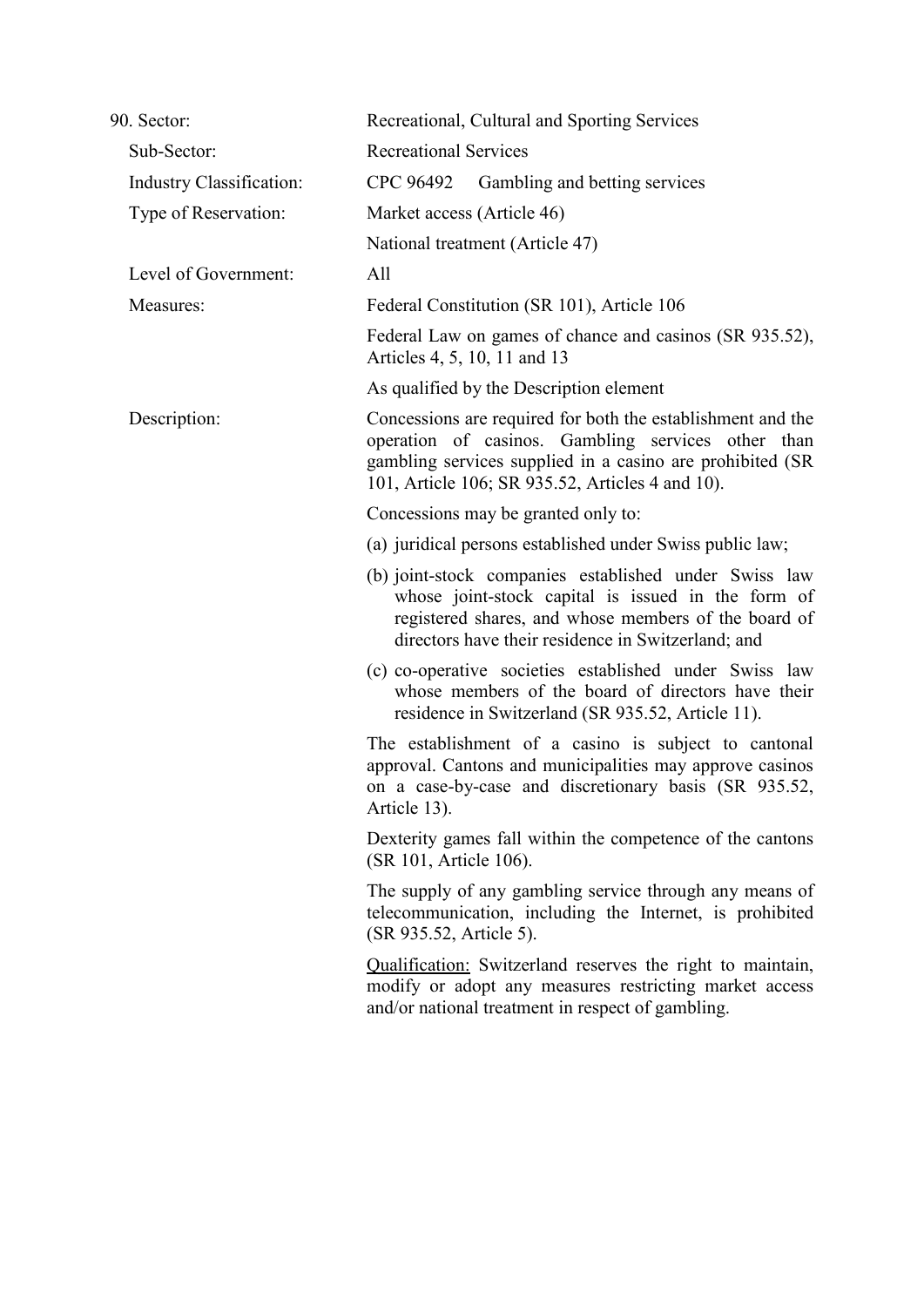90. Sector: Recreational, Cultural and Sporting Services

Sub-Sector: Recreational Services

Industry Classification: CPC 96492 Gambling and betting services

Type of Reservation: Market access (Article 46)

National treatment (Article 47)

Level of Government: All

Measures: Federal Constitution (SR 101), Article 106

Federal Law on games of chance and casinos (SR 935.52), Articles 4, 5, 10, 11 and 13

As qualified by the Description element

Description: Concessions are required for both the establishment and the operation of casinos. Gambling services other than gambling services supplied in a casino are prohibited (SR 101, Article 106; SR 935.52, Articles 4 and 10).

Concessions may be granted only to:

(a) juridical persons established under Swiss public law;

(b) joint-stock companies established under Swiss law whose joint-stock capital is issued in the form of registered shares, and whose members of the board of directors have their residence in Switzerland; and

(c) co-operative societies established under Swiss law whose members of the board of directors have their residence in Switzerland (SR 935.52, Article 11).

The establishment of a casino is subject to cantonal approval. Cantons and municipalities may approve casinos on a case-by-case and discretionary basis (SR 935.52, Article 13).

Dexterity games fall within the competence of the cantons (SR 101, Article 106).

The supply of any gambling service through any means of telecommunication, including the Internet, is prohibited (SR 935.52, Article 5).

Qualification: Switzerland reserves the right to maintain, modify or adopt any measures restricting market access and/or national treatment in respect of gambling.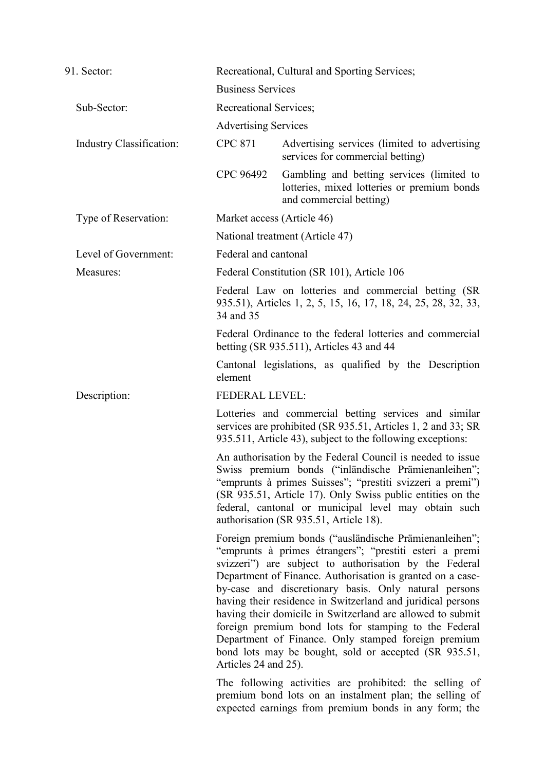91. Sector: Recreational, Cultural and Sporting Services;

Business Services

Sub-Sector: Recreational Services;

Advertising Services

Industry Classification:

| | |
|---|---|
| CPC 871 | Advertising services (limited to advertising services for commercial betting) |
| CPC 96492 | Gambling and betting services (limited to lotteries, mixed lotteries or premium bonds and commercial betting) |

Type of Reservation: Market access (Article 46)

National treatment (Article 47)

Level of Government: Federal and cantonal

Measures: Federal Constitution (SR 101), Article 106

Federal Law on lotteries and commercial betting (SR 935.51), Articles 1, 2, 5, 15, 16, 17, 18, 24, 25, 28, 32, 33, 34 and 35

Federal Ordinance to the federal lotteries and commercial betting (SR 935.511), Articles 43 and 44

Cantonal legislations, as qualified by the Description element

Description: FEDERAL LEVEL:

Lotteries and commercial betting services and similar services are prohibited (SR 935.51, Articles 1, 2 and 33; SR 935.511, Article 43), subject to the following exceptions:

An authorisation by the Federal Council is needed to issue Swiss premium bonds ("inländische Prämienanleihen"; "emprunts à primes Suisses"; "prestiti svizzeri a premi") (SR 935.51, Article 17). Only Swiss public entities on the federal, cantonal or municipal level may obtain such authorisation (SR 935.51, Article 18).

Foreign premium bonds ("ausländische Prämienanleihen"; "emprunts à primes étrangers"; "prestiti esteri a premi svizzeri") are subject to authorisation by the Federal Department of Finance. Authorisation is granted on a case-by-case and discretionary basis. Only natural persons having their residence in Switzerland and juridical persons having their domicile in Switzerland are allowed to submit foreign premium bond lots for stamping to the Federal Department of Finance. Only stamped foreign premium bond lots may be bought, sold or accepted (SR 935.51, Articles 24 and 25).

The following activities are prohibited: the selling of premium bond lots on an instalment plan; the selling of expected earnings from premium bonds in any form; the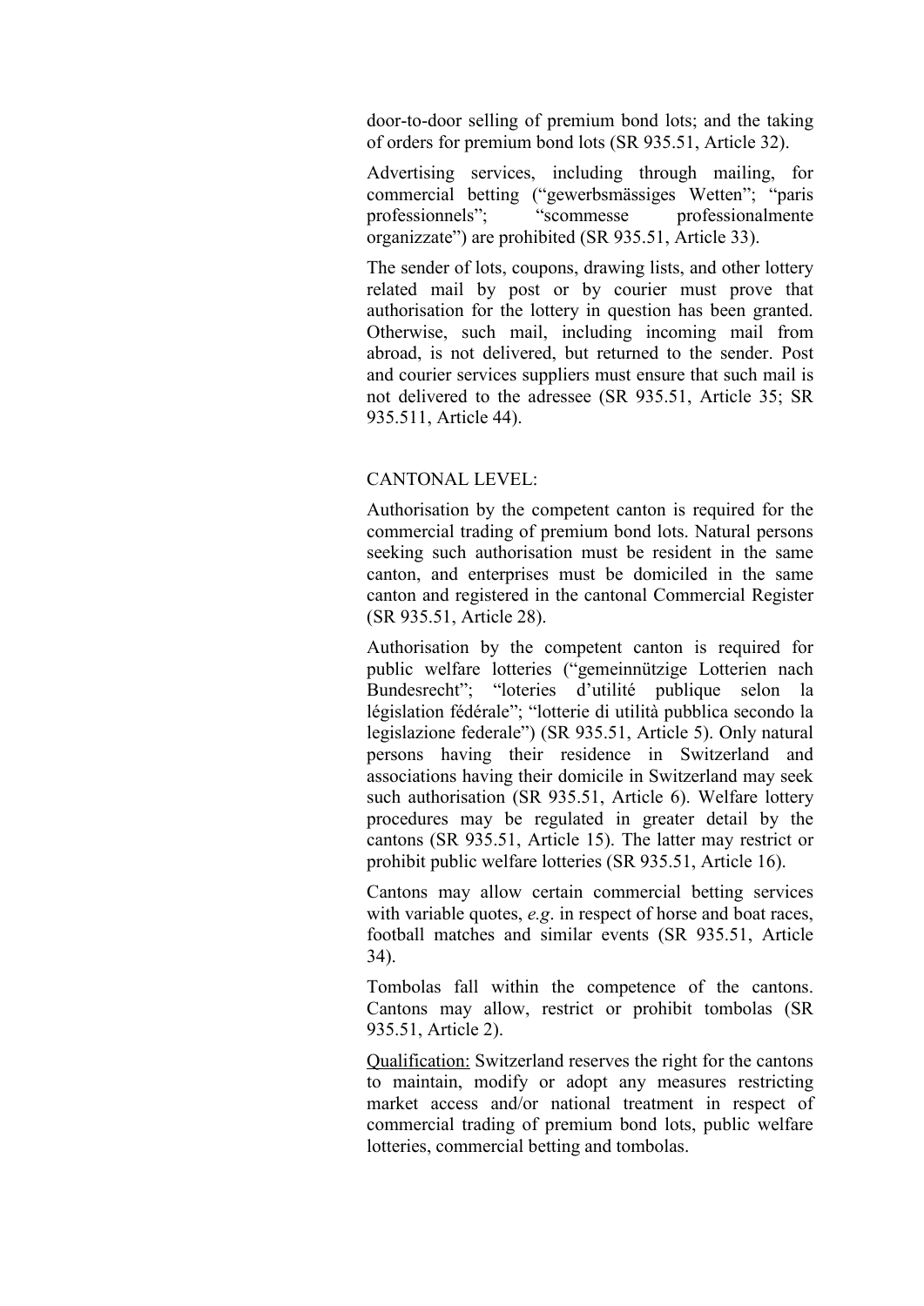door-to-door selling of premium bond lots; and the taking of orders for premium bond lots (SR 935.51, Article 32).

Advertising services, including through mailing, for commercial betting ("gewerbsmässiges Wetten"; "paris professionnels"; "scommesse professionalmente organizzate") are prohibited (SR 935.51, Article 33).

The sender of lots, coupons, drawing lists, and other lottery related mail by post or by courier must prove that authorisation for the lottery in question has been granted. Otherwise, such mail, including incoming mail from abroad, is not delivered, but returned to the sender. Post and courier services suppliers must ensure that such mail is not delivered to the adressee (SR 935.51, Article 35; SR 935.511, Article 44).

CANTONAL LEVEL:

Authorisation by the competent canton is required for the commercial trading of premium bond lots. Natural persons seeking such authorisation must be resident in the same canton, and enterprises must be domiciled in the same canton and registered in the cantonal Commercial Register (SR 935.51, Article 28).

Authorisation by the competent canton is required for public welfare lotteries ("gemeinnützige Lotterien nach Bundesrecht"; "loteries d'utilité publique selon la législation fédérale"; "lotterie di utilità pubblica secondo la legislazione federale") (SR 935.51, Article 5). Only natural persons having their residence in Switzerland and associations having their domicile in Switzerland may seek such authorisation (SR 935.51, Article 6). Welfare lottery procedures may be regulated in greater detail by the cantons (SR 935.51, Article 15). The latter may restrict or prohibit public welfare lotteries (SR 935.51, Article 16).

Cantons may allow certain commercial betting services with variable quotes, *e.g*. in respect of horse and boat races, football matches and similar events (SR 935.51, Article 34).

Tombolas fall within the competence of the cantons. Cantons may allow, restrict or prohibit tombolas (SR 935.51, Article 2).

Qualification: Switzerland reserves the right for the cantons to maintain, modify or adopt any measures restricting market access and/or national treatment in respect of commercial trading of premium bond lots, public welfare lotteries, commercial betting and tombolas.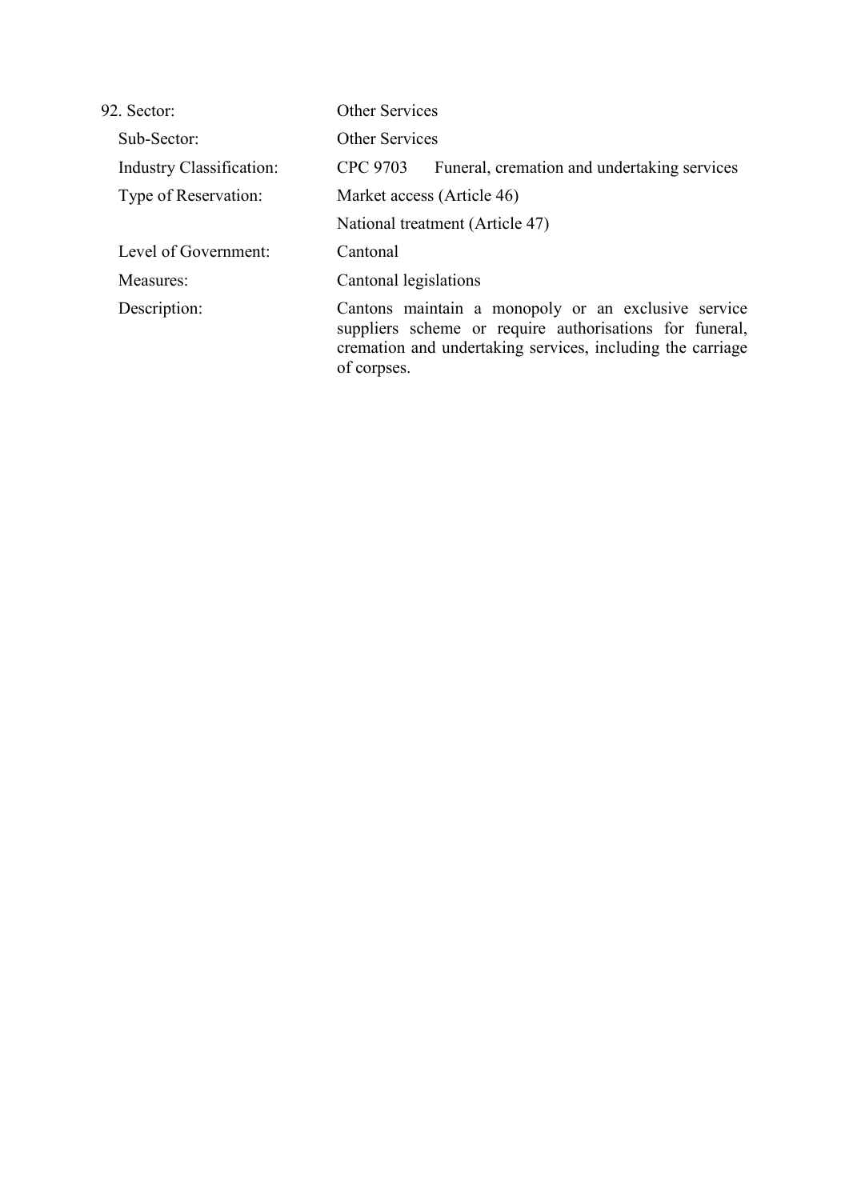| 92. Sector: | Other Services |
|---|---|
| Sub-Sector: | Other Services |
| Industry Classification: | CPC 9703 Funeral, cremation and undertaking services |
| Type of Reservation: | Market access (Article 46) |
| | National treatment (Article 47) |
| Level of Government: | Cantonal |
| Measures: | Cantonal legislations |
| Description: | Cantons maintain a monopoly or an exclusive service suppliers scheme or require authorisations for funeral, cremation and undertaking services, including the carriage of corpses. |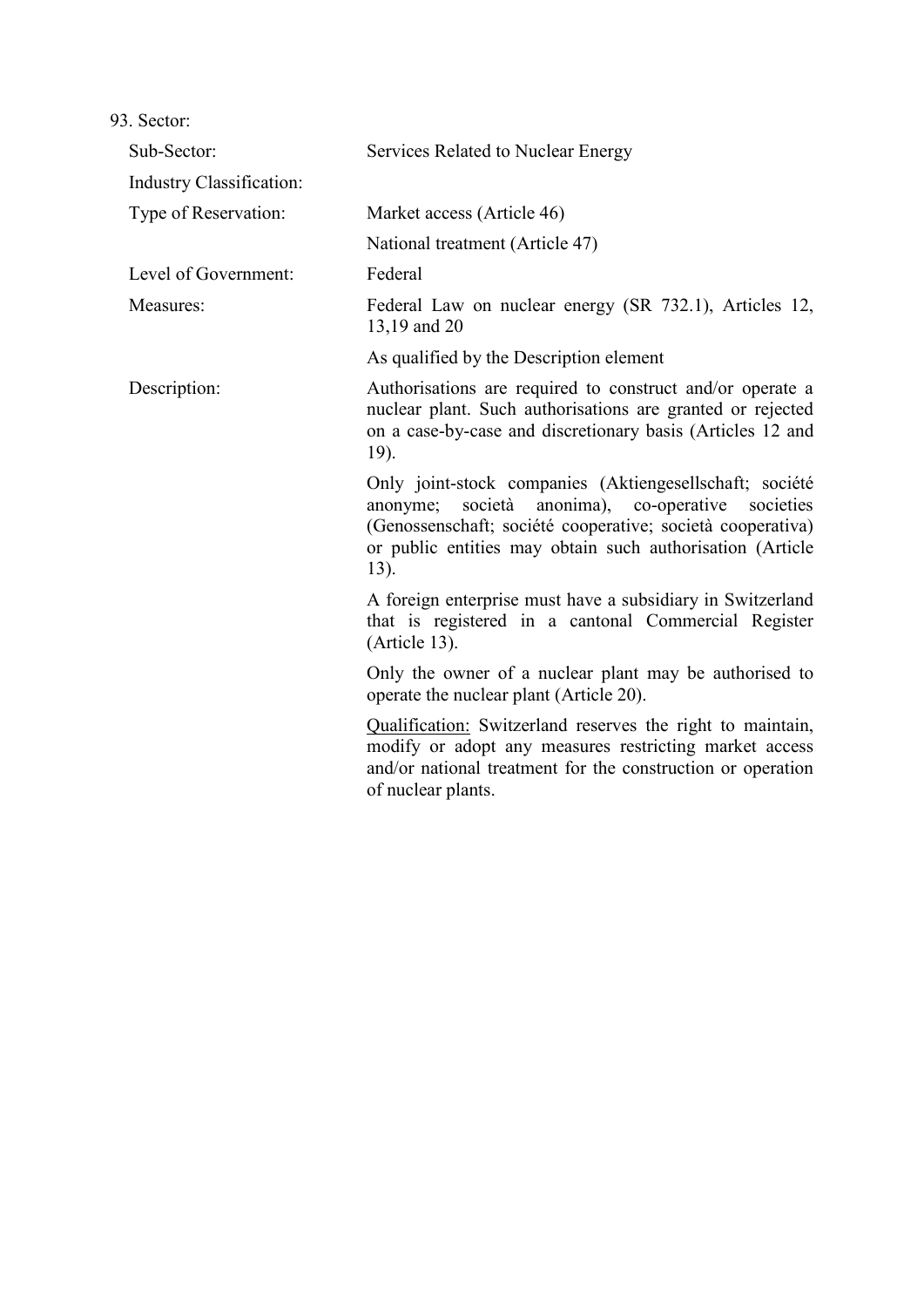93. Sector:

| | |
|---|---|
| Sub-Sector: | Services Related to Nuclear Energy |
| Industry Classification: | |
| Type of Reservation: | Market access (Article 46) |
| | National treatment (Article 47) |
| Level of Government: | Federal |
| Measures: | Federal Law on nuclear energy (SR 732.1), Articles 12, 13,19 and 20 |
| | As qualified by the Description element |
| Description: | Authorisations are required to construct and/or operate a nuclear plant. Such authorisations are granted or rejected on a case-by-case and discretionary basis (Articles 12 and 19). |
| | Only joint-stock companies (Aktiengesellschaft; société anonyme; società anonima), co-operative societies (Genossenschaft; société cooperative; società cooperativa) or public entities may obtain such authorisation (Article 13). |
| | A foreign enterprise must have a subsidiary in Switzerland that is registered in a cantonal Commercial Register (Article 13). |
| | Only the owner of a nuclear plant may be authorised to operate the nuclear plant (Article 20). |
| | Qualification: Switzerland reserves the right to maintain, modify or adopt any measures restricting market access and/or national treatment for the construction or operation of nuclear plants. |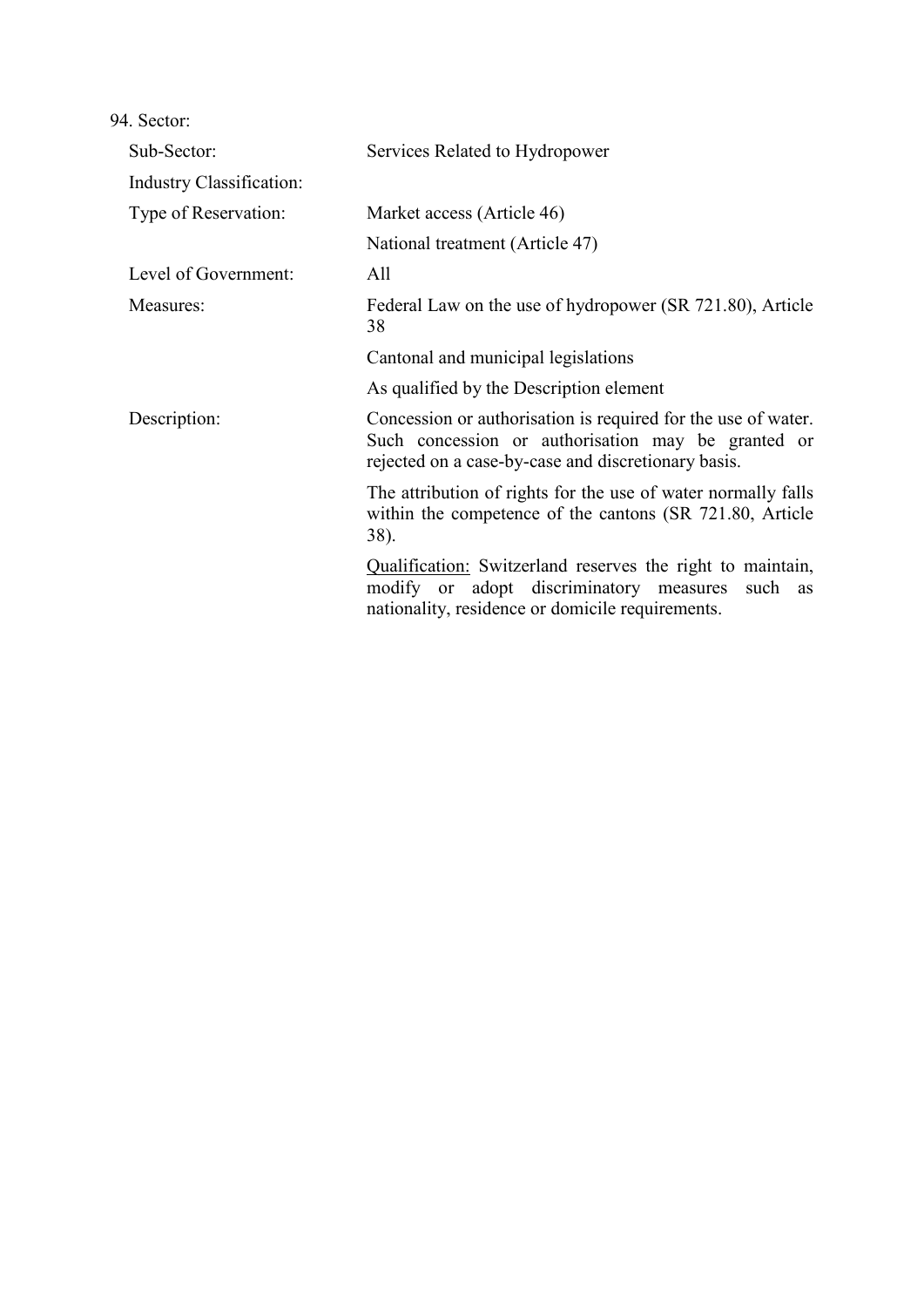94. Sector:

| | |
|---|---|
| Sub-Sector: | Services Related to Hydropower |
| Industry Classification: | |
| Type of Reservation: | Market access (Article 46)<br>National treatment (Article 47) |
| Level of Government: | All |
| Measures: | Federal Law on the use of hydropower (SR 721.80), Article 38<br>Cantonal and municipal legislations<br>As qualified by the Description element |
| Description: | Concession or authorisation is required for the use of water. Such concession or authorisation may be granted or rejected on a case-by-case and discretionary basis.<br>The attribution of rights for the use of water normally falls within the competence of the cantons (SR 721.80, Article 38).<br><u>Qualification:</u> Switzerland reserves the right to maintain, modify or adopt discriminatory measures such as nationality, residence or domicile requirements. |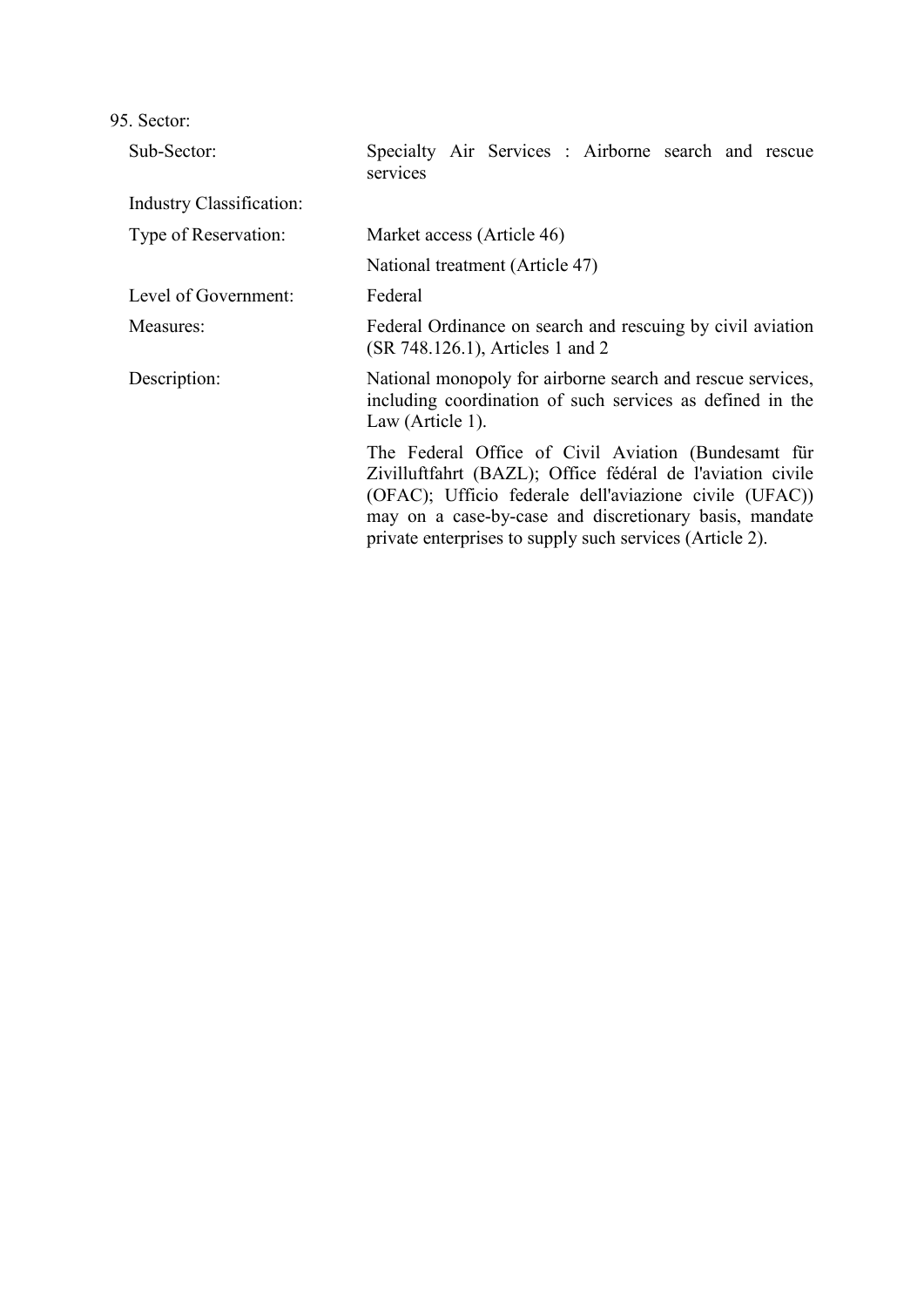95. Sector:

| | |
|---|---|
| Sub-Sector: | Specialty Air Services : Airborne search and rescue services |
| Industry Classification: | |
| Type of Reservation: | Market access (Article 46)<br>National treatment (Article 47) |
| Level of Government: | Federal |
| Measures: | Federal Ordinance on search and rescuing by civil aviation (SR 748.126.1), Articles 1 and 2 |
| Description: | National monopoly for airborne search and rescue services, including coordination of such services as defined in the Law (Article 1).<br><br>The Federal Office of Civil Aviation (Bundesamt für Zivilluftfahrt (BAZL); Office fédéral de l'aviation civile (OFAC); Ufficio federale dell'aviazione civile (UFAC)) may on a case-by-case and discretionary basis, mandate private enterprises to supply such services (Article 2). |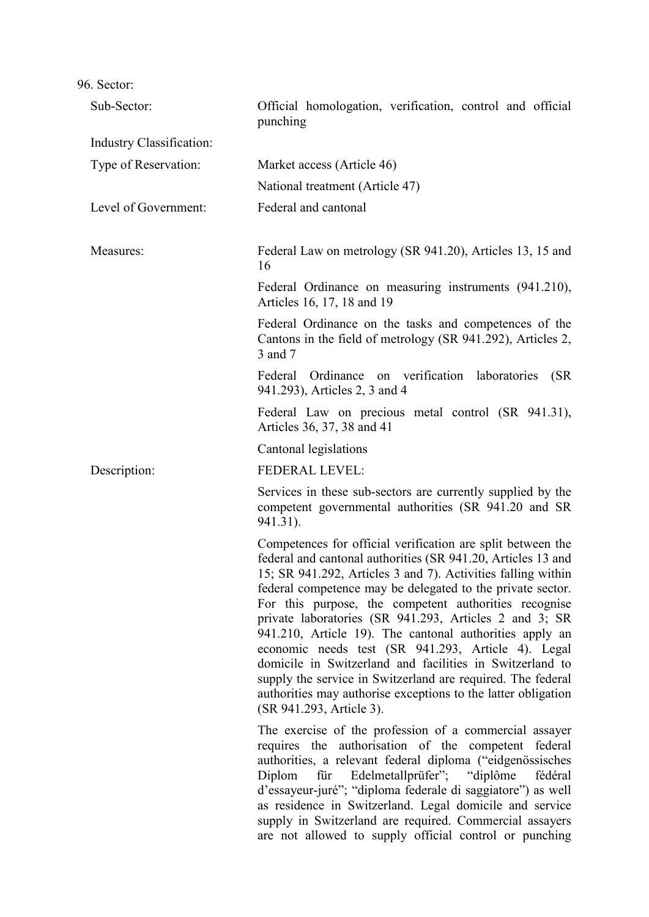96. Sector:

| | |
|---|---|
| Sub-Sector: | Official homologation, verification, control and official punching |
| Industry Classification: | |
| Type of Reservation: | Market access (Article 46)<br>National treatment (Article 47) |
| Level of Government: | Federal and cantonal |
| Measures: | Federal Law on metrology (SR 941.20), Articles 13, 15 and 16<br>Federal Ordinance on measuring instruments (941.210), Articles 16, 17, 18 and 19<br>Federal Ordinance on the tasks and competences of the Cantons in the field of metrology (SR 941.292), Articles 2, 3 and 7<br>Federal Ordinance on verification laboratories (SR 941.293), Articles 2, 3 and 4<br>Federal Law on precious metal control (SR 941.31), Articles 36, 37, 38 and 41<br>Cantonal legislations |
| Description: | FEDERAL LEVEL:<br>Services in these sub-sectors are currently supplied by the competent governmental authorities (SR 941.20 and SR 941.31).<br>Competences for official verification are split between the federal and cantonal authorities (SR 941.20, Articles 13 and 15; SR 941.292, Articles 3 and 7). Activities falling within federal competence may be delegated to the private sector. For this purpose, the competent authorities recognise private laboratories (SR 941.293, Articles 2 and 3; SR 941.210, Article 19). The cantonal authorities apply an economic needs test (SR 941.293, Article 4). Legal domicile in Switzerland and facilities in Switzerland to supply the service in Switzerland are required. The federal authorities may authorise exceptions to the latter obligation (SR 941.293, Article 3).<br>The exercise of the profession of a commercial assayer requires the authorisation of the competent federal authorities, a relevant federal diploma ("eidgenössisches Diplom für Edelmetallprüfer"; "diplôme fédéral d'essayeur-juré"; "diploma federale di saggiatore") as well as residence in Switzerland. Legal domicile and service supply in Switzerland are required. Commercial assayers are not allowed to supply official control or punching |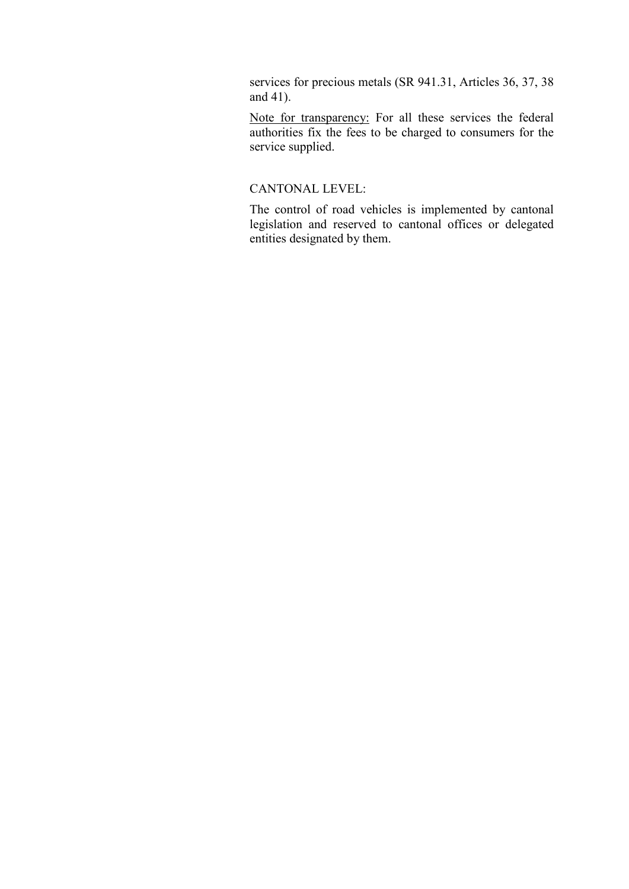services for precious metals (SR 941.31, Articles 36, 37, 38 and 41).

Note for transparency: For all these services the federal authorities fix the fees to be charged to consumers for the service supplied.

CANTONAL LEVEL:

The control of road vehicles is implemented by cantonal legislation and reserved to cantonal offices or delegated entities designated by them.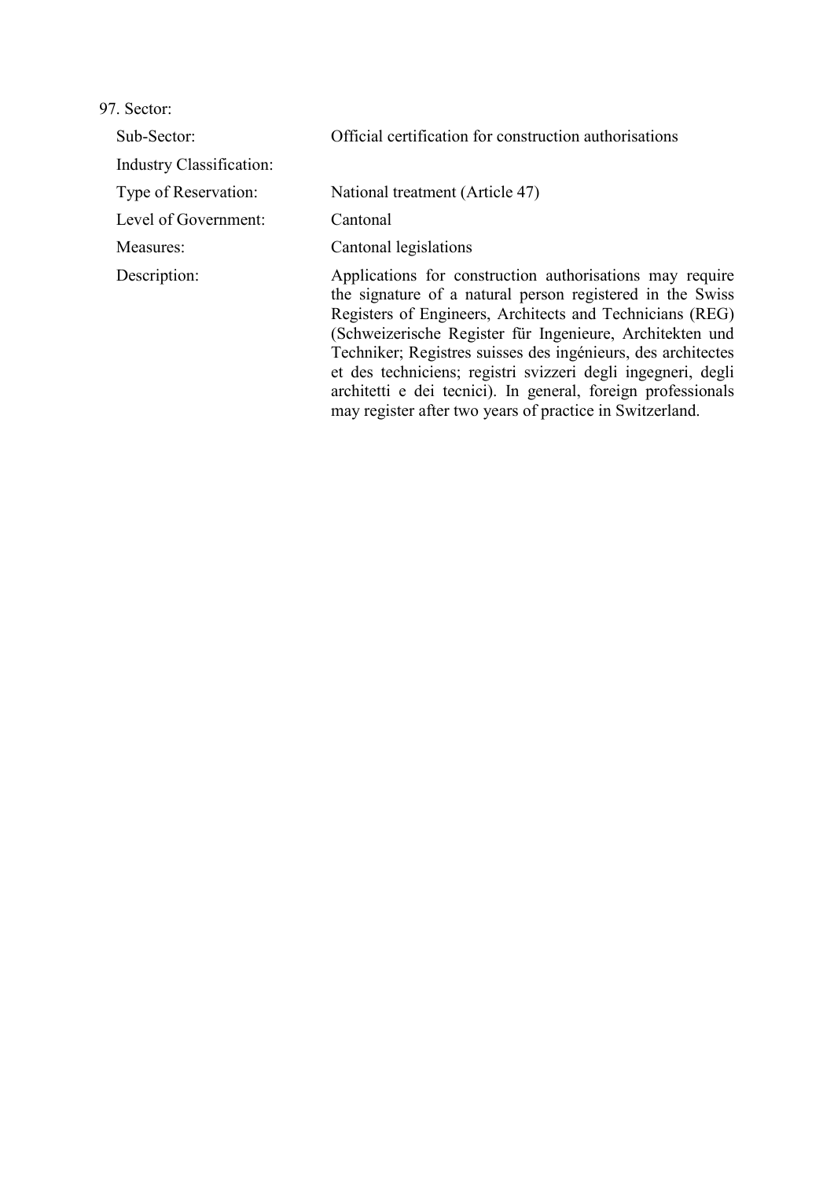97. Sector:

| | |
|---|---|
| Sub-Sector: | Official certification for construction authorisations |
| Industry Classification: | |
| Type of Reservation: | National treatment (Article 47) |
| Level of Government: | Cantonal |
| Measures: | Cantonal legislations |
| Description: | Applications for construction authorisations may require the signature of a natural person registered in the Swiss Registers of Engineers, Architects and Technicians (REG) (Schweizerische Register für Ingenieure, Architekten und Techniker; Registres suisses des ingénieurs, des architectes et des techniciens; registri svizzeri degli ingegneri, degli architetti e dei tecnici). In general, foreign professionals may register after two years of practice in Switzerland. |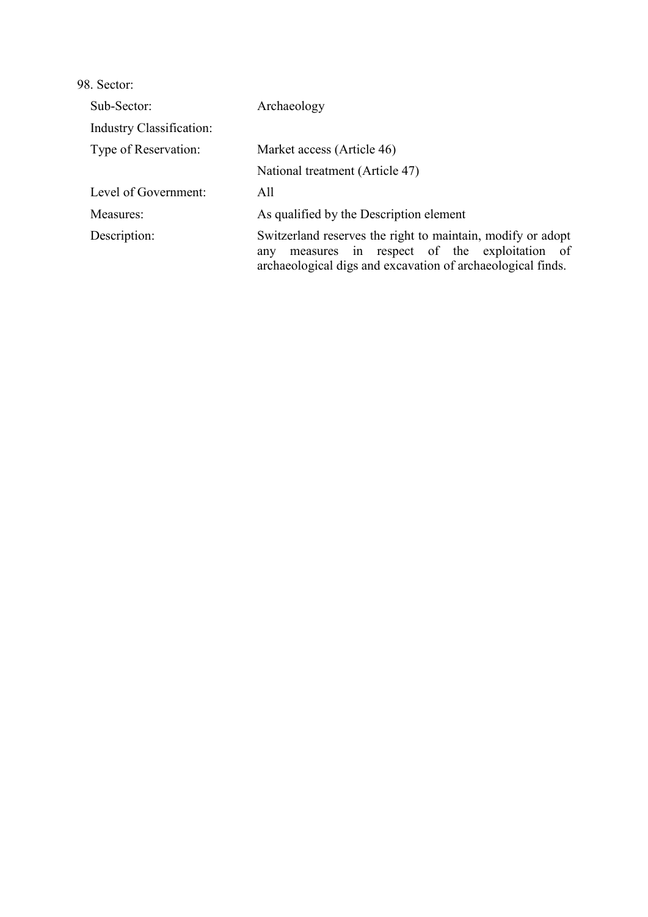98. Sector:

| | |
|---|---|
| Sub-Sector: | Archaeology |
| Industry Classification: | |
| Type of Reservation: | Market access (Article 46) |
| | National treatment (Article 47) |
| Level of Government: | All |
| Measures: | As qualified by the Description element |
| Description: | Switzerland reserves the right to maintain, modify or adopt any measures in respect of the exploitation of archaeological digs and excavation of archaeological finds. |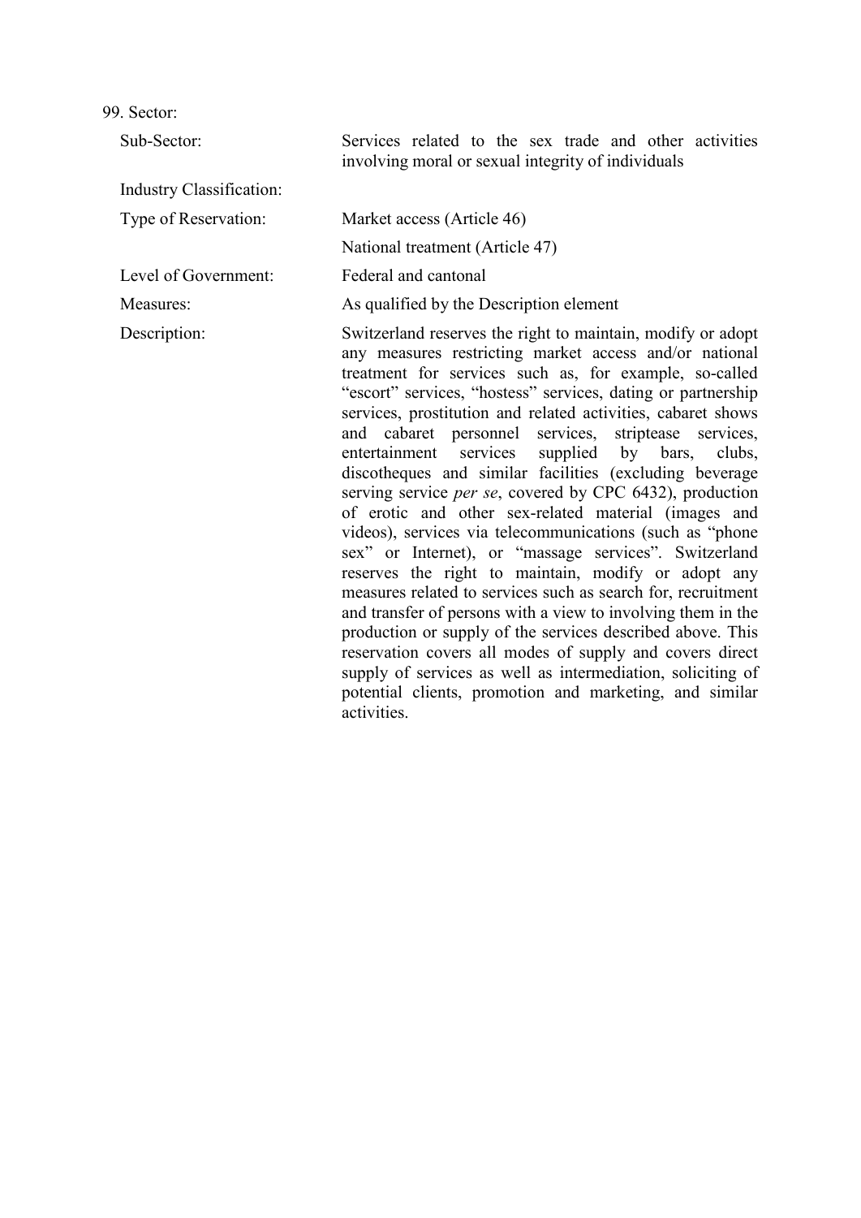99. Sector:

| | |
|---|---|
| Sub-Sector: | Services related to the sex trade and other activities involving moral or sexual integrity of individuals |
| Industry Classification: | |
| Type of Reservation: | Market access (Article 46) |
| | National treatment (Article 47) |
| Level of Government: | Federal and cantonal |
| Measures: | As qualified by the Description element |
| Description: | Switzerland reserves the right to maintain, modify or adopt any measures restricting market access and/or national treatment for services such as, for example, so-called "escort" services, "hostess" services, dating or partnership services, prostitution and related activities, cabaret shows and cabaret personnel services, striptease services, entertainment services supplied by bars, clubs, discotheques and similar facilities (excluding beverage serving service *per se*, covered by CPC 6432), production of erotic and other sex-related material (images and videos), services via telecommunications (such as "phone sex" or Internet), or "massage services". Switzerland reserves the right to maintain, modify or adopt any measures related to services such as search for, recruitment and transfer of persons with a view to involving them in the production or supply of the services described above. This reservation covers all modes of supply and covers direct supply of services as well as intermediation, soliciting of potential clients, promotion and marketing, and similar activities. |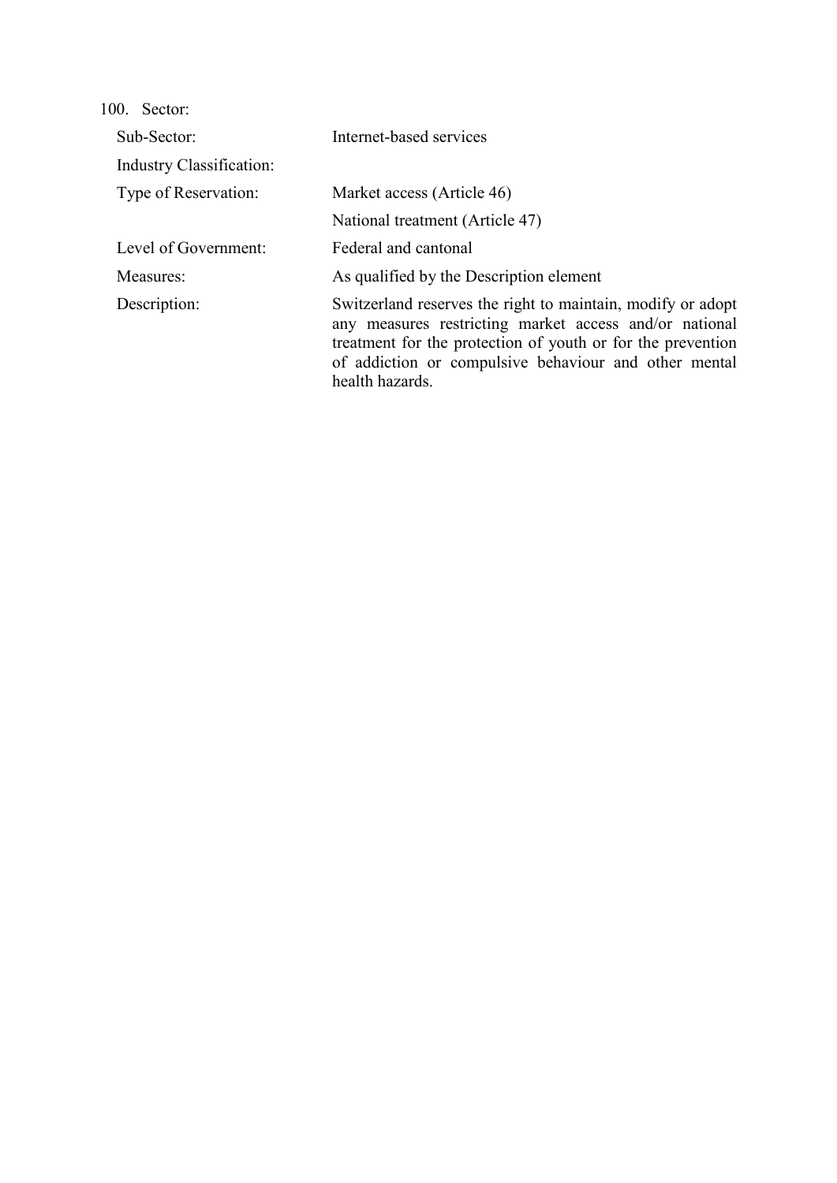100. Sector:

| | |
|---|---|
| Sub-Sector: | Internet-based services |
| Industry Classification: | |
| Type of Reservation: | Market access (Article 46) |
| | National treatment (Article 47) |
| Level of Government: | Federal and cantonal |
| Measures: | As qualified by the Description element |
| Description: | Switzerland reserves the right to maintain, modify or adopt any measures restricting market access and/or national treatment for the protection of youth or for the prevention of addiction or compulsive behaviour and other mental health hazards. |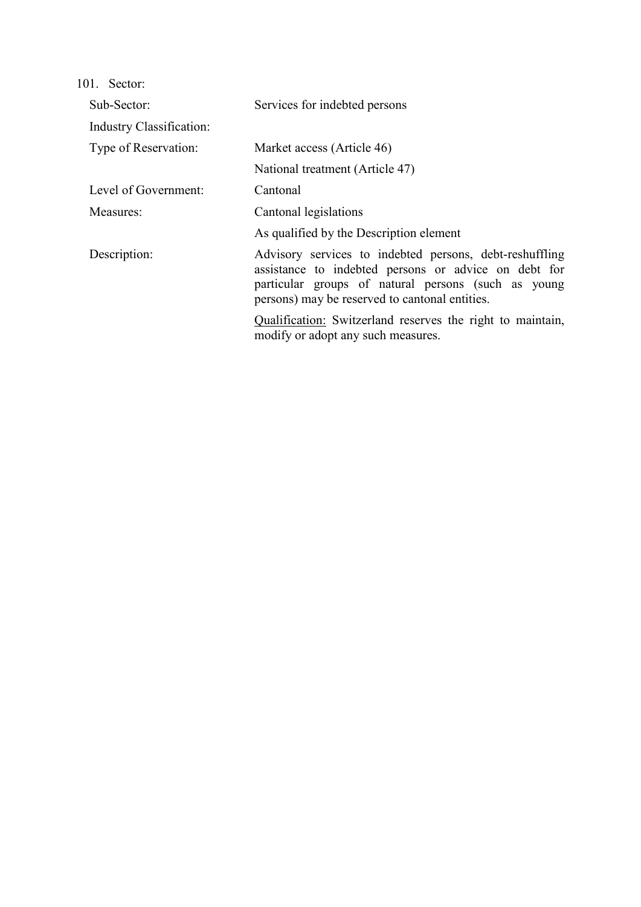101. Sector:

| | |
|---|---|
| Sub-Sector: | Services for indebted persons |
| Industry Classification: | |
| Type of Reservation: | Market access (Article 46) |
| | National treatment (Article 47) |
| Level of Government: | Cantonal |
| Measures: | Cantonal legislations |
| | As qualified by the Description element |
| Description: | Advisory services to indebted persons, debt-reshuffling assistance to indebted persons or advice on debt for particular groups of natural persons (such as young persons) may be reserved to cantonal entities. |
| | Qualification: Switzerland reserves the right to maintain, modify or adopt any such measures. |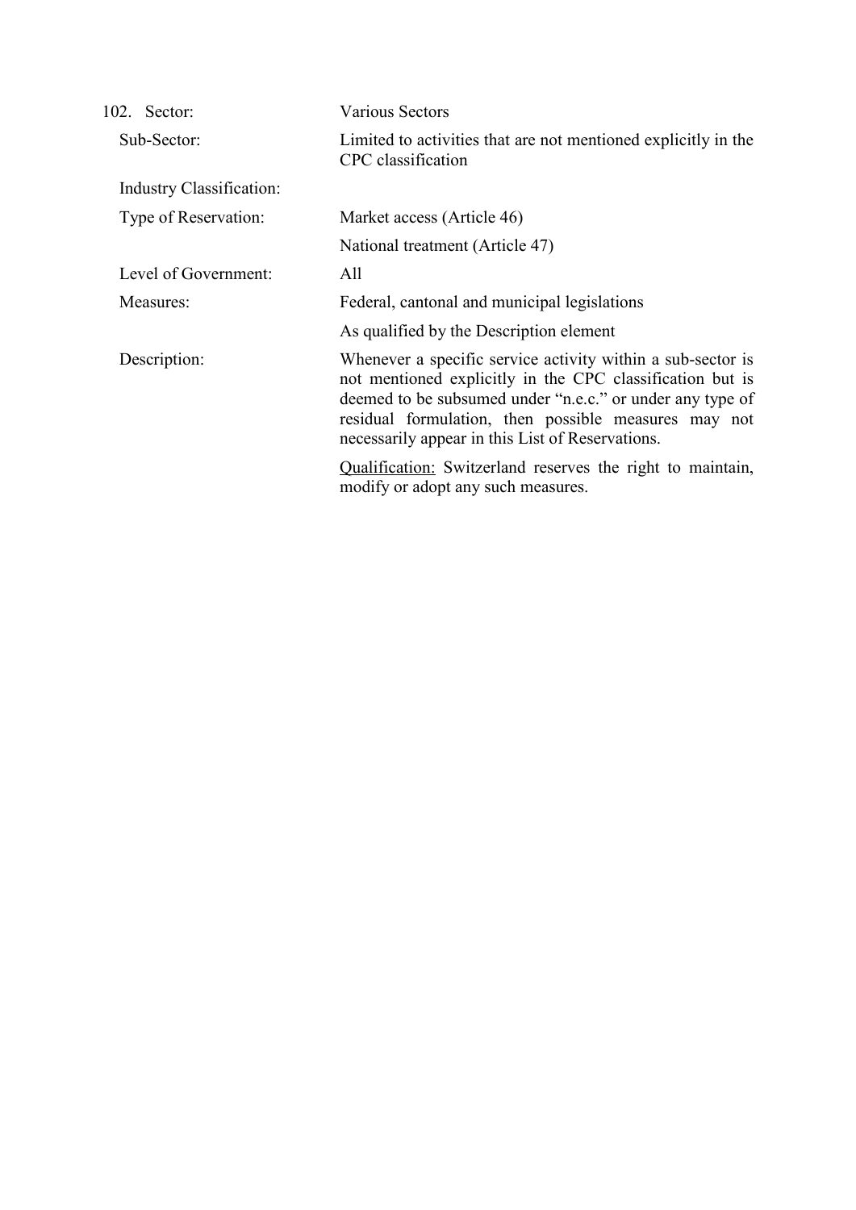102. Sector: Various Sectors

| | |
|---|---|
| Sub-Sector: | Limited to activities that are not mentioned explicitly in the CPC classification |
| Industry Classification: | |
| Type of Reservation: | Market access (Article 46) |
| | National treatment (Article 47) |
| Level of Government: | All |
| Measures: | Federal, cantonal and municipal legislations |
| | As qualified by the Description element |
| Description: | Whenever a specific service activity within a sub-sector is not mentioned explicitly in the CPC classification but is deemed to be subsumed under "n.e.c." or under any type of residual formulation, then possible measures may not necessarily appear in this List of Reservations. |
| | Qualification: Switzerland reserves the right to maintain, modify or adopt any such measures. |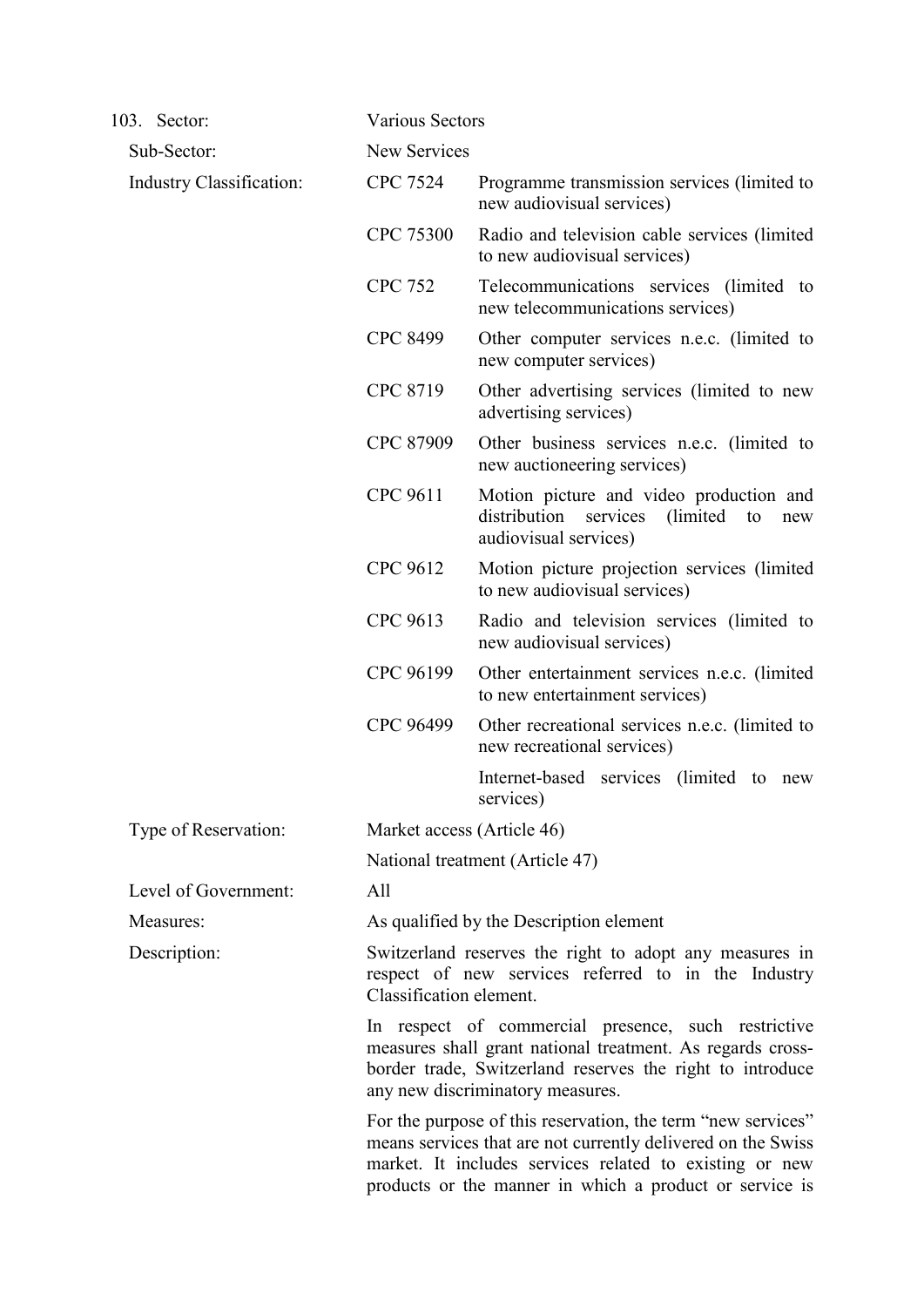103. Sector: Various Sectors

Sub-Sector: New Services

Industry Classification:

| | |
|---|---|
| CPC 7524 | Programme transmission services (limited to new audiovisual services) |
| CPC 75300 | Radio and television cable services (limited to new audiovisual services) |
| CPC 752 | Telecommunications services (limited to new telecommunications services) |
| CPC 8499 | Other computer services n.e.c. (limited to new computer services) |
| CPC 8719 | Other advertising services (limited to new advertising services) |
| CPC 87909 | Other business services n.e.c. (limited to new auctioneering services) |
| CPC 9611 | Motion picture and video production and distribution services (limited to new audiovisual services) |
| CPC 9612 | Motion picture projection services (limited to new audiovisual services) |
| CPC 9613 | Radio and television services (limited to new audiovisual services) |
| CPC 96199 | Other entertainment services n.e.c. (limited to new entertainment services) |
| CPC 96499 | Other recreational services n.e.c. (limited to new recreational services) |
| | Internet-based services (limited to new services) |

Type of Reservation: Market access (Article 46)

National treatment (Article 47)

Level of Government: All

Measures: As qualified by the Description element

Description: Switzerland reserves the right to adopt any measures in respect of new services referred to in the Industry Classification element.

In respect of commercial presence, such restrictive measures shall grant national treatment. As regards cross-border trade, Switzerland reserves the right to introduce any new discriminatory measures.

For the purpose of this reservation, the term "new services" means services that are not currently delivered on the Swiss market. It includes services related to existing or new products or the manner in which a product or service is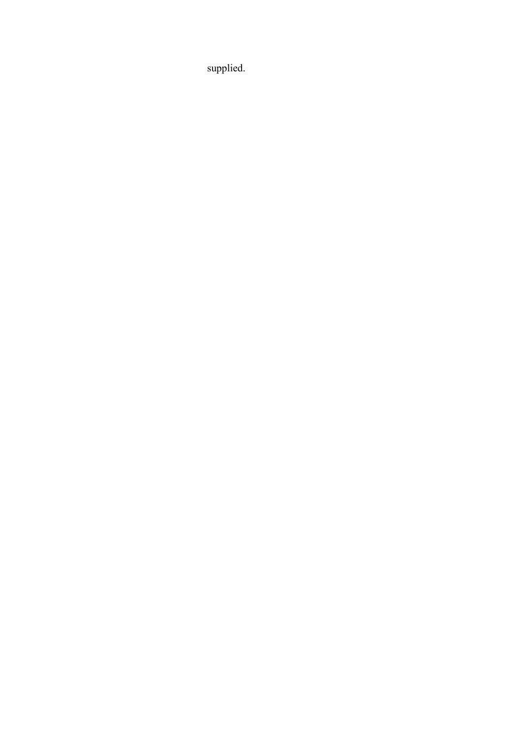supplied.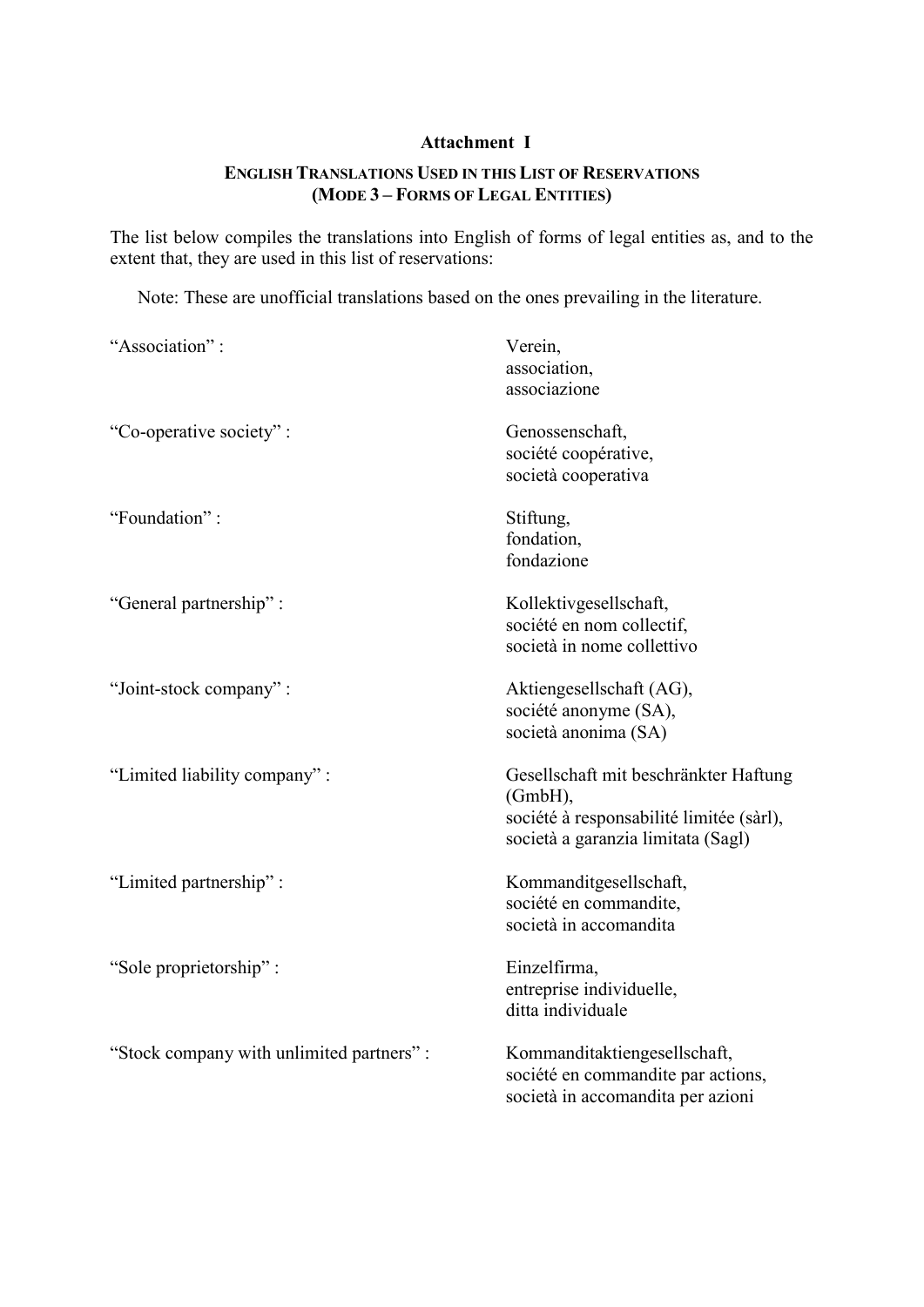**Attachment I**

**ENGLISH TRANSLATIONS USED IN THIS LIST OF RESERVATIONS (MODE 3 – FORMS OF LEGAL ENTITIES)**

The list below compiles the translations into English of forms of legal entities as, and to the extent that, they are used in this list of reservations:

Note: These are unofficial translations based on the ones prevailing in the literature.

| | |
|---|---|
| "Association" : | Verein, association, associazione |
| "Co-operative society" : | Genossenschaft, société coopérative, società cooperativa |
| "Foundation" : | Stiftung, fondation, fondazione |
| "General partnership" : | Kollektivgesellschaft, société en nom collectif, società in nome collettivo |
| "Joint-stock company" : | Aktiengesellschaft (AG), société anonyme (SA), società anonima (SA) |
| "Limited liability company" : | Gesellschaft mit beschränkter Haftung (GmbH), société à responsabilité limitée (sàrl), società a garanzia limitata (Sagl) |
| "Limited partnership" : | Kommanditgesellschaft, société en commandite, società in accomandita |
| "Sole proprietorship" : | Einzelfirma, entreprise individuelle, ditta individuale |
| "Stock company with unlimited partners" : | Kommanditaktiengesellschaft, société en commandite par actions, società in accomandita per azioni |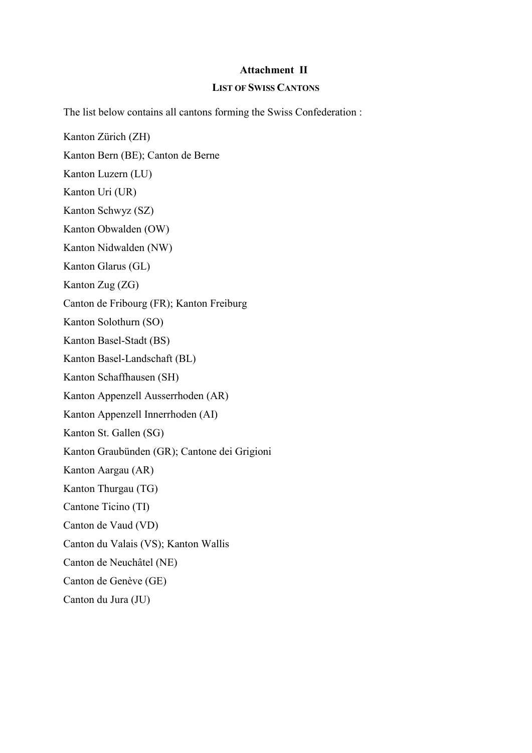**Attachment II**

**LIST OF SWISS CANTONS**

The list below contains all cantons forming the Swiss Confederation :

Kanton Zürich (ZH)

Kanton Bern (BE); Canton de Berne

Kanton Luzern (LU)

Kanton Uri (UR)

Kanton Schwyz (SZ)

Kanton Obwalden (OW)

Kanton Nidwalden (NW)

Kanton Glarus (GL)

Kanton Zug (ZG)

Canton de Fribourg (FR); Kanton Freiburg

Kanton Solothurn (SO)

Kanton Basel-Stadt (BS)

Kanton Basel-Landschaft (BL)

Kanton Schaffhausen (SH)

Kanton Appenzell Ausserrhoden (AR)

Kanton Appenzell Innerrhoden (AI)

Kanton St. Gallen (SG)

Kanton Graubünden (GR); Cantone dei Grigioni

Kanton Aargau (AR)

Kanton Thurgau (TG)

Cantone Ticino (TI)

Canton de Vaud (VD)

Canton du Valais (VS); Kanton Wallis

Canton de Neuchâtel (NE)

Canton de Genève (GE)

Canton du Jura (JU)